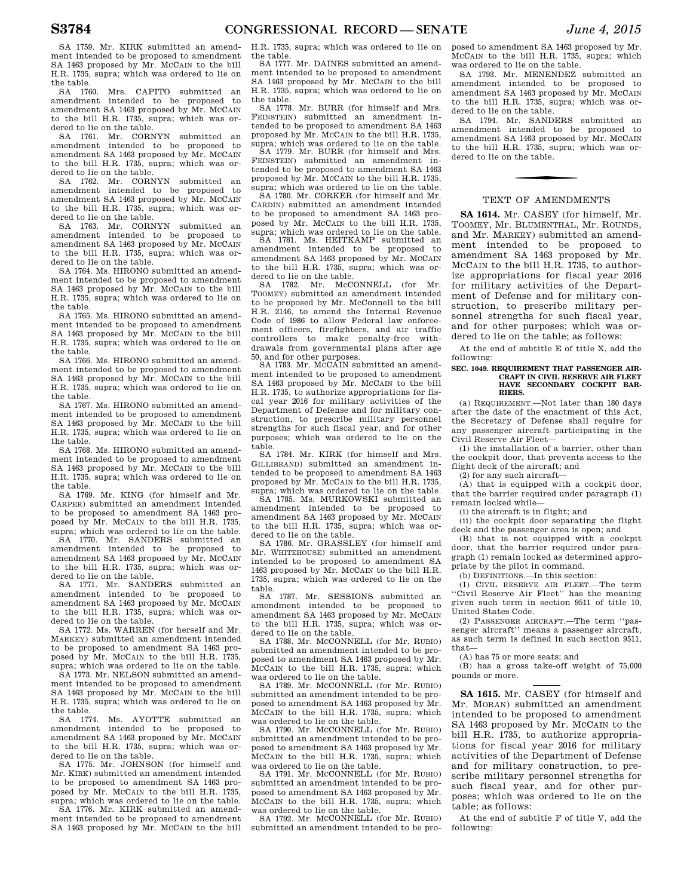SA 1759. Mr. KIRK submitted an amendment intended to be proposed to amendment SA 1463 proposed by Mr. MCCAIN to the bill H.R. 1735, supra; which was ordered to lie on the table.

SA 1760. Mrs. CAPITO submitted an amendment intended to be proposed to amendment SA 1463 proposed by Mr. MCCAIN to the bill H.R. 1735, supra; which was ordered to lie on the table.

SA 1761. Mr. CORNYN submitted an amendment intended to be proposed to amendment SA 1463 proposed by Mr. MCCAIN to the bill H.R. 1735, supra; which was ordered to lie on the table.

SA 1762. Mr. CORNYN submitted an amendment intended to be proposed to amendment SA 1463 proposed by Mr. MCCAIN to the bill H.R. 1735, supra; which was ordered to lie on the table.

SA 1763. Mr. CORNYN submitted an amendment intended to be proposed to amendment SA 1463 proposed by Mr. MCCAIN to the bill H.R. 1735, supra; which was ordered to lie on the table.

SA 1764. Ms. HIRONO submitted an amendment intended to be proposed to amendment SA 1463 proposed by Mr. MCCAIN to the bill H.R. 1735, supra; which was ordered to lie on the table.

SA 1765. Ms. HIRONO submitted an amendment intended to be proposed to amendment SA 1463 proposed by Mr. MCCAIN to the bill H.R. 1735, supra; which was ordered to lie on the table.

SA 1766. Ms. HIRONO submitted an amendment intended to be proposed to amendment SA 1463 proposed by Mr. MCCAIN to the bill H.R. 1735, supra; which was ordered to lie on the table.

SA 1767. Ms. HIRONO submitted an amendment intended to be proposed to amendment SA 1463 proposed by Mr. MCCAIN to the bill H.R. 1735, supra; which was ordered to lie on the table.

SA 1768. Ms. HIRONO submitted an amendment intended to be proposed to amendment SA 1463 proposed by Mr. MCCAIN to the bill H.R. 1735, supra; which was ordered to lie on the table.

SA 1769. Mr. KING (for himself and Mr. CARPER) submitted an amendment intended to be proposed to amendment SA 1463 proposed by Mr. MCCAIN to the bill H.R. 1735, supra; which was ordered to lie on the table.

SA 1770. Mr. SANDERS submitted an amendment intended to be proposed to amendment SA 1463 proposed by Mr. MCCAIN to the bill H.R. 1735, supra; which was ordered to lie on the table.

SA 1771. Mr. SANDERS submitted an amendment intended to be proposed to amendment SA 1463 proposed by Mr. MCCAIN to the bill H.R. 1735, supra; which was ordered to lie on the table.

SA 1772. Ms. WARREN (for herself and Mr. MARKEY) submitted an amendment intended to be proposed to amendment SA 1463 proposed by Mr. MCCAIN to the bill H.R. 1735, supra; which was ordered to lie on the table.

SA 1773. Mr. NELSON submitted an amendment intended to be proposed to amendment SA 1463 proposed by Mr. MCCAIN to the bill H.R. 1735, supra; which was ordered to lie on the table.

SA 1774. Ms. AYOTTE submitted an amendment intended to be proposed to amendment SA 1463 proposed by Mr. MCCAIN to the bill H.R. 1735, supra; which was ordered to lie on the table.

SA 1775. Mr. JOHNSON (for himself and Mr. KIRK) submitted an amendment intended to be proposed to amendment SA 1463 proposed by Mr. MCCAIN to the bill H.R. 1735, supra; which was ordered to lie on the table.

SA 1776. Mr. KIRK submitted an amendment intended to be proposed to amendment SA 1463 proposed by Mr. MCCAIN to the bill H.R. 1735, supra; which was ordered to lie on the table.

SA 1777. Mr. DAINES submitted an amendment intended to be proposed to amendment SA 1463 proposed by Mr. MCCAIN to the bill H.R. 1735, supra; which was ordered to lie on the table.

SA 1778. Mr. BURR (for himself and Mrs. FEINSTEIN) submitted an amendment intended to be proposed to amendment SA 1463 proposed by Mr. MCCAIN to the bill H.R. 1735, supra; which was ordered to lie on the table.

SA 1779. Mr. BURR (for himself and Mrs. FEINSTEIN) submitted an amendment intended to be proposed to amendment SA 1463 proposed by Mr. MCCAIN to the bill H.R. 1735, supra; which was ordered to lie on the table.

SA 1780. Mr. CORKER (for himself and Mr. CARDIN) submitted an amendment intended to be proposed to amendment SA 1463 proposed by Mr. MCCAIN to the bill H.R. 1735, supra; which was ordered to lie on the table.

SA 1781. Ms. HEITKAMP submitted an amendment intended to be proposed to amendment SA 1463 proposed by Mr. MCCAIN to the bill H.R. 1735, supra; which was ordered to lie on the table.

SA 1782. Mr. MCCONNELL (for Mr. TOOMEY) submitted an amendment intended to be proposed by Mr. McConnell to the bill H.R. 2146, to amend the Internal Revenue Code of 1986 to allow Federal law enforcement officers, firefighters, and air traffic controllers to make penalty-free withdrawals from governmental plans after age 50, and for other purposes.

SA 1783. Mr. MCCAIN submitted an amendment intended to be proposed to amendment SA 1463 proposed by Mr. MCCAIN to the bill H.R. 1735, to authorize appropriations for fiscal year 2016 for military activities of the Department of Defense and for military construction, to prescribe military personnel strengths for such fiscal year, and for other purposes; which was ordered to lie on the table.

SA 1784. Mr. KIRK (for himself and Mrs. GILLIBRAND) submitted an amendment intended to be proposed to amendment SA 1463 proposed by Mr. MCCAIN to the bill H.R. 1735, supra; which was ordered to lie on the table.

SA 1785. Ms. MURKOWSKI submitted an amendment intended to be proposed to amendment SA 1463 proposed by Mr. MCCAIN to the bill H.R. 1735, supra; which was ordered to lie on the table.

SA 1786. Mr. GRASSLEY (for himself and Mr. WHITEHOUSE) submitted an amendment intended to be proposed to amendment SA 1463 proposed by Mr. MCCAIN to the bill H.R. 1735, supra; which was ordered to lie on the table.

SA 1787. Mr. SESSIONS submitted an amendment intended to be proposed to amendment SA 1463 proposed by Mr. MCCAIN to the bill H.R. 1735, supra; which was ordered to lie on the table.

SA 1788. Mr. MCCONNELL (for Mr. RUBIO) submitted an amendment intended to be proposed to amendment SA 1463 proposed by Mr. MCCAIN to the bill H.R. 1735, supra; which was ordered to lie on the table.

SA 1789. Mr. MCCONNELL (for Mr. RUBIO) submitted an amendment intended to be proposed to amendment SA 1463 proposed by Mr. MCCAIN to the bill H.R. 1735, supra; which was ordered to lie on the table.

SA 1790. Mr. MCCONNELL (for Mr. RUBIO) submitted an amendment intended to be proposed to amendment SA 1463 proposed by Mr. MCCAIN to the bill H.R. 1735, supra; which was ordered to lie on the table.

SA 1791. Mr. MCCONNELL (for Mr. RUBIO) submitted an amendment intended to be proposed to amendment SA 1463 proposed by Mr. MCCAIN to the bill H.R. 1735, supra; which was ordered to lie on the table.

SA 1792. Mr. MCCONNELL (for Mr. RUBIO) submitted an amendment intended to be proposed to amendment SA 1463 proposed by Mr. MCCAIN to the bill H.R. 1735, supra; which was ordered to lie on the table.

SA 1793. Mr. MENENDEZ submitted an amendment intended to be proposed to amendment SA 1463 proposed by Mr. MCCAIN to the bill H.R. 1735, supra; which was ordered to lie on the table.

SA 1794. Mr. SANDERS submitted an amendment intended to be proposed to amendment SA 1463 proposed by Mr. MCCAIN to the bill H.R. 1735, supra; which was ordered to lie on the table.

## TEXT OF AMENDMENTS

**SA 1614.** Mr. CASEY (for himself, Mr. TOOMEY, Mr. BLUMENTHAL, Mr. ROUNDS, and Mr. MARKEY) submitted an amendment intended to be proposed to amendment SA 1463 proposed by Mr. MCCAIN to the bill H.R. 1735, to authorize appropriations for fiscal year 2016 for military activities of the Department of Defense and for military construction, to prescribe military personnel strengths for such fiscal year, and for other purposes; which was ordered to lie on the table; as follows:

At the end of subtitle E of title X, add the following:

**SEC. 1049. REQUIREMENT THAT PASSENGER AIRCRAFT IN CIVIL RESERVE AIR FLEET HAVE SECONDARY COCKPIT BARRIERS.**

(a) REQUIREMENT.—Not later than 180 days after the date of the enactment of this Act, the Secretary of Defense shall require for any passenger aircraft participating in the Civil Reserve Air Fleet—

(1) the installation of a barrier, other than the cockpit door, that prevents access to the flight deck of the aircraft; and

(2) for any such aircraft—

(A) that is equipped with a cockpit door, that the barrier required under paragraph (1) remain locked while—

(i) the aircraft is in flight; and

(ii) the cockpit door separating the flight deck and the passenger area is open; and

(B) that is not equipped with a cockpit door, that the barrier required under paragraph (1) remain locked as determined appropriate by the pilot in command.

(b) DEFINITIONS.—In this section:

(1) CIVIL RESERVE AIR FLEET.—The term ''Civil Reserve Air Fleet'' has the meaning given such term in section 9511 of title 10, United States Code.

(2) PASSENGER AIRCRAFT.—The term ''passenger aircraft'' means a passenger aircraft, as such term is defined in such section 9511, that—

(A) has 75 or more seats; and

(B) has a gross take-off weight of 75,000 pounds or more.

**SA 1615.** Mr. CASEY (for himself and Mr. MORAN) submitted an amendment intended to be proposed to amendment SA 1463 proposed by Mr. MCCAIN to the bill H.R. 1735, to authorize appropriations for fiscal year 2016 for military activities of the Department of Defense and for military construction, to prescribe military personnel strengths for such fiscal year, and for other purposes; which was ordered to lie on the table; as follows:

At the end of subtitle F of title V, add the following: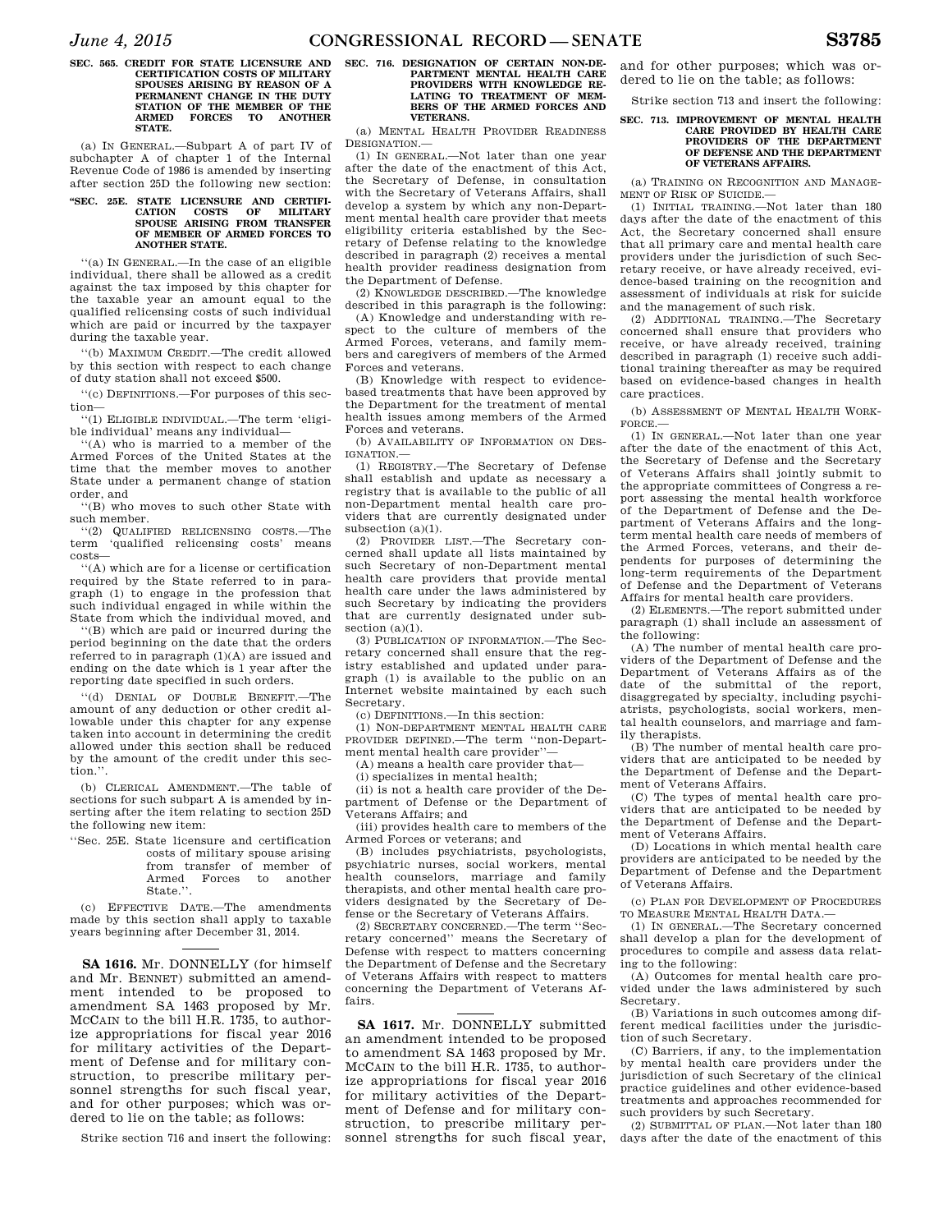**SEC. 565. CREDIT FOR STATE LICENSURE AND CERTIFICATION COSTS OF MILITARY SPOUSES ARISING BY REASON OF A PERMANENT CHANGE IN THE DUTY STATION OF THE MEMBER OF THE ARMED FORCES TO ANOTHER STATE.**

(a) IN GENERAL.—Subpart A of part IV of subchapter A of chapter 1 of the Internal Revenue Code of 1986 is amended by inserting after section 25D the following new section:

**"SEC. 25E. STATE LICENSURE AND CERTIFICATION COSTS OF MILITARY SPOUSE ARISING FROM TRANSFER OF MEMBER OF ARMED FORCES TO ANOTHER STATE.**

"(a) IN GENERAL.—In the case of an eligible individual, there shall be allowed as a credit against the tax imposed by this chapter for the taxable year an amount equal to the qualified relicensing costs of such individual which are paid or incurred by the taxpayer during the taxable year.

"(b) MAXIMUM CREDIT.—The credit allowed by this section with respect to each change of duty station shall not exceed $500.

"(c) DEFINITIONS.—For purposes of this section—

"(1) ELIGIBLE INDIVIDUAL.—The term 'eligible individual' means any individual—

"(A) who is married to a member of the Armed Forces of the United States at the time that the member moves to another State under a permanent change of station order, and

"(B) who moves to such other State with such member.

"(2) QUALIFIED RELICENSING COSTS.—The term 'qualified relicensing costs' means costs—

"(A) which are for a license or certification required by the State referred to in paragraph (1) to engage in the profession that such individual engaged in while within the State from which the individual moved, and

"(B) which are paid or incurred during the period beginning on the date that the orders referred to in paragraph (1)(A) are issued and ending on the date which is 1 year after the reporting date specified in such orders.

"(d) DENIAL OF DOUBLE BENEFIT.—The amount of any deduction or other credit allowable under this chapter for any expense taken into account in determining the credit allowed under this section shall be reduced by the amount of the credit under this section.".

(b) CLERICAL AMENDMENT.—The table of sections for such subpart A is amended by inserting after the item relating to section 25D the following new item:

"Sec. 25E. State licensure and certification costs of military spouse arising from transfer of member of Armed Forces to another State.".

(c) EFFECTIVE DATE.—The amendments made by this section shall apply to taxable years beginning after December 31, 2014.

---

**SA 1616.** Mr. DONNELLY (for himself and Mr. BENNET) submitted an amendment intended to be proposed to amendment SA 1463 proposed by Mr. MCCAIN to the bill H.R. 1735, to authorize appropriations for fiscal year 2016 for military activities of the Department of Defense and for military construction, to prescribe military personnel strengths for such fiscal year, and for other purposes; which was ordered to lie on the table; as follows:

Strike section 716 and insert the following:

**SEC. 716. DESIGNATION OF CERTAIN NON-DEPARTMENT MENTAL HEALTH CARE PROVIDERS WITH KNOWLEDGE RELATING TO TREATMENT OF MEMBERS OF THE ARMED FORCES AND VETERANS.**

(a) MENTAL HEALTH PROVIDER READINESS DESIGNATION.—

(1) IN GENERAL.—Not later than one year after the date of the enactment of this Act, the Secretary of Defense, in consultation with the Secretary of Veterans Affairs, shall develop a system by which any non-Department mental health care provider that meets eligibility criteria established by the Secretary of Defense relating to the knowledge described in paragraph (2) receives a mental health provider readiness designation from the Department of Defense.

(2) KNOWLEDGE DESCRIBED.—The knowledge described in this paragraph is the following:

(A) Knowledge and understanding with respect to the culture of members of the Armed Forces, veterans, and family members and caregivers of members of the Armed Forces and veterans.

(B) Knowledge with respect to evidence-based treatments that have been approved by the Department for the treatment of mental health issues among members of the Armed Forces and veterans.

(b) AVAILABILITY OF INFORMATION ON DESIGNATION.—

(1) REGISTRY.—The Secretary of Defense shall establish and update as necessary a registry that is available to the public of all non-Department mental health care providers that are currently designated under subsection (a)(1).

(2) PROVIDER LIST.—The Secretary concerned shall update all lists maintained by such Secretary of non-Department mental health care providers that provide mental health care under the laws administered by such Secretary by indicating the providers that are currently designated under subsection (a)(1).

(3) PUBLICATION OF INFORMATION.—The Secretary concerned shall ensure that the registry established and updated under paragraph (1) is available to the public on an Internet website maintained by each such Secretary.

(c) DEFINITIONS.—In this section:

(1) NON-DEPARTMENT MENTAL HEALTH CARE PROVIDER DEFINED.—The term "non-Department mental health care provider"—

(A) means a health care provider that—

(i) specializes in mental health;

(ii) is not a health care provider of the Department of Defense or the Department of Veterans Affairs; and

(iii) provides health care to members of the Armed Forces or veterans; and

(B) includes psychiatrists, psychologists, psychiatric nurses, social workers, mental health counselors, marriage and family therapists, and other mental health care providers designated by the Secretary of Defense or the Secretary of Veterans Affairs.

(2) SECRETARY CONCERNED.—The term "Secretary concerned" means the Secretary of Defense with respect to matters concerning the Department of Defense and the Secretary of Veterans Affairs with respect to matters concerning the Department of Veterans Affairs.

---

**SA 1617.** Mr. DONNELLY submitted an amendment intended to be proposed to amendment SA 1463 proposed by Mr. MCCAIN to the bill H.R. 1735, to authorize appropriations for fiscal year 2016 for military activities of the Department of Defense and for military construction, to prescribe military personnel strengths for such fiscal year, and for other purposes; which was ordered to lie on the table; as follows:

Strike section 713 and insert the following:

**SEC. 713. IMPROVEMENT OF MENTAL HEALTH CARE PROVIDED BY HEALTH CARE PROVIDERS OF THE DEPARTMENT OF DEFENSE AND THE DEPARTMENT OF VETERANS AFFAIRS.**

(a) TRAINING ON RECOGNITION AND MANAGEMENT OF RISK OF SUICIDE.—

(1) INITIAL TRAINING.—Not later than 180 days after the date of the enactment of this Act, the Secretary concerned shall ensure that all primary care and mental health care providers under the jurisdiction of such Secretary receive, or have already received, evidence-based training on the recognition and assessment of individuals at risk for suicide and the management of such risk.

(2) ADDITIONAL TRAINING.—The Secretary concerned shall ensure that providers who receive, or have already received, training described in paragraph (1) receive such additional training thereafter as may be required based on evidence-based changes in health care practices.

(b) ASSESSMENT OF MENTAL HEALTH WORKFORCE.—

(1) IN GENERAL.—Not later than one year after the date of the enactment of this Act, the Secretary of Defense and the Secretary of Veterans Affairs shall jointly submit to the appropriate committees of Congress a report assessing the mental health workforce of the Department of Defense and the Department of Veterans Affairs and the long-term mental health care needs of members of the Armed Forces, veterans, and their dependents for purposes of determining the long-term requirements of the Department of Defense and the Department of Veterans Affairs for mental health care providers.

(2) ELEMENTS.—The report submitted under paragraph (1) shall include an assessment of the following:

(A) The number of mental health care providers of the Department of Defense and the Department of Veterans Affairs as of the date of the submittal of the report, disaggregated by specialty, including psychiatrists, psychologists, social workers, mental health counselors, and marriage and family therapists.

(B) The number of mental health care providers that are anticipated to be needed by the Department of Defense and the Department of Veterans Affairs.

(C) The types of mental health care providers that are anticipated to be needed by the Department of Defense and the Department of Veterans Affairs.

(D) Locations in which mental health care providers are anticipated to be needed by the Department of Defense and the Department of Veterans Affairs.

(c) PLAN FOR DEVELOPMENT OF PROCEDURES TO MEASURE MENTAL HEALTH DATA.—

(1) IN GENERAL.—The Secretary concerned shall develop a plan for the development of procedures to compile and assess data relating to the following:

(A) Outcomes for mental health care provided under the laws administered by such Secretary.

(B) Variations in such outcomes among different medical facilities under the jurisdiction of such Secretary.

(C) Barriers, if any, to the implementation by mental health care providers under the jurisdiction of such Secretary of the clinical practice guidelines and other evidence-based treatments and approaches recommended for such providers by such Secretary.

(2) SUBMITTAL OF PLAN.—Not later than 180 days after the date of the enactment of this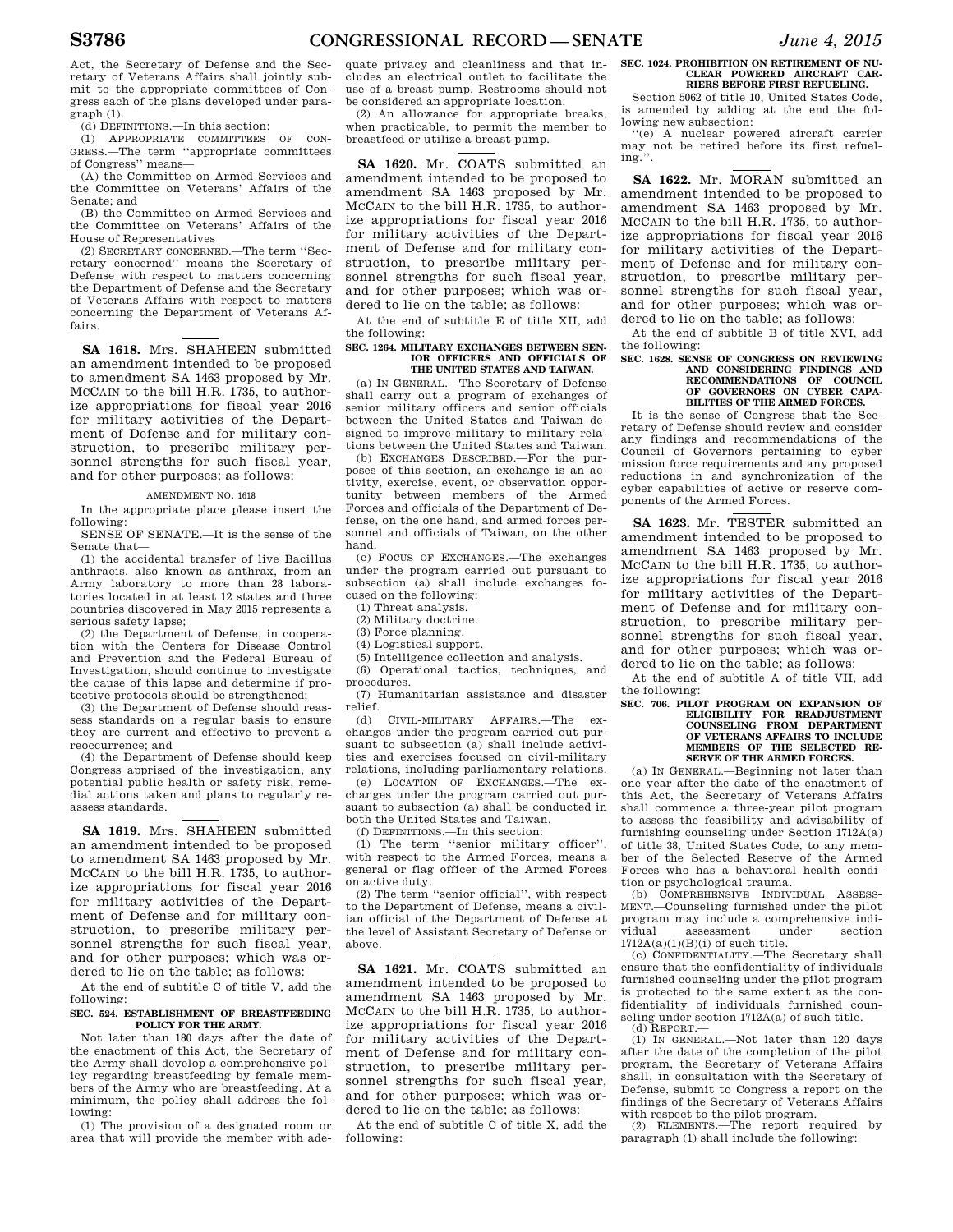Act, the Secretary of Defense and the Secretary of Veterans Affairs shall jointly submit to the appropriate committees of Congress each of the plans developed under paragraph (1).

(d) DEFINITIONS.—In this section:

(1) APPROPRIATE COMMITTEES OF CONGRESS.—The term ''appropriate committees of Congress'' means—

(A) the Committee on Armed Services and the Committee on Veterans' Affairs of the Senate; and

(B) the Committee on Armed Services and the Committee on Veterans' Affairs of the House of Representatives

(2) SECRETARY CONCERNED.—The term ''Secretary concerned'' means the Secretary of Defense with respect to matters concerning the Department of Defense and the Secretary of Veterans Affairs with respect to matters concerning the Department of Veterans Affairs.

---

**SA 1618.** Mrs. SHAHEEN submitted an amendment intended to be proposed to amendment SA 1463 proposed by Mr. MCCAIN to the bill H.R. 1735, to authorize appropriations for fiscal year 2016 for military activities of the Department of Defense and for military construction, to prescribe military personnel strengths for such fiscal year, and for other purposes; as follows:

AMENDMENT NO. 1618

In the appropriate place please insert the following:

SENSE OF SENATE.—It is the sense of the Senate that—

(1) the accidental transfer of live Bacillus anthracis. also known as anthrax, from an Army laboratory to more than 28 laboratories located in at least 12 states and three countries discovered in May 2015 represents a serious safety lapse;

(2) the Department of Defense, in cooperation with the Centers for Disease Control and Prevention and the Federal Bureau of Investigation, should continue to investigate the cause of this lapse and determine if protective protocols should be strengthened;

(3) the Department of Defense should reassess standards on a regular basis to ensure they are current and effective to prevent a reoccurrence; and

(4) the Department of Defense should keep Congress apprised of the investigation, any potential public health or safety risk, remedial actions taken and plans to regularly reassess standards.

---

**SA 1619.** Mrs. SHAHEEN submitted an amendment intended to be proposed to amendment SA 1463 proposed by Mr. MCCAIN to the bill H.R. 1735, to authorize appropriations for fiscal year 2016 for military activities of the Department of Defense and for military construction, to prescribe military personnel strengths for such fiscal year, and for other purposes; which was ordered to lie on the table; as follows:

At the end of subtitle C of title V, add the following:

**SEC. 524. ESTABLISHMENT OF BREASTFEEDING POLICY FOR THE ARMY.**

Not later than 180 days after the date of the enactment of this Act, the Secretary of the Army shall develop a comprehensive policy regarding breastfeeding by female members of the Army who are breastfeeding. At a minimum, the policy shall address the following:

(1) The provision of a designated room or area that will provide the member with adequate privacy and cleanliness and that includes an electrical outlet to facilitate the use of a breast pump. Restrooms should not be considered an appropriate location.

(2) An allowance for appropriate breaks, when practicable, to permit the member to breastfeed or utilize a breast pump.

---

**SA 1620.** Mr. COATS submitted an amendment intended to be proposed to amendment SA 1463 proposed by Mr. MCCAIN to the bill H.R. 1735, to authorize appropriations for fiscal year 2016 for military activities of the Department of Defense and for military construction, to prescribe military personnel strengths for such fiscal year, and for other purposes; which was ordered to lie on the table; as follows:

At the end of subtitle E of title XII, add the following:

**SEC. 1264. MILITARY EXCHANGES BETWEEN SENIOR OFFICERS AND OFFICIALS OF THE UNITED STATES AND TAIWAN.**

(a) IN GENERAL.—The Secretary of Defense shall carry out a program of exchanges of senior military officers and senior officials between the United States and Taiwan designed to improve military to military relations between the United States and Taiwan.

(b) EXCHANGES DESCRIBED.—For the purposes of this section, an exchange is an activity, exercise, event, or observation opportunity between members of the Armed Forces and officials of the Department of Defense, on the one hand, and armed forces personnel and officials of Taiwan, on the other hand.

(c) FOCUS OF EXCHANGES.—The exchanges under the program carried out pursuant to subsection (a) shall include exchanges focused on the following:

(1) Threat analysis.

(2) Military doctrine.

(3) Force planning.

(4) Logistical support.

(5) Intelligence collection and analysis.

(6) Operational tactics, techniques, and procedures.

(7) Humanitarian assistance and disaster relief.

(d) CIVIL-MILITARY AFFAIRS.—The exchanges under the program carried out pursuant to subsection (a) shall include activities and exercises focused on civil-military relations, including parliamentary relations.

(e) LOCATION OF EXCHANGES.—The exchanges under the program carried out pursuant to subsection (a) shall be conducted in both the United States and Taiwan.

(f) DEFINITIONS.—In this section:

(1) The term ''senior military officer'', with respect to the Armed Forces, means a general or flag officer of the Armed Forces on active duty.

(2) The term ''senior official'', with respect to the Department of Defense, means a civilian official of the Department of Defense at the level of Assistant Secretary of Defense or above.

---

**SA 1621.** Mr. COATS submitted an amendment intended to be proposed to amendment SA 1463 proposed by Mr. MCCAIN to the bill H.R. 1735, to authorize appropriations for fiscal year 2016 for military activities of the Department of Defense and for military construction, to prescribe military personnel strengths for such fiscal year, and for other purposes; which was ordered to lie on the table; as follows:

At the end of subtitle C of title X, add the following:

**SEC. 1024. PROHIBITION ON RETIREMENT OF NUCLEAR POWERED AIRCRAFT CARRIERS BEFORE FIRST REFUELING.**

Section 5062 of title 10, United States Code, is amended by adding at the end the following new subsection:

''(e) A nuclear powered aircraft carrier may not be retired before its first refueling.''.

---

**SA 1622.** Mr. MORAN submitted an amendment intended to be proposed to amendment SA 1463 proposed by Mr. MCCAIN to the bill H.R. 1735, to authorize appropriations for fiscal year 2016 for military activities of the Department of Defense and for military construction, to prescribe military personnel strengths for such fiscal year, and for other purposes; which was ordered to lie on the table; as follows:

At the end of subtitle B of title XVI, add the following:

**SEC. 1628. SENSE OF CONGRESS ON REVIEWING AND CONSIDERING FINDINGS AND RECOMMENDATIONS OF COUNCIL OF GOVERNORS ON CYBER CAPABILITIES OF THE ARMED FORCES.**

It is the sense of Congress that the Secretary of Defense should review and consider any findings and recommendations of the Council of Governors pertaining to cyber mission force requirements and any proposed reductions in and synchronization of the cyber capabilities of active or reserve components of the Armed Forces.

---

**SA 1623.** Mr. TESTER submitted an amendment intended to be proposed to amendment SA 1463 proposed by Mr. MCCAIN to the bill H.R. 1735, to authorize appropriations for fiscal year 2016 for military activities of the Department of Defense and for military construction, to prescribe military personnel strengths for such fiscal year, and for other purposes; which was ordered to lie on the table; as follows:

At the end of subtitle A of title VII, add the following:

**SEC. 706. PILOT PROGRAM ON EXPANSION OF ELIGIBILITY FOR READJUSTMENT COUNSELING FROM DEPARTMENT OF VETERANS AFFAIRS TO INCLUDE MEMBERS OF THE SELECTED RESERVE OF THE ARMED FORCES.**

(a) IN GENERAL.—Beginning not later than one year after the date of the enactment of this Act, the Secretary of Veterans Affairs shall commence a three-year pilot program to assess the feasibility and advisability of furnishing counseling under Section 1712A(a) of title 38, United States Code, to any member of the Selected Reserve of the Armed Forces who has a behavioral health condition or psychological trauma.

(b) COMPREHENSIVE INDIVIDUAL ASSESSMENT.—Counseling furnished under the pilot program may include a comprehensive individual assessment under section 1712A(a)(1)(B)(i) of such title.

(c) CONFIDENTIALITY.—The Secretary shall ensure that the confidentiality of individuals furnished counseling under the pilot program is protected to the same extent as the confidentiality of individuals furnished counseling under section 1712A(a) of such title.

(d) REPORT.—

(1) IN GENERAL.—Not later than 120 days after the date of the completion of the pilot program, the Secretary of Veterans Affairs shall, in consultation with the Secretary of Defense, submit to Congress a report on the findings of the Secretary of Veterans Affairs with respect to the pilot program.

(2) ELEMENTS.—The report required by paragraph (1) shall include the following: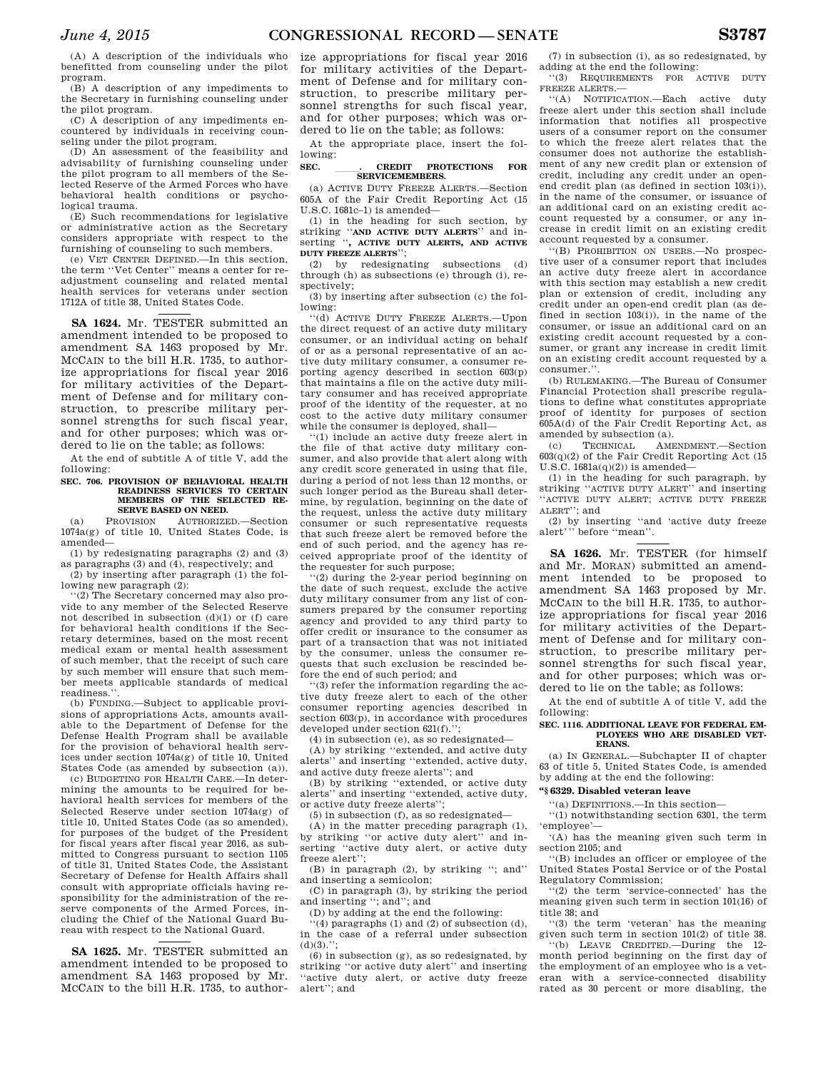(A) A description of the individuals who benefitted from counseling under the pilot program.

(B) A description of any impediments to the Secretary in furnishing counseling under the pilot program.

(C) A description of any impediments encountered by individuals in receiving counseling under the pilot program.

(D) An assessment of the feasibility and advisability of furnishing counseling under the pilot program to all members of the Selected Reserve of the Armed Forces who have behavioral health conditions or psychological trauma.

(E) Such recommendations for legislative or administrative action as the Secretary considers appropriate with respect to the furnishing of counseling to such members.

(e) VET CENTER DEFINED.—In this section, the term "Vet Center" means a center for readjustment counseling and related mental health services for veterans under section 1712A of title 38, United States Code.

---

**SA 1624.** Mr. TESTER submitted an amendment intended to be proposed to amendment SA 1463 proposed by Mr. MCCAIN to the bill H.R. 1735, to authorize appropriations for fiscal year 2016 for military activities of the Department of Defense and for military construction, to prescribe military personnel strengths for such fiscal year, and for other purposes; which was ordered to lie on the table; as follows:

At the end of subtitle A of title V, add the following:

**SEC. 706. PROVISION OF BEHAVIORAL HEALTH READINESS SERVICES TO CERTAIN MEMBERS OF THE SELECTED RESERVE BASED ON NEED.**

(a) PROVISION AUTHORIZED.—Section 1074a(g) of title 10, United States Code, is amended—

(1) by redesignating paragraphs (2) and (3) as paragraphs (3) and (4), respectively; and

(2) by inserting after paragraph (1) the following new paragraph (2):

"(2) The Secretary concerned may also provide to any member of the Selected Reserve not described in subsection (d)(1) or (f) care for behavioral health conditions if the Secretary determines, based on the most recent medical exam or mental health assessment of such member, that the receipt of such care by such member will ensure that such member meets applicable standards of medical readiness.".

(b) FUNDING.—Subject to applicable provisions of appropriations Acts, amounts available to the Department of Defense for the Defense Health Program shall be available for the provision of behavioral health services under section 1074a(g) of title 10, United States Code (as amended by subsection (a)).

(c) BUDGETING FOR HEALTH CARE.—In determining the amounts to be required for behavioral health services for members of the Selected Reserve under section 1074a(g) of title 10, United States Code (as so amended), for purposes of the budget of the President for fiscal years after fiscal year 2016, as submitted to Congress pursuant to section 1105 of title 31, United States Code, the Assistant Secretary of Defense for Health Affairs shall consult with appropriate officials having responsibility for the administration of the reserve components of the Armed Forces, including the Chief of the National Guard Bureau with respect to the National Guard.

---

**SA 1625.** Mr. TESTER submitted an amendment intended to be proposed to amendment SA 1463 proposed by Mr. MCCAIN to the bill H.R. 1735, to authorize appropriations for fiscal year 2016 for military activities of the Department of Defense and for military construction, to prescribe military personnel strengths for such fiscal year, and for other purposes; which was ordered to lie on the table; as follows:

At the appropriate place, insert the following:

**SEC. \_\_\_\_\_. CREDIT PROTECTIONS FOR SERVICEMEMBERS.**

(a) ACTIVE DUTY FREEZE ALERTS.—Section 605A of the Fair Credit Reporting Act (15 U.S.C. 1681c–1) is amended—

(1) in the heading for such section, by striking "**AND ACTIVE DUTY ALERTS**" and inserting "**, ACTIVE DUTY ALERTS, AND ACTIVE DUTY FREEZE ALERTS**";

(2) by redesignating subsections (d) through (h) as subsections (e) through (i), respectively;

(3) by inserting after subsection (c) the following:

"(d) ACTIVE DUTY FREEZE ALERTS.—Upon the direct request of an active duty military consumer, or an individual acting on behalf of or as a personal representative of an active duty military consumer, a consumer reporting agency described in section 603(p) that maintains a file on the active duty military consumer and has received appropriate proof of the identity of the requester, at no cost to the active duty military consumer while the consumer is deployed, shall—

"(1) include an active duty freeze alert in the file of that active duty military consumer, and also provide that alert along with any credit score generated in using that file, during a period of not less than 12 months, or such longer period as the Bureau shall determine, by regulation, beginning on the date of the request, unless the active duty military consumer or such representative requests that such freeze alert be removed before the end of such period, and the agency has received appropriate proof of the identity of the requester for such purpose;

"(2) during the 2-year period beginning on the date of such request, exclude the active duty military consumer from any list of consumers prepared by the consumer reporting agency and provided to any third party to offer credit or insurance to the consumer as part of a transaction that was not initiated by the consumer, unless the consumer requests that such exclusion be rescinded before the end of such period; and

"(3) refer the information regarding the active duty freeze alert to each of the other consumer reporting agencies described in section 603(p), in accordance with procedures developed under section 621(f).";

(4) in subsection (e), as so redesignated—

(A) by striking "extended, and active duty alerts" and inserting "extended, active duty, and active duty freeze alerts"; and

(B) by striking "extended, or active duty alerts" and inserting "extended, active duty, or active duty freeze alerts";

(5) in subsection (f), as so redesignated—

(A) in the matter preceding paragraph (1), by striking "or active duty alert" and inserting "active duty alert, or active duty freeze alert";

(B) in paragraph (2), by striking "; and" and inserting a semicolon;

(C) in paragraph (3), by striking the period and inserting "; and"; and

(D) by adding at the end the following:

"(4) paragraphs (1) and (2) of subsection (d), in the case of a referral under subsection (d)(3).";

(6) in subsection (g), as so redesignated, by striking "or active duty alert" and inserting "active duty alert, or active duty freeze alert"; and

(7) in subsection (i), as so redesignated, by adding at the end the following:

"(3) REQUIREMENTS FOR ACTIVE DUTY FREEZE ALERTS.—

"(A) NOTIFICATION.—Each active duty freeze alert under this section shall include information that notifies all prospective users of a consumer report on the consumer to which the freeze alert relates that the consumer does not authorize the establishment of any new credit plan or extension of credit, including any credit under an open-end credit plan (as defined in section 103(i)), in the name of the consumer, or issuance of an additional card on an existing credit account requested by a consumer, or any increase in credit limit on an existing credit account requested by a consumer.

"(B) PROHIBITION ON USERS.—No prospective user of a consumer report that includes an active duty freeze alert in accordance with this section may establish a new credit plan or extension of credit, including any credit under an open-end credit plan (as defined in section 103(i)), in the name of the consumer, or issue an additional card on an existing credit account requested by a consumer, or grant any increase in credit limit on an existing credit account requested by a consumer.".

(b) RULEMAKING.—The Bureau of Consumer Financial Protection shall prescribe regulations to define what constitutes appropriate proof of identity for purposes of section 605A(d) of the Fair Credit Reporting Act, as amended by subsection (a).

(c) TECHNICAL AMENDMENT.—Section 603(q)(2) of the Fair Credit Reporting Act (15 U.S.C. 1681a(q)(2)) is amended—

(1) in the heading for such paragraph, by striking "ACTIVE DUTY ALERT" and inserting "ACTIVE DUTY ALERT; ACTIVE DUTY FREEZE ALERT"; and

(2) by inserting "and 'active duty freeze alert'" before "mean".

---

**SA 1626.** Mr. TESTER (for himself and Mr. MORAN) submitted an amendment intended to be proposed to amendment SA 1463 proposed by Mr. MCCAIN to the bill H.R. 1735, to authorize appropriations for fiscal year 2016 for military activities of the Department of Defense and for military construction, to prescribe military personnel strengths for such fiscal year, and for other purposes; which was ordered to lie on the table; as follows:

At the end of subtitle A of title V, add the following:

**SEC. 1116. ADDITIONAL LEAVE FOR FEDERAL EMPLOYEES WHO ARE DISABLED VETERANS.**

(a) IN GENERAL.—Subchapter II of chapter 63 of title 5, United States Code, is amended by adding at the end the following:

**"§ 6329. Disabled veteran leave**

"(a) DEFINITIONS.—In this section—

"(1) notwithstanding section 6301, the term 'employee'—

"(A) has the meaning given such term in section 2105; and

"(B) includes an officer or employee of the United States Postal Service or of the Postal Regulatory Commission;

"(2) the term 'service-connected' has the meaning given such term in section 101(16) of title 38; and

"(3) the term 'veteran' has the meaning given such term in section 101(2) of title 38.

"(b) LEAVE CREDITED.—During the 12-month period beginning on the first day of the employment of an employee who is a veteran with a service-connected disability rated as 30 percent or more disabling, the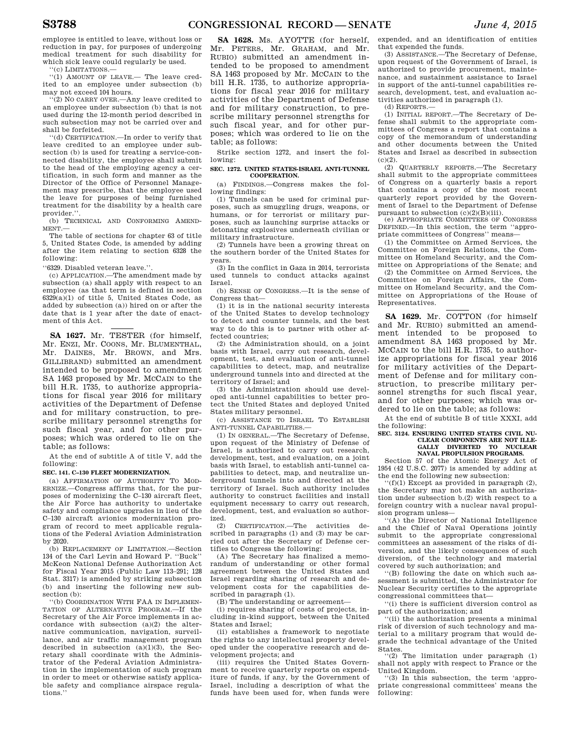employee is entitled to leave, without loss or reduction in pay, for purposes of undergoing medical treatment for such disability for which sick leave could regularly be used.

''(c) LIMITATIONS.—

''(1) AMOUNT OF LEAVE.— The leave credited to an employee under subsection (b) may not exceed 104 hours.

''(2) NO CARRY OVER.—Any leave credited to an employee under subsection (b) that is not used during the 12-month period described in such subsection may not be carried over and shall be forfeited.

''(d) CERTIFICATION.—In order to verify that leave credited to an employee under subsection (b) is used for treating a service-connected disability, the employee shall submit to the head of the employing agency a certification, in such form and manner as the Director of the Office of Personnel Management may prescribe, that the employee used the leave for purposes of being furnished treatment for the disability by a health care provider.''.

(b) TECHNICAL AND CONFORMING AMENDMENT.—

The table of sections for chapter 63 of title 5, United States Code, is amended by adding after the item relating to section 6328 the following:

''6329. Disabled veteran leave.''.

(c) APPLICATION.—The amendment made by subsection (a) shall apply with respect to an employee (as that term is defined in section 6329(a)(1) of title 5, United States Code, as added by subsection (a)) hired on or after the date that is 1 year after the date of enactment of this Act.

---

**SA 1627.** Mr. TESTER (for himself, Mr. ENZI, Mr. COONS, Mr. BLUMENTHAL, Mr. DAINES, Mr. BROWN, and Mrs. GILLIBRAND) submitted an amendment intended to be proposed to amendment SA 1463 proposed by Mr. MCCAIN to the bill H.R. 1735, to authorize appropriations for fiscal year 2016 for military activities of the Department of Defense and for military construction, to prescribe military personnel strengths for such fiscal year, and for other purposes; which was ordered to lie on the table; as follows:

At the end of subtitle A of title V, add the following:

**SEC. 141. C–130 FLEET MODERNIZATION.**

(a) AFFIRMATION OF AUTHORITY TO MODERNIZE.—Congress affirms that, for the purposes of modernizing the C–130 aircraft fleet, the Air Force has authority to undertake safety and compliance upgrades in lieu of the C–130 aircraft avionics modernization program of record to meet applicable regulations of the Federal Aviation Administration by 2020.

(b) REPLACEMENT OF LIMITATION.—Section 134 of the Carl Levin and Howard P. ''Buck'' McKeon National Defense Authorization Act for Fiscal Year 2015 (Public Law 113–291; 128 Stat. 3317) is amended by striking subsection (b) and inserting the following new subsection (b):

''(b) COORDINATION WITH FAA IN IMPLEMENTATION OF ALTERNATIVE PROGRAM.—If the Secretary of the Air Force implements in accordance with subsection (a)(2) the alternative communication, navigation, surveillance, and air traffic management program described in subsection (a)(1)(3), the Secretary shall coordinate with the Administrator of the Federal Aviation Administration in the implementation of such program in order to meet or otherwise satisfy applicable safety and compliance airspace regulations.''

---

**SA 1628.** Ms. AYOTTE (for herself, Mr. PETERS, Mr. GRAHAM, and Mr. RUBIO) submitted an amendment intended to be proposed to amendment SA 1463 proposed by Mr. MCCAIN to the bill H.R. 1735, to authorize appropriations for fiscal year 2016 for military activities of the Department of Defense and for military construction, to prescribe military personnel strengths for such fiscal year, and for other purposes; which was ordered to lie on the table; as follows:

Strike section 1272, and insert the following:

**SEC. 1272. UNITED STATES-ISRAEL ANTI-TUNNEL COOPERATION.**

(a) FINDINGS.—Congress makes the following findings:

(1) Tunnels can be used for criminal purposes, such as smuggling drugs, weapons, or humans, or for terrorist or military purposes, such as launching surprise attacks or detonating explosives underneath civilian or military infrastructure.

(2) Tunnels have been a growing threat on the southern border of the United States for years.

(3) In the conflict in Gaza in 2014, terrorists used tunnels to conduct attacks against Israel.

(b) SENSE OF CONGRESS.—It is the sense of Congress that—

(1) it is in the national security interests of the United States to develop technology to detect and counter tunnels, and the best way to do this is to partner with other affected countries;

(2) the Administration should, on a joint basis with Israel, carry out research, development, test, and evaluation of anti-tunnel capabilities to detect, map, and neutralize underground tunnels into and directed at the territory of Israel; and

(3) the Administration should use developed anti-tunnel capabilities to better protect the United States and deployed United States military personnel.

(c) ASSISTANCE TO ISRAEL TO ESTABLISH ANTI-TUNNEL CAPABILITIES.—

(1) IN GENERAL.—The Secretary of Defense, upon request of the Ministry of Defense of Israel, is authorized to carry out research, development, test, and evaluation, on a joint basis with Israel, to establish anti-tunnel capabilities to detect, map, and neutralize underground tunnels into and directed at the territory of Israel. Such authority includes authority to construct facilities and install equipment necessary to carry out research, development, test, and evaluation so authorized.

(2) CERTIFICATION.—The activities described in paragraphs (1) and (3) may be carried out after the Secretary of Defense certifies to Congress the following:

(A) The Secretary has finalized a memorandum of understanding or other formal agreement between the United States and Israel regarding sharing of research and development costs for the capabilities described in paragraph (1).

(B) The understanding or agreement—

(i) requires sharing of costs of projects, including in-kind support, between the United States and Israel;

(ii) establishes a framework to negotiate the rights to any intellectual property developed under the cooperative research and development projects; and

(iii) requires the United States Government to receive quarterly reports on expenditure of funds, if any, by the Government of Israel, including a description of what the funds have been used for, when funds were expended, and an identification of entities that expended the funds.

(3) ASSISTANCE.—The Secretary of Defense, upon request of the Government of Israel, is authorized to provide procurement, maintenance, and sustainment assistance to Israel in support of the anti-tunnel capabilities research, development, test, and evaluation activities authorized in paragraph (1).

(d) REPORTS.—

(1) INITIAL REPORT.—The Secretary of Defense shall submit to the appropriate committees of Congress a report that contains a copy of the memorandum of understanding and other documents between the United States and Israel as described in subsection (c)(2).

(2) QUARTERLY REPORTS.—The Secretary shall submit to the appropriate committees of Congress on a quarterly basis a report that contains a copy of the most recent quarterly report provided by the Government of Israel to the Department of Defense pursuant to subsection (c)(2)(B)(iii).

(e) APPROPRIATE COMMITTEES OF CONGRESS DEFINED.—In this section, the term ''appropriate committees of Congress'' means—

(1) the Committee on Armed Services, the Committee on Foreign Relations, the Committee on Homeland Security, and the Committee on Appropriations of the Senate; and

(2) the Committee on Armed Services, the Committee on Foreign Affairs, the Committee on Homeland Security, and the Committee on Appropriations of the House of Representatives.

---

**SA 1629.** Mr. COTTON (for himself and Mr. RUBIO) submitted an amendment intended to be proposed to amendment SA 1463 proposed by Mr. MCCAIN to the bill H.R. 1735, to authorize appropriations for fiscal year 2016 for military activities of the Department of Defense and for military construction, to prescribe military personnel strengths for such fiscal year, and for other purposes; which was ordered to lie on the table; as follows:

At the end of subtitle B of title XXXI, add the following:

**SEC. 3124. ENSURING UNITED STATES CIVIL NUCLEAR COMPONENTS ARE NOT ILLEGALLY DIVERTED TO NUCLEAR NAVAL PROPULSION PROGRAMS.**

Section 57 of the Atomic Energy Act of 1954 (42 U.S.C. 2077) is amended by adding at the end the following new subsection:

''(f)(1) Except as provided in paragraph (2), the Secretary may not make an authorization under subsection b.(2) with respect to a foreign country with a nuclear naval propulsion program unless—

''(A) the Director of National Intelligence and the Chief of Naval Operations jointly submit to the appropriate congressional committees an assessment of the risks of diversion, and the likely consequences of such diversion, of the technology and material covered by such authorization; and

''(B) following the date on which such assessment is submitted, the Administrator for Nuclear Security certifies to the appropriate congressional committees that—

''(i) there is sufficient diversion control as part of the authorization; and

''(ii) the authorization presents a minimal risk of diversion of such technology and material to a military program that would degrade the technical advantage of the United States.

''(2) The limitation under paragraph (1) shall not apply with respect to France or the United Kingdom.

''(3) In this subsection, the term 'appropriate congressional committees' means the following: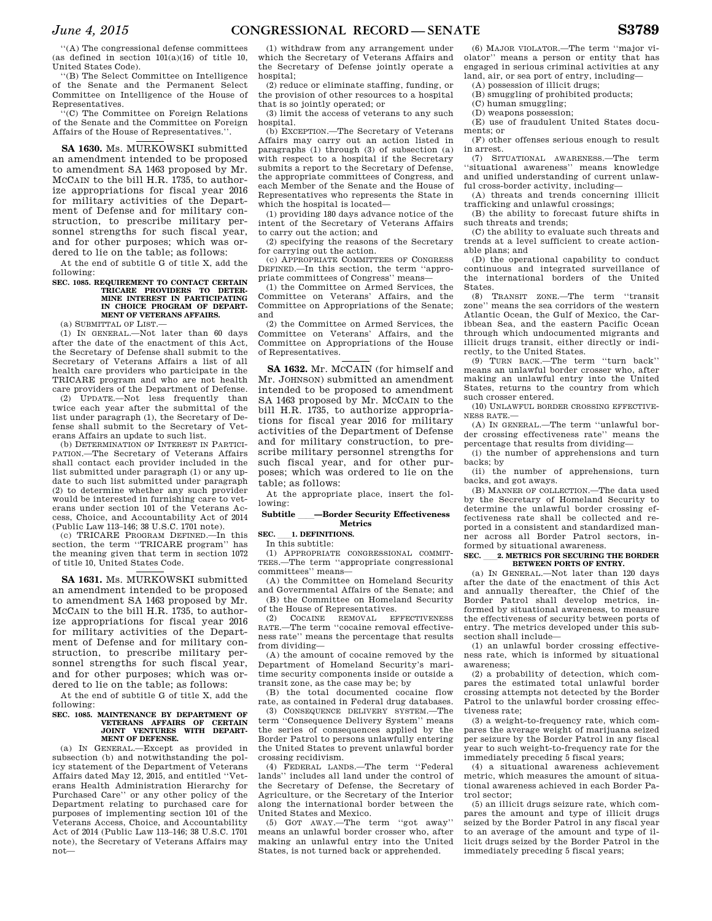''(A) The congressional defense committees (as defined in section 101(a)(16) of title 10, United States Code).

''(B) The Select Committee on Intelligence of the Senate and the Permanent Select Committee on Intelligence of the House of Representatives.

''(C) The Committee on Foreign Relations of the Senate and the Committee on Foreign Affairs of the House of Representatives.''.

---

**SA 1630.** Ms. MURKOWSKI submitted an amendment intended to be proposed to amendment SA 1463 proposed by Mr. MCCAIN to the bill H.R. 1735, to authorize appropriations for fiscal year 2016 for military activities of the Department of Defense and for military construction, to prescribe military personnel strengths for such fiscal year, and for other purposes; which was ordered to lie on the table; as follows:

At the end of subtitle G of title X, add the following:

**SEC. 1085. REQUIREMENT TO CONTACT CERTAIN TRICARE PROVIDERS TO DETERMINE INTEREST IN PARTICIPATING IN CHOICE PROGRAM OF DEPARTMENT OF VETERANS AFFAIRS.**

(a) SUBMITTAL OF LIST.—

(1) IN GENERAL.—Not later than 60 days after the date of the enactment of this Act, the Secretary of Defense shall submit to the Secretary of Veterans Affairs a list of all health care providers who participate in the TRICARE program and who are not health care providers of the Department of Defense.

(2) UPDATE.—Not less frequently than twice each year after the submittal of the list under paragraph (1), the Secretary of Defense shall submit to the Secretary of Veterans Affairs an update to such list.

(b) DETERMINATION OF INTEREST IN PARTICIPATION.—The Secretary of Veterans Affairs shall contact each provider included in the list submitted under paragraph (1) or any update to such list submitted under paragraph (2) to determine whether any such provider would be interested in furnishing care to veterans under section 101 of the Veterans Access, Choice, and Accountability Act of 2014 (Public Law 113–146; 38 U.S.C. 1701 note).

(c) TRICARE PROGRAM DEFINED.—In this section, the term ''TRICARE program'' has the meaning given that term in section 1072 of title 10, United States Code.

---

**SA 1631.** Ms. MURKOWSKI submitted an amendment intended to be proposed to amendment SA 1463 proposed by Mr. MCCAIN to the bill H.R. 1735, to authorize appropriations for fiscal year 2016 for military activities of the Department of Defense and for military construction, to prescribe military personnel strengths for such fiscal year, and for other purposes; which was ordered to lie on the table; as follows:

At the end of subtitle G of title X, add the following:

**SEC. 1085. MAINTENANCE BY DEPARTMENT OF VETERANS AFFAIRS OF CERTAIN JOINT VENTURES WITH DEPARTMENT OF DEFENSE.**

(a) IN GENERAL.—Except as provided in subsection (b) and notwithstanding the policy statement of the Department of Veterans Affairs dated May 12, 2015, and entitled ''Veterans Health Administration Hierarchy for Purchased Care'' or any other policy of the Department relating to purchased care for purposes of implementing section 101 of the Veterans Access, Choice, and Accountability Act of 2014 (Public Law 113–146; 38 U.S.C. 1701 note), the Secretary of Veterans Affairs may not—

(1) withdraw from any arrangement under which the Secretary of Veterans Affairs and the Secretary of Defense jointly operate a hospital;

(2) reduce or eliminate staffing, funding, or the provision of other resources to a hospital that is so jointly operated; or

(3) limit the access of veterans to any such hospital.

(b) EXCEPTION.—The Secretary of Veterans Affairs may carry out an action listed in paragraphs (1) through (3) of subsection (a) with respect to a hospital if the Secretary submits a report to the Secretary of Defense, the appropriate committees of Congress, and each Member of the Senate and the House of Representatives who represents the State in which the hospital is located—

(1) providing 180 days advance notice of the intent of the Secretary of Veterans Affairs to carry out the action; and

(2) specifying the reasons of the Secretary for carrying out the action.

(c) APPROPRIATE COMMITTEES OF CONGRESS DEFINED.—In this section, the term ''appropriate committees of Congress'' means—

(1) the Committee on Armed Services, the Committee on Veterans' Affairs, and the Committee on Appropriations of the Senate; and

(2) the Committee on Armed Services, the Committee on Veterans' Affairs, and the Committee on Appropriations of the House of Representatives.

---

**SA 1632.** Mr. MCCAIN (for himself and Mr. JOHNSON) submitted an amendment intended to be proposed to amendment SA 1463 proposed by Mr. MCCAIN to the bill H.R. 1735, to authorize appropriations for fiscal year 2016 for military activities of the Department of Defense and for military construction, to prescribe military personnel strengths for such fiscal year, and for other purposes; which was ordered to lie on the table; as follows:

At the appropriate place, insert the following:

**Subtitle \_\_\_—Border Security Effectiveness Metrics**

**SEC. \_\_\_1. DEFINITIONS.**

In this subtitle:

(1) APPROPRIATE CONGRESSIONAL COMMITTEES.—The term ''appropriate congressional committees'' means—

(A) the Committee on Homeland Security and Governmental Affairs of the Senate; and

(B) the Committee on Homeland Security of the House of Representatives.

(2) COCAINE REMOVAL EFFECTIVENESS RATE.—The term ''cocaine removal effectiveness rate'' means the percentage that results from dividing—

(A) the amount of cocaine removed by the Department of Homeland Security's maritime security components inside or outside a transit zone, as the case may be; by

(B) the total documented cocaine flow rate, as contained in Federal drug databases.

(3) CONSEQUENCE DELIVERY SYSTEM.—The term ''Consequence Delivery System'' means the series of consequences applied by the Border Patrol to persons unlawfully entering the United States to prevent unlawful border crossing recidivism.

(4) FEDERAL LANDS.—The term ''Federal lands'' includes all land under the control of the Secretary of Defense, the Secretary of Agriculture, or the Secretary of the Interior along the international border between the United States and Mexico.

(5) GOT AWAY.—The term ''got away'' means an unlawful border crosser who, after making an unlawful entry into the United States, is not turned back or apprehended.

(6) MAJOR VIOLATOR.—The term ''major violator'' means a person or entity that has engaged in serious criminal activities at any land, air, or sea port of entry, including—

(A) possession of illicit drugs;

(B) smuggling of prohibited products;

(C) human smuggling;

(D) weapons possession;

(E) use of fraudulent United States documents; or

(F) other offenses serious enough to result in arrest.

(7) SITUATIONAL AWARENESS.—The term ''situational awareness'' means knowledge and unified understanding of current unlawful cross-border activity, including—

(A) threats and trends concerning illicit trafficking and unlawful crossings;

(B) the ability to forecast future shifts in such threats and trends;

(C) the ability to evaluate such threats and trends at a level sufficient to create actionable plans; and

(D) the operational capability to conduct continuous and integrated surveillance of the international borders of the United States.

(8) TRANSIT ZONE.—The term ''transit zone'' means the sea corridors of the western Atlantic Ocean, the Gulf of Mexico, the Caribbean Sea, and the eastern Pacific Ocean through which undocumented migrants and illicit drugs transit, either directly or indirectly, to the United States.

(9) TURN BACK.—The term ''turn back'' means an unlawful border crosser who, after making an unlawful entry into the United States, returns to the country from which such crosser entered.

(10) UNLAWFUL BORDER CROSSING EFFECTIVENESS RATE.—

(A) IN GENERAL.—The term ''unlawful border crossing effectiveness rate'' means the percentage that results from dividing—

(i) the number of apprehensions and turn backs; by

(ii) the number of apprehensions, turn backs, and got aways.

(B) MANNER OF COLLECTION.—The data used by the Secretary of Homeland Security to determine the unlawful border crossing effectiveness rate shall be collected and reported in a consistent and standardized manner across all Border Patrol sectors, informed by situational awareness.

**SEC. \_\_\_2. METRICS FOR SECURING THE BORDER BETWEEN PORTS OF ENTRY.**

(a) IN GENERAL.—Not later than 120 days after the date of the enactment of this Act and annually thereafter, the Chief of the Border Patrol shall develop metrics, informed by situational awareness, to measure the effectiveness of security between ports of entry. The metrics developed under this subsection shall include—

(1) an unlawful border crossing effectiveness rate, which is informed by situational awareness;

(2) a probability of detection, which compares the estimated total unlawful border crossing attempts not detected by the Border Patrol to the unlawful border crossing effectiveness rate;

(3) a weight-to-frequency rate, which compares the average weight of marijuana seized per seizure by the Border Patrol in any fiscal year to such weight-to-frequency rate for the immediately preceding 5 fiscal years;

(4) a situational awareness achievement metric, which measures the amount of situational awareness achieved in each Border Patrol sector;

(5) an illicit drugs seizure rate, which compares the amount and type of illicit drugs seized by the Border Patrol in any fiscal year to an average of the amount and type of illicit drugs seized by the Border Patrol in the immediately preceding 5 fiscal years;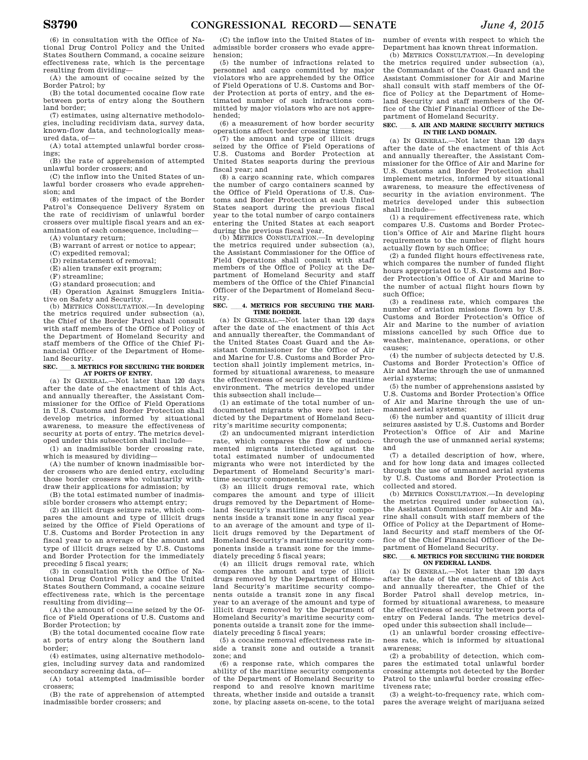(6) in consultation with the Office of National Drug Control Policy and the United States Southern Command, a cocaine seizure effectiveness rate, which is the percentage resulting from dividing—

(A) the amount of cocaine seized by the Border Patrol; by

(B) the total documented cocaine flow rate between ports of entry along the Southern land border;

(7) estimates, using alternative methodologies, including recidivism data, survey data, known-flow data, and technologically measured data, of—

(A) total attempted unlawful border crossings;

(B) the rate of apprehension of attempted unlawful border crossers; and

(C) the inflow into the United States of unlawful border crossers who evade apprehension; and

(8) estimates of the impact of the Border Patrol's Consequence Delivery System on the rate of recidivism of unlawful border crossers over multiple fiscal years and an examination of each consequence, including—

(A) voluntary return;

(B) warrant of arrest or notice to appear;

(C) expedited removal;

(D) reinstatement of removal;

(E) alien transfer exit program;

(F) streamline;

(G) standard prosecution; and

(H) Operation Against Smugglers Initiative on Safety and Security.

(b) METRICS CONSULTATION.—In developing the metrics required under subsection (a), the Chief of the Border Patrol shall consult with staff members of the Office of Policy of the Department of Homeland Security and staff members of the Office of the Chief Financial Officer of the Department of Homeland Security.

**SEC. ___3. METRICS FOR SECURING THE BORDER AT PORTS OF ENTRY.**

(a) IN GENERAL.—Not later than 120 days after the date of the enactment of this Act, and annually thereafter, the Assistant Commissioner for the Office of Field Operations in U.S. Customs and Border Protection shall develop metrics, informed by situational awareness, to measure the effectiveness of security at ports of entry. The metrics developed under this subsection shall include—

(1) an inadmissible border crossing rate, which is measured by dividing—

(A) the number of known inadmissible border crossers who are denied entry, excluding those border crossers who voluntarily withdraw their applications for admission; by

(B) the total estimated number of inadmissible border crossers who attempt entry;

(2) an illicit drugs seizure rate, which compares the amount and type of illicit drugs seized by the Office of Field Operations of U.S. Customs and Border Protection in any fiscal year to an average of the amount and type of illicit drugs seized by U.S. Customs and Border Protection for the immediately preceding 5 fiscal years;

(3) in consultation with the Office of National Drug Control Policy and the United States Southern Command, a cocaine seizure effectiveness rate, which is the percentage resulting from dividing—

(A) the amount of cocaine seized by the Office of Field Operations of U.S. Customs and Border Protection; by

(B) the total documented cocaine flow rate at ports of entry along the Southern land border;

(4) estimates, using alternative methodologies, including survey data and randomized secondary screening data, of—

(A) total attempted inadmissible border crossers;

(B) the rate of apprehension of attempted inadmissible border crossers; and

(C) the inflow into the United States of inadmissible border crossers who evade apprehension;

(5) the number of infractions related to personnel and cargo committed by major violators who are apprehended by the Office of Field Operations of U.S. Customs and Border Protection at ports of entry, and the estimated number of such infractions committed by major violators who are not apprehended;

(6) a measurement of how border security operations affect border crossing times;

(7) the amount and type of illicit drugs seized by the Office of Field Operations of U.S. Customs and Border Protection at United States seaports during the previous fiscal year; and

(8) a cargo scanning rate, which compares the number of cargo containers scanned by the Office of Field Operations of U.S. Customs and Border Protection at each United States seaport during the previous fiscal year to the total number of cargo containers entering the United States at each seaport during the previous fiscal year.

(b) METRICS CONSULTATION.—In developing the metrics required under subsection (a), the Assistant Commissioner for the Office of Field Operations shall consult with staff members of the Office of Policy at the Department of Homeland Security and staff members of the Office of the Chief Financial Officer of the Department of Homeland Security.

**SEC. ___4. METRICS FOR SECURING THE MARITIME BORDER.**

(a) IN GENERAL.—Not later than 120 days after the date of the enactment of this Act and annually thereafter, the Commandant of the United States Coast Guard and the Assistant Commissioner for the Office of Air and Marine for U.S. Customs and Border Protection shall jointly implement metrics, informed by situational awareness, to measure the effectiveness of security in the maritime environment. The metrics developed under this subsection shall include—

(1) an estimate of the total number of undocumented migrants who were not interdicted by the Department of Homeland Security's maritime security components;

(2) an undocumented migrant interdiction rate, which compares the flow of undocumented migrants interdicted against the total estimated number of undocumented migrants who were not interdicted by the Department of Homeland Security's maritime security components;

(3) an illicit drugs removal rate, which compares the amount and type of illicit drugs removed by the Department of Homeland Security's maritime security components inside a transit zone in any fiscal year to an average of the amount and type of illicit drugs removed by the Department of Homeland Security's maritime security components inside a transit zone for the immediately preceding 5 fiscal years;

(4) an illicit drugs removal rate, which compares the amount and type of illicit drugs removed by the Department of Homeland Security's maritime security components outside a transit zone in any fiscal year to an average of the amount and type of illicit drugs removed by the Department of Homeland Security's maritime security components outside a transit zone for the immediately preceding 5 fiscal years;

(5) a cocaine removal effectiveness rate inside a transit zone and outside a transit zone; and

(6) a response rate, which compares the ability of the maritime security components of the Department of Homeland Security to respond to and resolve known maritime threats, whether inside and outside a transit zone, by placing assets on-scene, to the total number of events with respect to which the Department has known threat information.

(b) METRICS CONSULTATION.—In developing the metrics required under subsection (a), the Commandant of the Coast Guard and the Assistant Commissioner for Air and Marine shall consult with staff members of the Office of Policy at the Department of Homeland Security and staff members of the Office of the Chief Financial Officer of the Department of Homeland Security.

**SEC. ___5. AIR AND MARINE SECURITY METRICS IN THE LAND DOMAIN.**

(a) IN GENERAL.—Not later than 120 days after the date of the enactment of this Act and annually thereafter, the Assistant Commissioner for the Office of Air and Marine for U.S. Customs and Border Protection shall implement metrics, informed by situational awareness, to measure the effectiveness of security in the aviation environment. The metrics developed under this subsection shall include—

(1) a requirement effectiveness rate, which compares U.S. Customs and Border Protection's Office of Air and Marine flight hours requirements to the number of flight hours actually flown by such Office;

(2) a funded flight hours effectiveness rate, which compares the number of funded flight hours appropriated to U.S. Customs and Border Protection's Office of Air and Marine to the number of actual flight hours flown by such Office;

(3) a readiness rate, which compares the number of aviation missions flown by U.S. Customs and Border Protection's Office of Air and Marine to the number of aviation missions cancelled by such Office due to weather, maintenance, operations, or other causes;

(4) the number of subjects detected by U.S. Customs and Border Protection's Office of Air and Marine through the use of unmanned aerial systems;

(5) the number of apprehensions assisted by U.S. Customs and Border Protection's Office of Air and Marine through the use of unmanned aerial systems;

(6) the number and quantity of illicit drug seizures assisted by U.S. Customs and Border Protection's Office of Air and Marine through the use of unmanned aerial systems; and

(7) a detailed description of how, where, and for how long data and images collected through the use of unmanned aerial systems by U.S. Customs and Border Protection is collected and stored.

(b) METRICS CONSULTATION.—In developing the metrics required under subsection (a), the Assistant Commissioner for Air and Marine shall consult with staff members of the Office of Policy at the Department of Homeland Security and staff members of the Office of the Chief Financial Officer of the Department of Homeland Security.

**SEC. ___6. METRICS FOR SECURING THE BORDER ON FEDERAL LANDS.**

(a) IN GENERAL.—Not later than 120 days after the date of the enactment of this Act and annually thereafter, the Chief of the Border Patrol shall develop metrics, informed by situational awareness, to measure the effectiveness of security between ports of entry on Federal lands. The metrics developed under this subsection shall include—

(1) an unlawful border crossing effectiveness rate, which is informed by situational awareness;

(2) a probability of detection, which compares the estimated total unlawful border crossing attempts not detected by the Border Patrol to the unlawful border crossing effectiveness rate;

(3) a weight-to-frequency rate, which compares the average weight of marijuana seized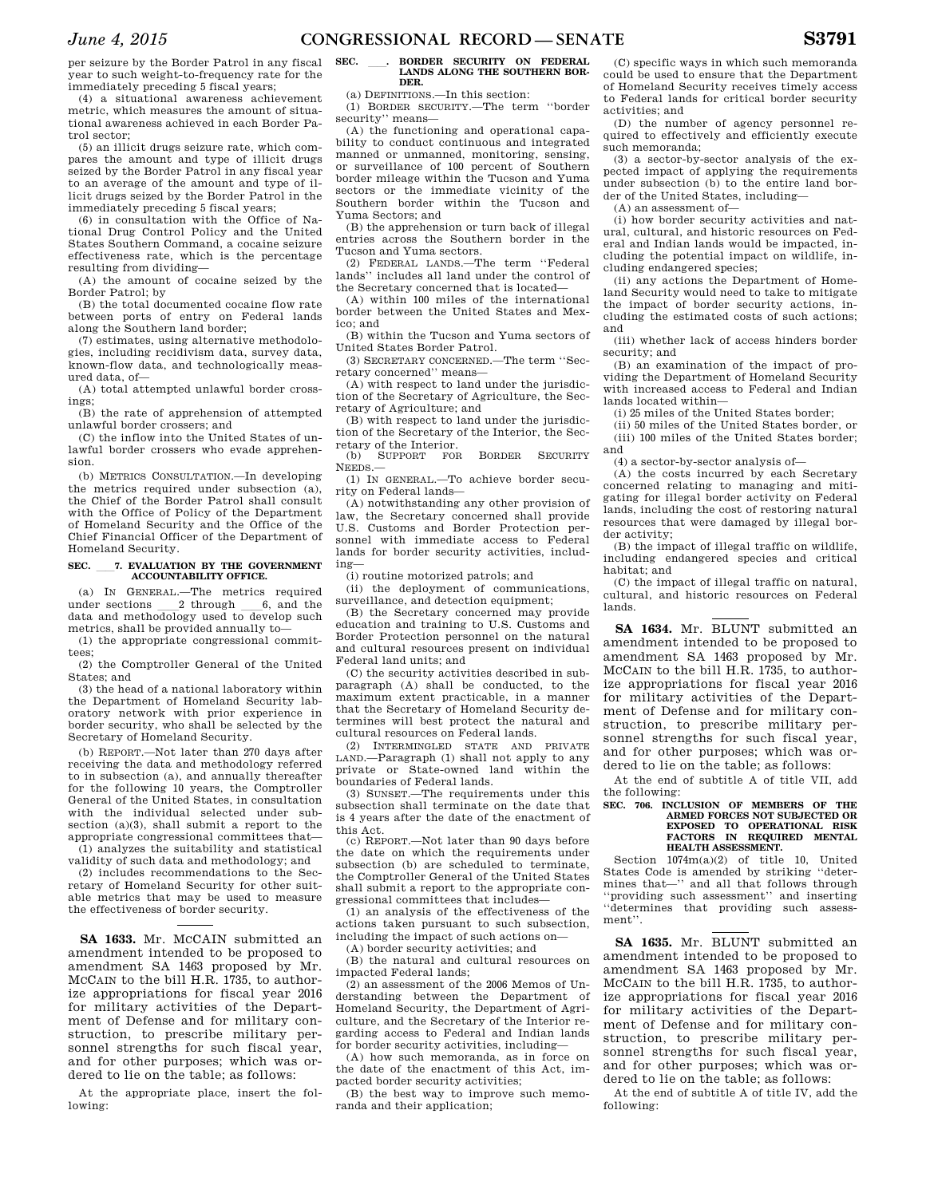per seizure by the Border Patrol in any fiscal year to such weight-to-frequency rate for the immediately preceding 5 fiscal years;

(4) a situational awareness achievement metric, which measures the amount of situational awareness achieved in each Border Patrol sector;

(5) an illicit drugs seizure rate, which compares the amount and type of illicit drugs seized by the Border Patrol in any fiscal year to an average of the amount and type of illicit drugs seized by the Border Patrol in the immediately preceding 5 fiscal years;

(6) in consultation with the Office of National Drug Control Policy and the United States Southern Command, a cocaine seizure effectiveness rate, which is the percentage resulting from dividing—

(A) the amount of cocaine seized by the Border Patrol; by

(B) the total documented cocaine flow rate between ports of entry on Federal lands along the Southern land border;

(7) estimates, using alternative methodologies, including recidivism data, survey data, known-flow data, and technologically measured data, of—

(A) total attempted unlawful border crossings;

(B) the rate of apprehension of attempted unlawful border crossers; and

(C) the inflow into the United States of unlawful border crossers who evade apprehension.

(b) METRICS CONSULTATION.—In developing the metrics required under subsection (a), the Chief of the Border Patrol shall consult with the Office of Policy of the Department of Homeland Security and the Office of the Chief Financial Officer of the Department of Homeland Security.

**SEC. \_\_\_7. EVALUATION BY THE GOVERNMENT ACCOUNTABILITY OFFICE.**

(a) IN GENERAL.—The metrics required under sections \_\_\_2 through \_\_\_6, and the data and methodology used to develop such metrics, shall be provided annually to—

(1) the appropriate congressional committees;

(2) the Comptroller General of the United States; and

(3) the head of a national laboratory within the Department of Homeland Security laboratory network with prior experience in border security, who shall be selected by the Secretary of Homeland Security.

(b) REPORT.—Not later than 270 days after receiving the data and methodology referred to in subsection (a), and annually thereafter for the following 10 years, the Comptroller General of the United States, in consultation with the individual selected under subsection (a)(3), shall submit a report to the appropriate congressional committees that—

(1) analyzes the suitability and statistical validity of such data and methodology; and

(2) includes recommendations to the Secretary of Homeland Security for other suitable metrics that may be used to measure the effectiveness of border security.

---

**SA 1633.** Mr. MCCAIN submitted an amendment intended to be proposed to amendment SA 1463 proposed by Mr. MCCAIN to the bill H.R. 1735, to authorize appropriations for fiscal year 2016 for military activities of the Department of Defense and for military construction, to prescribe military personnel strengths for such fiscal year, and for other purposes; which was ordered to lie on the table; as follows:

At the appropriate place, insert the following:

**SEC. \_\_\_. BORDER SECURITY ON FEDERAL LANDS ALONG THE SOUTHERN BORDER.**

(a) DEFINITIONS.—In this section:

(1) BORDER SECURITY.—The term "border security" means—

(A) the functioning and operational capability to conduct continuous and integrated manned or unmanned, monitoring, sensing, or surveillance of 100 percent of Southern border mileage within the Tucson and Yuma sectors or the immediate vicinity of the Southern border within the Tucson and Yuma Sectors; and

(B) the apprehension or turn back of illegal entries across the Southern border in the Tucson and Yuma sectors.

(2) FEDERAL LANDS.—The term "Federal lands" includes all land under the control of the Secretary concerned that is located—

(A) within 100 miles of the international border between the United States and Mexico; and

(B) within the Tucson and Yuma sectors of United States Border Patrol.

(3) SECRETARY CONCERNED.—The term "Secretary concerned" means—

(A) with respect to land under the jurisdiction of the Secretary of Agriculture, the Secretary of Agriculture; and

(B) with respect to land under the jurisdiction of the Secretary of the Interior, the Secretary of the Interior.

(b) SUPPORT FOR BORDER SECURITY NEEDS.—

(1) IN GENERAL.—To achieve border security on Federal lands—

(A) notwithstanding any other provision of law, the Secretary concerned shall provide U.S. Customs and Border Protection personnel with immediate access to Federal lands for border security activities, including—

(i) routine motorized patrols; and

(ii) the deployment of communications, surveillance, and detection equipment;

(B) the Secretary concerned may provide education and training to U.S. Customs and Border Protection personnel on the natural and cultural resources present on individual Federal land units; and

(C) the security activities described in subparagraph (A) shall be conducted, to the maximum extent practicable, in a manner that the Secretary of Homeland Security determines will best protect the natural and cultural resources on Federal lands.

(2) INTERMINGLED STATE AND PRIVATE LAND.—Paragraph (1) shall not apply to any private or State-owned land within the boundaries of Federal lands.

(3) SUNSET.—The requirements under this subsection shall terminate on the date that is 4 years after the date of the enactment of this Act.

(c) REPORT.—Not later than 90 days before the date on which the requirements under subsection (b) are scheduled to terminate, the Comptroller General of the United States shall submit a report to the appropriate congressional committees that includes—

(1) an analysis of the effectiveness of the actions taken pursuant to such subsection, including the impact of such actions on—

(A) border security activities; and

(B) the natural and cultural resources on impacted Federal lands;

(2) an assessment of the 2006 Memos of Understanding between the Department of Homeland Security, the Department of Agriculture, and the Secretary of the Interior regarding access to Federal and Indian lands for border security activities, including—

(A) how such memoranda, as in force on the date of the enactment of this Act, impacted border security activities;

(B) the best way to improve such memoranda and their application;

(C) specific ways in which such memoranda could be used to ensure that the Department of Homeland Security receives timely access to Federal lands for critical border security activities; and

(D) the number of agency personnel required to effectively and efficiently execute such memoranda;

(3) a sector-by-sector analysis of the expected impact of applying the requirements under subsection (b) to the entire land border of the United States, including—

(A) an assessment of—

(i) how border security activities and natural, cultural, and historic resources on Federal and Indian lands would be impacted, including the potential impact on wildlife, including endangered species;

(ii) any actions the Department of Homeland Security would need to take to mitigate the impact of border security actions, including the estimated costs of such actions; and

(iii) whether lack of access hinders border security; and

(B) an examination of the impact of providing the Department of Homeland Security with increased access to Federal and Indian lands located within—

(i) 25 miles of the United States border;

(ii) 50 miles of the United States border, or

(iii) 100 miles of the United States border; and

(4) a sector-by-sector analysis of—

(A) the costs incurred by each Secretary concerned relating to managing and mitigating for illegal border activity on Federal lands, including the cost of restoring natural resources that were damaged by illegal border activity;

(B) the impact of illegal traffic on wildlife, including endangered species and critical habitat; and

(C) the impact of illegal traffic on natural, cultural, and historic resources on Federal lands.

---

**SA 1634.** Mr. BLUNT submitted an amendment intended to be proposed to amendment SA 1463 proposed by Mr. MCCAIN to the bill H.R. 1735, to authorize appropriations for fiscal year 2016 for military activities of the Department of Defense and for military construction, to prescribe military personnel strengths for such fiscal year, and for other purposes; which was ordered to lie on the table; as follows:

At the end of subtitle A of title VII, add the following:

**SEC. 706. INCLUSION OF MEMBERS OF THE ARMED FORCES NOT SUBJECTED OR EXPOSED TO OPERATIONAL RISK FACTORS IN REQUIRED MENTAL HEALTH ASSESSMENT.**

Section 1074m(a)(2) of title 10, United States Code is amended by striking "determines that—" and all that follows through "providing such assessment" and inserting "determines that providing such assessment".

---

**SA 1635.** Mr. BLUNT submitted an amendment intended to be proposed to amendment SA 1463 proposed by Mr. MCCAIN to the bill H.R. 1735, to authorize appropriations for fiscal year 2016 for military activities of the Department of Defense and for military construction, to prescribe military personnel strengths for such fiscal year, and for other purposes; which was ordered to lie on the table; as follows:

At the end of subtitle A of title IV, add the following: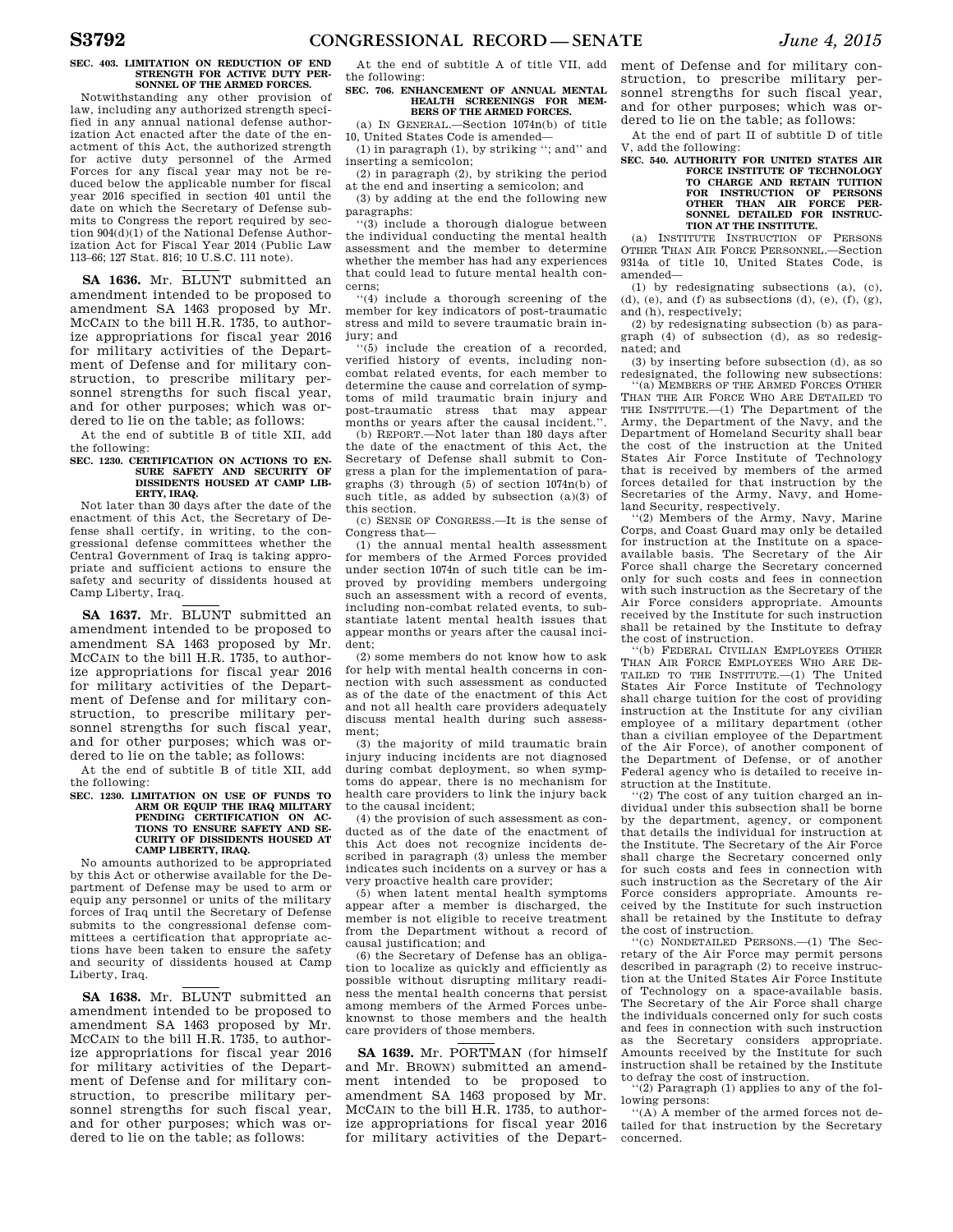**SEC. 403. LIMITATION ON REDUCTION OF END STRENGTH FOR ACTIVE DUTY PERSONNEL OF THE ARMED FORCES.**

Notwithstanding any other provision of law, including any authorized strength specified in any annual national defense authorization Act enacted after the date of the enactment of this Act, the authorized strength for active duty personnel of the Armed Forces for any fiscal year may not be reduced below the applicable number for fiscal year 2016 specified in section 401 until the date on which the Secretary of Defense submits to Congress the report required by section 904(d)(1) of the National Defense Authorization Act for Fiscal Year 2014 (Public Law 113–66; 127 Stat. 816; 10 U.S.C. 111 note).

**SA 1636.** Mr. BLUNT submitted an amendment intended to be proposed to amendment SA 1463 proposed by Mr. MCCAIN to the bill H.R. 1735, to authorize appropriations for fiscal year 2016 for military activities of the Department of Defense and for military construction, to prescribe military personnel strengths for such fiscal year, and for other purposes; which was ordered to lie on the table; as follows:

At the end of subtitle B of title XII, add the following:

**SEC. 1230. CERTIFICATION ON ACTIONS TO ENSURE SAFETY AND SECURITY OF DISSIDENTS HOUSED AT CAMP LIBERTY, IRAQ.**

Not later than 30 days after the date of the enactment of this Act, the Secretary of Defense shall certify, in writing, to the congressional defense committees whether the Central Government of Iraq is taking appropriate and sufficient actions to ensure the safety and security of dissidents housed at Camp Liberty, Iraq.

**SA 1637.** Mr. BLUNT submitted an amendment intended to be proposed to amendment SA 1463 proposed by Mr. MCCAIN to the bill H.R. 1735, to authorize appropriations for fiscal year 2016 for military activities of the Department of Defense and for military construction, to prescribe military personnel strengths for such fiscal year, and for other purposes; which was ordered to lie on the table; as follows:

At the end of subtitle B of title XII, add the following:

**SEC. 1230. LIMITATION ON USE OF FUNDS TO ARM OR EQUIP THE IRAQ MILITARY PENDING CERTIFICATION ON ACTIONS TO ENSURE SAFETY AND SECURITY OF DISSIDENTS HOUSED AT CAMP LIBERTY, IRAQ.**

No amounts authorized to be appropriated by this Act or otherwise available for the Department of Defense may be used to arm or equip any personnel or units of the military forces of Iraq until the Secretary of Defense submits to the congressional defense committees a certification that appropriate actions have been taken to ensure the safety and security of dissidents housed at Camp Liberty, Iraq.

**SA 1638.** Mr. BLUNT submitted an amendment intended to be proposed to amendment SA 1463 proposed by Mr. MCCAIN to the bill H.R. 1735, to authorize appropriations for fiscal year 2016 for military activities of the Department of Defense and for military construction, to prescribe military personnel strengths for such fiscal year, and for other purposes; which was ordered to lie on the table; as follows:

At the end of subtitle A of title VII, add the following:

**SEC. 706. ENHANCEMENT OF ANNUAL MENTAL HEALTH SCREENINGS FOR MEMBERS OF THE ARMED FORCES.**

(a) IN GENERAL.—Section 1074n(b) of title 10, United States Code is amended—

(1) in paragraph (1), by striking "; and" and inserting a semicolon;

(2) in paragraph (2), by striking the period at the end and inserting a semicolon; and

(3) by adding at the end the following new paragraphs:

"(3) include a thorough dialogue between the individual conducting the mental health assessment and the member to determine whether the member has had any experiences that could lead to future mental health concerns;

"(4) include a thorough screening of the member for key indicators of post-traumatic stress and mild to severe traumatic brain injury; and

"(5) include the creation of a recorded, verified history of events, including non-combat related events, for each member to determine the cause and correlation of symptoms of mild traumatic brain injury and post-traumatic stress that may appear months or years after the causal incident.".

(b) REPORT.—Not later than 180 days after the date of the enactment of this Act, the Secretary of Defense shall submit to Congress a plan for the implementation of paragraphs (3) through (5) of section 1074n(b) of such title, as added by subsection (a)(3) of this section.

(c) SENSE OF CONGRESS.—It is the sense of Congress that—

(1) the annual mental health assessment for members of the Armed Forces provided under section 1074n of such title can be improved by providing members undergoing such an assessment with a record of events, including non-combat related events, to substantiate latent mental health issues that appear months or years after the causal incident;

(2) some members do not know how to ask for help with mental health concerns in connection with such assessment as conducted as of the date of the enactment of this Act and not all health care providers adequately discuss mental health during such assessment;

(3) the majority of mild traumatic brain injury inducing incidents are not diagnosed during combat deployment, so when symptoms do appear, there is no mechanism for health care providers to link the injury back to the causal incident;

(4) the provision of such assessment as conducted as of the date of the enactment of this Act does not recognize incidents described in paragraph (3) unless the member indicates such incidents on a survey or has a very proactive health care provider;

(5) when latent mental health symptoms appear after a member is discharged, the member is not eligible to receive treatment from the Department without a record of causal justification; and

(6) the Secretary of Defense has an obligation to localize as quickly and efficiently as possible without disrupting military readiness the mental health concerns that persist among members of the Armed Forces unbeknownst to those members and the health care providers of those members.

**SA 1639.** Mr. PORTMAN (for himself and Mr. BROWN) submitted an amendment intended to be proposed to amendment SA 1463 proposed by Mr. MCCAIN to the bill H.R. 1735, to authorize appropriations for fiscal year 2016 for military activities of the Department of Defense and for military construction, to prescribe military personnel strengths for such fiscal year, and for other purposes; which was ordered to lie on the table; as follows:

At the end of part II of subtitle D of title V, add the following:

**SEC. 540. AUTHORITY FOR UNITED STATES AIR FORCE INSTITUTE OF TECHNOLOGY TO CHARGE AND RETAIN TUITION FOR INSTRUCTION OF PERSONS OTHER THAN AIR FORCE PERSONNEL DETAILED FOR INSTRUCTION AT THE INSTITUTE.**

(a) INSTITUTE INSTRUCTION OF PERSONS OTHER THAN AIR FORCE PERSONNEL.—Section 9314a of title 10, United States Code, is amended—

(1) by redesignating subsections (a), (c), (d), (e), and (f) as subsections (d), (e), (f), (g), and (h), respectively;

(2) by redesignating subsection (b) as paragraph (4) of subsection (d), as so redesignated; and

(3) by inserting before subsection (d), as so redesignated, the following new subsections:

"(a) MEMBERS OF THE ARMED FORCES OTHER THAN THE AIR FORCE WHO ARE DETAILED TO THE INSTITUTE.—(1) The Department of the Army, the Department of the Navy, and the Department of Homeland Security shall bear the cost of the instruction at the United States Air Force Institute of Technology that is received by members of the armed forces detailed for that instruction by the Secretaries of the Army, Navy, and Homeland Security, respectively.

"(2) Members of the Army, Navy, Marine Corps, and Coast Guard may only be detailed for instruction at the Institute on a space-available basis. The Secretary of the Air Force shall charge the Secretary concerned only for such costs and fees in connection with such instruction as the Secretary of the Air Force considers appropriate. Amounts received by the Institute for such instruction shall be retained by the Institute to defray the cost of instruction.

"(b) FEDERAL CIVILIAN EMPLOYEES OTHER THAN AIR FORCE EMPLOYEES WHO ARE DETAILED TO THE INSTITUTE.—(1) The United States Air Force Institute of Technology shall charge tuition for the cost of providing instruction at the Institute for any civilian employee of a military department (other than a civilian employee of the Department of the Air Force), of another component of the Department of Defense, or of another Federal agency who is detailed to receive instruction at the Institute.

"(2) The cost of any tuition charged an individual under this subsection shall be borne by the department, agency, or component that details the individual for instruction at the Institute. The Secretary of the Air Force shall charge the Secretary concerned only for such costs and fees in connection with such instruction as the Secretary of the Air Force considers appropriate. Amounts received by the Institute for such instruction shall be retained by the Institute to defray the cost of instruction.

"(c) NONDETAILED PERSONS.—(1) The Secretary of the Air Force may permit persons described in paragraph (2) to receive instruction at the United States Air Force Institute of Technology on a space-available basis. The Secretary of the Air Force shall charge the individuals concerned only for such costs and fees in connection with such instruction as the Secretary considers appropriate. Amounts received by the Institute for such instruction shall be retained by the Institute to defray the cost of instruction.

"(2) Paragraph (1) applies to any of the following persons:

"(A) A member of the armed forces not detailed for that instruction by the Secretary concerned.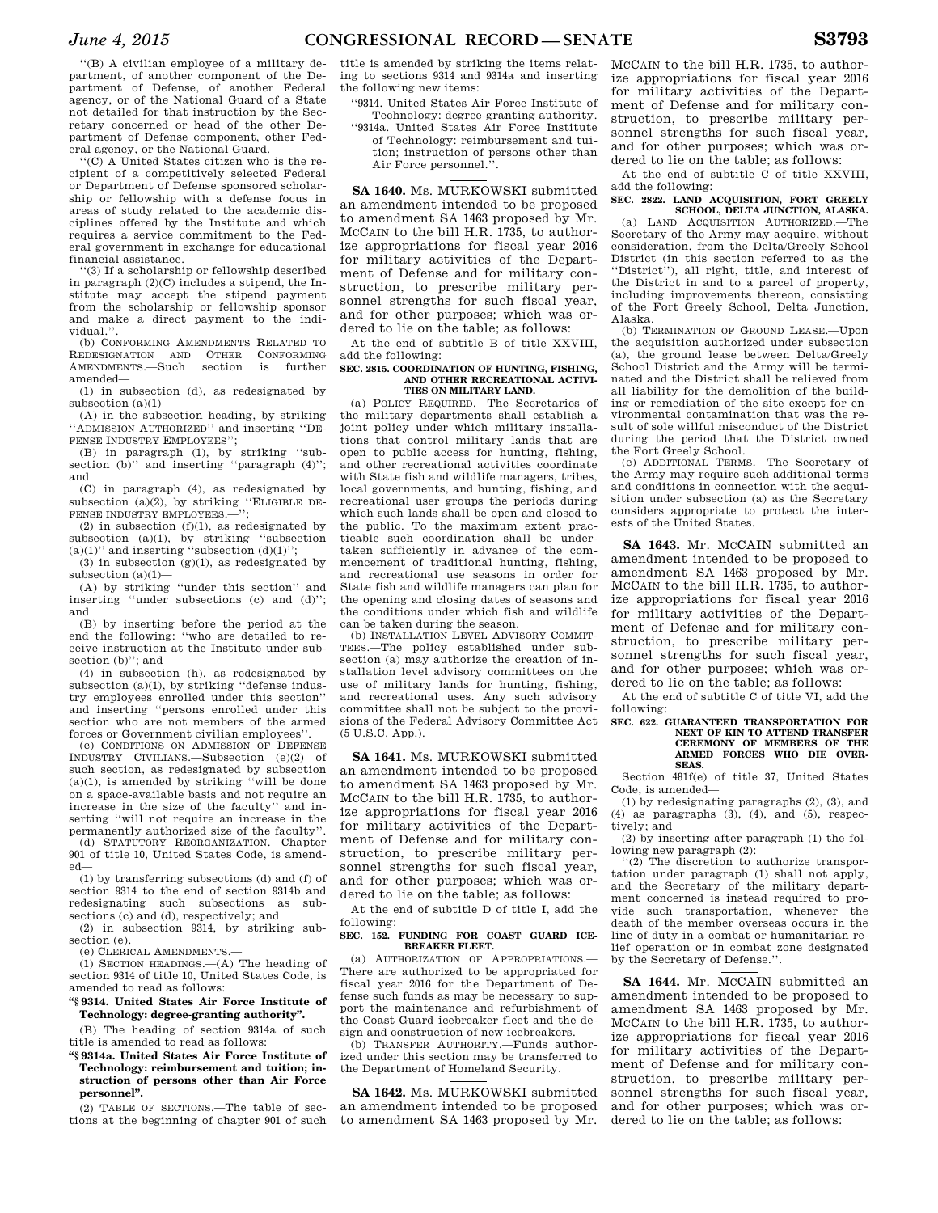"(B) A civilian employee of a military department, of another component of the Department of Defense, of another Federal agency, or of the National Guard of a State not detailed for that instruction by the Secretary concerned or head of the other Department of Defense component, other Federal agency, or the National Guard.

"(C) A United States citizen who is the recipient of a competitively selected Federal or Department of Defense sponsored scholarship or fellowship with a defense focus in areas of study related to the academic disciplines offered by the Institute and which requires a service commitment to the Federal government in exchange for educational financial assistance.

"(3) If a scholarship or fellowship described in paragraph (2)(C) includes a stipend, the Institute may accept the stipend payment from the scholarship or fellowship sponsor and make a direct payment to the individual.".

(b) CONFORMING AMENDMENTS RELATED TO REDESIGNATION AND OTHER CONFORMING AMENDMENTS.—Such section is further amended—

(1) in subsection (d), as redesignated by subsection (a)(1)—

(A) in the subsection heading, by striking "ADMISSION AUTHORIZED" and inserting "DEFENSE INDUSTRY EMPLOYEES";

(B) in paragraph (1), by striking "subsection (b)" and inserting "paragraph (4)"; and

(C) in paragraph (4), as redesignated by subsection (a)(2), by striking "ELIGIBLE DEFENSE INDUSTRY EMPLOYEES.—";

(2) in subsection (f)(1), as redesignated by subsection (a)(1), by striking "subsection (a)(1)" and inserting "subsection (d)(1)";

(3) in subsection (g)(1), as redesignated by subsection (a)(1)—

(A) by striking "under this section" and inserting "under subsections (c) and (d)"; and

(B) by inserting before the period at the end the following: "who are detailed to receive instruction at the Institute under subsection (b)"; and

(4) in subsection (h), as redesignated by subsection (a)(1), by striking "defense industry employees enrolled under this section" and inserting "persons enrolled under this section who are not members of the armed forces or Government civilian employees".

(c) CONDITIONS ON ADMISSION OF DEFENSE INDUSTRY CIVILIANS.—Subsection (e)(2) of such section, as redesignated by subsection (a)(1), is amended by striking "will be done on a space-available basis and not require an increase in the size of the faculty" and inserting "will not require an increase in the permanently authorized size of the faculty".

(d) STATUTORY REORGANIZATION.—Chapter 901 of title 10, United States Code, is amended—

(1) by transferring subsections (d) and (f) of section 9314 to the end of section 9314b and redesignating such subsections as subsections (c) and (d), respectively; and

(2) in subsection 9314, by striking subsection (e).

(e) CLERICAL AMENDMENTS.—

(1) SECTION HEADINGS.—(A) The heading of section 9314 of title 10, United States Code, is amended to read as follows:

**"§ 9314. United States Air Force Institute of Technology: degree-granting authority".**

(B) The heading of section 9314a of such title is amended to read as follows:

**"§ 9314a. United States Air Force Institute of Technology: reimbursement and tuition; instruction of persons other than Air Force personnel".**

(2) TABLE OF SECTIONS.—The table of sections at the beginning of chapter 901 of such title is amended by striking the items relating to sections 9314 and 9314a and inserting the following new items:

"9314. United States Air Force Institute of Technology: degree-granting authority.
"9314a. United States Air Force Institute of Technology: reimbursement and tuition; instruction of persons other than Air Force personnel.".

---

**SA 1640.** Ms. MURKOWSKI submitted an amendment intended to be proposed to amendment SA 1463 proposed by Mr. MCCAIN to the bill H.R. 1735, to authorize appropriations for fiscal year 2016 for military activities of the Department of Defense and for military construction, to prescribe military personnel strengths for such fiscal year, and for other purposes; which was ordered to lie on the table; as follows:

At the end of subtitle B of title XXVIII, add the following:

**SEC. 2815. COORDINATION OF HUNTING, FISHING, AND OTHER RECREATIONAL ACTIVITIES ON MILITARY LAND.**

(a) POLICY REQUIRED.—The Secretaries of the military departments shall establish a joint policy under which military installations that control military lands that are open to public access for hunting, fishing, and other recreational activities coordinate with State fish and wildlife managers, tribes, local governments, and hunting, fishing, and recreational user groups the periods during which such lands shall be open and closed to the public. To the maximum extent practicable such coordination shall be undertaken sufficiently in advance of the commencement of traditional hunting, fishing, and recreational use seasons in order for State fish and wildlife managers can plan for the opening and closing dates of seasons and the conditions under which fish and wildlife can be taken during the season.

(b) INSTALLATION LEVEL ADVISORY COMMITTEES.—The policy established under subsection (a) may authorize the creation of installation level advisory committees on the use of military lands for hunting, fishing, and recreational uses. Any such advisory committee shall not be subject to the provisions of the Federal Advisory Committee Act (5 U.S.C. App.).

---

**SA 1641.** Ms. MURKOWSKI submitted an amendment intended to be proposed to amendment SA 1463 proposed by Mr. MCCAIN to the bill H.R. 1735, to authorize appropriations for fiscal year 2016 for military activities of the Department of Defense and for military construction, to prescribe military personnel strengths for such fiscal year, and for other purposes; which was ordered to lie on the table; as follows:

At the end of subtitle D of title I, add the following:

**SEC. 152. FUNDING FOR COAST GUARD ICEBREAKER FLEET.**

(a) AUTHORIZATION OF APPROPRIATIONS.—There are authorized to be appropriated for fiscal year 2016 for the Department of Defense such funds as may be necessary to support the maintenance and refurbishment of the Coast Guard icebreaker fleet and the design and construction of new icebreakers.

(b) TRANSFER AUTHORITY.—Funds authorized under this section may be transferred to the Department of Homeland Security.

---

**SA 1642.** Ms. MURKOWSKI submitted an amendment intended to be proposed to amendment SA 1463 proposed by Mr. MCCAIN to the bill H.R. 1735, to authorize appropriations for fiscal year 2016 for military activities of the Department of Defense and for military construction, to prescribe military personnel strengths for such fiscal year, and for other purposes; which was ordered to lie on the table; as follows:

At the end of subtitle C of title XXVIII, add the following:

**SEC. 2822. LAND ACQUISITION, FORT GREELY SCHOOL, DELTA JUNCTION, ALASKA.**

(a) LAND ACQUISITION AUTHORIZED.—The Secretary of the Army may acquire, without consideration, from the Delta/Greely School District (in this section referred to as the "District"), all right, title, and interest of the District in and to a parcel of property, including improvements thereon, consisting of the Fort Greely School, Delta Junction, Alaska.

(b) TERMINATION OF GROUND LEASE.—Upon the acquisition authorized under subsection (a), the ground lease between Delta/Greely School District and the Army will be terminated and the District shall be relieved from all liability for the demolition of the building or remediation of the site except for environmental contamination that was the result of sole willful misconduct of the District during the period that the District owned the Fort Greely School.

(c) ADDITIONAL TERMS.—The Secretary of the Army may require such additional terms and conditions in connection with the acquisition under subsection (a) as the Secretary considers appropriate to protect the interests of the United States.

---

**SA 1643.** Mr. MCCAIN submitted an amendment intended to be proposed to amendment SA 1463 proposed by Mr. MCCAIN to the bill H.R. 1735, to authorize appropriations for fiscal year 2016 for military activities of the Department of Defense and for military construction, to prescribe military personnel strengths for such fiscal year, and for other purposes; which was ordered to lie on the table; as follows:

At the end of subtitle C of title VI, add the following:

**SEC. 622. GUARANTEED TRANSPORTATION FOR NEXT OF KIN TO ATTEND TRANSFER CEREMONY OF MEMBERS OF THE ARMED FORCES WHO DIE OVERSEAS.**

Section 481f(e) of title 37, United States Code, is amended—

(1) by redesignating paragraphs (2), (3), and (4) as paragraphs (3), (4), and (5), respectively; and

(2) by inserting after paragraph (1) the following new paragraph (2):

"(2) The discretion to authorize transportation under paragraph (1) shall not apply, and the Secretary of the military department concerned is instead required to provide such transportation, whenever the death of the member overseas occurs in the line of duty in a combat or humanitarian relief operation or in combat zone designated by the Secretary of Defense.".

---

**SA 1644.** Mr. MCCAIN submitted an amendment intended to be proposed to amendment SA 1463 proposed by Mr. MCCAIN to the bill H.R. 1735, to authorize appropriations for fiscal year 2016 for military activities of the Department of Defense and for military construction, to prescribe military personnel strengths for such fiscal year, and for other purposes; which was ordered to lie on the table; as follows: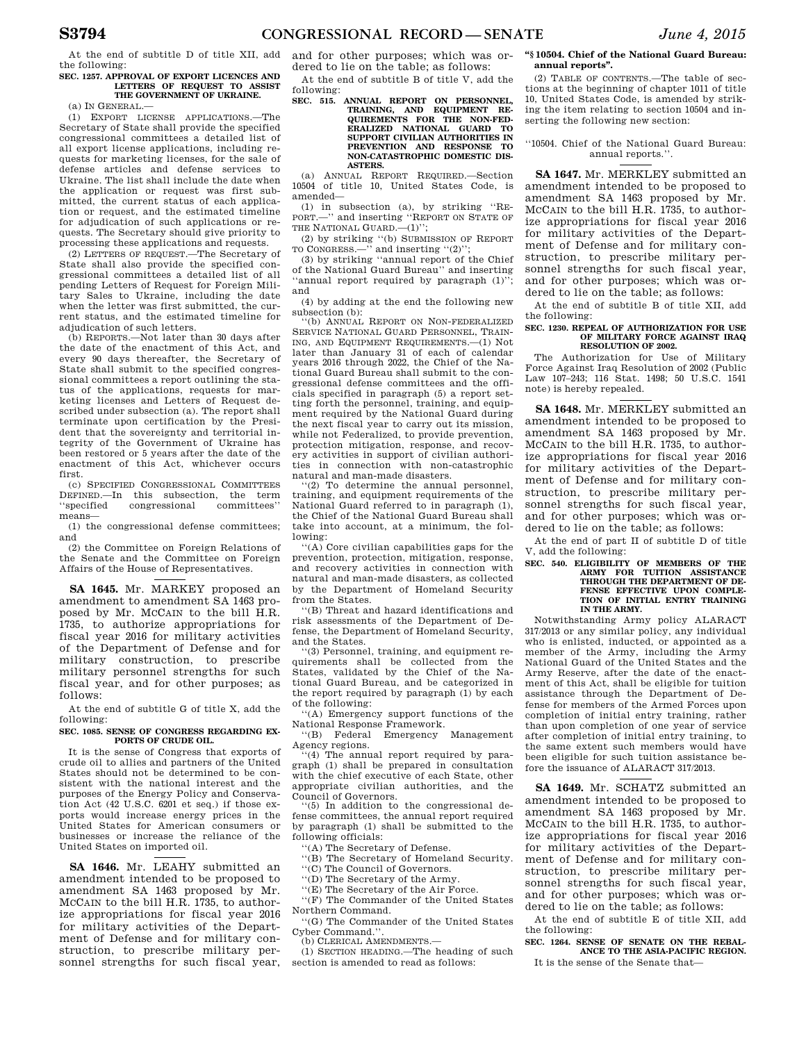At the end of subtitle D of title XII, add the following:

**SEC. 1257. APPROVAL OF EXPORT LICENCES AND LETTERS OF REQUEST TO ASSIST THE GOVERNMENT OF UKRAINE.**

(a) IN GENERAL.—

(1) EXPORT LICENSE APPLICATIONS.—The Secretary of State shall provide the specified congressional committees a detailed list of all export license applications, including requests for marketing licenses, for the sale of defense articles and defense services to Ukraine. The list shall include the date when the application or request was first submitted, the current status of each application or request, and the estimated timeline for adjudication of such applications or requests. The Secretary should give priority to processing these applications and requests.

(2) LETTERS OF REQUEST.—The Secretary of State shall also provide the specified congressional committees a detailed list of all pending Letters of Request for Foreign Military Sales to Ukraine, including the date when the letter was first submitted, the current status, and the estimated timeline for adjudication of such letters.

(b) REPORTS.—Not later than 30 days after the date of the enactment of this Act, and every 90 days thereafter, the Secretary of State shall submit to the specified congressional committees a report outlining the status of the applications, requests for marketing licenses and Letters of Request described under subsection (a). The report shall terminate upon certification by the President that the sovereignty and territorial integrity of the Government of Ukraine has been restored or 5 years after the date of the enactment of this Act, whichever occurs first.

(c) SPECIFIED CONGRESSIONAL COMMITTEES DEFINED.—In this subsection, the term "specified congressional committees" means—

(1) the congressional defense committees; and

(2) the Committee on Foreign Relations of the Senate and the Committee on Foreign Affairs of the House of Representatives.

---

**SA 1645.** Mr. MARKEY proposed an amendment to amendment SA 1463 proposed by Mr. MCCAIN to the bill H.R. 1735, to authorize appropriations for fiscal year 2016 for military activities of the Department of Defense and for military construction, to prescribe military personnel strengths for such fiscal year, and for other purposes; as follows:

At the end of subtitle G of title X, add the following:

**SEC. 1085. SENSE OF CONGRESS REGARDING EXPORTS OF CRUDE OIL.**

It is the sense of Congress that exports of crude oil to allies and partners of the United States should not be determined to be consistent with the national interest and the purposes of the Energy Policy and Conservation Act (42 U.S.C. 6201 et seq.) if those exports would increase energy prices in the United States for American consumers or businesses or increase the reliance of the United States on imported oil.

---

**SA 1646.** Mr. LEAHY submitted an amendment intended to be proposed to amendment SA 1463 proposed by Mr. MCCAIN to the bill H.R. 1735, to authorize appropriations for fiscal year 2016 for military activities of the Department of Defense and for military construction, to prescribe military personnel strengths for such fiscal year, and for other purposes; which was ordered to lie on the table; as follows:

At the end of subtitle B of title V, add the following:

**SEC. 515. ANNUAL REPORT ON PERSONNEL, TRAINING, AND EQUIPMENT REQUIREMENTS FOR THE NON-FEDERALIZED NATIONAL GUARD TO SUPPORT CIVILIAN AUTHORITIES IN PREVENTION AND RESPONSE TO NON-CATASTROPHIC DOMESTIC DISASTERS.**

(a) ANNUAL REPORT REQUIRED.—Section 10504 of title 10, United States Code, is amended—

(1) in subsection (a), by striking "REPORT.—" and inserting "REPORT ON STATE OF THE NATIONAL GUARD.—(1)";

(2) by striking "(b) SUBMISSION OF REPORT TO CONGRESS.—" and inserting "(2)";

(3) by striking "annual report of the Chief of the National Guard Bureau" and inserting "annual report required by paragraph (1)"; and

(4) by adding at the end the following new subsection (b):

"(b) ANNUAL REPORT ON NON-FEDERALIZED SERVICE NATIONAL GUARD PERSONNEL, TRAINING, AND EQUIPMENT REQUIREMENTS.—(1) Not later than January 31 of each of calendar years 2016 through 2022, the Chief of the National Guard Bureau shall submit to the congressional defense committees and the officials specified in paragraph (5) a report setting forth the personnel, training, and equipment required by the National Guard during the next fiscal year to carry out its mission, while not Federalized, to provide prevention, protection mitigation, response, and recovery activities in support of civilian authorities in connection with non-catastrophic natural and man-made disasters.

"(2) To determine the annual personnel, training, and equipment requirements of the National Guard referred to in paragraph (1), the Chief of the National Guard Bureau shall take into account, at a minimum, the following:

"(A) Core civilian capabilities gaps for the prevention, protection, mitigation, response, and recovery activities in connection with natural and man-made disasters, as collected by the Department of Homeland Security from the States.

"(B) Threat and hazard identifications and risk assessments of the Department of Defense, the Department of Homeland Security, and the States.

"(3) Personnel, training, and equipment requirements shall be collected from the States, validated by the Chief of the National Guard Bureau, and be categorized in the report required by paragraph (1) by each of the following:

"(A) Emergency support functions of the National Response Framework.

"(B) Federal Emergency Management Agency regions.

"(4) The annual report required by paragraph (1) shall be prepared in consultation with the chief executive of each State, other appropriate civilian authorities, and the Council of Governors.

"(5) In addition to the congressional defense committees, the annual report required by paragraph (1) shall be submitted to the following officials:

"(A) The Secretary of Defense.

"(B) The Secretary of Homeland Security.

"(C) The Council of Governors.

"(D) The Secretary of the Army.

"(E) The Secretary of the Air Force.

"(F) The Commander of the United States Northern Command.

"(G) The Commander of the United States Cyber Command.".

(b) CLERICAL AMENDMENTS.—

(1) SECTION HEADING.—The heading of such section is amended to read as follows:

**"§ 10504. Chief of the National Guard Bureau: annual reports".**

(2) TABLE OF CONTENTS.—The table of sections at the beginning of chapter 1011 of title 10, United States Code, is amended by striking the item relating to section 10504 and inserting the following new section:

"10504. Chief of the National Guard Bureau: annual reports.".

---

**SA 1647.** Mr. MERKLEY submitted an amendment intended to be proposed to amendment SA 1463 proposed by Mr. MCCAIN to the bill H.R. 1735, to authorize appropriations for fiscal year 2016 for military activities of the Department of Defense and for military construction, to prescribe military personnel strengths for such fiscal year, and for other purposes; which was ordered to lie on the table; as follows:

At the end of subtitle B of title XII, add the following:

**SEC. 1230. REPEAL OF AUTHORIZATION FOR USE OF MILITARY FORCE AGAINST IRAQ RESOLUTION OF 2002.**

The Authorization for Use of Military Force Against Iraq Resolution of 2002 (Public Law 107–243; 116 Stat. 1498; 50 U.S.C. 1541 note) is hereby repealed.

---

**SA 1648.** Mr. MERKLEY submitted an amendment intended to be proposed to amendment SA 1463 proposed by Mr. MCCAIN to the bill H.R. 1735, to authorize appropriations for fiscal year 2016 for military activities of the Department of Defense and for military construction, to prescribe military personnel strengths for such fiscal year, and for other purposes; which was ordered to lie on the table; as follows:

At the end of part II of subtitle D of title V, add the following:

**SEC. 540. ELIGIBILITY OF MEMBERS OF THE ARMY FOR TUITION ASSISTANCE THROUGH THE DEPARTMENT OF DEFENSE EFFECTIVE UPON COMPLETION OF INITIAL ENTRY TRAINING IN THE ARMY.**

Notwithstanding Army policy ALARACT 317/2013 or any similar policy, any individual who is enlisted, inducted, or appointed as a member of the Army, including the Army National Guard of the United States and the Army Reserve, after the date of the enactment of this Act, shall be eligible for tuition assistance through the Department of Defense for members of the Armed Forces upon completion of initial entry training, rather than upon completion of one year of service after completion of initial entry training, to the same extent such members would have been eligible for such tuition assistance before the issuance of ALARACT 317/2013.

---

**SA 1649.** Mr. SCHATZ submitted an amendment intended to be proposed to amendment SA 1463 proposed by Mr. MCCAIN to the bill H.R. 1735, to authorize appropriations for fiscal year 2016 for military activities of the Department of Defense and for military construction, to prescribe military personnel strengths for such fiscal year, and for other purposes; which was ordered to lie on the table; as follows:

At the end of subtitle E of title XII, add the following:

**SEC. 1264. SENSE OF SENATE ON THE REBALANCE TO THE ASIA-PACIFIC REGION.**

It is the sense of the Senate that—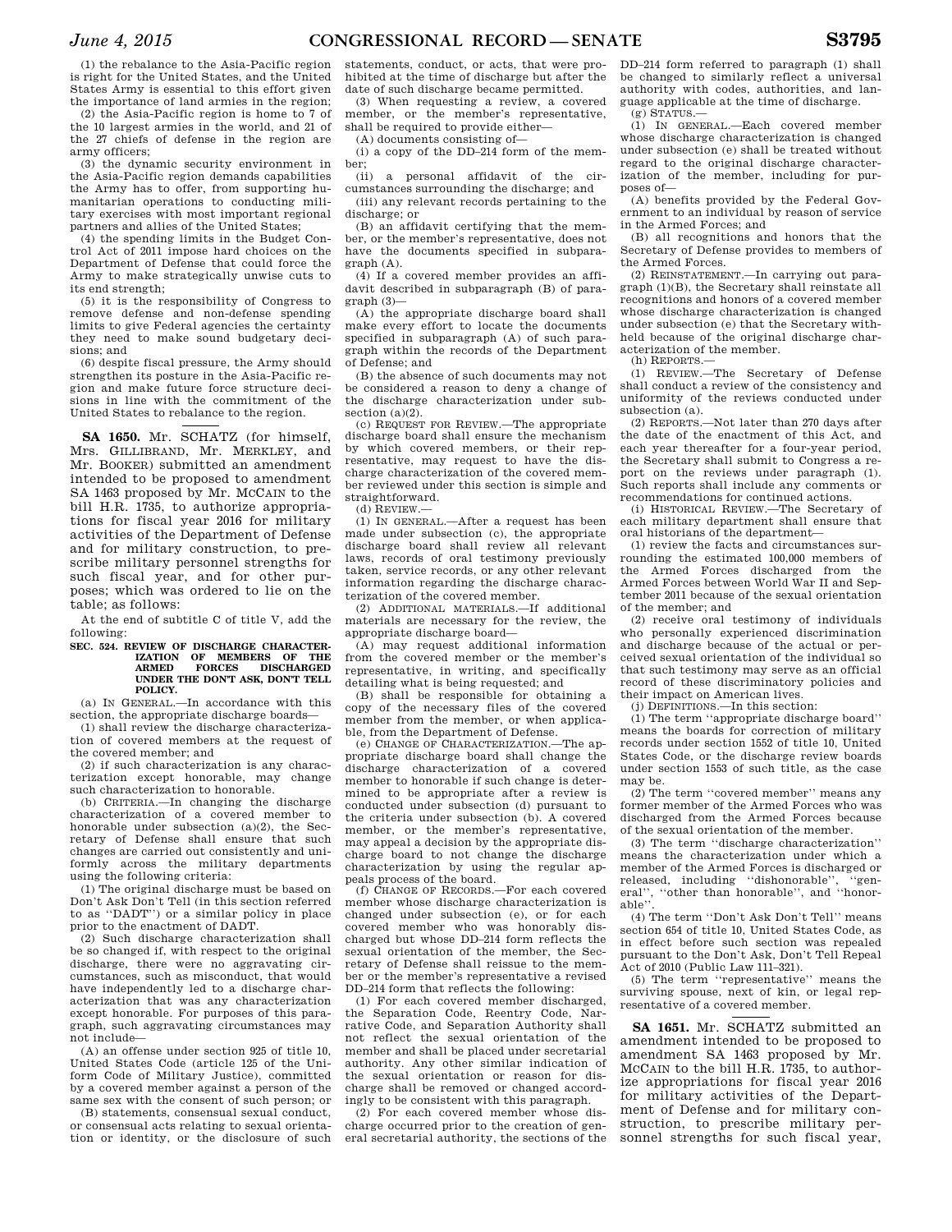(1) the rebalance to the Asia-Pacific region is right for the United States, and the United States Army is essential to this effort given the importance of land armies in the region;

(2) the Asia-Pacific region is home to 7 of the 10 largest armies in the world, and 21 of the 27 chiefs of defense in the region are army officers;

(3) the dynamic security environment in the Asia-Pacific region demands capabilities the Army has to offer, from supporting humanitarian operations to conducting military exercises with most important regional partners and allies of the United States;

(4) the spending limits in the Budget Control Act of 2011 impose hard choices on the Department of Defense that could force the Army to make strategically unwise cuts to its end strength;

(5) it is the responsibility of Congress to remove defense and non-defense spending limits to give Federal agencies the certainty they need to make sound budgetary decisions; and

(6) despite fiscal pressure, the Army should strengthen its posture in the Asia-Pacific region and make future force structure decisions in line with the commitment of the United States to rebalance to the region.

---

**SA 1650.** Mr. SCHATZ (for himself, Mrs. GILLIBRAND, Mr. MERKLEY, and Mr. BOOKER) submitted an amendment intended to be proposed to amendment SA 1463 proposed by Mr. MCCAIN to the bill H.R. 1735, to authorize appropriations for fiscal year 2016 for military activities of the Department of Defense and for military construction, to prescribe military personnel strengths for such fiscal year, and for other purposes; which was ordered to lie on the table; as follows:

At the end of subtitle C of title V, add the following:

**SEC. 524. REVIEW OF DISCHARGE CHARACTERIZATION OF MEMBERS OF THE ARMED FORCES DISCHARGED UNDER THE DON'T ASK, DON'T TELL POLICY.**

(a) IN GENERAL.—In accordance with this section, the appropriate discharge boards—

(1) shall review the discharge characterization of covered members at the request of the covered member; and

(2) if such characterization is any characterization except honorable, may change such characterization to honorable.

(b) CRITERIA.—In changing the discharge characterization of a covered member to honorable under subsection (a)(2), the Secretary of Defense shall ensure that such changes are carried out consistently and uniformly across the military departments using the following criteria:

(1) The original discharge must be based on Don't Ask Don't Tell (in this section referred to as ''DADT'') or a similar policy in place prior to the enactment of DADT.

(2) Such discharge characterization shall be so changed if, with respect to the original discharge, there were no aggravating circumstances, such as misconduct, that would have independently led to a discharge characterization that was any characterization except honorable. For purposes of this paragraph, such aggravating circumstances may not include—

(A) an offense under section 925 of title 10, United States Code (article 125 of the Uniform Code of Military Justice), committed by a covered member against a person of the same sex with the consent of such person; or

(B) statements, consensual sexual conduct, or consensual acts relating to sexual orientation or identity, or the disclosure of such statements, conduct, or acts, that were prohibited at the time of discharge but after the date of such discharge became permitted.

(3) When requesting a review, a covered member, or the member's representative, shall be required to provide either—

(A) documents consisting of—

(i) a copy of the DD–214 form of the member;

(ii) a personal affidavit of the circumstances surrounding the discharge; and

(iii) any relevant records pertaining to the discharge; or

(B) an affidavit certifying that the member, or the member's representative, does not have the documents specified in subparagraph (A).

(4) If a covered member provides an affidavit described in subparagraph (B) of paragraph (3)—

(A) the appropriate discharge board shall make every effort to locate the documents specified in subparagraph (A) of such paragraph within the records of the Department of Defense; and

(B) the absence of such documents may not be considered a reason to deny a change of the discharge characterization under subsection (a)(2).

(c) REQUEST FOR REVIEW.—The appropriate discharge board shall ensure the mechanism by which covered members, or their representative, may request to have the discharge characterization of the covered member reviewed under this section is simple and straightforward.

(d) REVIEW.—

(1) IN GENERAL.—After a request has been made under subsection (c), the appropriate discharge board shall review all relevant laws, records of oral testimony previously taken, service records, or any other relevant information regarding the discharge characterization of the covered member.

(2) ADDITIONAL MATERIALS.—If additional materials are necessary for the review, the appropriate discharge board—

(A) may request additional information from the covered member or the member's representative, in writing, and specifically detailing what is being requested; and

(B) shall be responsible for obtaining a copy of the necessary files of the covered member from the member, or when applicable, from the Department of Defense.

(e) CHANGE OF CHARACTERIZATION.—The appropriate discharge board shall change the discharge characterization of a covered member to honorable if such change is determined to be appropriate after a review is conducted under subsection (d) pursuant to the criteria under subsection (b). A covered member, or the member's representative, may appeal a decision by the appropriate discharge board to not change the discharge characterization by using the regular appeals process of the board.

(f) CHANGE OF RECORDS.—For each covered member whose discharge characterization is changed under subsection (e), or for each covered member who was honorably discharged but whose DD–214 form reflects the sexual orientation of the member, the Secretary of Defense shall reissue to the member or the member's representative a revised DD–214 form that reflects the following:

(1) For each covered member discharged, the Separation Code, Reentry Code, Narrative Code, and Separation Authority shall not reflect the sexual orientation of the member and shall be placed under secretarial authority. Any other similar indication of the sexual orientation or reason for discharge shall be removed or changed accordingly to be consistent with this paragraph.

(2) For each covered member whose discharge occurred prior to the creation of general secretarial authority, the sections of the DD–214 form referred to paragraph (1) shall be changed to similarly reflect a universal authority with codes, authorities, and language applicable at the time of discharge.

(g) STATUS.—

(1) IN GENERAL.—Each covered member whose discharge characterization is changed under subsection (e) shall be treated without regard to the original discharge characterization of the member, including for purposes of—

(A) benefits provided by the Federal Government to an individual by reason of service in the Armed Forces; and

(B) all recognitions and honors that the Secretary of Defense provides to members of the Armed Forces.

(2) REINSTATEMENT.—In carrying out paragraph (1)(B), the Secretary shall reinstate all recognitions and honors of a covered member whose discharge characterization is changed under subsection (e) that the Secretary withheld because of the original discharge characterization of the member.

(h) REPORTS.—

(1) REVIEW.—The Secretary of Defense shall conduct a review of the consistency and uniformity of the reviews conducted under subsection (a).

(2) REPORTS.—Not later than 270 days after the date of the enactment of this Act, and each year thereafter for a four-year period, the Secretary shall submit to Congress a report on the reviews under paragraph (1). Such reports shall include any comments or recommendations for continued actions.

(i) HISTORICAL REVIEW.—The Secretary of each military department shall ensure that oral historians of the department—

(1) review the facts and circumstances surrounding the estimated 100,000 members of the Armed Forces discharged from the Armed Forces between World War II and September 2011 because of the sexual orientation of the member; and

(2) receive oral testimony of individuals who personally experienced discrimination and discharge because of the actual or perceived sexual orientation of the individual so that such testimony may serve as an official record of these discriminatory policies and their impact on American lives.

(j) DEFINITIONS.—In this section:

(1) The term ''appropriate discharge board'' means the boards for correction of military records under section 1552 of title 10, United States Code, or the discharge review boards under section 1553 of such title, as the case may be.

(2) The term ''covered member'' means any former member of the Armed Forces who was discharged from the Armed Forces because of the sexual orientation of the member.

(3) The term ''discharge characterization'' means the characterization under which a member of the Armed Forces is discharged or released, including ''dishonorable'', ''general'', ''other than honorable'', and ''honorable''.

(4) The term ''Don't Ask Don't Tell'' means section 654 of title 10, United States Code, as in effect before such section was repealed pursuant to the Don't Ask, Don't Tell Repeal Act of 2010 (Public Law 111–321).

(5) The term ''representative'' means the surviving spouse, next of kin, or legal representative of a covered member.

---

**SA 1651.** Mr. SCHATZ submitted an amendment intended to be proposed to amendment SA 1463 proposed by Mr. MCCAIN to the bill H.R. 1735, to authorize appropriations for fiscal year 2016 for military activities of the Department of Defense and for military construction, to prescribe military personnel strengths for such fiscal year,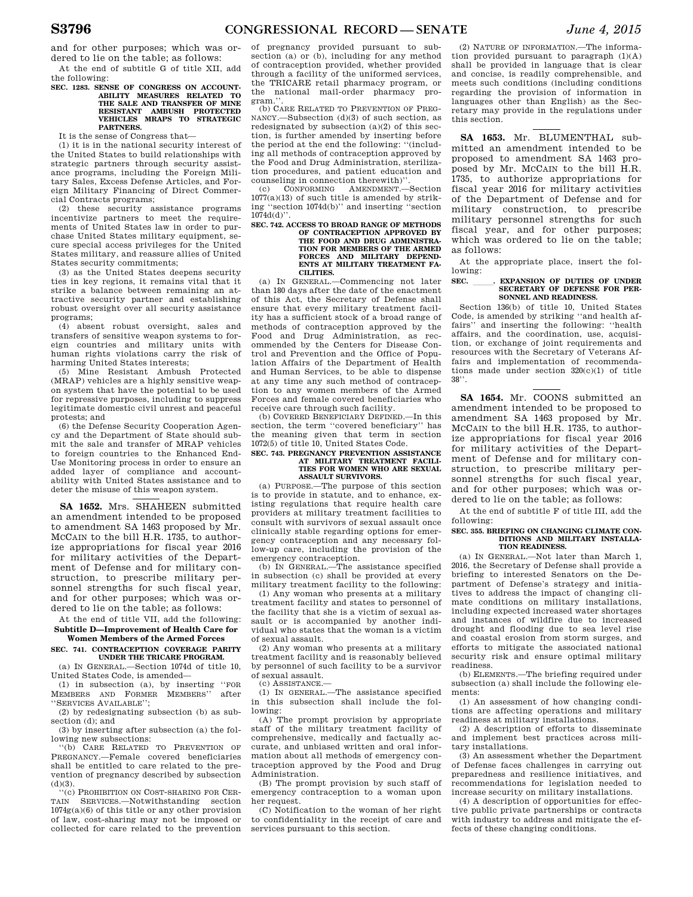and for other purposes; which was ordered to lie on the table; as follows:

At the end of subtitle G of title XII, add the following:

**SEC. 1283. SENSE OF CONGRESS ON ACCOUNTABILITY MEASURES RELATED TO THE SALE AND TRANSFER OF MINE RESISTANT AMBUSH PROTECTED VEHICLES MRAPS TO STRATEGIC PARTNERS.**

It is the sense of Congress that—

(1) it is in the national security interest of the United States to build relationships with strategic partners through security assistance programs, including the Foreign Military Sales, Excess Defense Articles, and Foreign Military Financing of Direct Commercial Contracts programs;

(2) these security assistance programs incentivize partners to meet the requirements of United States law in order to purchase United States military equipment, secure special access privileges for the United States military, and reassure allies of United States security commitments;

(3) as the United States deepens security ties in key regions, it remains vital that it strike a balance between remaining an attractive security partner and establishing robust oversight over all security assistance programs;

(4) absent robust oversight, sales and transfers of sensitive weapon systems to foreign countries and military units with human rights violations carry the risk of harming United States interests;

(5) Mine Resistant Ambush Protected (MRAP) vehicles are a highly sensitive weapon system that have the potential to be used for repressive purposes, including to suppress legitimate domestic civil unrest and peaceful protests; and

(6) the Defense Security Cooperation Agency and the Department of State should submit the sale and transfer of MRAP vehicles to foreign countries to the Enhanced End-Use Monitoring process in order to ensure an added layer of compliance and accountability with United States assistance and to deter the misuse of this weapon system.

**SA 1652.** Mrs. SHAHEEN submitted an amendment intended to be proposed to amendment SA 1463 proposed by Mr. MCCAIN to the bill H.R. 1735, to authorize appropriations for fiscal year 2016 for military activities of the Department of Defense and for military construction, to prescribe military personnel strengths for such fiscal year, and for other purposes; which was ordered to lie on the table; as follows:

At the end of title VII, add the following:

**Subtitle D—Improvement of Health Care for Women Members of the Armed Forces**

**SEC. 741. CONTRACEPTION COVERAGE PARITY UNDER THE TRICARE PROGRAM.**

(a) IN GENERAL.—Section 1074d of title 10, United States Code, is amended—

(1) in subsection (a), by inserting "FOR MEMBERS AND FORMER MEMBERS" after "SERVICES AVAILABLE";

(2) by redesignating subsection (b) as subsection (d); and

(3) by inserting after subsection (a) the following new subsections:

"(b) CARE RELATED TO PREVENTION OF PREGNANCY.—Female covered beneficiaries shall be entitled to care related to the prevention of pregnancy described by subsection (d)(3).

"(c) PROHIBITION ON COST-SHARING FOR CERTAIN SERVICES.—Notwithstanding section 1074g(a)(6) of this title or any other provision of law, cost-sharing may not be imposed or collected for care related to the prevention of pregnancy provided pursuant to subsection (a) or (b), including for any method of contraception provided, whether provided through a facility of the uniformed services, the TRICARE retail pharmacy program, or the national mail-order pharmacy program.".

(b) CARE RELATED TO PREVENTION OF PREGNANCY.—Subsection (d)(3) of such section, as redesignated by subsection (a)(2) of this section, is further amended by inserting before the period at the end the following: "(including all methods of contraception approved by the Food and Drug Administration, sterilization procedures, and patient education and counseling in connection therewith)".

(c) CONFORMING AMENDMENT.—Section 1077(a)(13) of such title is amended by striking "section 1074d(b)" and inserting "section 1074d(d)".

**SEC. 742. ACCESS TO BROAD RANGE OF METHODS OF CONTRACEPTION APPROVED BY THE FOOD AND DRUG ADMINISTRATION FOR MEMBERS OF THE ARMED FORCES AND MILITARY DEPENDENTS AT MILITARY TREATMENT FACILITIES.**

(a) IN GENERAL.—Commencing not later than 180 days after the date of the enactment of this Act, the Secretary of Defense shall ensure that every military treatment facility has a sufficient stock of a broad range of methods of contraception approved by the Food and Drug Administration, as recommended by the Centers for Disease Control and Prevention and the Office of Population Affairs of the Department of Health and Human Services, to be able to dispense at any time any such method of contraception to any women members of the Armed Forces and female covered beneficiaries who receive care through such facility.

(b) COVERED BENEFICIARY DEFINED.—In this section, the term "covered beneficiary" has the meaning given that term in section 1072(5) of title 10, United States Code.

**SEC. 743. PREGNANCY PREVENTION ASSISTANCE AT MILITARY TREATMENT FACILITIES FOR WOMEN WHO ARE SEXUAL ASSAULT SURVIVORS.**

(a) PURPOSE.—The purpose of this section is to provide in statute, and to enhance, existing regulations that require health care providers at military treatment facilities to consult with survivors of sexual assault once clinically stable regarding options for emergency contraception and any necessary follow-up care, including the provision of the emergency contraception.

(b) IN GENERAL.—The assistance specified in subsection (c) shall be provided at every military treatment facility to the following:

(1) Any woman who presents at a military treatment facility and states to personnel of the facility that she is a victim of sexual assault or is accompanied by another individual who states that the woman is a victim of sexual assault.

(2) Any woman who presents at a military treatment facility and is reasonably believed by personnel of such facility to be a survivor of sexual assault.

(c) ASSISTANCE.—

(1) IN GENERAL.—The assistance specified in this subsection shall include the following:

(A) The prompt provision by appropriate staff of the military treatment facility of comprehensive, medically and factually accurate, and unbiased written and oral information about all methods of emergency contraception approved by the Food and Drug Administration.

(B) The prompt provision by such staff of emergency contraception to a woman upon her request.

(C) Notification to the woman of her right to confidentiality in the receipt of care and services pursuant to this section.

(2) NATURE OF INFORMATION.—The information provided pursuant to paragraph (1)(A) shall be provided in language that is clear and concise, is readily comprehensible, and meets such conditions (including conditions regarding the provision of information in languages other than English) as the Secretary may provide in the regulations under this section.

**SA 1653.** Mr. BLUMENTHAL submitted an amendment intended to be proposed to amendment SA 1463 proposed by Mr. MCCAIN to the bill H.R. 1735, to authorize appropriations for fiscal year 2016 for military activities of the Department of Defense and for military construction, to prescribe military personnel strengths for such fiscal year, and for other purposes; which was ordered to lie on the table; as follows:

At the appropriate place, insert the following:

**SEC. \_\_\_\_. EXPANSION OF DUTIES OF UNDER SECRETARY OF DEFENSE FOR PERSONNEL AND READINESS.**

Section 136(b) of title 10, United States Code, is amended by striking "and health affairs" and inserting the following: "health affairs, and the coordination, use, acquisition, or exchange of joint requirements and resources with the Secretary of Veterans Affairs and implementation of recommendations made under section 320(c)(1) of title 38".

**SA 1654.** Mr. COONS submitted an amendment intended to be proposed to amendment SA 1463 proposed by Mr. MCCAIN to the bill H.R. 1735, to authorize appropriations for fiscal year 2016 for military activities of the Department of Defense and for military construction, to prescribe military personnel strengths for such fiscal year, and for other purposes; which was ordered to lie on the table; as follows:

At the end of subtitle F of title III, add the following:

**SEC. 355. BRIEFING ON CHANGING CLIMATE CONDITIONS AND MILITARY INSTALLATION READINESS.**

(a) IN GENERAL.—Not later than March 1, 2016, the Secretary of Defense shall provide a briefing to interested Senators on the Department of Defense's strategy and initiatives to address the impact of changing climate conditions on military installations, including expected increased water shortages and instances of wildfire due to increased drought and flooding due to sea level rise and coastal erosion from storm surges, and efforts to mitigate the associated national security risk and ensure optimal military readiness.

(b) ELEMENTS.—The briefing required under subsection (a) shall include the following elements:

(1) An assessment of how changing conditions are affecting operations and military readiness at military installations.

(2) A description of efforts to disseminate and implement best practices across military installations.

(3) An assessment whether the Department of Defense faces challenges in carrying out preparedness and resilience initiatives, and recommendations for legislation needed to increase security on military installations.

(4) A description of opportunities for effective public private partnerships or contracts with industry to address and mitigate the effects of these changing conditions.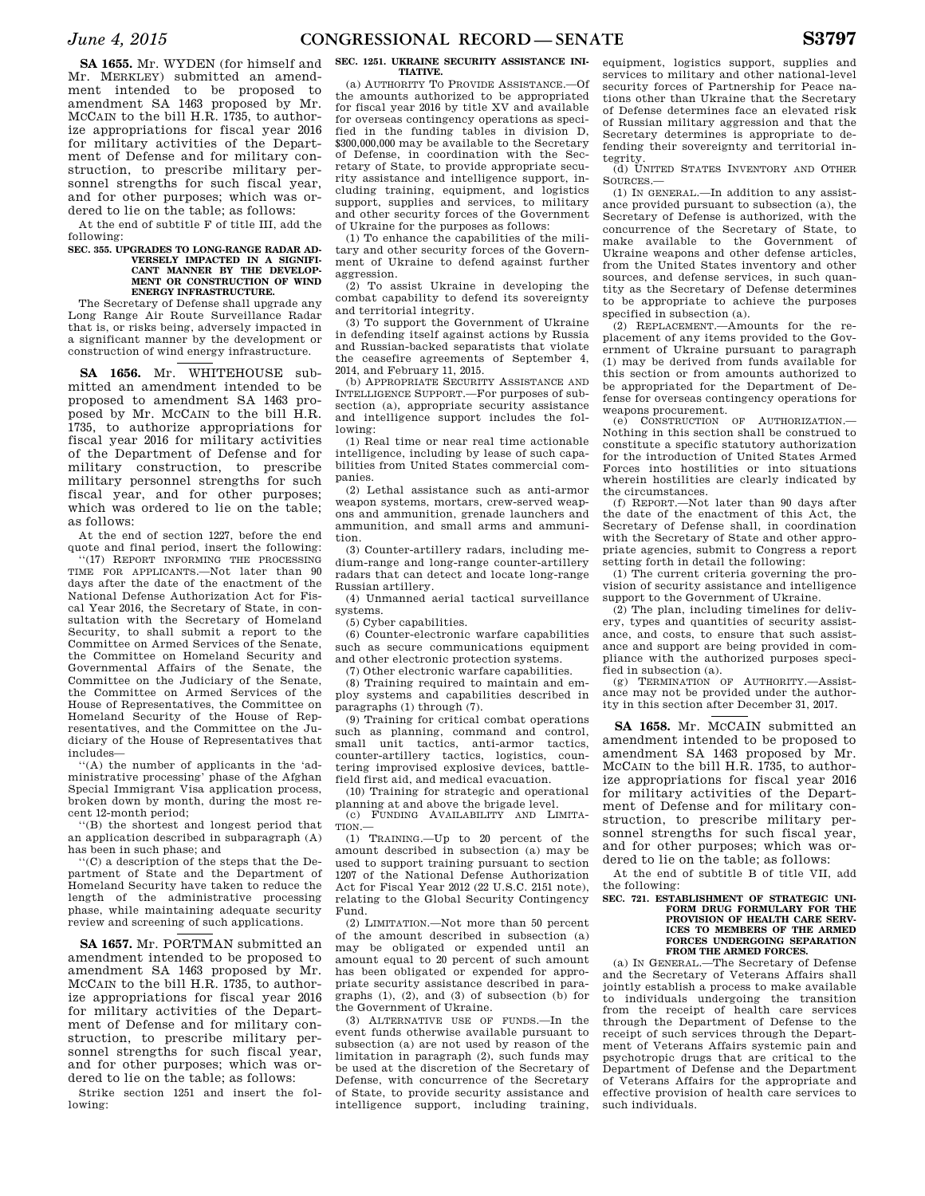**SA 1655.** Mr. WYDEN (for himself and Mr. MERKLEY) submitted an amendment intended to be proposed to amendment SA 1463 proposed by Mr. MCCAIN to the bill H.R. 1735, to authorize appropriations for fiscal year 2016 for military activities of the Department of Defense and for military construction, to prescribe military personnel strengths for such fiscal year, and for other purposes; which was ordered to lie on the table; as follows:

At the end of subtitle F of title III, add the following:

**SEC. 355. UPGRADES TO LONG-RANGE RADAR ADVERSELY IMPACTED IN A SIGNIFICANT MANNER BY THE DEVELOPMENT OR CONSTRUCTION OF WIND ENERGY INFRASTRUCTURE.**

The Secretary of Defense shall upgrade any Long Range Air Route Surveillance Radar that is, or risks being, adversely impacted in a significant manner by the development or construction of wind energy infrastructure.

---

**SA 1656.** Mr. WHITEHOUSE submitted an amendment intended to be proposed to amendment SA 1463 proposed by Mr. MCCAIN to the bill H.R. 1735, to authorize appropriations for fiscal year 2016 for military activities of the Department of Defense and for military construction, to prescribe military personnel strengths for such fiscal year, and for other purposes; which was ordered to lie on the table; as follows:

At the end of section 1227, before the end quote and final period, insert the following:

"(17) REPORT INFORMING THE PROCESSING TIME FOR APPLICANTS.—Not later than 90 days after the date of the enactment of the National Defense Authorization Act for Fiscal Year 2016, the Secretary of State, in consultation with the Secretary of Homeland Security, to shall submit a report to the Committee on Armed Services of the Senate, the Committee on Homeland Security and Governmental Affairs of the Senate, the Committee on the Judiciary of the Senate, the Committee on Armed Services of the House of Representatives, the Committee on Homeland Security of the House of Representatives, and the Committee on the Judiciary of the House of Representatives that includes—

"(A) the number of applicants in the 'administrative processing' phase of the Afghan Special Immigrant Visa application process, broken down by month, during the most recent 12-month period;

"(B) the shortest and longest period that an application described in subparagraph (A) has been in such phase; and

"(C) a description of the steps that the Department of State and the Department of Homeland Security have taken to reduce the length of the administrative processing phase, while maintaining adequate security review and screening of such applications.

---

**SA 1657.** Mr. PORTMAN submitted an amendment intended to be proposed to amendment SA 1463 proposed by Mr. MCCAIN to the bill H.R. 1735, to authorize appropriations for fiscal year 2016 for military activities of the Department of Defense and for military construction, to prescribe military personnel strengths for such fiscal year, and for other purposes; which was ordered to lie on the table; as follows:

Strike section 1251 and insert the following:

**SEC. 1251. UKRAINE SECURITY ASSISTANCE INITIATIVE.**

(a) AUTHORITY TO PROVIDE ASSISTANCE.—Of the amounts authorized to be appropriated for fiscal year 2016 by title XV and available for overseas contingency operations as specified in the funding tables in division D, $300,000,000 may be available to the Secretary of Defense, in coordination with the Secretary of State, to provide appropriate security assistance and intelligence support, including training, equipment, and logistics support, supplies and services, to military and other security forces of the Government of Ukraine for the purposes as follows:

(1) To enhance the capabilities of the military and other security forces of the Government of Ukraine to defend against further aggression.

(2) To assist Ukraine in developing the combat capability to defend its sovereignty and territorial integrity.

(3) To support the Government of Ukraine in defending itself against actions by Russia and Russian-backed separatists that violate the ceasefire agreements of September 4, 2014, and February 11, 2015.

(b) APPROPRIATE SECURITY ASSISTANCE AND INTELLIGENCE SUPPORT.—For purposes of subsection (a), appropriate security assistance and intelligence support includes the following:

(1) Real time or near real time actionable intelligence, including by lease of such capabilities from United States commercial companies.

(2) Lethal assistance such as anti-armor weapon systems, mortars, crew-served weapons and ammunition, grenade launchers and ammunition, and small arms and ammunition.

(3) Counter-artillery radars, including medium-range and long-range counter-artillery radars that can detect and locate long-range Russian artillery.

(4) Unmanned aerial tactical surveillance systems.

(5) Cyber capabilities.

(6) Counter-electronic warfare capabilities such as secure communications equipment and other electronic protection systems.

(7) Other electronic warfare capabilities.

(8) Training required to maintain and employ systems and capabilities described in paragraphs (1) through (7).

(9) Training for critical combat operations such as planning, command and control, small unit tactics, anti-armor tactics, counter-artillery tactics, logistics, countering improvised explosive devices, battlefield first aid, and medical evacuation.

(10) Training for strategic and operational planning at and above the brigade level.

(c) FUNDING AVAILABILITY AND LIMITATION.—

(1) TRAINING.—Up to 20 percent of the amount described in subsection (a) may be used to support training pursuant to section 1207 of the National Defense Authorization Act for Fiscal Year 2012 (22 U.S.C. 2151 note), relating to the Global Security Contingency Fund.

(2) LIMITATION.—Not more than 50 percent of the amount described in subsection (a) may be obligated or expended until an amount equal to 20 percent of such amount has been obligated or expended for appropriate security assistance described in paragraphs (1), (2), and (3) of subsection (b) for the Government of Ukraine.

(3) ALTERNATIVE USE OF FUNDS.—In the event funds otherwise available pursuant to subsection (a) are not used by reason of the limitation in paragraph (2), such funds may be used at the discretion of the Secretary of Defense, with concurrence of the Secretary of State, to provide security assistance and intelligence support, including training, equipment, logistics support, supplies and services to military and other national-level security forces of Partnership for Peace nations other than Ukraine that the Secretary of Defense determines face an elevated risk of Russian military aggression and that the Secretary determines is appropriate to defending their sovereignty and territorial integrity.

(d) UNITED STATES INVENTORY AND OTHER SOURCES.—

(1) IN GENERAL.—In addition to any assistance provided pursuant to subsection (a), the Secretary of Defense is authorized, with the concurrence of the Secretary of State, to make available to the Government of Ukraine weapons and other defense articles, from the United States inventory and other sources, and defense services, in such quantity as the Secretary of Defense determines to be appropriate to achieve the purposes specified in subsection (a).

(2) REPLACEMENT.—Amounts for the replacement of any items provided to the Government of Ukraine pursuant to paragraph (1) may be derived from funds available for this section or from amounts authorized to be appropriated for the Department of Defense for overseas contingency operations for weapons procurement.

(e) CONSTRUCTION OF AUTHORIZATION.—Nothing in this section shall be construed to constitute a specific statutory authorization for the introduction of United States Armed Forces into hostilities or into situations wherein hostilities are clearly indicated by the circumstances.

(f) REPORT.—Not later than 90 days after the date of the enactment of this Act, the Secretary of Defense shall, in coordination with the Secretary of State and other appropriate agencies, submit to Congress a report setting forth in detail the following:

(1) The current criteria governing the provision of security assistance and intelligence support to the Government of Ukraine.

(2) The plan, including timelines for delivery, types and quantities of security assistance, and costs, to ensure that such assistance and support are being provided in compliance with the authorized purposes specified in subsection (a).

(g) TERMINATION OF AUTHORITY.—Assistance may not be provided under the authority in this section after December 31, 2017.

---

**SA 1658.** Mr. MCCAIN submitted an amendment intended to be proposed to amendment SA 1463 proposed by Mr. MCCAIN to the bill H.R. 1735, to authorize appropriations for fiscal year 2016 for military activities of the Department of Defense and for military construction, to prescribe military personnel strengths for such fiscal year, and for other purposes; which was ordered to lie on the table; as follows:

At the end of subtitle B of title VII, add the following:

**SEC. 721. ESTABLISHMENT OF STRATEGIC UNIFORM DRUG FORMULARY FOR THE PROVISION OF HEALTH CARE SERVICES TO MEMBERS OF THE ARMED FORCES UNDERGOING SEPARATION FROM THE ARMED FORCES.**

(a) IN GENERAL.—The Secretary of Defense and the Secretary of Veterans Affairs shall jointly establish a process to make available to individuals undergoing the transition from the receipt of health care services through the Department of Defense to the receipt of such services through the Department of Veterans Affairs systemic pain and psychotropic drugs that are critical to the Department of Defense and the Department of Veterans Affairs for the appropriate and effective provision of health care services to such individuals.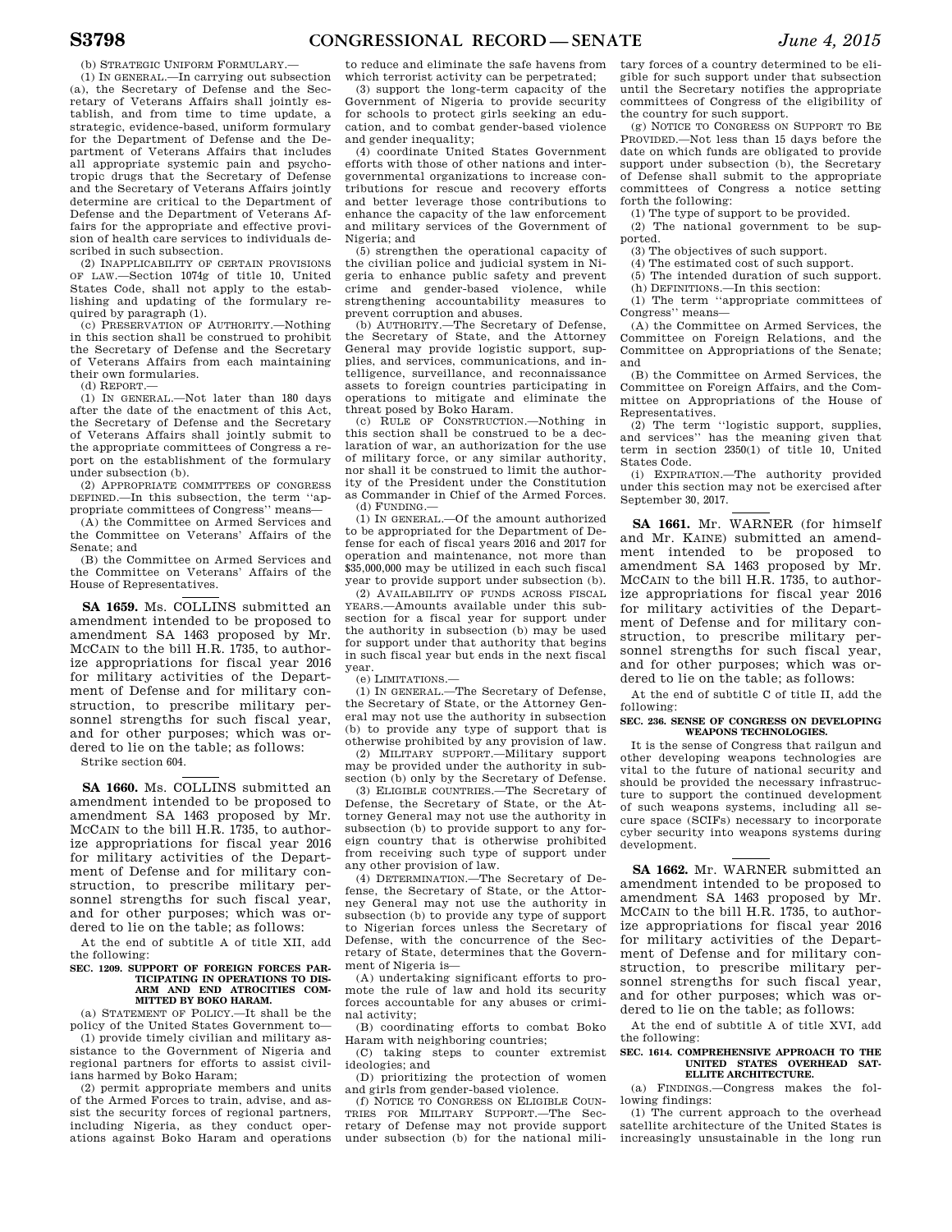(b) STRATEGIC UNIFORM FORMULARY.—

(1) IN GENERAL.—In carrying out subsection (a), the Secretary of Defense and the Secretary of Veterans Affairs shall jointly establish, and from time to time update, a strategic, evidence-based, uniform formulary for the Department of Defense and the Department of Veterans Affairs that includes all appropriate systemic pain and psychotropic drugs that the Secretary of Defense and the Secretary of Veterans Affairs jointly determine are critical to the Department of Defense and the Department of Veterans Affairs for the appropriate and effective provision of health care services to individuals described in such subsection.

(2) INAPPLICABILITY OF CERTAIN PROVISIONS OF LAW.—Section 1074g of title 10, United States Code, shall not apply to the establishing and updating of the formulary required by paragraph (1).

(c) PRESERVATION OF AUTHORITY.—Nothing in this section shall be construed to prohibit the Secretary of Defense and the Secretary of Veterans Affairs from each maintaining their own formularies.

(d) REPORT.—

(1) IN GENERAL.—Not later than 180 days after the date of the enactment of this Act, the Secretary of Defense and the Secretary of Veterans Affairs shall jointly submit to the appropriate committees of Congress a report on the establishment of the formulary under subsection (b).

(2) APPROPRIATE COMMITTEES OF CONGRESS DEFINED.—In this subsection, the term ''appropriate committees of Congress'' means—

(A) the Committee on Armed Services and the Committee on Veterans' Affairs of the Senate; and

(B) the Committee on Armed Services and the Committee on Veterans' Affairs of the House of Representatives.

---

**SA 1659.** Ms. COLLINS submitted an amendment intended to be proposed to amendment SA 1463 proposed by Mr. MCCAIN to the bill H.R. 1735, to authorize appropriations for fiscal year 2016 for military activities of the Department of Defense and for military construction, to prescribe military personnel strengths for such fiscal year, and for other purposes; which was ordered to lie on the table; as follows:

Strike section 604.

---

**SA 1660.** Ms. COLLINS submitted an amendment intended to be proposed to amendment SA 1463 proposed by Mr. MCCAIN to the bill H.R. 1735, to authorize appropriations for fiscal year 2016 for military activities of the Department of Defense and for military construction, to prescribe military personnel strengths for such fiscal year, and for other purposes; which was ordered to lie on the table; as follows:

At the end of subtitle A of title XII, add the following:

**SEC. 1209. SUPPORT OF FOREIGN FORCES PARTICIPATING IN OPERATIONS TO DISARM AND END ATROCITIES COMMITTED BY BOKO HARAM.**

(a) STATEMENT OF POLICY.—It shall be the policy of the United States Government to—

(1) provide timely civilian and military assistance to the Government of Nigeria and regional partners for efforts to assist civilians harmed by Boko Haram;

(2) permit appropriate members and units of the Armed Forces to train, advise, and assist the security forces of regional partners, including Nigeria, as they conduct operations against Boko Haram and operations to reduce and eliminate the safe havens from which terrorist activity can be perpetrated;

(3) support the long-term capacity of the Government of Nigeria to provide security for schools to protect girls seeking an education, and to combat gender-based violence and gender inequality;

(4) coordinate United States Government efforts with those of other nations and intergovernmental organizations to increase contributions for rescue and recovery efforts and better leverage those contributions to enhance the capacity of the law enforcement and military services of the Government of Nigeria; and

(5) strengthen the operational capacity of the civilian police and judicial system in Nigeria to enhance public safety and prevent crime and gender-based violence, while strengthening accountability measures to prevent corruption and abuses.

(b) AUTHORITY.—The Secretary of Defense, the Secretary of State, and the Attorney General may provide logistic support, supplies, and services, communications, and intelligence, surveillance, and reconnaissance assets to foreign countries participating in operations to mitigate and eliminate the threat posed by Boko Haram.

(c) RULE OF CONSTRUCTION.—Nothing in this section shall be construed to be a declaration of war, an authorization for the use of military force, or any similar authority, nor shall it be construed to limit the authority of the President under the Constitution as Commander in Chief of the Armed Forces.

(d) FUNDING.—

(1) IN GENERAL.—Of the amount authorized to be appropriated for the Department of Defense for each of fiscal years 2016 and 2017 for operation and maintenance, not more than $35,000,000 may be utilized in each such fiscal year to provide support under subsection (b).

(2) AVAILABILITY OF FUNDS ACROSS FISCAL YEARS.—Amounts available under this subsection for a fiscal year for support under the authority in subsection (b) may be used for support under that authority that begins in such fiscal year but ends in the next fiscal year.

(e) LIMITATIONS.—

(1) IN GENERAL.—The Secretary of Defense, the Secretary of State, or the Attorney General may not use the authority in subsection (b) to provide any type of support that is otherwise prohibited by any provision of law.

(2) MILITARY SUPPORT.—Military support may be provided under the authority in subsection (b) only by the Secretary of Defense.

(3) ELIGIBLE COUNTRIES.—The Secretary of Defense, the Secretary of State, or the Attorney General may not use the authority in subsection (b) to provide support to any foreign country that is otherwise prohibited from receiving such type of support under any other provision of law.

(4) DETERMINATION.—The Secretary of Defense, the Secretary of State, or the Attorney General may not use the authority in subsection (b) to provide any type of support to Nigerian forces unless the Secretary of Defense, with the concurrence of the Secretary of State, determines that the Government of Nigeria is—

(A) undertaking significant efforts to promote the rule of law and hold its security forces accountable for any abuses or criminal activity;

(B) coordinating efforts to combat Boko Haram with neighboring countries;

(C) taking steps to counter extremist ideologies; and

(D) prioritizing the protection of women and girls from gender-based violence.

(f) NOTICE TO CONGRESS ON ELIGIBLE COUNTRIES FOR MILITARY SUPPORT.—The Secretary of Defense may not provide support under subsection (b) for the national military forces of a country determined to be eligible for such support under that subsection until the Secretary notifies the appropriate committees of Congress of the eligibility of the country for such support.

(g) NOTICE TO CONGRESS ON SUPPORT TO BE PROVIDED.—Not less than 15 days before the date on which funds are obligated to provide support under subsection (b), the Secretary of Defense shall submit to the appropriate committees of Congress a notice setting forth the following:

(1) The type of support to be provided.

(2) The national government to be supported.

(3) The objectives of such support.

(4) The estimated cost of such support.

(5) The intended duration of such support.

(h) DEFINITIONS.—In this section:

(1) The term ''appropriate committees of Congress'' means—

(A) the Committee on Armed Services, the Committee on Foreign Relations, and the Committee on Appropriations of the Senate; and

(B) the Committee on Armed Services, the Committee on Foreign Affairs, and the Committee on Appropriations of the House of Representatives.

(2) The term ''logistic support, supplies, and services'' has the meaning given that term in section 2350(1) of title 10, United States Code.

(i) EXPIRATION.—The authority provided under this section may not be exercised after September 30, 2017.

---

**SA 1661.** Mr. WARNER (for himself and Mr. KAINE) submitted an amendment intended to be proposed to amendment SA 1463 proposed by Mr. MCCAIN to the bill H.R. 1735, to authorize appropriations for fiscal year 2016 for military activities of the Department of Defense and for military construction, to prescribe military personnel strengths for such fiscal year, and for other purposes; which was ordered to lie on the table; as follows:

At the end of subtitle C of title II, add the following:

**SEC. 236. SENSE OF CONGRESS ON DEVELOPING WEAPONS TECHNOLOGIES.**

It is the sense of Congress that railgun and other developing weapons technologies are vital to the future of national security and should be provided the necessary infrastructure to support the continued development of such weapons systems, including all secure space (SCIFs) necessary to incorporate cyber security into weapons systems during development.

---

**SA 1662.** Mr. WARNER submitted an amendment intended to be proposed to amendment SA 1463 proposed by Mr. MCCAIN to the bill H.R. 1735, to authorize appropriations for fiscal year 2016 for military activities of the Department of Defense and for military construction, to prescribe military personnel strengths for such fiscal year, and for other purposes; which was ordered to lie on the table; as follows:

At the end of subtitle A of title XVI, add the following:

**SEC. 1614. COMPREHENSIVE APPROACH TO THE UNITED STATES OVERHEAD SATELLITE ARCHITECTURE.**

(a) FINDINGS.—Congress makes the following findings:

(1) The current approach to the overhead satellite architecture of the United States is increasingly unsustainable in the long run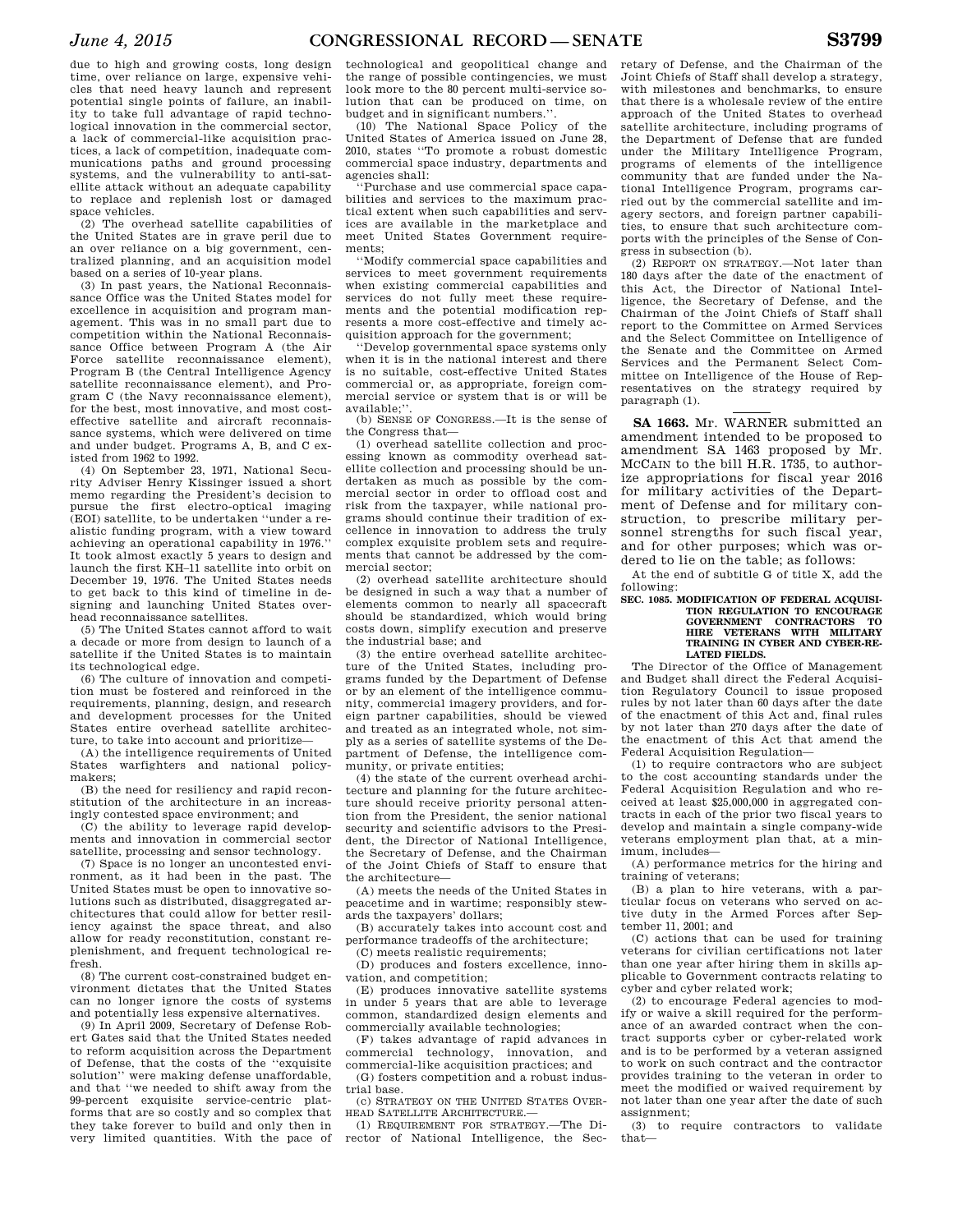due to high and growing costs, long design time, over reliance on large, expensive vehicles that need heavy launch and represent potential single points of failure, an inability to take full advantage of rapid technological innovation in the commercial sector, a lack of commercial-like acquisition practices, a lack of competition, inadequate communications paths and ground processing systems, and the vulnerability to anti-satellite attack without an adequate capability to replace and replenish lost or damaged space vehicles.

(2) The overhead satellite capabilities of the United States are in grave peril due to an over reliance on a big government, centralized planning, and an acquisition model based on a series of 10-year plans.

(3) In past years, the National Reconnaissance Office was the United States model for excellence in acquisition and program management. This was in no small part due to competition within the National Reconnaissance Office between Program A (the Air Force satellite reconnaissance element), Program B (the Central Intelligence Agency satellite reconnaissance element), and Program C (the Navy reconnaissance element), for the best, most innovative, and most cost-effective satellite and aircraft reconnaissance systems, which were delivered on time and under budget. Programs A, B, and C existed from 1962 to 1992.

(4) On September 23, 1971, National Security Adviser Henry Kissinger issued a short memo regarding the President's decision to pursue the first electro-optical imaging (EOI) satellite, to be undertaken ''under a realistic funding program, with a view toward achieving an operational capability in 1976.'' It took almost exactly 5 years to design and launch the first KH–11 satellite into orbit on December 19, 1976. The United States needs to get back to this kind of timeline in designing and launching United States overhead reconnaissance satellites.

(5) The United States cannot afford to wait a decade or more from design to launch of a satellite if the United States is to maintain its technological edge.

(6) The culture of innovation and competition must be fostered and reinforced in the requirements, planning, design, and research and development processes for the United States entire overhead satellite architecture, to take into account and prioritize—

(A) the intelligence requirements of United States warfighters and national policymakers;

(B) the need for resiliency and rapid reconstitution of the architecture in an increasingly contested space environment; and

(C) the ability to leverage rapid developments and innovation in commercial sector satellite, processing and sensor technology.

(7) Space is no longer an uncontested environment, as it had been in the past. The United States must be open to innovative solutions such as distributed, disaggregated architectures that could allow for better resiliency against the space threat, and also allow for ready reconstitution, constant replenishment, and frequent technological refresh.

(8) The current cost-constrained budget environment dictates that the United States can no longer ignore the costs of systems and potentially less expensive alternatives.

(9) In April 2009, Secretary of Defense Robert Gates said that the United States needed to reform acquisition across the Department of Defense, that the costs of the ''exquisite solution'' were making defense unaffordable, and that ''we needed to shift away from the 99-percent exquisite service-centric platforms that are so costly and so complex that they take forever to build and only then in very limited quantities. With the pace of technological and geopolitical change and the range of possible contingencies, we must look more to the 80 percent multi-service solution that can be produced on time, on budget and in significant numbers.''.

(10) The National Space Policy of the United States of America issued on June 28, 2010, states ''To promote a robust domestic commercial space industry, departments and agencies shall:

''Purchase and use commercial space capabilities and services to the maximum practical extent when such capabilities and services are available in the marketplace and meet United States Government requirements;

''Modify commercial space capabilities and services to meet government requirements when existing commercial capabilities and services do not fully meet these requirements and the potential modification represents a more cost-effective and timely acquisition approach for the government;

''Develop governmental space systems only when it is in the national interest and there is no suitable, cost-effective United States commercial or, as appropriate, foreign commercial service or system that is or will be available;''.

(b) SENSE OF CONGRESS.—It is the sense of the Congress that—

(1) overhead satellite collection and processing known as commodity overhead satellite collection and processing should be undertaken as much as possible by the commercial sector in order to offload cost and risk from the taxpayer, while national programs should continue their tradition of excellence in innovation to address the truly complex exquisite problem sets and requirements that cannot be addressed by the commercial sector;

(2) overhead satellite architecture should be designed in such a way that a number of elements common to nearly all spacecraft should be standardized, which would bring costs down, simplify execution and preserve the industrial base; and

(3) the entire overhead satellite architecture of the United States, including programs funded by the Department of Defense or by an element of the intelligence community, commercial imagery providers, and foreign partner capabilities, should be viewed and treated as an integrated whole, not simply as a series of satellite systems of the Department of Defense, the intelligence community, or private entities;

(4) the state of the current overhead architecture and planning for the future architecture should receive priority personal attention from the President, the senior national security and scientific advisors to the President, the Director of National Intelligence, the Secretary of Defense, and the Chairman of the Joint Chiefs of Staff to ensure that the architecture—

(A) meets the needs of the United States in peacetime and in wartime; responsibly stewards the taxpayers' dollars;

(B) accurately takes into account cost and performance tradeoffs of the architecture;

(C) meets realistic requirements;

(D) produces and fosters excellence, innovation, and competition;

(E) produces innovative satellite systems in under 5 years that are able to leverage common, standardized design elements and commercially available technologies;

(F) takes advantage of rapid advances in commercial technology, innovation, and commercial-like acquisition practices; and

(G) fosters competition and a robust industrial base.

(c) STRATEGY ON THE UNITED STATES OVERHEAD SATELLITE ARCHITECTURE.—

(1) REQUIREMENT FOR STRATEGY.—The Director of National Intelligence, the Secretary of Defense, and the Chairman of the Joint Chiefs of Staff shall develop a strategy, with milestones and benchmarks, to ensure that there is a wholesale review of the entire approach of the United States to overhead satellite architecture, including programs of the Department of Defense that are funded under the Military Intelligence Program, programs of elements of the intelligence community that are funded under the National Intelligence Program, programs carried out by the commercial satellite and imagery sectors, and foreign partner capabilities, to ensure that such architecture comports with the principles of the Sense of Congress in subsection (b).

(2) REPORT ON STRATEGY.—Not later than 180 days after the date of the enactment of this Act, the Director of National Intelligence, the Secretary of Defense, and the Chairman of the Joint Chiefs of Staff shall report to the Committee on Armed Services and the Select Committee on Intelligence of the Senate and the Committee on Armed Services and the Permanent Select Committee on Intelligence of the House of Representatives on the strategy required by paragraph (1).

**SA 1663.** Mr. WARNER submitted an amendment intended to be proposed to amendment SA 1463 proposed by Mr. MCCAIN to the bill H.R. 1735, to authorize appropriations for fiscal year 2016 for military activities of the Department of Defense and for military construction, to prescribe military personnel strengths for such fiscal year, and for other purposes; which was ordered to lie on the table; as follows:

At the end of subtitle G of title X, add the following:

**SEC. 1085. MODIFICATION OF FEDERAL ACQUISITION REGULATION TO ENCOURAGE GOVERNMENT CONTRACTORS TO HIRE VETERANS WITH MILITARY TRAINING IN CYBER AND CYBER-RELATED FIELDS.**

The Director of the Office of Management and Budget shall direct the Federal Acquisition Regulatory Council to issue proposed rules by not later than 60 days after the date of the enactment of this Act and, final rules by not later than 270 days after the date of the enactment of this Act that amend the Federal Acquisition Regulation—

(1) to require contractors who are subject to the cost accounting standards under the Federal Acquisition Regulation and who received at least $25,000,000 in aggregated contracts in each of the prior two fiscal years to develop and maintain a single company-wide veterans employment plan that, at a minimum, includes—

(A) performance metrics for the hiring and training of veterans;

(B) a plan to hire veterans, with a particular focus on veterans who served on active duty in the Armed Forces after September 11, 2001; and

(C) actions that can be used for training veterans for civilian certifications not later than one year after hiring them in skills applicable to Government contracts relating to cyber and cyber related work;

(2) to encourage Federal agencies to modify or waive a skill required for the performance of an awarded contract when the contract supports cyber or cyber-related work and is to be performed by a veteran assigned to work on such contract and the contractor provides training to the veteran in order to meet the modified or waived requirement by not later than one year after the date of such assignment;

(3) to require contractors to validate that—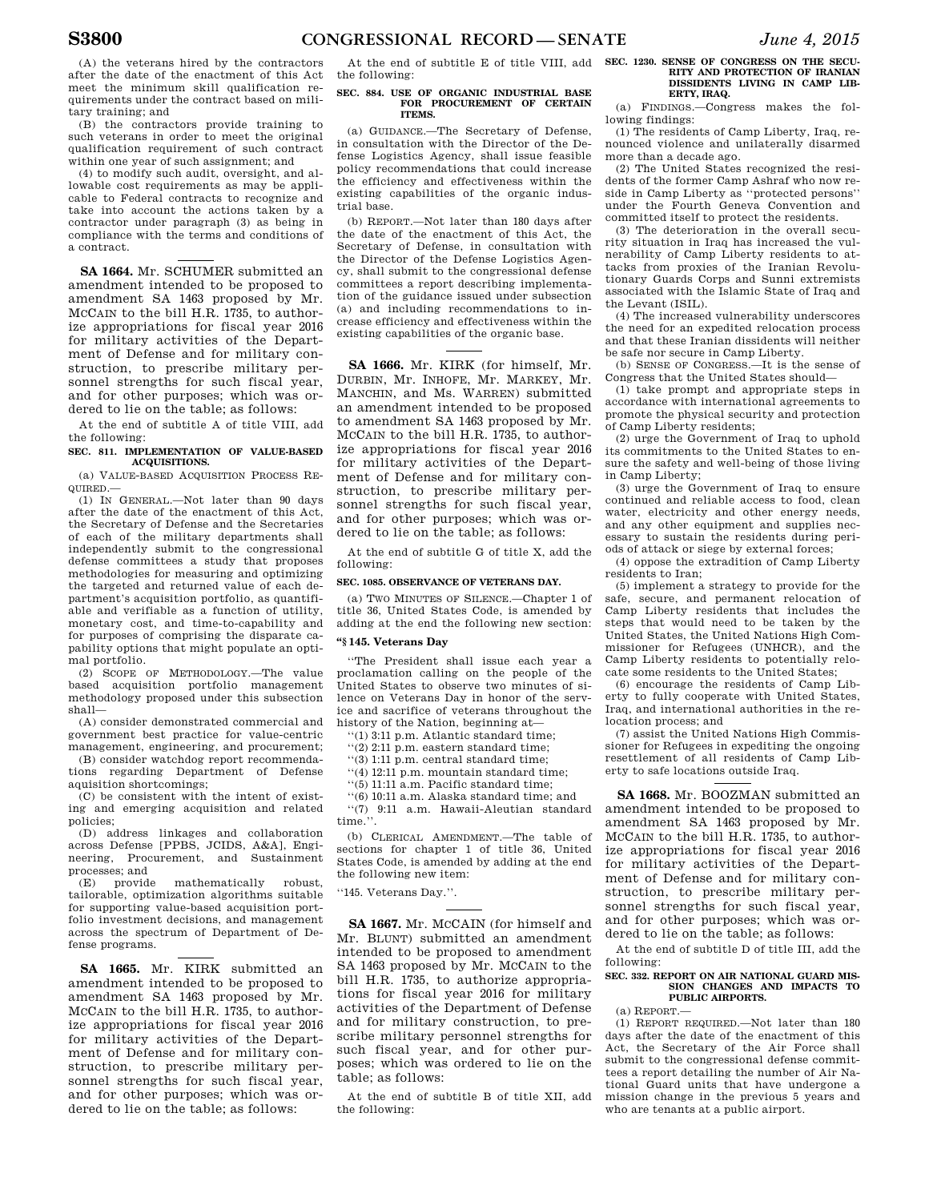(A) the veterans hired by the contractors after the date of the enactment of this Act meet the minimum skill qualification requirements under the contract based on military training; and

(B) the contractors provide training to such veterans in order to meet the original qualification requirement of such contract within one year of such assignment; and

(4) to modify such audit, oversight, and allowable cost requirements as may be applicable to Federal contracts to recognize and take into account the actions taken by a contractor under paragraph (3) as being in compliance with the terms and conditions of a contract.

---

**SA 1664.** Mr. SCHUMER submitted an amendment intended to be proposed to amendment SA 1463 proposed by Mr. MCCAIN to the bill H.R. 1735, to authorize appropriations for fiscal year 2016 for military activities of the Department of Defense and for military construction, to prescribe military personnel strengths for such fiscal year, and for other purposes; which was ordered to lie on the table; as follows:

At the end of subtitle A of title VIII, add the following:

**SEC. 811. IMPLEMENTATION OF VALUE-BASED ACQUISITIONS.**

(a) VALUE-BASED ACQUISITION PROCESS REQUIRED.—

(1) IN GENERAL.—Not later than 90 days after the date of the enactment of this Act, the Secretary of Defense and the Secretaries of each of the military departments shall independently submit to the congressional defense committees a study that proposes methodologies for measuring and optimizing the targeted and returned value of each department's acquisition portfolio, as quantifiable and verifiable as a function of utility, monetary cost, and time-to-capability and for purposes of comprising the disparate capability options that might populate an optimal portfolio.

(2) SCOPE OF METHODOLOGY.—The value based acquisition portfolio management methodology proposed under this subsection shall—

(A) consider demonstrated commercial and government best practice for value-centric management, engineering, and procurement;

(B) consider watchdog report recommendations regarding Department of Defense aquisition shortcomings;

(C) be consistent with the intent of existing and emerging acquisition and related policies;

(D) address linkages and collaboration across Defense [PPBS, JCIDS, A&A], Engineering, Procurement, and Sustainment processes; and

(E) provide mathematically robust, tailorable, optimization algorithms suitable for supporting value-based acquisition portfolio investment decisions, and management across the spectrum of Department of Defense programs.

---

**SA 1665.** Mr. KIRK submitted an amendment intended to be proposed to amendment SA 1463 proposed by Mr. MCCAIN to the bill H.R. 1735, to authorize appropriations for fiscal year 2016 for military activities of the Department of Defense and for military construction, to prescribe military personnel strengths for such fiscal year, and for other purposes; which was ordered to lie on the table; as follows:

At the end of subtitle E of title VIII, add the following:

**SEC. 884. USE OF ORGANIC INDUSTRIAL BASE FOR PROCUREMENT OF CERTAIN ITEMS.**

(a) GUIDANCE.—The Secretary of Defense, in consultation with the Director of the Defense Logistics Agency, shall issue feasible policy recommendations that could increase the efficiency and effectiveness within the existing capabilities of the organic industrial base.

(b) REPORT.—Not later than 180 days after the date of the enactment of this Act, the Secretary of Defense, in consultation with the Director of the Defense Logistics Agency, shall submit to the congressional defense committees a report describing implementation of the guidance issued under subsection (a) and including recommendations to increase efficiency and effectiveness within the existing capabilities of the organic base.

---

**SA 1666.** Mr. KIRK (for himself, Mr. DURBIN, Mr. INHOFE, Mr. MARKEY, Mr. MANCHIN, and Ms. WARREN) submitted an amendment intended to be proposed to amendment SA 1463 proposed by Mr. MCCAIN to the bill H.R. 1735, to authorize appropriations for fiscal year 2016 for military activities of the Department of Defense and for military construction, to prescribe military personnel strengths for such fiscal year, and for other purposes; which was ordered to lie on the table; as follows:

At the end of subtitle G of title X, add the following:

**SEC. 1085. OBSERVANCE OF VETERANS DAY.**

(a) TWO MINUTES OF SILENCE.—Chapter 1 of title 36, United States Code, is amended by adding at the end the following new section:

**"§ 145. Veterans Day**

"The President shall issue each year a proclamation calling on the people of the United States to observe two minutes of silence on Veterans Day in honor of the service and sacrifice of veterans throughout the history of the Nation, beginning at—

"(1) 3:11 p.m. Atlantic standard time;

"(2) 2:11 p.m. eastern standard time;

"(3) 1:11 p.m. central standard time;

"(4) 12:11 p.m. mountain standard time;

"(5) 11:11 a.m. Pacific standard time;

"(6) 10:11 a.m. Alaska standard time; and

"(7) 9:11 a.m. Hawaii-Aleutian standard time.".

(b) CLERICAL AMENDMENT.—The table of sections for chapter 1 of title 36, United States Code, is amended by adding at the end the following new item:

"145. Veterans Day.".

---

**SA 1667.** Mr. MCCAIN (for himself and Mr. BLUNT) submitted an amendment intended to be proposed to amendment SA 1463 proposed by Mr. MCCAIN to the bill H.R. 1735, to authorize appropriations for fiscal year 2016 for military activities of the Department of Defense and for military construction, to prescribe military personnel strengths for such fiscal year, and for other purposes; which was ordered to lie on the table; as follows:

At the end of subtitle B of title XII, add the following:

**SEC. 1230. SENSE OF CONGRESS ON THE SECURITY AND PROTECTION OF IRANIAN DISSIDENTS LIVING IN CAMP LIBERTY, IRAQ.**

(a) FINDINGS.—Congress makes the following findings:

(1) The residents of Camp Liberty, Iraq, renounced violence and unilaterally disarmed more than a decade ago.

(2) The United States recognized the residents of the former Camp Ashraf who now reside in Camp Liberty as "protected persons" under the Fourth Geneva Convention and committed itself to protect the residents.

(3) The deterioration in the overall security situation in Iraq has increased the vulnerability of Camp Liberty residents to attacks from proxies of the Iranian Revolutionary Guards Corps and Sunni extremists associated with the Islamic State of Iraq and the Levant (ISIL).

(4) The increased vulnerability underscores the need for an expedited relocation process and that these Iranian dissidents will neither be safe nor secure in Camp Liberty.

(b) SENSE OF CONGRESS.—It is the sense of Congress that the United States should—

(1) take prompt and appropriate steps in accordance with international agreements to promote the physical security and protection of Camp Liberty residents;

(2) urge the Government of Iraq to uphold its commitments to the United States to ensure the safety and well-being of those living in Camp Liberty;

(3) urge the Government of Iraq to ensure continued and reliable access to food, clean water, electricity and other energy needs, and any other equipment and supplies necessary to sustain the residents during periods of attack or siege by external forces;

(4) oppose the extradition of Camp Liberty residents to Iran;

(5) implement a strategy to provide for the safe, secure, and permanent relocation of Camp Liberty residents that includes the steps that would need to be taken by the United States, the United Nations High Commissioner for Refugees (UNHCR), and the Camp Liberty residents to potentially relocate some residents to the United States;

(6) encourage the residents of Camp Liberty to fully cooperate with United States, Iraq, and international authorities in the relocation process; and

(7) assist the United Nations High Commissioner for Refugees in expediting the ongoing resettlement of all residents of Camp Liberty to safe locations outside Iraq.

---

**SA 1668.** Mr. BOOZMAN submitted an amendment intended to be proposed to amendment SA 1463 proposed by Mr. MCCAIN to the bill H.R. 1735, to authorize appropriations for fiscal year 2016 for military activities of the Department of Defense and for military construction, to prescribe military personnel strengths for such fiscal year, and for other purposes; which was ordered to lie on the table; as follows:

At the end of subtitle D of title III, add the following:

**SEC. 332. REPORT ON AIR NATIONAL GUARD MISSION CHANGES AND IMPACTS TO PUBLIC AIRPORTS.**

(a) REPORT.—

(1) REPORT REQUIRED.—Not later than 180 days after the date of the enactment of this Act, the Secretary of the Air Force shall submit to the congressional defense committees a report detailing the number of Air National Guard units that have undergone a mission change in the previous 5 years and who are tenants at a public airport.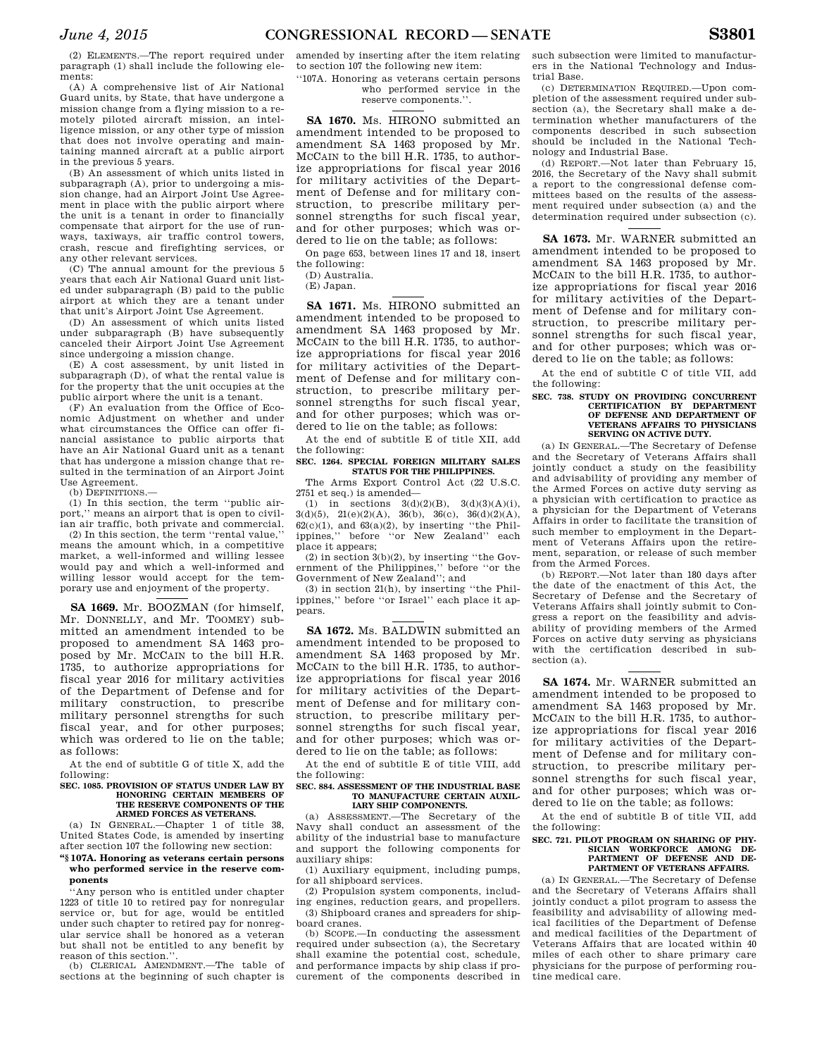(2) ELEMENTS.—The report required under paragraph (1) shall include the following elements:

(A) A comprehensive list of Air National Guard units, by State, that have undergone a mission change from a flying mission to a remotely piloted aircraft mission, an intelligence mission, or any other type of mission that does not involve operating and maintaining manned aircraft at a public airport in the previous 5 years.

(B) An assessment of which units listed in subparagraph (A), prior to undergoing a mission change, had an Airport Joint Use Agreement in place with the public airport where the unit is a tenant in order to financially compensate that airport for the use of runways, taxiways, air traffic control towers, crash, rescue and firefighting services, or any other relevant services.

(C) The annual amount for the previous 5 years that each Air National Guard unit listed under subparagraph (B) paid to the public airport at which they are a tenant under that unit's Airport Joint Use Agreement.

(D) An assessment of which units listed under subparagraph (B) have subsequently canceled their Airport Joint Use Agreement since undergoing a mission change.

(E) A cost assessment, by unit listed in subparagraph (D), of what the rental value is for the property that the unit occupies at the public airport where the unit is a tenant.

(F) An evaluation from the Office of Economic Adjustment on whether and under what circumstances the Office can offer financial assistance to public airports that have an Air National Guard unit as a tenant that has undergone a mission change that resulted in the termination of an Airport Joint Use Agreement.

(b) DEFINITIONS.—

(1) In this section, the term ''public airport,'' means an airport that is open to civilian air traffic, both private and commercial.

(2) In this section, the term ''rental value,'' means the amount which, in a competitive market, a well-informed and willing lessee would pay and which a well-informed and willing lessor would accept for the temporary use and enjoyment of the property.

---

**SA 1669.** Mr. BOOZMAN (for himself, Mr. DONNELLY, and Mr. TOOMEY) submitted an amendment intended to be proposed to amendment SA 1463 proposed by Mr. MCCAIN to the bill H.R. 1735, to authorize appropriations for fiscal year 2016 for military activities of the Department of Defense and for military construction, to prescribe military personnel strengths for such fiscal year, and for other purposes; which was ordered to lie on the table; as follows:

At the end of subtitle G of title X, add the following:

**SEC. 1085. PROVISION OF STATUS UNDER LAW BY HONORING CERTAIN MEMBERS OF THE RESERVE COMPONENTS OF THE ARMED FORCES AS VETERANS.**

(a) IN GENERAL.—Chapter 1 of title 38, United States Code, is amended by inserting after section 107 the following new section:

**''§ 107A. Honoring as veterans certain persons who performed service in the reserve components**

''Any person who is entitled under chapter 1223 of title 10 to retired pay for nonregular service or, but for age, would be entitled under such chapter to retired pay for nonregular service shall be honored as a veteran but shall not be entitled to any benefit by reason of this section.''.

(b) CLERICAL AMENDMENT.—The table of sections at the beginning of such chapter is amended by inserting after the item relating to section 107 the following new item:

''107A. Honoring as veterans certain persons who performed service in the reserve components.''.

---

**SA 1670.** Ms. HIRONO submitted an amendment intended to be proposed to amendment SA 1463 proposed by Mr. MCCAIN to the bill H.R. 1735, to authorize appropriations for fiscal year 2016 for military activities of the Department of Defense and for military construction, to prescribe military personnel strengths for such fiscal year, and for other purposes; which was ordered to lie on the table; as follows:

On page 653, between lines 17 and 18, insert the following:

(D) Australia.

(E) Japan.

---

**SA 1671.** Ms. HIRONO submitted an amendment intended to be proposed to amendment SA 1463 proposed by Mr. MCCAIN to the bill H.R. 1735, to authorize appropriations for fiscal year 2016 for military activities of the Department of Defense and for military construction, to prescribe military personnel strengths for such fiscal year, and for other purposes; which was ordered to lie on the table; as follows:

At the end of subtitle E of title XII, add the following:

**SEC. 1264. SPECIAL FOREIGN MILITARY SALES STATUS FOR THE PHILIPPINES.**

The Arms Export Control Act (22 U.S.C. 2751 et seq.) is amended—

(1) in sections 3(d)(2)(B), 3(d)(3)(A)(i), 3(d)(5), 21(e)(2)(A), 36(b), 36(c), 36(d)(2)(A), 62(c)(1), and 63(a)(2), by inserting ''the Philippines,'' before ''or New Zealand'' each place it appears;

(2) in section 3(b)(2), by inserting ''the Government of the Philippines,'' before ''or the Government of New Zealand''; and

(3) in section 21(h), by inserting ''the Philippines,'' before ''or Israel'' each place it appears.

---

**SA 1672.** Ms. BALDWIN submitted an amendment intended to be proposed to amendment SA 1463 proposed by Mr. MCCAIN to the bill H.R. 1735, to authorize appropriations for fiscal year 2016 for military activities of the Department of Defense and for military construction, to prescribe military personnel strengths for such fiscal year, and for other purposes; which was ordered to lie on the table; as follows:

At the end of subtitle E of title VIII, add the following:

**SEC. 884. ASSESSMENT OF THE INDUSTRIAL BASE TO MANUFACTURE CERTAIN AUXILIARY SHIP COMPONENTS.**

(a) ASSESSMENT.—The Secretary of the Navy shall conduct an assessment of the ability of the industrial base to manufacture and support the following components for auxiliary ships:

(1) Auxiliary equipment, including pumps, for all shipboard services.

(2) Propulsion system components, including engines, reduction gears, and propellers.

(3) Shipboard cranes and spreaders for shipboard cranes.

(b) SCOPE.—In conducting the assessment required under subsection (a), the Secretary shall examine the potential cost, schedule, and performance impacts by ship class if procurement of the components described in such subsection were limited to manufacturers in the National Technology and Industrial Base.

(c) DETERMINATION REQUIRED.—Upon completion of the assessment required under subsection (a), the Secretary shall make a determination whether manufacturers of the components described in such subsection should be included in the National Technology and Industrial Base.

(d) REPORT.—Not later than February 15, 2016, the Secretary of the Navy shall submit a report to the congressional defense committees based on the results of the assessment required under subsection (a) and the determination required under subsection (c).

---

**SA 1673.** Mr. WARNER submitted an amendment intended to be proposed to amendment SA 1463 proposed by Mr. MCCAIN to the bill H.R. 1735, to authorize appropriations for fiscal year 2016 for military activities of the Department of Defense and for military construction, to prescribe military personnel strengths for such fiscal year, and for other purposes; which was ordered to lie on the table; as follows:

At the end of subtitle C of title VII, add the following:

**SEC. 738. STUDY ON PROVIDING CONCURRENT CERTIFICATION BY DEPARTMENT OF DEFENSE AND DEPARTMENT OF VETERANS AFFAIRS TO PHYSICIANS SERVING ON ACTIVE DUTY.**

(a) IN GENERAL.—The Secretary of Defense and the Secretary of Veterans Affairs shall jointly conduct a study on the feasibility and advisability of providing any member of the Armed Forces on active duty serving as a physician with certification to practice as a physician for the Department of Veterans Affairs in order to facilitate the transition of such member to employment in the Department of Veterans Affairs upon the retirement, separation, or release of such member from the Armed Forces.

(b) REPORT.—Not later than 180 days after the date of the enactment of this Act, the Secretary of Defense and the Secretary of Veterans Affairs shall jointly submit to Congress a report on the feasibility and advisability of providing members of the Armed Forces on active duty serving as physicians with the certification described in subsection (a).

---

**SA 1674.** Mr. WARNER submitted an amendment intended to be proposed to amendment SA 1463 proposed by Mr. MCCAIN to the bill H.R. 1735, to authorize appropriations for fiscal year 2016 for military activities of the Department of Defense and for military construction, to prescribe military personnel strengths for such fiscal year, and for other purposes; which was ordered to lie on the table; as follows:

At the end of subtitle B of title VII, add the following:

**SEC. 721. PILOT PROGRAM ON SHARING OF PHYSICIAN WORKFORCE AMONG DEPARTMENT OF DEFENSE AND DEPARTMENT OF VETERANS AFFAIRS.**

(a) IN GENERAL.—The Secretary of Defense and the Secretary of Veterans Affairs shall jointly conduct a pilot program to assess the feasibility and advisability of allowing medical facilities of the Department of Defense and medical facilities of the Department of Veterans Affairs that are located within 40 miles of each other to share primary care physicians for the purpose of performing routine medical care.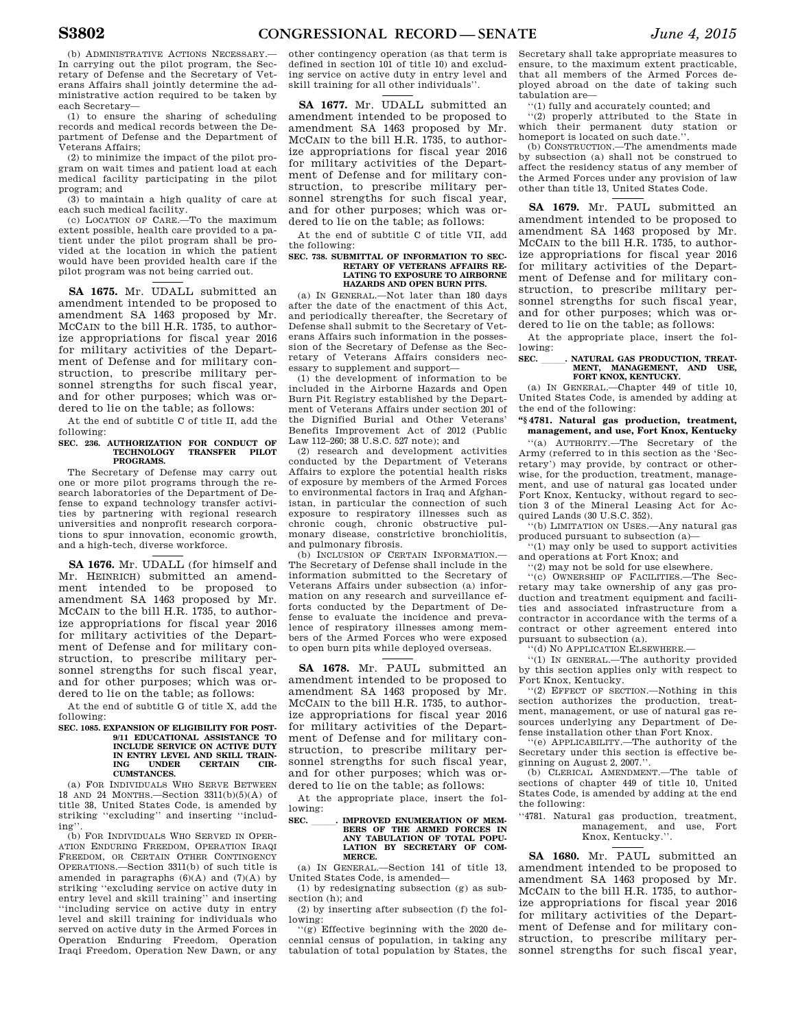(b) ADMINISTRATIVE ACTIONS NECESSARY.—In carrying out the pilot program, the Secretary of Defense and the Secretary of Veterans Affairs shall jointly determine the administrative action required to be taken by each Secretary—

(1) to ensure the sharing of scheduling records and medical records between the Department of Defense and the Department of Veterans Affairs;

(2) to minimize the impact of the pilot program on wait times and patient load at each medical facility participating in the pilot program; and

(3) to maintain a high quality of care at each such medical facility.

(c) LOCATION OF CARE.—To the maximum extent possible, health care provided to a patient under the pilot program shall be provided at the location in which the patient would have been provided health care if the pilot program was not being carried out.

**SA 1675.** Mr. UDALL submitted an amendment intended to be proposed to amendment SA 1463 proposed by Mr. MCCAIN to the bill H.R. 1735, to authorize appropriations for fiscal year 2016 for military activities of the Department of Defense and for military construction, to prescribe military personnel strengths for such fiscal year, and for other purposes; which was ordered to lie on the table; as follows:

At the end of subtitle C of title II, add the following:

**SEC. 236. AUTHORIZATION FOR CONDUCT OF TECHNOLOGY TRANSFER PILOT PROGRAMS.**

The Secretary of Defense may carry out one or more pilot programs through the research laboratories of the Department of Defense to expand technology transfer activities by partnering with regional research universities and nonprofit research corporations to spur innovation, economic growth, and a high-tech, diverse workforce.

**SA 1676.** Mr. UDALL (for himself and Mr. HEINRICH) submitted an amendment intended to be proposed to amendment SA 1463 proposed by Mr. MCCAIN to the bill H.R. 1735, to authorize appropriations for fiscal year 2016 for military activities of the Department of Defense and for military construction, to prescribe military personnel strengths for such fiscal year, and for other purposes; which was ordered to lie on the table; as follows:

At the end of subtitle G of title X, add the following:

**SEC. 1085. EXPANSION OF ELIGIBILITY FOR POST-9/11 EDUCATIONAL ASSISTANCE TO INCLUDE SERVICE ON ACTIVE DUTY IN ENTRY LEVEL AND SKILL TRAINING UNDER CERTAIN CIRCUMSTANCES.**

(a) FOR INDIVIDUALS WHO SERVE BETWEEN 18 AND 24 MONTHS.—Section 3311(b)(5)(A) of title 38, United States Code, is amended by striking "excluding" and inserting "including".

(b) FOR INDIVIDUALS WHO SERVED IN OPERATION ENDURING FREEDOM, OPERATION IRAQI FREEDOM, OR CERTAIN OTHER CONTINGENCY OPERATIONS.—Section 3311(b) of such title is amended in paragraphs (6)(A) and (7)(A) by striking "excluding service on active duty in entry level and skill training" and inserting "including service on active duty in entry level and skill training for individuals who served on active duty in the Armed Forces in Operation Enduring Freedom, Operation Iraqi Freedom, Operation New Dawn, or any other contingency operation (as that term is defined in section 101 of title 10) and excluding service on active duty in entry level and skill training for all other individuals".

**SA 1677.** Mr. UDALL submitted an amendment intended to be proposed to amendment SA 1463 proposed by Mr. MCCAIN to the bill H.R. 1735, to authorize appropriations for fiscal year 2016 for military activities of the Department of Defense and for military construction, to prescribe military personnel strengths for such fiscal year, and for other purposes; which was ordered to lie on the table; as follows:

At the end of subtitle C of title VII, add the following:

**SEC. 738. SUBMITTAL OF INFORMATION TO SECRETARY OF VETERANS AFFAIRS RELATING TO EXPOSURE TO AIRBORNE HAZARDS AND OPEN BURN PITS.**

(a) IN GENERAL.—Not later than 180 days after the date of the enactment of this Act, and periodically thereafter, the Secretary of Defense shall submit to the Secretary of Veterans Affairs such information in the possession of the Secretary of Defense as the Secretary of Veterans Affairs considers necessary to supplement and support—

(1) the development of information to be included in the Airborne Hazards and Open Burn Pit Registry established by the Department of Veterans Affairs under section 201 of the Dignified Burial and Other Veterans' Benefits Improvement Act of 2012 (Public Law 112–260; 38 U.S.C. 527 note); and

(2) research and development activities conducted by the Department of Veterans Affairs to explore the potential health risks of exposure by members of the Armed Forces to environmental factors in Iraq and Afghanistan, in particular the connection of such exposure to respiratory illnesses such as chronic cough, chronic obstructive pulmonary disease, constrictive bronchiolitis, and pulmonary fibrosis.

(b) INCLUSION OF CERTAIN INFORMATION.—The Secretary of Defense shall include in the information submitted to the Secretary of Veterans Affairs under subsection (a) information on any research and surveillance efforts conducted by the Department of Defense to evaluate the incidence and prevalence of respiratory illnesses among members of the Armed Forces who were exposed to open burn pits while deployed overseas.

**SA 1678.** Mr. PAUL submitted an amendment intended to be proposed to amendment SA 1463 proposed by Mr. MCCAIN to the bill H.R. 1735, to authorize appropriations for fiscal year 2016 for military activities of the Department of Defense and for military construction, to prescribe military personnel strengths for such fiscal year, and for other purposes; which was ordered to lie on the table; as follows:

At the appropriate place, insert the following:

**SEC. \_\_\_\_\_. IMPROVED ENUMERATION OF MEMBERS OF THE ARMED FORCES IN ANY TABULATION OF TOTAL POPULATION BY SECRETARY OF COMMERCE.**

(a) IN GENERAL.—Section 141 of title 13, United States Code, is amended—

(1) by redesignating subsection (g) as subsection (h); and

(2) by inserting after subsection (f) the following:

"(g) Effective beginning with the 2020 decennial census of population, in taking any tabulation of total population by States, the Secretary shall take appropriate measures to ensure, to the maximum extent practicable, that all members of the Armed Forces deployed abroad on the date of taking such tabulation are—

"(1) fully and accurately counted; and

"(2) properly attributed to the State in which their permanent duty station or homeport is located on such date.".

(b) CONSTRUCTION.—The amendments made by subsection (a) shall not be construed to affect the residency status of any member of the Armed Forces under any provision of law other than title 13, United States Code.

**SA 1679.** Mr. PAUL submitted an amendment intended to be proposed to amendment SA 1463 proposed by Mr. MCCAIN to the bill H.R. 1735, to authorize appropriations for fiscal year 2016 for military activities of the Department of Defense and for military construction, to prescribe military personnel strengths for such fiscal year, and for other purposes; which was ordered to lie on the table; as follows:

At the appropriate place, insert the following:

**SEC. \_\_\_\_\_. NATURAL GAS PRODUCTION, TREATMENT, MANAGEMENT, AND USE, FORT KNOX, KENTUCKY.**

(a) IN GENERAL.—Chapter 449 of title 10, United States Code, is amended by adding at the end of the following:

**"§ 4781. Natural gas production, treatment, management, and use, Fort Knox, Kentucky**

"(a) AUTHORITY.—The Secretary of the Army (referred to in this section as the 'Secretary') may provide, by contract or otherwise, for the production, treatment, management, and use of natural gas located under Fort Knox, Kentucky, without regard to section 3 of the Mineral Leasing Act for Acquired Lands (30 U.S.C. 352).

"(b) LIMITATION ON USES.—Any natural gas produced pursuant to subsection (a)—

"(1) may only be used to support activities and operations at Fort Knox; and

"(2) may not be sold for use elsewhere.

"(c) OWNERSHIP OF FACILITIES.—The Secretary may take ownership of any gas production and treatment equipment and facilities and associated infrastructure from a contractor in accordance with the terms of a contract or other agreement entered into pursuant to subsection (a).

"(d) NO APPLICATION ELSEWHERE.—

"(1) IN GENERAL.—The authority provided by this section applies only with respect to Fort Knox, Kentucky.

"(2) EFFECT OF SECTION.—Nothing in this section authorizes the production, treatment, management, or use of natural gas resources underlying any Department of Defense installation other than Fort Knox.

"(e) APPLICABILITY.—The authority of the Secretary under this section is effective beginning on August 2, 2007.".

(b) CLERICAL AMENDMENT.—The table of sections of chapter 449 of title 10, United States Code, is amended by adding at the end the following:

"4781. Natural gas production, treatment, management, and use, Fort Knox, Kentucky.".

**SA 1680.** Mr. PAUL submitted an amendment intended to be proposed to amendment SA 1463 proposed by Mr. MCCAIN to the bill H.R. 1735, to authorize appropriations for fiscal year 2016 for military activities of the Department of Defense and for military construction, to prescribe military personnel strengths for such fiscal year,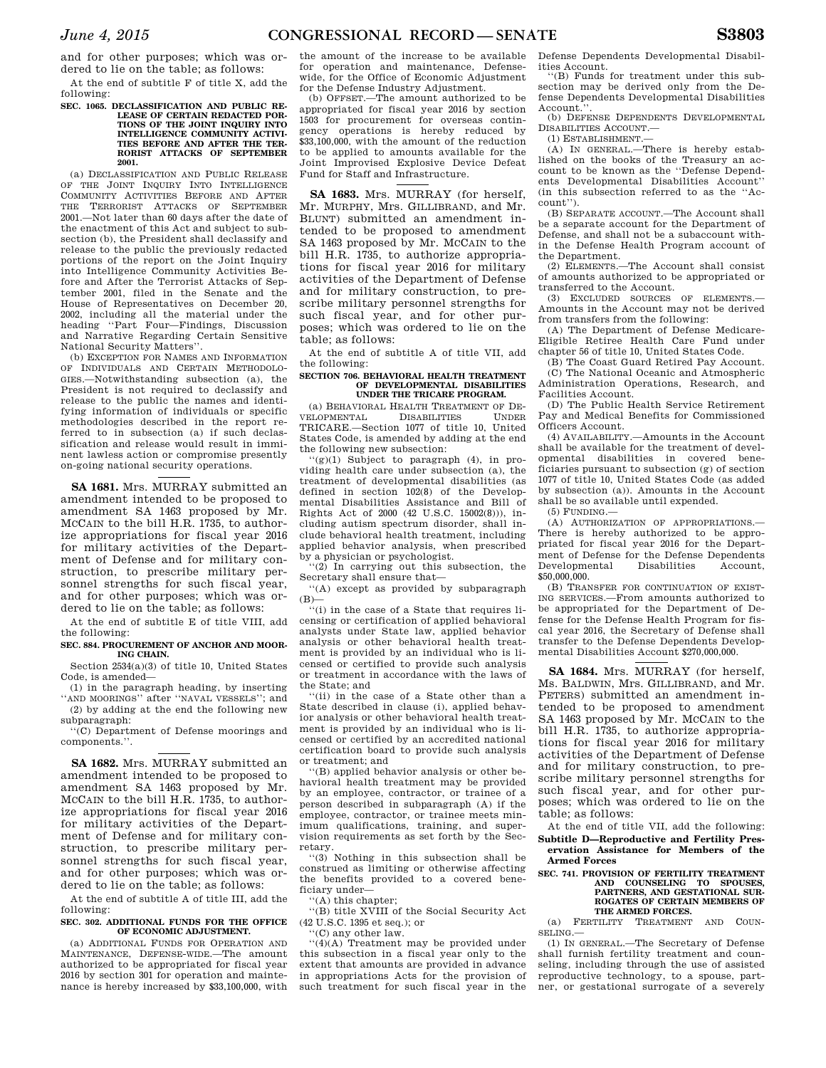and for other purposes; which was ordered to lie on the table; as follows:

At the end of subtitle F of title X, add the following:

**SEC. 1065. DECLASSIFICATION AND PUBLIC RELEASE OF CERTAIN REDACTED PORTIONS OF THE JOINT INQUIRY INTO INTELLIGENCE COMMUNITY ACTIVITIES BEFORE AND AFTER THE TERRORIST ATTACKS OF SEPTEMBER 2001.**

(a) DECLASSIFICATION AND PUBLIC RELEASE OF THE JOINT INQUIRY INTO INTELLIGENCE COMMUNITY ACTIVITIES BEFORE AND AFTER THE TERRORIST ATTACKS OF SEPTEMBER 2001.—Not later than 60 days after the date of the enactment of this Act and subject to subsection (b), the President shall declassify and release to the public the previously redacted portions of the report on the Joint Inquiry into Intelligence Community Activities Before and After the Terrorist Attacks of September 2001, filed in the Senate and the House of Representatives on December 20, 2002, including all the material under the heading ''Part Four—Findings, Discussion and Narrative Regarding Certain Sensitive National Security Matters''.

(b) EXCEPTION FOR NAMES AND INFORMATION OF INDIVIDUALS AND CERTAIN METHODOLOGIES.—Notwithstanding subsection (a), the President is not required to declassify and release to the public the names and identifying information of individuals or specific methodologies described in the report referred to in subsection (a) if such declassification and release would result in imminent lawless action or compromise presently on-going national security operations.

---

**SA 1681.** Mrs. MURRAY submitted an amendment intended to be proposed to amendment SA 1463 proposed by Mr. MCCAIN to the bill H.R. 1735, to authorize appropriations for fiscal year 2016 for military activities of the Department of Defense and for military construction, to prescribe military personnel strengths for such fiscal year, and for other purposes; which was ordered to lie on the table; as follows:

At the end of subtitle E of title VIII, add the following:

**SEC. 884. PROCUREMENT OF ANCHOR AND MOORING CHAIN.**

Section 2534(a)(3) of title 10, United States Code, is amended—

(1) in the paragraph heading, by inserting ''AND MOORINGS'' after ''NAVAL VESSELS''; and

(2) by adding at the end the following new subparagraph:

''(C) Department of Defense moorings and components.''.

---

**SA 1682.** Mrs. MURRAY submitted an amendment intended to be proposed to amendment SA 1463 proposed by Mr. MCCAIN to the bill H.R. 1735, to authorize appropriations for fiscal year 2016 for military activities of the Department of Defense and for military construction, to prescribe military personnel strengths for such fiscal year, and for other purposes; which was ordered to lie on the table; as follows:

At the end of subtitle A of title III, add the following:

**SEC. 302. ADDITIONAL FUNDS FOR THE OFFICE OF ECONOMIC ADJUSTMENT.**

(a) ADDITIONAL FUNDS FOR OPERATION AND MAINTENANCE, DEFENSE-WIDE.—The amount authorized to be appropriated for fiscal year 2016 by section 301 for operation and maintenance is hereby increased by $33,100,000, with the amount of the increase to be available for operation and maintenance, Defense-wide, for the Office of Economic Adjustment for the Defense Industry Adjustment.

(b) OFFSET.—The amount authorized to be appropriated for fiscal year 2016 by section 1503 for procurement for overseas contingency operations is hereby reduced by $33,100,000, with the amount of the reduction to be applied to amounts available for the Joint Improvised Explosive Device Defeat Fund for Staff and Infrastructure.

---

**SA 1683.** Mrs. MURRAY (for herself, Mr. MURPHY, Mrs. GILLIBRAND, and Mr. BLUNT) submitted an amendment intended to be proposed to amendment SA 1463 proposed by Mr. MCCAIN to the bill H.R. 1735, to authorize appropriations for fiscal year 2016 for military activities of the Department of Defense and for military construction, to prescribe military personnel strengths for such fiscal year, and for other purposes; which was ordered to lie on the table; as follows:

At the end of subtitle A of title VII, add the following:

**SECTION 706. BEHAVIORAL HEALTH TREATMENT OF DEVELOPMENTAL DISABILITIES UNDER THE TRICARE PROGRAM.**

(a) BEHAVIORAL HEALTH TREATMENT OF DEVELOPMENTAL DISABILITIES UNDER TRICARE.—Section 1077 of title 10, United States Code, is amended by adding at the end the following new subsection:

''(g)(1) Subject to paragraph (4), in providing health care under subsection (a), the treatment of developmental disabilities (as defined in section 102(8) of the Developmental Disabilities Assistance and Bill of Rights Act of 2000 (42 U.S.C. 15002(8))), including autism spectrum disorder, shall include behavioral health treatment, including applied behavior analysis, when prescribed by a physician or psychologist.

''(2) In carrying out this subsection, the Secretary shall ensure that—

''(A) except as provided by subparagraph (B)—

''(i) in the case of a State that requires licensing or certification of applied behavioral analysts under State law, applied behavior analysis or other behavioral health treatment is provided by an individual who is licensed or certified to provide such analysis or treatment in accordance with the laws of the State; and

''(ii) in the case of a State other than a State described in clause (i), applied behavior analysis or other behavioral health treatment is provided by an individual who is licensed or certified by an accredited national certification board to provide such analysis or treatment; and

''(B) applied behavior analysis or other behavioral health treatment may be provided by an employee, contractor, or trainee of a person described in subparagraph (A) if the employee, contractor, or trainee meets minimum qualifications, training, and supervision requirements as set forth by the Secretary.

''(3) Nothing in this subsection shall be construed as limiting or otherwise affecting the benefits provided to a covered beneficiary under—

''(A) this chapter;

''(B) title XVIII of the Social Security Act (42 U.S.C. 1395 et seq.); or

''(C) any other law.

''(4)(A) Treatment may be provided under this subsection in a fiscal year only to the extent that amounts are provided in advance in appropriations Acts for the provision of such treatment for such fiscal year in the Defense Dependents Developmental Disabilities Account.

''(B) Funds for treatment under this subsection may be derived only from the Defense Dependents Developmental Disabilities Account.''.

(b) DEFENSE DEPENDENTS DEVELOPMENTAL DISABILITIES ACCOUNT.—

(1) ESTABLISHMENT.—

(A) IN GENERAL.—There is hereby established on the books of the Treasury an account to be known as the ''Defense Dependents Developmental Disabilities Account'' (in this subsection referred to as the ''Account'').

(B) SEPARATE ACCOUNT.—The Account shall be a separate account for the Department of Defense, and shall not be a subaccount within the Defense Health Program account of the Department.

(2) ELEMENTS.—The Account shall consist of amounts authorized to be appropriated or transferred to the Account.

(3) EXCLUDED SOURCES OF ELEMENTS.—Amounts in the Account may not be derived from transfers from the following:

(A) The Department of Defense Medicare-Eligible Retiree Health Care Fund under chapter 56 of title 10, United States Code.

(B) The Coast Guard Retired Pay Account.

(C) The National Oceanic and Atmospheric Administration Operations, Research, and Facilities Account.

(D) The Public Health Service Retirement Pay and Medical Benefits for Commissioned Officers Account.

(4) AVAILABILITY.—Amounts in the Account shall be available for the treatment of developmental disabilities in covered beneficiaries pursuant to subsection (g) of section 1077 of title 10, United States Code (as added by subsection (a)). Amounts in the Account shall be so available until expended.

(5) FUNDING.—

(A) AUTHORIZATION OF APPROPRIATIONS.—There is hereby authorized to be appropriated for fiscal year 2016 for the Department of Defense for the Defense Dependents Developmental Disabilities Account, $50,000,000.

(B) TRANSFER FOR CONTINUATION OF EXISTING SERVICES.—From amounts authorized to be appropriated for the Department of Defense for the Defense Health Program for fiscal year 2016, the Secretary of Defense shall transfer to the Defense Dependents Developmental Disabilities Account $270,000,000.

---

**SA 1684.** Mrs. MURRAY (for herself, Ms. BALDWIN, Mrs. GILLIBRAND, and Mr. PETERS) submitted an amendment intended to be proposed to amendment SA 1463 proposed by Mr. MCCAIN to the bill H.R. 1735, to authorize appropriations for fiscal year 2016 for military activities of the Department of Defense and for military construction, to prescribe military personnel strengths for such fiscal year, and for other purposes; which was ordered to lie on the table; as follows:

At the end of title VII, add the following:

**Subtitle D—Reproductive and Fertility Preservation Assistance for Members of the Armed Forces**

**SEC. 741. PROVISION OF FERTILITY TREATMENT AND COUNSELING TO SPOUSES, PARTNERS, AND GESTATIONAL SURROGATES OF CERTAIN MEMBERS OF THE ARMED FORCES.**

(a) FERTILITY TREATMENT AND COUNSELING.—

(1) IN GENERAL.—The Secretary of Defense shall furnish fertility treatment and counseling, including through the use of assisted reproductive technology, to a spouse, partner, or gestational surrogate of a severely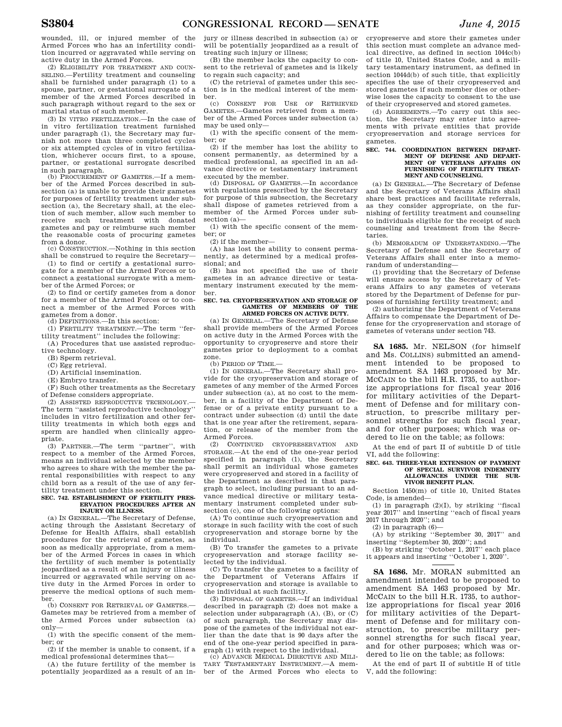wounded, ill, or injured member of the Armed Forces who has an infertility condition incurred or aggravated while serving on active duty in the Armed Forces.

(2) ELIGIBILITY FOR TREATMENT AND COUNSELING.—Fertility treatment and counseling shall be furnished under paragraph (1) to a spouse, partner, or gestational surrogate of a member of the Armed Forces described in such paragraph without regard to the sex or marital status of such member.

(3) IN VITRO FERTILIZATION.—In the case of in vitro fertilization treatment furnished under paragraph (1), the Secretary may furnish not more than three completed cycles or six attempted cycles of in vitro fertilization, whichever occurs first, to a spouse, partner, or gestational surrogate described in such paragraph.

(b) PROCUREMENT OF GAMETES.—If a member of the Armed Forces described in subsection (a) is unable to provide their gametes for purposes of fertility treatment under subsection (a), the Secretary shall, at the election of such member, allow such member to receive such treatment with donated gametes and pay or reimburse such member the reasonable costs of procuring gametes from a donor.

(c) CONSTRUCTION.—Nothing in this section shall be construed to require the Secretary—

(1) to find or certify a gestational surrogate for a member of the Armed Forces or to connect a gestational surrogate with a member of the Armed Forces; or

(2) to find or certify gametes from a donor for a member of the Armed Forces or to connect a member of the Armed Forces with gametes from a donor.

(d) DEFINITIONS.—In this section:

(1) FERTILITY TREATMENT.—The term ''fertility treatment'' includes the following:

(A) Procedures that use assisted reproductive technology.

(B) Sperm retrieval.

(C) Egg retrieval.

(D) Artificial insemination.

(E) Embryo transfer.

(F) Such other treatments as the Secretary of Defense considers appropriate.

(2) ASSISTED REPRODUCTIVE TECHNOLOGY.—The term ''assisted reproductive technology'' includes in vitro fertilization and other fertility treatments in which both eggs and sperm are handled when clinically appropriate.

(3) PARTNER.—The term ''partner'', with respect to a member of the Armed Forces, means an individual selected by the member who agrees to share with the member the parental responsibilities with respect to any child born as a result of the use of any fertility treatment under this section.

**SEC. 742. ESTABLISHMENT OF FERTILITY PRESERVATION PROCEDURES AFTER AN INJURY OR ILLNESS.**

(a) IN GENERAL.—The Secretary of Defense, acting through the Assistant Secretary of Defense for Health Affairs, shall establish procedures for the retrieval of gametes, as soon as medically appropriate, from a member of the Armed Forces in cases in which the fertility of such member is potentially jeopardized as a result of an injury or illness incurred or aggravated while serving on active duty in the Armed Forces in order to preserve the medical options of such member.

(b) CONSENT FOR RETRIEVAL OF GAMETES.—Gametes may be retrieved from a member of the Armed Forces under subsection (a) only—

(1) with the specific consent of the member; or

(2) if the member is unable to consent, if a medical professional determines that—

(A) the future fertility of the member is potentially jeopardized as a result of an injury or illness described in subsection (a) or will be potentially jeopardized as a result of treating such injury or illness;

(B) the member lacks the capacity to consent to the retrieval of gametes and is likely to regain such capacity; and

(C) the retrieval of gametes under this section is in the medical interest of the member.

(c) CONSENT FOR USE OF RETRIEVED GAMETES.—Gametes retrieved from a member of the Armed Forces under subsection (a) may be used only—

(1) with the specific consent of the member; or

(2) if the member has lost the ability to consent permanently, as determined by a medical professional, as specified in an advance directive or testamentary instrument executed by the member.

(d) DISPOSAL OF GAMETES.—In accordance with regulations prescribed by the Secretary for purpose of this section, the Secretary shall dispose of gametes retrieved from a member of the Armed Forces under subsection (a)—

(1) with the specific consent of the member; or

(2) if the member—

(A) has lost the ability to consent permanently, as determined by a medical professional; and

(B) has not specified the use of their gametes in an advance directive or testamentary instrument executed by the member.

**SEC. 743. CRYOPRESERVATION AND STORAGE OF GAMETES OF MEMBERS OF THE ARMED FORCES ON ACTIVE DUTY.**

(a) IN GENERAL.—The Secretary of Defense shall provide members of the Armed Forces on active duty in the Armed Forces with the opportunity to cryopreserve and store their gametes prior to deployment to a combat zone.

(b) PERIOD OF TIME.—

(1) IN GENERAL.—The Secretary shall provide for the cryopreservation and storage of gametes of any member of the Armed Forces under subsection (a), at no cost to the member, in a facility of the Department of Defense or of a private entity pursuant to a contract under subsection (d) until the date that is one year after the retirement, separation, or release of the member from the Armed Forces.

(2) CONTINUED CRYOPRESERVATION AND STORAGE.—At the end of the one-year period specified in paragraph (1), the Secretary shall permit an individual whose gametes were cryopreserved and stored in a facility of the Department as described in that paragraph to select, including pursuant to an advance medical directive or military testamentary instrument completed under subsection (c), one of the following options:

(A) To continue such cryopreservation and storage in such facility with the cost of such cryopreservation and storage borne by the individual.

(B) To transfer the gametes to a private cryopreservation and storage facility selected by the individual.

(C) To transfer the gametes to a facility of the Department of Veterans Affairs if cryopreservation and storage is available to the individual at such facility.

(3) DISPOSAL OF GAMETES.—If an individual described in paragraph (2) does not make a selection under subparagraph (A), (B), or (C) of such paragraph, the Secretary may dispose of the gametes of the individual not earlier than the date that is 90 days after the end of the one-year period specified in paragraph (1) with respect to the individual.

(c) ADVANCE MEDICAL DIRECTIVE AND MILITARY TESTAMENTARY INSTRUMENT.—A member of the Armed Forces who elects to cryopreserve and store their gametes under this section must complete an advance medical directive, as defined in section 1044c(b) of title 10, United States Code, and a military testamentary instrument, as defined in section 1044d(b) of such title, that explicitly specifies the use of their cryopreserved and stored gametes if such member dies or otherwise loses the capacity to consent to the use of their cryopreserved and stored gametes.

(d) AGREEMENTS.—To carry out this section, the Secretary may enter into agreements with private entities that provide cryopreservation and storage services for gametes.

**SEC. 744. COORDINATION BETWEEN DEPARTMENT OF DEFENSE AND DEPARTMENT OF VETERANS AFFAIRS ON FURNISHING OF FERTILITY TREATMENT AND COUNSELING.**

(a) IN GENERAL.—The Secretary of Defense and the Secretary of Veterans Affairs shall share best practices and facilitate referrals, as they consider appropriate, on the furnishing of fertility treatment and counseling to individuals eligible for the receipt of such counseling and treatment from the Secretaries.

(b) MEMORADUM OF UNDERSTANDING.—The Secretary of Defense and the Secretary of Veterans Affairs shall enter into a memorandum of understanding—

(1) providing that the Secretary of Defense will ensure access by the Secretary of Veterans Affairs to any gametes of veterans stored by the Department of Defense for purposes of furnishing fertility treatment; and

(2) authorizing the Department of Veterans Affairs to compensate the Department of Defense for the cryopreservation and storage of gametes of veterans under section 743.

---

**SA 1685.** Mr. NELSON (for himself and Ms. COLLINS) submitted an amendment intended to be proposed to amendment SA 1463 proposed by Mr. MCCAIN to the bill H.R. 1735, to authorize appropriations for fiscal year 2016 for military activities of the Department of Defense and for military construction, to prescribe military personnel strengths for such fiscal year, and for other purposes; which was ordered to lie on the table; as follows:

At the end of part II of subtitle D of title VI, add the following:

**SEC. 643. THREE-YEAR EXTENSION OF PAYMENT OF SPECIAL SURVIVOR INDEMNITY ALLOWANCES UNDER THE SURVIVOR BENEFIT PLAN.**

Section 1450(m) of title 10, United States Code, is amended—

(1) in paragraph (2)(I), by striking ''fiscal year 2017'' and inserting ''each of fiscal years 2017 through 2020''; and

(2) in paragraph (6)—

(A) by striking ''September 30, 2017'' and inserting ''September 30, 2020''; and

(B) by striking ''October 1, 2017'' each place it appears and inserting ''October 1, 2020''.

---

**SA 1686.** Mr. MORAN submitted an amendment intended to be proposed to amendment SA 1463 proposed by Mr. MCCAIN to the bill H.R. 1735, to authorize appropriations for fiscal year 2016 for military activities of the Department of Defense and for military construction, to prescribe military personnel strengths for such fiscal year, and for other purposes; which was ordered to lie on the table; as follows:

At the end of part II of subtitle H of title V, add the following: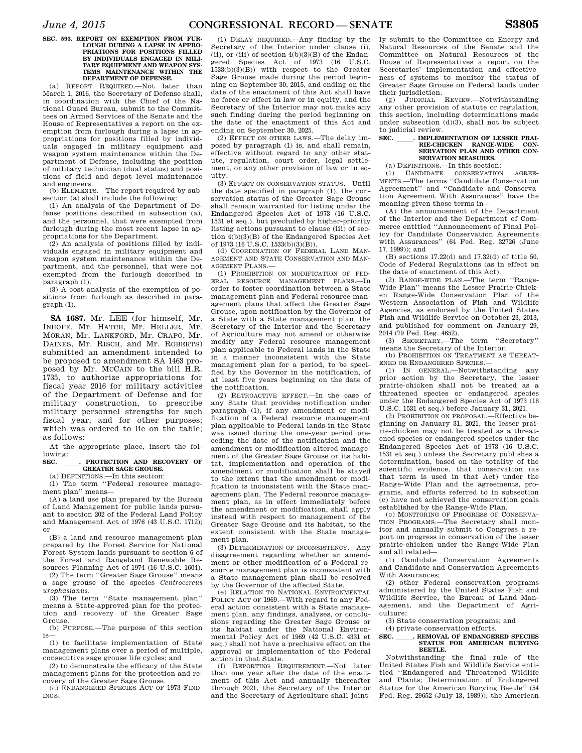**SEC. 593. REPORT ON EXEMPTION FROM FURLOUGH DURING A LAPSE IN APPROPRIATIONS FOR POSITIONS FILLED BY INDIVIDUALS ENGAGED IN MILITARY EQUIPMENT AND WEAPON SYSTEMS MAINTENANCE WITHIN THE DEPARTMENT OF DEFENSE.**

(a) REPORT REQUIRED.—Not later than March 1, 2016, the Secretary of Defense shall, in coordination with the Chief of the National Guard Bureau, submit to the Committees on Armed Services of the Senate and the House of Representatives a report on the exemption from furlough during a lapse in appropriations for positions filled by individuals engaged in military equipment and weapon system maintenance within the Department of Defense, including the position of military technician (dual status) and positions of field and depot level maintenance and engineers.

(b) ELEMENTS.—The report required by subsection (a) shall include the following:

(1) An analysis of the Department of Defense positions described in subsection (a), and the personnel, that were exempted from furlough during the most recent lapse in appropriations for the Department.

(2) An analysis of positions filled by individuals engaged in military equipment and weapon system maintenance within the Department, and the personnel, that were not exempted from the furlough described in paragraph (1).

(3) A cost analysis of the exemption of positions from furlough as described in paragraph (1).

---

**SA 1687.** Mr. LEE (for himself, Mr. INHOFE, Mr. HATCH, Mr. HELLER, Mr. MORAN, Mr. LANKFORD, Mr. CRAPO, Mr. DAINES, Mr. RISCH, and Mr. ROBERTS) submitted an amendment intended to be proposed to amendment SA 1463 proposed by Mr. MCCAIN to the bill H.R. 1735, to authorize appropriations for fiscal year 2016 for military activities of the Department of Defense and for military construction, to prescribe military personnel strengths for such fiscal year, and for other purposes; which was ordered to lie on the table; as follows:

At the appropriate place, insert the following:

**SEC. \_\_\_\_\_. PROTECTION AND RECOVERY OF GREATER SAGE GROUSE.**

(a) DEFINITIONS.—In this section:

(1) The term "Federal resource management plan" means—

(A) a land use plan prepared by the Bureau of Land Management for public lands pursuant to section 202 of the Federal Land Policy and Management Act of 1976 (43 U.S.C. 1712); or

(B) a land and resource management plan prepared by the Forest Service for National Forest System lands pursuant to section 6 of the Forest and Rangeland Renewable Resources Planning Act of 1974 (16 U.S.C. 1604).

(2) The term "Greater Sage Grouse" means a sage grouse of the species *Centrocercus urophasianus*.

(3) The term "State management plan" means a State-approved plan for the protection and recovery of the Greater Sage Grouse.

(b) PURPOSE.—The purpose of this section is—

(1) to facilitate implementation of State management plans over a period of multiple, consecutive sage grouse life cycles; and

(2) to demonstrate the efficacy of the State management plans for the protection and recovery of the Greater Sage Grouse.

(c) ENDANGERED SPECIES ACT OF 1973 FINDINGS.—

(1) DELAY REQUIRED.—Any finding by the Secretary of the Interior under clause (i), (ii), or (iii) of section 4(b)(3)(B) of the Endangered Species Act of 1973 (16 U.S.C. 1533(b)(3)(B)) with respect to the Greater Sage Grouse made during the period beginning on September 30, 2015, and ending on the date of the enactment of this Act shall have no force or effect in law or in equity, and the Secretary of the Interior may not make any such finding during the period beginning on the date of the enactment of this Act and ending on September 30, 2025.

(2) EFFECT ON OTHER LAWS.—The delay imposed by paragraph (1) is, and shall remain, effective without regard to any other statute, regulation, court order, legal settlement, or any other provision of law or in equity.

(3) EFFECT ON CONSERVATION STATUS.—Until the date specified in paragraph (1), the conservation status of the Greater Sage Grouse shall remain warranted for listing under the Endangered Species Act of 1973 (16 U.S.C. 1531 et seq.), but precluded by higher-priority listing actions pursuant to clause (iii) of section 4(b)(3)(B) of the Endangered Species Act of 1973 (16 U.S.C. 1533(b)(3)(B)).

(d) COORDINATION OF FEDERAL LAND MANAGEMENT AND STATE CONSERVATION AND MANAGEMENT PLANS.—

(1) PROHIBITION ON MODIFICATION OF FEDERAL RESOURCE MANAGEMENT PLANS.—In order to foster coordination between a State management plan and Federal resource management plans that affect the Greater Sage Grouse, upon notification by the Governor of a State with a State management plan, the Secretary of the Interior and the Secretary of Agriculture may not amend or otherwise modify any Federal resource management plan applicable to Federal lands in the State in a manner inconsistent with the State management plan for a period, to be specified by the Governor in the notification, of at least five years beginning on the date of the notification.

(2) RETROACTIVE EFFECT.—In the case of any State that provides notification under paragraph (1), if any amendment or modification of a Federal resource management plan applicable to Federal lands in the State was issued during the one-year period preceding the date of the notification and the amendment or modification altered management of the Greater Sage Grouse or its habitat, implementation and operation of the amendment or modification shall be stayed to the extent that the amendment or modification is inconsistent with the State management plan. The Federal resource management plan, as in effect immediately before the amendment or modification, shall apply instead with respect to management of the Greater Sage Grouse and its habitat, to the extent consistent with the State management plan.

(3) DETERMINATION OF INCONSISTENCY.—Any disagreement regarding whether an amendment or other modification of a Federal resource management plan is inconsistent with a State management plan shall be resolved by the Governor of the affected State.

(e) RELATION TO NATIONAL ENVIRONMENTAL POLICY ACT OF 1969.—With regard to any Federal action consistent with a State management plan, any findings, analyses, or conclusions regarding the Greater Sage Grouse or its habitat under the National Environmental Policy Act of 1969 (42 U.S.C. 4331 et seq.) shall not have a preclusive effect on the approval or implementation of the Federal action in that State.

(f) REPORTING REQUIREMENT.—Not later than one year after the date of the enactment of this Act and annually thereafter through 2021, the Secretary of the Interior and the Secretary of Agriculture shall jointly submit to the Committee on Energy and Natural Resources of the Senate and the Committee on Natural Resources of the House of Representatives a report on the Secretaries' implementation and effectiveness of systems to monitor the status of Greater Sage Grouse on Federal lands under their jurisdiction.

(g) JUDICIAL REVIEW.—Notwithstanding any other provision of statute or regulation, this section, including determinations made under subsection (d)(3), shall not be subject to judicial review.

**SEC. \_\_\_\_\_. IMPLEMENTATION OF LESSER PRAIRIE-CHICKEN RANGE-WIDE CONSERVATION PLAN AND OTHER CONSERVATION MEASURES.**

(a) DEFINITIONS.—In this section:

(1) CANDIDATE CONSERVATION AGREEMENTS.—The terms "Candidate Conservation Agreement" and "Candidate and Conservation Agreement With Assurances" have the meaning given those terms in—

(A) the announcement of the Department of the Interior and the Department of Commerce entitled "Announcement of Final Policy for Candidate Conservation Agreements with Assurances" (64 Fed. Reg. 32726 (June 17, 1999)); and

(B) sections 17.22(d) and 17.32(d) of title 50, Code of Federal Regulations (as in effect on the date of enactment of this Act).

(2) RANGE-WIDE PLAN.—The term "Range-Wide Plan" means the Lesser Prairie-Chicken Range-Wide Conservation Plan of the Western Association of Fish and Wildlife Agencies, as endorsed by the United States Fish and Wildlife Service on October 23, 2013, and published for comment on January 29, 2014 (79 Fed. Reg. 4652).

(3) SECRETARY.—The term "Secretary" means the Secretary of the Interior.

(b) PROHIBITION ON TREATMENT AS THREATENED OR ENDANGERED SPECIES.—

(1) IN GENERAL.—Notwithstanding any prior action by the Secretary, the lesser prairie-chicken shall not be treated as a threatened species or endangered species under the Endangered Species Act of 1973 (16 U.S.C. 1531 et seq.) before January 31, 2021.

(2) PROHIBITION ON PROPOSAL.—Effective beginning on January 31, 2021, the lesser prairie-chicken may not be treated as a threatened species or endangered species under the Endangered Species Act of 1973 (16 U.S.C. 1531 et seq.) unless the Secretary publishes a determination, based on the totality of the scientific evidence, that conservation (as that term is used in that Act) under the Range-Wide Plan and the agreements, programs, and efforts referred to in subsection (c) have not achieved the conservation goals established by the Range-Wide Plan.

(c) MONITORING OF PROGRESS OF CONSERVATION PROGRAMS.—The Secretary shall monitor and annually submit to Congress a report on progress in conservation of the lesser prairie-chicken under the Range-Wide Plan and all related—

(1) Candidate Conservation Agreements and Candidate and Conservation Agreements With Assurances;

(2) other Federal conservation programs administered by the United States Fish and Wildlife Service, the Bureau of Land Management, and the Department of Agriculture;

(3) State conservation programs; and

(4) private conservation efforts.

**SEC. \_\_\_\_\_. REMOVAL OF ENDANGERED SPECIES STATUS FOR AMERICAN BURYING BEETLE.**

Notwithstanding the final rule of the United States Fish and Wildlife Service entitled "Endangered and Threatened Wildlife and Plants; Determination of Endangered Status for the American Burying Beetle" (54 Fed. Reg. 29652 (July 13, 1989)), the American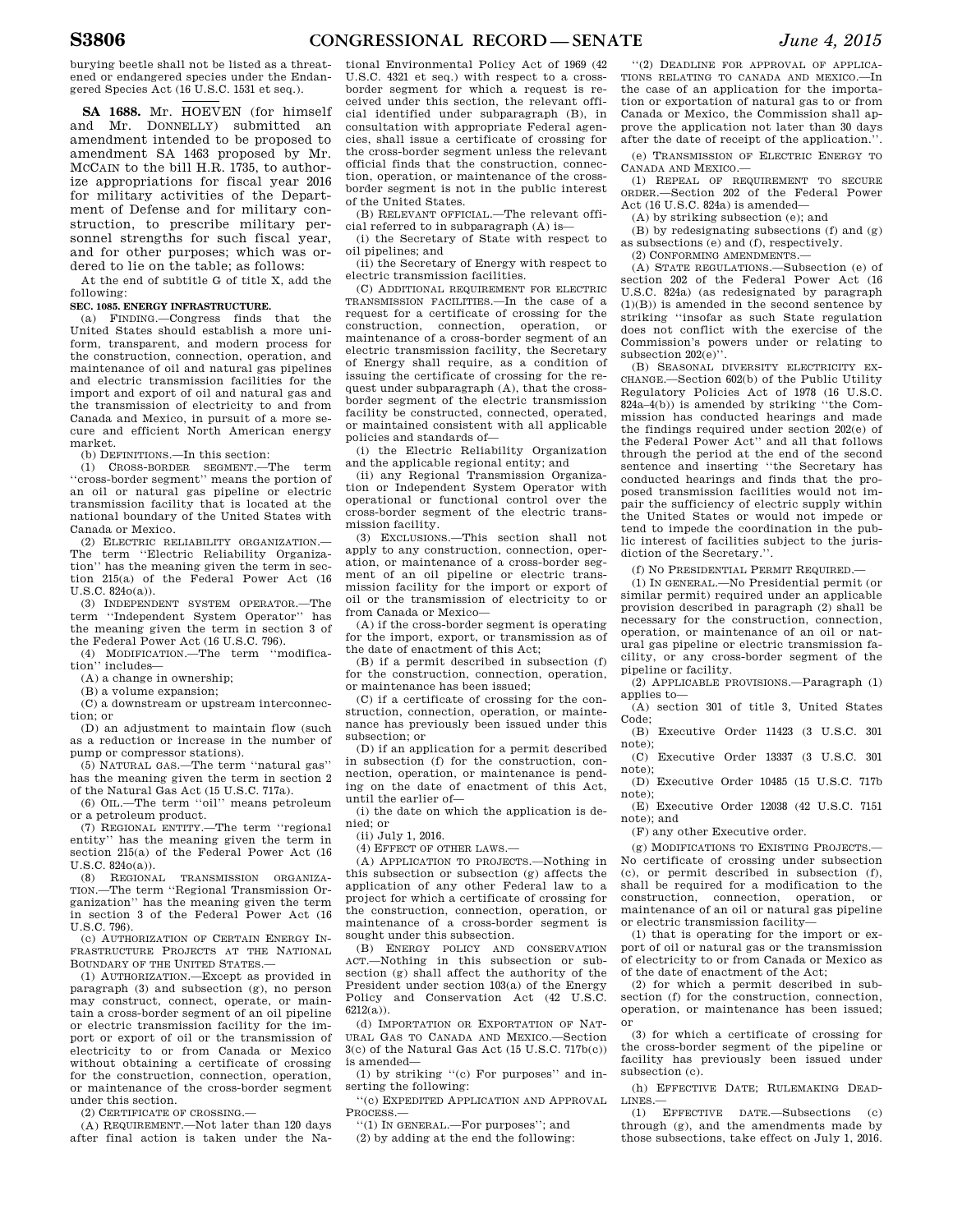burying beetle shall not be listed as a threatened or endangered species under the Endangered Species Act (16 U.S.C. 1531 et seq.).

**SA 1688.** Mr. HOEVEN (for himself and Mr. DONNELLY) submitted an amendment intended to be proposed to amendment SA 1463 proposed by Mr. MCCAIN to the bill H.R. 1735, to authorize appropriations for fiscal year 2016 for military activities of the Department of Defense and for military construction, to prescribe military personnel strengths for such fiscal year, and for other purposes; which was ordered to lie on the table; as follows:

At the end of subtitle G of title X, add the following:

**SEC. 1085. ENERGY INFRASTRUCTURE.**

(a) FINDING.—Congress finds that the United States should establish a more uniform, transparent, and modern process for the construction, connection, operation, and maintenance of oil and natural gas pipelines and electric transmission facilities for the import and export of oil and natural gas and the transmission of electricity to and from Canada and Mexico, in pursuit of a more secure and efficient North American energy market.

(b) DEFINITIONS.—In this section:

(1) CROSS-BORDER SEGMENT.—The term ''cross-border segment'' means the portion of an oil or natural gas pipeline or electric transmission facility that is located at the national boundary of the United States with Canada or Mexico.

(2) ELECTRIC RELIABILITY ORGANIZATION.—The term ''Electric Reliability Organization'' has the meaning given the term in section 215(a) of the Federal Power Act (16 U.S.C. 824o(a)).

(3) INDEPENDENT SYSTEM OPERATOR.—The term ''Independent System Operator'' has the meaning given the term in section 3 of the Federal Power Act (16 U.S.C. 796).

(4) MODIFICATION.—The term ''modification'' includes—

(A) a change in ownership;

(B) a volume expansion;

(C) a downstream or upstream interconnection; or

(D) an adjustment to maintain flow (such as a reduction or increase in the number of pump or compressor stations).

(5) NATURAL GAS.—The term ''natural gas'' has the meaning given the term in section 2 of the Natural Gas Act (15 U.S.C. 717a).

(6) OIL.—The term ''oil'' means petroleum or a petroleum product.

(7) REGIONAL ENTITY.—The term ''regional entity'' has the meaning given the term in section 215(a) of the Federal Power Act (16 U.S.C. 824o(a)).

(8) REGIONAL TRANSMISSION ORGANIZATION.—The term ''Regional Transmission Organization'' has the meaning given the term in section 3 of the Federal Power Act (16 U.S.C. 796).

(c) AUTHORIZATION OF CERTAIN ENERGY INFRASTRUCTURE PROJECTS AT THE NATIONAL BOUNDARY OF THE UNITED STATES.—

(1) AUTHORIZATION.—Except as provided in paragraph (3) and subsection (g), no person may construct, connect, operate, or maintain a cross-border segment of an oil pipeline or electric transmission facility for the import or export of oil or the transmission of electricity to or from Canada or Mexico without obtaining a certificate of crossing for the construction, connection, operation, or maintenance of the cross-border segment under this section.

(2) CERTIFICATE OF CROSSING.—

(A) REQUIREMENT.—Not later than 120 days after final action is taken under the National Environmental Policy Act of 1969 (42 U.S.C. 4321 et seq.) with respect to a cross-border segment for which a request is received under this section, the relevant official identified under subparagraph (B), in consultation with appropriate Federal agencies, shall issue a certificate of crossing for the cross-border segment unless the relevant official finds that the construction, connection, operation, or maintenance of the cross-border segment is not in the public interest of the United States.

(B) RELEVANT OFFICIAL.—The relevant official referred to in subparagraph (A) is—

(i) the Secretary of State with respect to oil pipelines; and

(ii) the Secretary of Energy with respect to electric transmission facilities.

(C) ADDITIONAL REQUIREMENT FOR ELECTRIC TRANSMISSION FACILITIES.—In the case of a request for a certificate of crossing for the construction, connection, operation, or maintenance of a cross-border segment of an electric transmission facility, the Secretary of Energy shall require, as a condition of issuing the certificate of crossing for the request under subparagraph (A), that the cross-border segment of the electric transmission facility be constructed, connected, operated, or maintained consistent with all applicable policies and standards of—

(i) the Electric Reliability Organization and the applicable regional entity; and

(ii) any Regional Transmission Organization or Independent System Operator with operational or functional control over the cross-border segment of the electric transmission facility.

(3) EXCLUSIONS.—This section shall not apply to any construction, connection, operation, or maintenance of a cross-border segment of an oil pipeline or electric transmission facility for the import or export of oil or the transmission of electricity to or from Canada or Mexico—

(A) if the cross-border segment is operating for the import, export, or transmission as of the date of enactment of this Act;

(B) if a permit described in subsection (f) for the construction, connection, operation, or maintenance has been issued;

(C) if a certificate of crossing for the construction, connection, operation, or maintenance has previously been issued under this subsection; or

(D) if an application for a permit described in subsection (f) for the construction, connection, operation, or maintenance is pending on the date of enactment of this Act, until the earlier of—

(i) the date on which the application is denied; or

(ii) July 1, 2016.

(4) EFFECT OF OTHER LAWS.—

(A) APPLICATION TO PROJECTS.—Nothing in this subsection or subsection (g) affects the application of any other Federal law to a project for which a certificate of crossing for the construction, connection, operation, or maintenance of a cross-border segment is sought under this subsection.

(B) ENERGY POLICY AND CONSERVATION ACT.—Nothing in this subsection or subsection (g) shall affect the authority of the President under section 103(a) of the Energy Policy and Conservation Act (42 U.S.C. 6212(a)).

(d) IMPORTATION OR EXPORTATION OF NATURAL GAS TO CANADA AND MEXICO.—Section 3(c) of the Natural Gas Act (15 U.S.C. 717b(c)) is amended—

(1) by striking ''(c) For purposes'' and inserting the following:

''(c) EXPEDITED APPLICATION AND APPROVAL PROCESS.—

''(1) IN GENERAL.—For purposes''; and

(2) by adding at the end the following:

''(2) DEADLINE FOR APPROVAL OF APPLICATIONS RELATING TO CANADA AND MEXICO.—In the case of an application for the importation or exportation of natural gas to or from Canada or Mexico, the Commission shall approve the application not later than 30 days after the date of receipt of the application.''.

(e) TRANSMISSION OF ELECTRIC ENERGY TO CANADA AND MEXICO.—

(1) REPEAL OF REQUIREMENT TO SECURE ORDER.—Section 202 of the Federal Power Act (16 U.S.C. 824a) is amended—

(A) by striking subsection (e); and

(B) by redesignating subsections (f) and (g) as subsections (e) and (f), respectively.

(2) CONFORMING AMENDMENTS.—

(A) STATE REGULATIONS.—Subsection (e) of section 202 of the Federal Power Act (16 U.S.C. 824a) (as redesignated by paragraph (1)(B)) is amended in the second sentence by striking ''insofar as such State regulation does not conflict with the exercise of the Commission's powers under or relating to subsection 202(e)''.

(B) SEASONAL DIVERSITY ELECTRICITY EXCHANGE.—Section 602(b) of the Public Utility Regulatory Policies Act of 1978 (16 U.S.C. 824a–4(b)) is amended by striking ''the Commission has conducted hearings and made the findings required under section 202(e) of the Federal Power Act'' and all that follows through the period at the end of the second sentence and inserting ''the Secretary has conducted hearings and finds that the proposed transmission facilities would not impair the sufficiency of electric supply within the United States or would not impede or tend to impede the coordination in the public interest of facilities subject to the jurisdiction of the Secretary.''.

(f) NO PRESIDENTIAL PERMIT REQUIRED.—

(1) IN GENERAL.—No Presidential permit (or similar permit) required under an applicable provision described in paragraph (2) shall be necessary for the construction, connection, operation, or maintenance of an oil or natural gas pipeline or electric transmission facility, or any cross-border segment of the pipeline or facility.

(2) APPLICABLE PROVISIONS.—Paragraph (1) applies to—

(A) section 301 of title 3, United States Code;

(B) Executive Order 11423 (3 U.S.C. 301 note);

(C) Executive Order 13337 (3 U.S.C. 301 note);

(D) Executive Order 10485 (15 U.S.C. 717b note);

(E) Executive Order 12038 (42 U.S.C. 7151 note); and

(F) any other Executive order.

(g) MODIFICATIONS TO EXISTING PROJECTS.—No certificate of crossing under subsection (c), or permit described in subsection (f), shall be required for a modification to the construction, connection, operation, or maintenance of an oil or natural gas pipeline or electric transmission facility—

(1) that is operating for the import or export of oil or natural gas or the transmission of electricity to or from Canada or Mexico as of the date of enactment of the Act;

(2) for which a permit described in subsection (f) for the construction, connection, operation, or maintenance has been issued; or

(3) for which a certificate of crossing for the cross-border segment of the pipeline or facility has previously been issued under subsection (c).

(h) EFFECTIVE DATE; RULEMAKING DEADLINES.—

(1) EFFECTIVE DATE.—Subsections (c) through (g), and the amendments made by those subsections, take effect on July 1, 2016.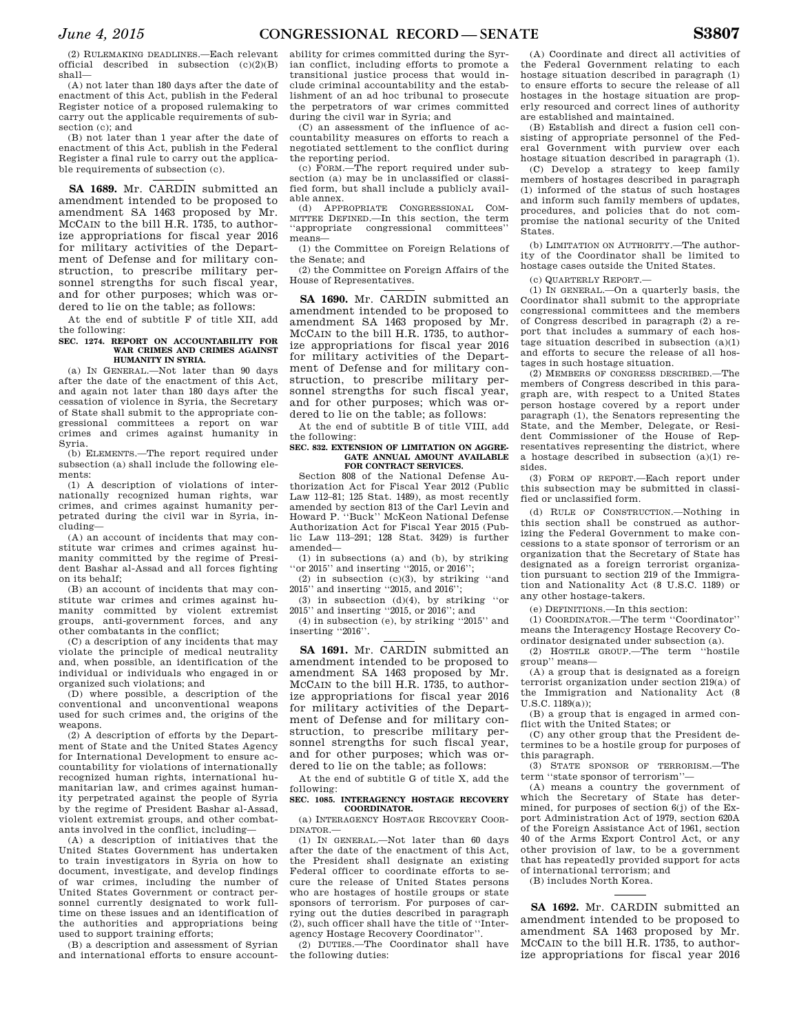(2) RULEMAKING DEADLINES.—Each relevant official described in subsection (c)(2)(B) shall—

(A) not later than 180 days after the date of enactment of this Act, publish in the Federal Register notice of a proposed rulemaking to carry out the applicable requirements of subsection (c); and

(B) not later than 1 year after the date of enactment of this Act, publish in the Federal Register a final rule to carry out the applicable requirements of subsection (c).

---

**SA 1689.** Mr. CARDIN submitted an amendment intended to be proposed to amendment SA 1463 proposed by Mr. MCCAIN to the bill H.R. 1735, to authorize appropriations for fiscal year 2016 for military activities of the Department of Defense and for military construction, to prescribe military personnel strengths for such fiscal year, and for other purposes; which was ordered to lie on the table; as follows:

At the end of subtitle F of title XII, add the following:

**SEC. 1274. REPORT ON ACCOUNTABILITY FOR WAR CRIMES AND CRIMES AGAINST HUMANITY IN SYRIA.**

(a) IN GENERAL.—Not later than 90 days after the date of the enactment of this Act, and again not later than 180 days after the cessation of violence in Syria, the Secretary of State shall submit to the appropriate congressional committees a report on war crimes and crimes against humanity in Syria.

(b) ELEMENTS.—The report required under subsection (a) shall include the following elements:

(1) A description of violations of internationally recognized human rights, war crimes, and crimes against humanity perpetrated during the civil war in Syria, including—

(A) an account of incidents that may constitute war crimes and crimes against humanity committed by the regime of President Bashar al-Assad and all forces fighting on its behalf;

(B) an account of incidents that may constitute war crimes and crimes against humanity committed by violent extremist groups, anti-government forces, and any other combatants in the conflict;

(C) a description of any incidents that may violate the principle of medical neutrality and, when possible, an identification of the individual or individuals who engaged in or organized such violations; and

(D) where possible, a description of the conventional and unconventional weapons used for such crimes and, the origins of the weapons.

(2) A description of efforts by the Department of State and the United States Agency for International Development to ensure accountability for violations of internationally recognized human rights, international humanitarian law, and crimes against humanity perpetrated against the people of Syria by the regime of President Bashar al-Assad, violent extremist groups, and other combatants involved in the conflict, including—

(A) a description of initiatives that the United States Government has undertaken to train investigators in Syria on how to document, investigate, and develop findings of war crimes, including the number of United States Government or contract personnel currently designated to work full-time on these issues and an identification of the authorities and appropriations being used to support training efforts;

(B) a description and assessment of Syrian and international efforts to ensure accountability for crimes committed during the Syrian conflict, including efforts to promote a transitional justice process that would include criminal accountability and the establishment of an ad hoc tribunal to prosecute the perpetrators of war crimes committed during the civil war in Syria; and

(C) an assessment of the influence of accountability measures on efforts to reach a negotiated settlement to the conflict during the reporting period.

(c) FORM.—The report required under subsection (a) may be in unclassified or classified form, but shall include a publicly available annex.

(d) APPROPRIATE CONGRESSIONAL COMMITTEE DEFINED.—In this section, the term "appropriate congressional committees" means—

(1) the Committee on Foreign Relations of the Senate; and

(2) the Committee on Foreign Affairs of the House of Representatives.

---

**SA 1690.** Mr. CARDIN submitted an amendment intended to be proposed to amendment SA 1463 proposed by Mr. MCCAIN to the bill H.R. 1735, to authorize appropriations for fiscal year 2016 for military activities of the Department of Defense and for military construction, to prescribe military personnel strengths for such fiscal year, and for other purposes; which was ordered to lie on the table; as follows:

At the end of subtitle B of title VIII, add the following:

**SEC. 832. EXTENSION OF LIMITATION ON AGGREGATE ANNUAL AMOUNT AVAILABLE FOR CONTRACT SERVICES.**

Section 808 of the National Defense Authorization Act for Fiscal Year 2012 (Public Law 112–81; 125 Stat. 1489), as most recently amended by section 813 of the Carl Levin and Howard P. "Buck" McKeon National Defense Authorization Act for Fiscal Year 2015 (Public Law 113–291; 128 Stat. 3429) is further amended—

(1) in subsections (a) and (b), by striking "or 2015" and inserting "2015, or 2016";

(2) in subsection (c)(3), by striking "and 2015" and inserting "2015, and 2016";

(3) in subsection (d)(4), by striking "or 2015" and inserting "2015, or 2016"; and

(4) in subsection (e), by striking "2015" and inserting "2016".

---

**SA 1691.** Mr. CARDIN submitted an amendment intended to be proposed to amendment SA 1463 proposed by Mr. MCCAIN to the bill H.R. 1735, to authorize appropriations for fiscal year 2016 for military activities of the Department of Defense and for military construction, to prescribe military personnel strengths for such fiscal year, and for other purposes; which was ordered to lie on the table; as follows:

At the end of subtitle G of title X, add the following:

**SEC. 1085. INTERAGENCY HOSTAGE RECOVERY COORDINATOR.**

(a) INTERAGENCY HOSTAGE RECOVERY COORDINATOR.—

(1) IN GENERAL.—Not later than 60 days after the date of the enactment of this Act, the President shall designate an existing Federal officer to coordinate efforts to secure the release of United States persons who are hostages of hostile groups or state sponsors of terrorism. For purposes of carrying out the duties described in paragraph (2), such officer shall have the title of "Interagency Hostage Recovery Coordinator".

(2) DUTIES.—The Coordinator shall have the following duties:

(A) Coordinate and direct all activities of the Federal Government relating to each hostage situation described in paragraph (1) to ensure efforts to secure the release of all hostages in the hostage situation are properly resourced and correct lines of authority are established and maintained.

(B) Establish and direct a fusion cell consisting of appropriate personnel of the Federal Government with purview over each hostage situation described in paragraph (1).

(C) Develop a strategy to keep family members of hostages described in paragraph (1) informed of the status of such hostages and inform such family members of updates, procedures, and policies that do not compromise the national security of the United States.

(b) LIMITATION ON AUTHORITY.—The authority of the Coordinator shall be limited to hostage cases outside the United States.

(c) QUARTERLY REPORT.—

(1) IN GENERAL.—On a quarterly basis, the Coordinator shall submit to the appropriate congressional committees and the members of Congress described in paragraph (2) a report that includes a summary of each hostage situation described in subsection (a)(1) and efforts to secure the release of all hostages in such hostage situation.

(2) MEMBERS OF CONGRESS DESCRIBED.—The members of Congress described in this paragraph are, with respect to a United States person hostage covered by a report under paragraph (1), the Senators representing the State, and the Member, Delegate, or Resident Commissioner of the House of Representatives representing the district, where a hostage described in subsection (a)(1) resides.

(3) FORM OF REPORT.—Each report under this subsection may be submitted in classified or unclassified form.

(d) RULE OF CONSTRUCTION.—Nothing in this section shall be construed as authorizing the Federal Government to make concessions to a state sponsor of terrorism or an organization that the Secretary of State has designated as a foreign terrorist organization pursuant to section 219 of the Immigration and Nationality Act (8 U.S.C. 1189) or any other hostage-takers.

(e) DEFINITIONS.—In this section:

(1) COORDINATOR.—The term "Coordinator" means the Interagency Hostage Recovery Coordinator designated under subsection (a).

(2) HOSTILE GROUP.—The term "hostile group" means—

(A) a group that is designated as a foreign terrorist organization under section 219(a) of the Immigration and Nationality Act (8 U.S.C. 1189(a));

(B) a group that is engaged in armed conflict with the United States; or

(C) any other group that the President determines to be a hostile group for purposes of this paragraph.

(3) STATE SPONSOR OF TERRORISM.—The term "state sponsor of terrorism"—

(A) means a country the government of which the Secretary of State has determined, for purposes of section 6(j) of the Export Administration Act of 1979, section 620A of the Foreign Assistance Act of 1961, section 40 of the Arms Export Control Act, or any other provision of law, to be a government that has repeatedly provided support for acts of international terrorism; and

(B) includes North Korea.

---

**SA 1692.** Mr. CARDIN submitted an amendment intended to be proposed to amendment SA 1463 proposed by Mr. MCCAIN to the bill H.R. 1735, to authorize appropriations for fiscal year 2016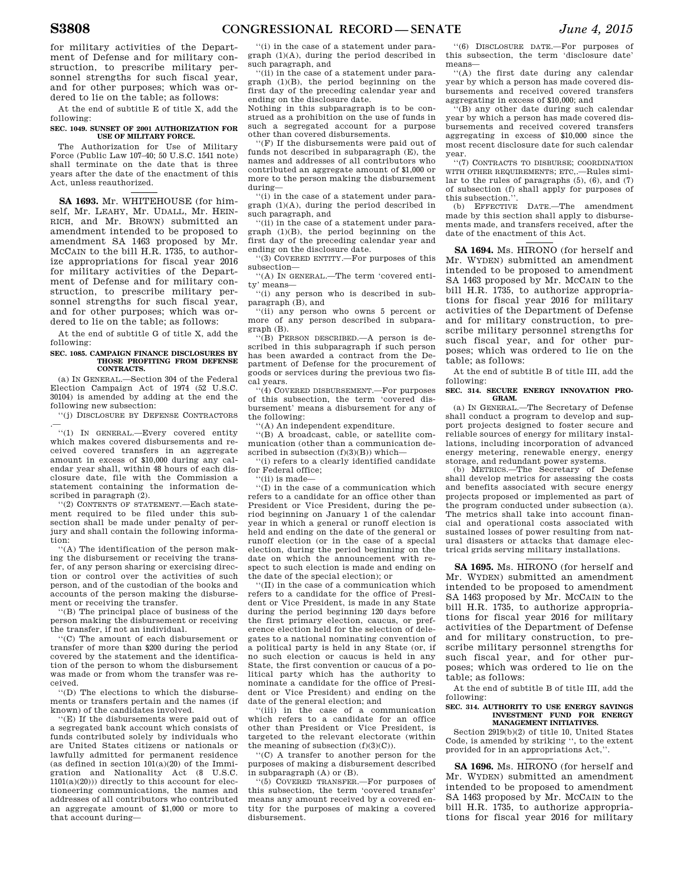for military activities of the Department of Defense and for military construction, to prescribe military personnel strengths for such fiscal year, and for other purposes; which was ordered to lie on the table; as follows:

At the end of subtitle E of title X, add the following:

**SEC. 1049. SUNSET OF 2001 AUTHORIZATION FOR USE OF MILITARY FORCE.**

The Authorization for Use of Military Force (Public Law 107–40; 50 U.S.C. 1541 note) shall terminate on the date that is three years after the date of the enactment of this Act, unless reauthorized.

---

**SA 1693.** Mr. WHITEHOUSE (for himself, Mr. LEAHY, Mr. UDALL, Mr. HEINRICH, and Mr. BROWN) submitted an amendment intended to be proposed to amendment SA 1463 proposed by Mr. MCCAIN to the bill H.R. 1735, to authorize appropriations for fiscal year 2016 for military activities of the Department of Defense and for military construction, to prescribe military personnel strengths for such fiscal year, and for other purposes; which was ordered to lie on the table; as follows:

At the end of subtitle G of title X, add the following:

**SEC. 1085. CAMPAIGN FINANCE DISCLOSURES BY THOSE PROFITING FROM DEFENSE CONTRACTS.**

(a) IN GENERAL.—Section 304 of the Federal Election Campaign Act of 1974 (52 U.S.C. 30104) is amended by adding at the end the following new subsection:

"(j) DISCLOSURE BY DEFENSE CONTRACTORS.—

"(1) IN GENERAL.—Every covered entity which makes covered disbursements and received covered transfers in an aggregate amount in excess of $10,000 during any calendar year shall, within 48 hours of each disclosure date, file with the Commission a statement containing the information described in paragraph (2).

"(2) CONTENTS OF STATEMENT.—Each statement required to be filed under this subsection shall be made under penalty of perjury and shall contain the following information:

"(A) The identification of the person making the disbursement or receiving the transfer, of any person sharing or exercising direction or control over the activities of such person, and of the custodian of the books and accounts of the person making the disbursement or receiving the transfer.

"(B) The principal place of business of the person making the disbursement or receiving the transfer, if not an individual.

"(C) The amount of each disbursement or transfer of more than $200 during the period covered by the statement and the identification of the person to whom the disbursement was made or from whom the transfer was received.

"(D) The elections to which the disbursements or transfers pertain and the names (if known) of the candidates involved.

"(E) If the disbursements were paid out of a segregated bank account which consists of funds contributed solely by individuals who are United States citizens or nationals or lawfully admitted for permanent residence (as defined in section 101(a)(20) of the Immigration and Nationality Act (8 U.S.C. 1101(a)(20))) directly to this account for electioneering communications, the names and addresses of all contributors who contributed an aggregate amount of $1,000 or more to that account during—

"(i) in the case of a statement under paragraph (1)(A), during the period described in such paragraph, and

"(ii) in the case of a statement under paragraph (1)(B), the period beginning on the first day of the preceding calendar year and ending on the disclosure date.

Nothing in this subparagraph is to be construed as a prohibition on the use of funds in such a segregated account for a purpose other than covered disbursements.

"(F) If the disbursements were paid out of funds not described in subparagraph (E), the names and addresses of all contributors who contributed an aggregate amount of $1,000 or more to the person making the disbursement during—

"(i) in the case of a statement under paragraph (1)(A), during the period described in such paragraph, and

"(ii) in the case of a statement under paragraph (1)(B), the period beginning on the first day of the preceding calendar year and ending on the disclosure date.

"(3) COVERED ENTITY.—For purposes of this subsection—

"(A) IN GENERAL.—The term 'covered entity' means—

"(i) any person who is described in subparagraph (B), and

"(ii) any person who owns 5 percent or more of any person described in subparagraph (B).

"(B) PERSON DESCRIBED.—A person is described in this subparagraph if such person has been awarded a contract from the Department of Defense for the procurement of goods or services during the previous two fiscal years.

"(4) COVERED DISBURSEMENT.—For purposes of this subsection, the term 'covered disbursement' means a disbursement for any of the following:

"(A) An independent expenditure.

"(B) A broadcast, cable, or satellite communication (other than a communication described in subsection (f)(3)(B)) which—

"(i) refers to a clearly identified candidate for Federal office;

"(ii) is made—

"(I) in the case of a communication which refers to a candidate for an office other than President or Vice President, during the period beginning on January 1 of the calendar year in which a general or runoff election is held and ending on the date of the general or runoff election (or in the case of a special election, during the period beginning on the date on which the announcement with respect to such election is made and ending on the date of the special election); or

"(II) in the case of a communication which refers to a candidate for the office of President or Vice President, is made in any State during the period beginning 120 days before the first primary election, caucus, or preference election held for the selection of delegates to a national nominating convention of a political party is held in any State (or, if no such election or caucus is held in any State, the first convention or caucus of a political party which has the authority to nominate a candidate for the office of President or Vice President) and ending on the date of the general election; and

"(iii) in the case of a communication which refers to a candidate for an office other than President or Vice President, is targeted to the relevant electorate (within the meaning of subsection (f)(3)(C)).

"(C) A transfer to another person for the purposes of making a disbursement described in subparagraph (A) or (B).

"(5) COVERED TRANSFER.—For purposes of this subsection, the term 'covered transfer' means any amount received by a covered entity for the purposes of making a covered disbursement.

"(6) DISCLOSURE DATE.—For purposes of this subsection, the term 'disclosure date' means—

"(A) the first date during any calendar year by which a person has made covered disbursements and received covered transfers aggregating in excess of $10,000; and

"(B) any other date during such calendar year by which a person has made covered disbursements and received covered transfers aggregating in excess of $10,000 since the most recent disclosure date for such calendar year.

"(7) CONTRACTS TO DISBURSE; COORDINATION WITH OTHER REQUIREMENTS; ETC,.—Rules similar to the rules of paragraphs (5), (6), and (7) of subsection (f) shall apply for purposes of this subsection.".

(b) EFFECTIVE DATE.—The amendment made by this section shall apply to disbursements made, and transfers received, after the date of the enactment of this Act.

---

**SA 1694.** Ms. HIRONO (for herself and Mr. WYDEN) submitted an amendment intended to be proposed to amendment SA 1463 proposed by Mr. MCCAIN to the bill H.R. 1735, to authorize appropriations for fiscal year 2016 for military activities of the Department of Defense and for military construction, to prescribe military personnel strengths for such fiscal year, and for other purposes; which was ordered to lie on the table; as follows:

At the end of subtitle B of title III, add the following:

**SEC. 314. SECURE ENERGY INNOVATION PROGRAM.**

(a) IN GENERAL.—The Secretary of Defense shall conduct a program to develop and support projects designed to foster secure and reliable sources of energy for military installations, including incorporation of advanced energy metering, renewable energy, energy storage, and redundant power systems.

(b) METRICS.—The Secretary of Defense shall develop metrics for assessing the costs and benefits associated with secure energy projects proposed or implemented as part of the program conducted under subsection (a). The metrics shall take into account financial and operational costs associated with sustained losses of power resulting from natural disasters or attacks that damage electrical grids serving military installations.

---

**SA 1695.** Ms. HIRONO (for herself and Mr. WYDEN) submitted an amendment intended to be proposed to amendment SA 1463 proposed by Mr. MCCAIN to the bill H.R. 1735, to authorize appropriations for fiscal year 2016 for military activities of the Department of Defense and for military construction, to prescribe military personnel strengths for such fiscal year, and for other purposes; which was ordered to lie on the table; as follows:

At the end of subtitle B of title III, add the following:

**SEC. 314. AUTHORITY TO USE ENERGY SAVINGS INVESTMENT FUND FOR ENERGY MANAGEMENT INITIATIVES.**

Section 2919(b)(2) of title 10, United States Code, is amended by striking ", to the extent provided for in an appropriations Act,".

---

**SA 1696.** Ms. HIRONO (for herself and Mr. WYDEN) submitted an amendment intended to be proposed to amendment SA 1463 proposed by Mr. MCCAIN to the bill H.R. 1735, to authorize appropriations for fiscal year 2016 for military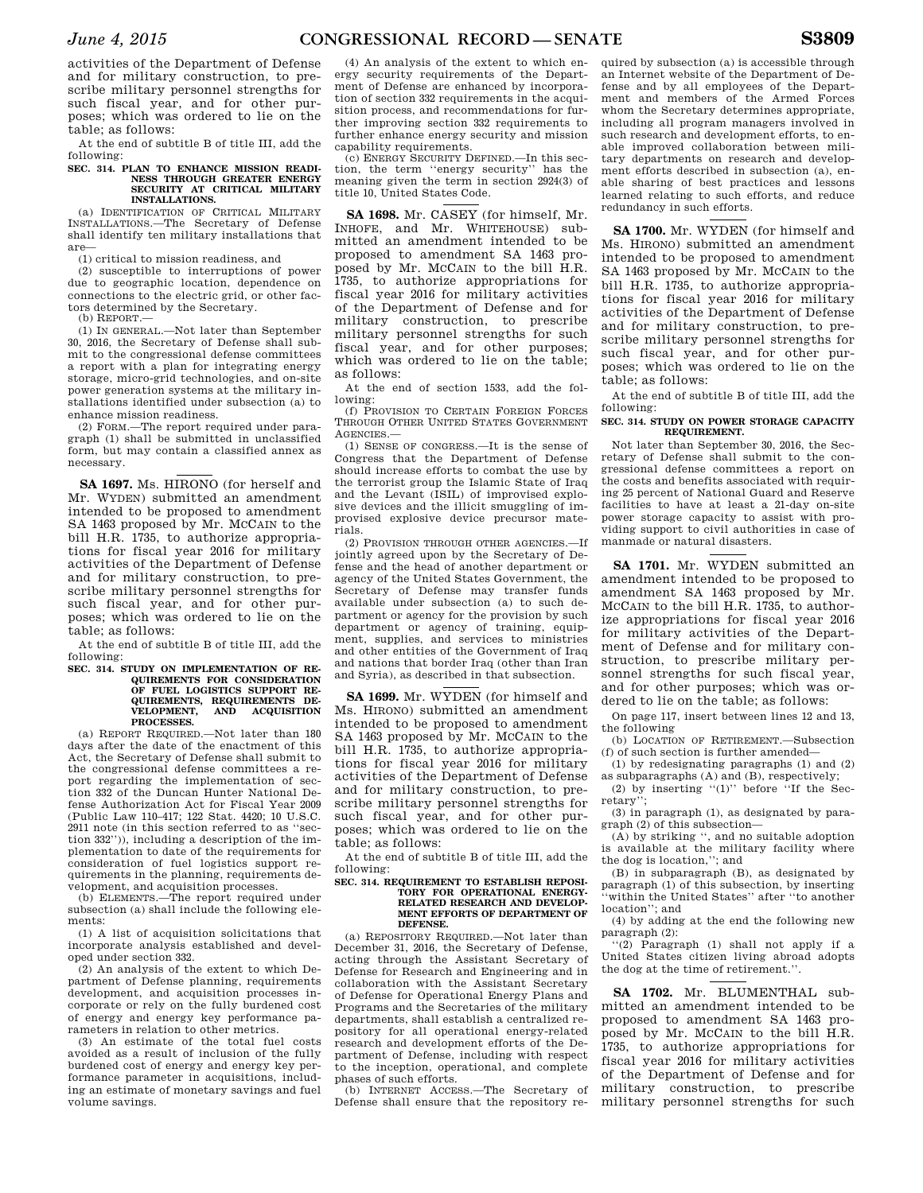activities of the Department of Defense and for military construction, to prescribe military personnel strengths for such fiscal year, and for other purposes; which was ordered to lie on the table; as follows:

At the end of subtitle B of title III, add the following:

**SEC. 314. PLAN TO ENHANCE MISSION READINESS THROUGH GREATER ENERGY SECURITY AT CRITICAL MILITARY INSTALLATIONS.**

(a) IDENTIFICATION OF CRITICAL MILITARY INSTALLATIONS.—The Secretary of Defense shall identify ten military installations that are—

(1) critical to mission readiness, and

(2) susceptible to interruptions of power due to geographic location, dependence on connections to the electric grid, or other factors determined by the Secretary.

(b) REPORT.—

(1) IN GENERAL.—Not later than September 30, 2016, the Secretary of Defense shall submit to the congressional defense committees a report with a plan for integrating energy storage, micro-grid technologies, and on-site power generation systems at the military installations identified under subsection (a) to enhance mission readiness.

(2) FORM.—The report required under paragraph (1) shall be submitted in unclassified form, but may contain a classified annex as necessary.

---

**SA 1697.** Ms. HIRONO (for herself and Mr. WYDEN) submitted an amendment intended to be proposed to amendment SA 1463 proposed by Mr. MCCAIN to the bill H.R. 1735, to authorize appropriations for fiscal year 2016 for military activities of the Department of Defense and for military construction, to prescribe military personnel strengths for such fiscal year, and for other purposes; which was ordered to lie on the table; as follows:

At the end of subtitle B of title III, add the following:

**SEC. 314. STUDY ON IMPLEMENTATION OF REQUIREMENTS FOR CONSIDERATION OF FUEL LOGISTICS SUPPORT REQUIREMENTS, REQUIREMENTS DEVELOPMENT, AND ACQUISITION PROCESSES.**

(a) REPORT REQUIRED.—Not later than 180 days after the date of the enactment of this Act, the Secretary of Defense shall submit to the congressional defense committees a report regarding the implementation of section 332 of the Duncan Hunter National Defense Authorization Act for Fiscal Year 2009 (Public Law 110–417; 122 Stat. 4420; 10 U.S.C. 2911 note (in this section referred to as "section 332")), including a description of the implementation to date of the requirements for consideration of fuel logistics support requirements in the planning, requirements development, and acquisition processes.

(b) ELEMENTS.—The report required under subsection (a) shall include the following elements:

(1) A list of acquisition solicitations that incorporate analysis established and developed under section 332.

(2) An analysis of the extent to which Department of Defense planning, requirements development, and acquisition processes incorporate or rely on the fully burdened cost of energy and energy key performance parameters in relation to other metrics.

(3) An estimate of the total fuel costs avoided as a result of inclusion of the fully burdened cost of energy and energy key performance parameter in acquisitions, including an estimate of monetary savings and fuel volume savings.

(4) An analysis of the extent to which energy security requirements of the Department of Defense are enhanced by incorporation of section 332 requirements in the acquisition process, and recommendations for further improving section 332 requirements to further enhance energy security and mission capability requirements.

(c) ENERGY SECURITY DEFINED.—In this section, the term "energy security" has the meaning given the term in section 2924(3) of title 10, United States Code.

---

**SA 1698.** Mr. CASEY (for himself, Mr. INHOFE, and Mr. WHITEHOUSE) submitted an amendment intended to be proposed to amendment SA 1463 proposed by Mr. MCCAIN to the bill H.R. 1735, to authorize appropriations for fiscal year 2016 for military activities of the Department of Defense and for military construction, to prescribe military personnel strengths for such fiscal year, and for other purposes; which was ordered to lie on the table; as follows:

At the end of section 1533, add the following:

(f) PROVISION TO CERTAIN FOREIGN FORCES THROUGH OTHER UNITED STATES GOVERNMENT AGENCIES.—

(1) SENSE OF CONGRESS.—It is the sense of Congress that the Department of Defense should increase efforts to combat the use by the terrorist group the Islamic State of Iraq and the Levant (ISIL) of improvised explosive devices and the illicit smuggling of improvised explosive device precursor materials.

(2) PROVISION THROUGH OTHER AGENCIES.—If jointly agreed upon by the Secretary of Defense and the head of another department or agency of the United States Government, the Secretary of Defense may transfer funds available under subsection (a) to such department or agency for the provision by such department or agency of training, equipment, supplies, and services to ministries and other entities of the Government of Iraq and nations that border Iraq (other than Iran and Syria), as described in that subsection.

---

**SA 1699.** Mr. WYDEN (for himself and Ms. HIRONO) submitted an amendment intended to be proposed to amendment SA 1463 proposed by Mr. MCCAIN to the bill H.R. 1735, to authorize appropriations for fiscal year 2016 for military activities of the Department of Defense and for military construction, to prescribe military personnel strengths for such fiscal year, and for other purposes; which was ordered to lie on the table; as follows:

At the end of subtitle B of title III, add the following:

**SEC. 314. REQUIREMENT TO ESTABLISH REPOSITORY FOR OPERATIONAL ENERGY-RELATED RESEARCH AND DEVELOPMENT EFFORTS OF DEPARTMENT OF DEFENSE.**

(a) REPOSITORY REQUIRED.—Not later than December 31, 2016, the Secretary of Defense, acting through the Assistant Secretary of Defense for Research and Engineering and in collaboration with the Assistant Secretary of Defense for Operational Energy Plans and Programs and the Secretaries of the military departments, shall establish a centralized repository for all operational energy-related research and development efforts of the Department of Defense, including with respect to the inception, operational, and complete phases of such efforts.

(b) INTERNET ACCESS.—The Secretary of Defense shall ensure that the repository required by subsection (a) is accessible through an Internet website of the Department of Defense and by all employees of the Department and members of the Armed Forces whom the Secretary determines appropriate, including all program managers involved in such research and development efforts, to enable improved collaboration between military departments on research and development efforts described in subsection (a), enable sharing of best practices and lessons learned relating to such efforts, and reduce redundancy in such efforts.

---

**SA 1700.** Mr. WYDEN (for himself and Ms. HIRONO) submitted an amendment intended to be proposed to amendment SA 1463 proposed by Mr. MCCAIN to the bill H.R. 1735, to authorize appropriations for fiscal year 2016 for military activities of the Department of Defense and for military construction, to prescribe military personnel strengths for such fiscal year, and for other purposes; which was ordered to lie on the table; as follows:

At the end of subtitle B of title III, add the following:

**SEC. 314. STUDY ON POWER STORAGE CAPACITY REQUIREMENT.**

Not later than September 30, 2016, the Secretary of Defense shall submit to the congressional defense committees a report on the costs and benefits associated with requiring 25 percent of National Guard and Reserve facilities to have at least a 21-day on-site power storage capacity to assist with providing support to civil authorities in case of manmade or natural disasters.

---

**SA 1701.** Mr. WYDEN submitted an amendment intended to be proposed to amendment SA 1463 proposed by Mr. MCCAIN to the bill H.R. 1735, to authorize appropriations for fiscal year 2016 for military activities of the Department of Defense and for military construction, to prescribe military personnel strengths for such fiscal year, and for other purposes; which was ordered to lie on the table; as follows:

On page 117, insert between lines 12 and 13, the following

(b) LOCATION OF RETIREMENT.—Subsection (f) of such section is further amended—

(1) by redesignating paragraphs (1) and (2) as subparagraphs (A) and (B), respectively;

(2) by inserting "(1)" before "If the Secretary";

(3) in paragraph (1), as designated by paragraph (2) of this subsection—

(A) by striking ", and no suitable adoption is available at the military facility where the dog is location,"; and

(B) in subparagraph (B), as designated by paragraph (1) of this subsection, by inserting "within the United States" after "to another location"; and

(4) by adding at the end the following new paragraph (2):

"(2) Paragraph (1) shall not apply if a United States citizen living abroad adopts the dog at the time of retirement.".

---

**SA 1702.** Mr. BLUMENTHAL submitted an amendment intended to be proposed to amendment SA 1463 proposed by Mr. MCCAIN to the bill H.R. 1735, to authorize appropriations for fiscal year 2016 for military activities of the Department of Defense and for military construction, to prescribe military personnel strengths for such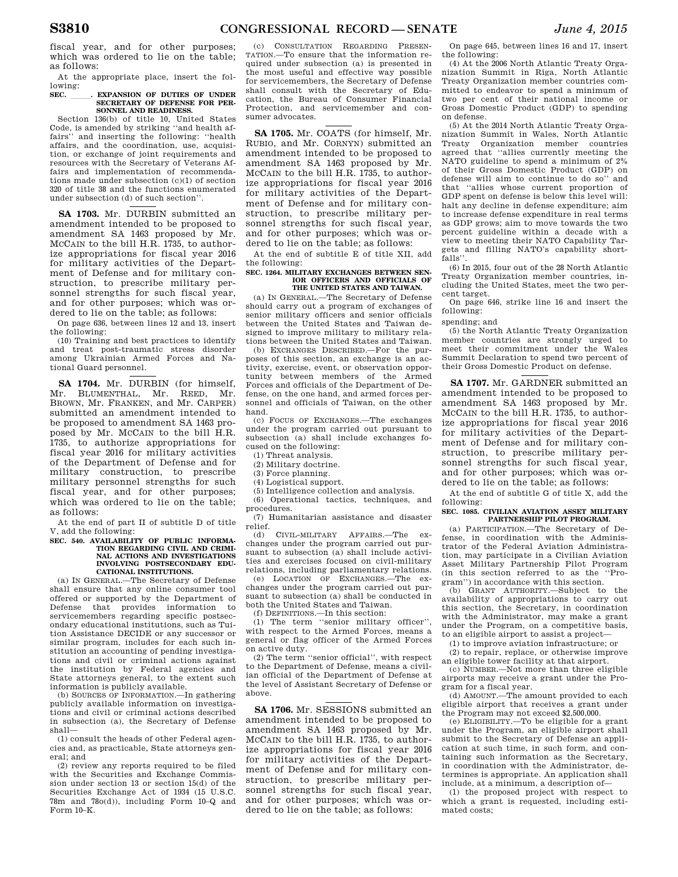fiscal year, and for other purposes; which was ordered to lie on the table; as follows:

At the appropriate place, insert the following:

**SEC. \_\_\_\_\_. EXPANSION OF DUTIES OF UNDER SECRETARY OF DEFENSE FOR PERSONNEL AND READINESS.**

Section 136(b) of title 10, United States Code, is amended by striking ''and health affairs'' and inserting the following: ''health affairs, and the coordination, use, acquisition, or exchange of joint requirements and resources with the Secretary of Veterans Affairs and implementation of recommendations made under subsection (c)(1) of section 320 of title 38 and the functions enumerated under subsection (d) of such section''.

---

**SA 1703.** Mr. DURBIN submitted an amendment intended to be proposed to amendment SA 1463 proposed by Mr. MCCAIN to the bill H.R. 1735, to authorize appropriations for fiscal year 2016 for military activities of the Department of Defense and for military construction, to prescribe military personnel strengths for such fiscal year, and for other purposes; which was ordered to lie on the table; as follows:

On page 636, between lines 12 and 13, insert the following:

(10) Training and best practices to identify and treat post-traumatic stress disorder among Ukrainian Armed Forces and National Guard personnel.

---

**SA 1704.** Mr. DURBIN (for himself, Mr. BLUMENTHAL, Mr. REED, Mr. BROWN, Mr. FRANKEN, and Mr. CARPER) submitted an amendment intended to be proposed to amendment SA 1463 proposed by Mr. MCCAIN to the bill H.R. 1735, to authorize appropriations for fiscal year 2016 for military activities of the Department of Defense and for military construction, to prescribe military personnel strengths for such fiscal year, and for other purposes; which was ordered to lie on the table; as follows:

At the end of part II of subtitle D of title V, add the following:

**SEC. 540. AVAILABILITY OF PUBLIC INFORMATION REGARDING CIVIL AND CRIMINAL ACTIONS AND INVESTIGATIONS INVOLVING POSTSECONDARY EDUCATIONAL INSTITUTIONS.**

(a) IN GENERAL.—The Secretary of Defense shall ensure that any online consumer tool offered or supported by the Department of Defense that provides information to servicemembers regarding specific postsecondary educational institutions, such as Tuition Assistance DECIDE or any successor or similar program, includes for each such institution an accounting of pending investigations and civil or criminal actions against the institution by Federal agencies and State attorneys general, to the extent such information is publicly available.

(b) SOURCES OF INFORMATION.—In gathering publicly available information on investigations and civil or criminal actions described in subsection (a), the Secretary of Defense shall—

(1) consult the heads of other Federal agencies and, as practicable, State attorneys general; and

(2) review any reports required to be filed with the Securities and Exchange Commission under section 13 or section 15(d) of the Securities Exchange Act of 1934 (15 U.S.C. 78m and 78o(d)), including Form 10–Q and Form 10–K.

(c) CONSULTATION REGARDING PRESENTATION.—To ensure that the information required under subsection (a) is presented in the most useful and effective way possible for servicemembers, the Secretary of Defense shall consult with the Secretary of Education, the Bureau of Consumer Financial Protection, and servicemember and consumer advocates.

---

**SA 1705.** Mr. COATS (for himself, Mr. RUBIO, and Mr. CORNYN) submitted an amendment intended to be proposed to amendment SA 1463 proposed by Mr. MCCAIN to the bill H.R. 1735, to authorize appropriations for fiscal year 2016 for military activities of the Department of Defense and for military construction, to prescribe military personnel strengths for such fiscal year, and for other purposes; which was ordered to lie on the table; as follows:

At the end of subtitle E of title XII, add the following:

**SEC. 1264. MILITARY EXCHANGES BETWEEN SENIOR OFFICERS AND OFFICIALS OF THE UNITED STATES AND TAIWAN.**

(a) IN GENERAL.—The Secretary of Defense should carry out a program of exchanges of senior military officers and senior officials between the United States and Taiwan designed to improve military to military relations between the United States and Taiwan.

(b) EXCHANGES DESCRIBED.—For the purposes of this section, an exchange is an activity, exercise, event, or observation opportunity between members of the Armed Forces and officials of the Department of Defense, on the one hand, and armed forces personnel and officials of Taiwan, on the other hand.

(c) FOCUS OF EXCHANGES.—The exchanges under the program carried out pursuant to subsection (a) shall include exchanges focused on the following:

(1) Threat analysis.

(2) Military doctrine.

(3) Force planning.

(4) Logistical support.

(5) Intelligence collection and analysis.

(6) Operational tactics, techniques, and procedures.

(7) Humanitarian assistance and disaster relief.

(d) CIVIL-MILITARY AFFAIRS.—The exchanges under the program carried out pursuant to subsection (a) shall include activities and exercises focused on civil-military relations, including parliamentary relations.

(e) LOCATION OF EXCHANGES.—The exchanges under the program carried out pursuant to subsection (a) shall be conducted in both the United States and Taiwan.

(f) DEFINITIONS.—In this section:

(1) The term ''senior military officer'', with respect to the Armed Forces, means a general or flag officer of the Armed Forces on active duty.

(2) The term ''senior official'', with respect to the Department of Defense, means a civilian official of the Department of Defense at the level of Assistant Secretary of Defense or above.

---

**SA 1706.** Mr. SESSIONS submitted an amendment intended to be proposed to amendment SA 1463 proposed by Mr. MCCAIN to the bill H.R. 1735, to authorize appropriations for fiscal year 2016 for military activities of the Department of Defense and for military construction, to prescribe military personnel strengths for such fiscal year, and for other purposes; which was ordered to lie on the table; as follows:

On page 645, between lines 16 and 17, insert the following:

(4) At the 2006 North Atlantic Treaty Organization Summit in Riga, North Atlantic Treaty Organization member countries committed to endeavor to spend a minimum of two per cent of their national income or Gross Domestic Product (GDP) to spending on defense.

(5) At the 2014 North Atlantic Treaty Organization Summit in Wales, North Atlantic Treaty Organization member countries agreed that ''allies currently meeting the NATO guideline to spend a minimum of 2% of their Gross Domestic Product (GDP) on defense will aim to continue to do so'' and that ''allies whose current proportion of GDP spent on defense is below this level will: halt any decline in defense expenditure; aim to increase defense expenditure in real terms as GDP grows; aim to move towards the two percent guideline within a decade with a view to meeting their NATO Capability Targets and filling NATO's capability shortfalls''.

(6) In 2015, four out of the 28 North Atlantic Treaty Organization member countries, including the United States, meet the two percent target.

On page 646, strike line 16 and insert the following:

spending; and

(5) the North Atlantic Treaty Organization member countries are strongly urged to meet their commitment under the Wales Summit Declaration to spend two percent of their Gross Domestic Product on defense.

---

**SA 1707.** Mr. GARDNER submitted an amendment intended to be proposed to amendment SA 1463 proposed by Mr. MCCAIN to the bill H.R. 1735, to authorize appropriations for fiscal year 2016 for military activities of the Department of Defense and for military construction, to prescribe military personnel strengths for such fiscal year, and for other purposes; which was ordered to lie on the table; as follows:

At the end of subtitle G of title X, add the following:

**SEC. 1085. CIVILIAN AVIATION ASSET MILITARY PARTNERSHIP PILOT PROGRAM.**

(a) PARTICIPATION.—The Secretary of Defense, in coordination with the Administrator of the Federal Aviation Administration, may participate in a Civilian Aviation Asset Military Partnership Pilot Program (in this section referred to as the ''Program'') in accordance with this section.

(b) GRANT AUTHORITY.—Subject to the availability of appropriations to carry out this section, the Secretary, in coordination with the Administrator, may make a grant under the Program, on a competitive basis, to an eligible airport to assist a project—

(1) to improve aviation infrastructure; or

(2) to repair, replace, or otherwise improve an eligible tower facility at that airport.

(c) NUMBER.—Not more than three eligible airports may receive a grant under the Program for a fiscal year.

(d) AMOUNT.—The amount provided to each eligible airport that receives a grant under the Program may not exceed $2,500,000.

(e) ELIGIBILITY.—To be eligible for a grant under the Program, an eligible airport shall submit to the Secretary of Defense an application at such time, in such form, and containing such information as the Secretary, in coordination with the Administrator, determines is appropriate. An application shall include, at a minimum, a description of—

(1) the proposed project with respect to which a grant is requested, including estimated costs;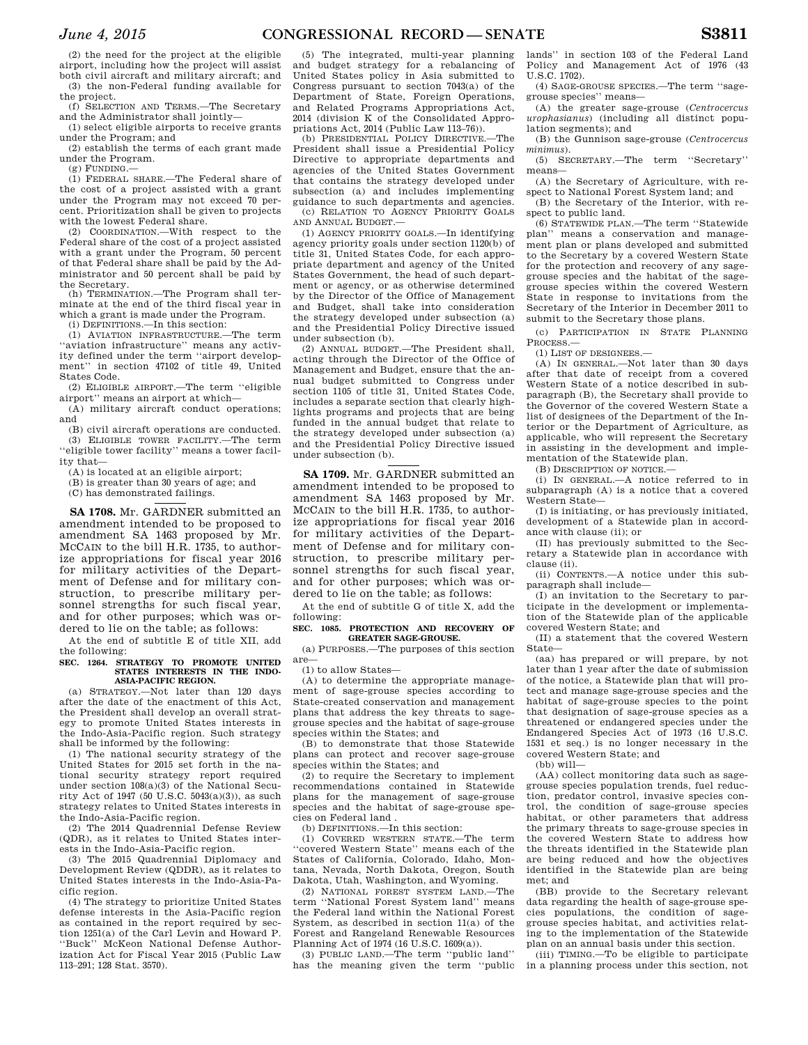(2) the need for the project at the eligible airport, including how the project will assist both civil aircraft and military aircraft; and

(3) the non-Federal funding available for the project.

(f) SELECTION AND TERMS.—The Secretary and the Administrator shall jointly—

(1) select eligible airports to receive grants under the Program; and

(2) establish the terms of each grant made under the Program.

(g) FUNDING.—

(1) FEDERAL SHARE.—The Federal share of the cost of a project assisted with a grant under the Program may not exceed 70 percent. Prioritization shall be given to projects with the lowest Federal share.

(2) COORDINATION.—With respect to the Federal share of the cost of a project assisted with a grant under the Program, 50 percent of that Federal share shall be paid by the Administrator and 50 percent shall be paid by the Secretary.

(h) TERMINATION.—The Program shall terminate at the end of the third fiscal year in which a grant is made under the Program.

(i) DEFINITIONS.—In this section:

(1) AVIATION INFRASTRUCTURE.—The term ''aviation infrastructure'' means any activity defined under the term ''airport development'' in section 47102 of title 49, United States Code.

(2) ELIGIBLE AIRPORT.—The term ''eligible airport'' means an airport at which—

(A) military aircraft conduct operations; and

(B) civil aircraft operations are conducted.

(3) ELIGIBLE TOWER FACILITY.—The term ''eligible tower facility'' means a tower facility that—

(A) is located at an eligible airport;

(B) is greater than 30 years of age; and

(C) has demonstrated failings.

**SA 1708.** Mr. GARDNER submitted an amendment intended to be proposed to amendment SA 1463 proposed by Mr. MCCAIN to the bill H.R. 1735, to authorize appropriations for fiscal year 2016 for military activities of the Department of Defense and for military construction, to prescribe military personnel strengths for such fiscal year, and for other purposes; which was ordered to lie on the table; as follows:

At the end of subtitle E of title XII, add the following:

**SEC. 1264. STRATEGY TO PROMOTE UNITED STATES INTERESTS IN THE INDO-ASIA-PACIFIC REGION.**

(a) STRATEGY.—Not later than 120 days after the date of the enactment of this Act, the President shall develop an overall strategy to promote United States interests in the Indo-Asia-Pacific region. Such strategy shall be informed by the following:

(1) The national security strategy of the United States for 2015 set forth in the national security strategy report required under section 108(a)(3) of the National Security Act of 1947 (50 U.S.C. 5043(a)(3)), as such strategy relates to United States interests in the Indo-Asia-Pacific region.

(2) The 2014 Quadrennial Defense Review (QDR), as it relates to United States interests in the Indo-Asia-Pacific region.

(3) The 2015 Quadrennial Diplomacy and Development Review (QDDR), as it relates to United States interests in the Indo-Asia-Pacific region.

(4) The strategy to prioritize United States defense interests in the Asia-Pacific region as contained in the report required by section 1251(a) of the Carl Levin and Howard P. ''Buck'' McKeon National Defense Authorization Act for Fiscal Year 2015 (Public Law 113–291; 128 Stat. 3570).

(5) The integrated, multi-year planning and budget strategy for a rebalancing of United States policy in Asia submitted to Congress pursuant to section 7043(a) of the Department of State, Foreign Operations, and Related Programs Appropriations Act, 2014 (division K of the Consolidated Appropriations Act, 2014 (Public Law 113–76)).

(b) PRESIDENTIAL POLICY DIRECTIVE.—The President shall issue a Presidential Policy Directive to appropriate departments and agencies of the United States Government that contains the strategy developed under subsection (a) and includes implementing guidance to such departments and agencies.

(c) RELATION TO AGENCY PRIORITY GOALS AND ANNUAL BUDGET.—

(1) AGENCY PRIORITY GOALS.—In identifying agency priority goals under section 1120(b) of title 31, United States Code, for each appropriate department and agency of the United States Government, the head of such department or agency, or as otherwise determined by the Director of the Office of Management and Budget, shall take into consideration the strategy developed under subsection (a) and the Presidential Policy Directive issued under subsection (b).

(2) ANNUAL BUDGET.—The President shall, acting through the Director of the Office of Management and Budget, ensure that the annual budget submitted to Congress under section 1105 of title 31, United States Code, includes a separate section that clearly highlights programs and projects that are being funded in the annual budget that relate to the strategy developed under subsection (a) and the Presidential Policy Directive issued under subsection (b).

**SA 1709.** Mr. GARDNER submitted an amendment intended to be proposed to amendment SA 1463 proposed by Mr. MCCAIN to the bill H.R. 1735, to authorize appropriations for fiscal year 2016 for military activities of the Department of Defense and for military construction, to prescribe military personnel strengths for such fiscal year, and for other purposes; which was ordered to lie on the table; as follows:

At the end of subtitle G of title X, add the following:

**SEC. 1085. PROTECTION AND RECOVERY OF GREATER SAGE-GROUSE.**

(a) PURPOSES.—The purposes of this section are—

(1) to allow States—

(A) to determine the appropriate management of sage-grouse species according to State-created conservation and management plans that address the key threats to sage-grouse species and the habitat of sage-grouse species within the States; and

(B) to demonstrate that those Statewide plans can protect and recover sage-grouse species within the States; and

(2) to require the Secretary to implement recommendations contained in Statewide plans for the management of sage-grouse species and the habitat of sage-grouse species on Federal land .

(b) DEFINITIONS.—In this section:

(1) COVERED WESTERN STATE.—The term ''covered Western State'' means each of the States of California, Colorado, Idaho, Montana, Nevada, North Dakota, Oregon, South Dakota, Utah, Washington, and Wyoming.

(2) NATIONAL FOREST SYSTEM LAND.—The term ''National Forest System land'' means the Federal land within the National Forest System, as described in section 11(a) of the Forest and Rangeland Renewable Resources Planning Act of 1974 (16 U.S.C. 1609(a)).

(3) PUBLIC LAND.—The term ''public land'' has the meaning given the term ''public lands'' in section 103 of the Federal Land Policy and Management Act of 1976 (43 U.S.C. 1702).

(4) SAGE-GROUSE SPECIES.—The term ''sage-grouse species'' means—

(A) the greater sage-grouse (*Centrocercus urophasianus*) (including all distinct population segments); and

(B) the Gunnison sage-grouse (*Centrocercus minimus*).

(5) SECRETARY.—The term ''Secretary'' means—

(A) the Secretary of Agriculture, with respect to National Forest System land; and

(B) the Secretary of the Interior, with respect to public land.

(6) STATEWIDE PLAN.—The term ''Statewide plan'' means a conservation and management plan or plans developed and submitted to the Secretary by a covered Western State for the protection and recovery of any sage-grouse species and the habitat of the sage-grouse species within the covered Western State in response to invitations from the Secretary of the Interior in December 2011 to submit to the Secretary those plans.

(c) PARTICIPATION IN STATE PLANNING PROCESS.—

(1) LIST OF DESIGNEES.—

(A) IN GENERAL.—Not later than 30 days after that date of receipt from a covered Western State of a notice described in subparagraph (B), the Secretary shall provide to the Governor of the covered Western State a list of designees of the Department of the Interior or the Department of Agriculture, as applicable, who will represent the Secretary in assisting in the development and implementation of the Statewide plan.

(B) DESCRIPTION OF NOTICE.—

(i) IN GENERAL.—A notice referred to in subparagraph (A) is a notice that a covered Western State—

(I) is initiating, or has previously initiated, development of a Statewide plan in accordance with clause (ii); or

(II) has previously submitted to the Secretary a Statewide plan in accordance with clause (ii).

(ii) CONTENTS.—A notice under this subparagraph shall include—

(I) an invitation to the Secretary to participate in the development or implementation of the Statewide plan of the applicable covered Western State; and

(II) a statement that the covered Western State—

(aa) has prepared or will prepare, by not later than 1 year after the date of submission of the notice, a Statewide plan that will protect and manage sage-grouse species and the habitat of sage-grouse species to the point that designation of sage-grouse species as a threatened or endangered species under the Endangered Species Act of 1973 (16 U.S.C. 1531 et seq.) is no longer necessary in the covered Western State; and

(bb) will—

(AA) collect monitoring data such as sage-grouse species population trends, fuel reduction, predator control, invasive species control, the condition of sage-grouse species habitat, or other parameters that address the primary threats to sage-grouse species in the covered Western State to address how the threats identified in the Statewide plan are being reduced and how the objectives identified in the Statewide plan are being met; and

(BB) provide to the Secretary relevant data regarding the health of sage-grouse species populations, the condition of sage-grouse species habitat, and activities relating to the implementation of the Statewide plan on an annual basis under this section.

(iii) TIMING.—To be eligible to participate in a planning process under this section, not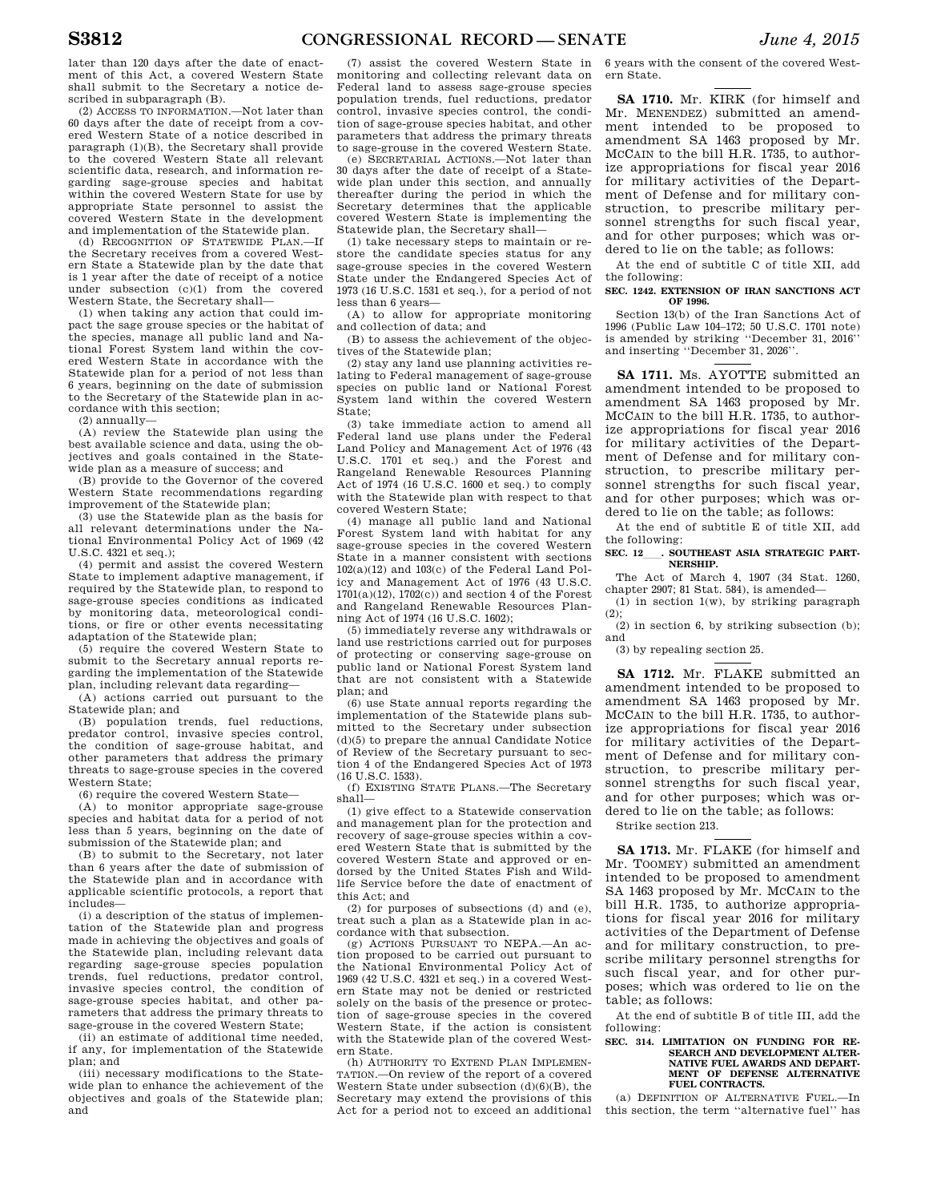later than 120 days after the date of enactment of this Act, a covered Western State shall submit to the Secretary a notice described in subparagraph (B).

(2) ACCESS TO INFORMATION.—Not later than 60 days after the date of receipt from a covered Western State of a notice described in paragraph (1)(B), the Secretary shall provide to the covered Western State all relevant scientific data, research, and information regarding sage-grouse species and habitat within the covered Western State for use by appropriate State personnel to assist the covered Western State in the development and implementation of the Statewide plan.

(d) RECOGNITION OF STATEWIDE PLAN.—If the Secretary receives from a covered Western State a Statewide plan by the date that is 1 year after the date of receipt of a notice under subsection (c)(1) from the covered Western State, the Secretary shall—

(1) when taking any action that could impact the sage grouse species or the habitat of the species, manage all public land and National Forest System land within the covered Western State in accordance with the Statewide plan for a period of not less than 6 years, beginning on the date of submission to the Secretary of the Statewide plan in accordance with this section;

(2) annually—

(A) review the Statewide plan using the best available science and data, using the objectives and goals contained in the Statewide plan as a measure of success; and

(B) provide to the Governor of the covered Western State recommendations regarding improvement of the Statewide plan;

(3) use the Statewide plan as the basis for all relevant determinations under the National Environmental Policy Act of 1969 (42 U.S.C. 4321 et seq.);

(4) permit and assist the covered Western State to implement adaptive management, if required by the Statewide plan, to respond to sage-grouse species conditions as indicated by monitoring data, meteorological conditions, or fire or other events necessitating adaptation of the Statewide plan;

(5) require the covered Western State to submit to the Secretary annual reports regarding the implementation of the Statewide plan, including relevant data regarding—

(A) actions carried out pursuant to the Statewide plan; and

(B) population trends, fuel reductions, predator control, invasive species control, the condition of sage-grouse habitat, and other parameters that address the primary threats to sage-grouse species in the covered Western State;

(6) require the covered Western State—

(A) to monitor appropriate sage-grouse species and habitat data for a period of not less than 5 years, beginning on the date of submission of the Statewide plan; and

(B) to submit to the Secretary, not later than 6 years after the date of submission of the Statewide plan and in accordance with applicable scientific protocols, a report that includes—

(i) a description of the status of implementation of the Statewide plan and progress made in achieving the objectives and goals of the Statewide plan, including relevant data regarding sage-grouse species population trends, fuel reductions, predator control, invasive species control, the condition of sage-grouse species habitat, and other parameters that address the primary threats to sage-grouse in the covered Western State;

(ii) an estimate of additional time needed, if any, for implementation of the Statewide plan; and

(iii) necessary modifications to the Statewide plan to enhance the achievement of the objectives and goals of the Statewide plan; and

(7) assist the covered Western State in monitoring and collecting relevant data on Federal land to assess sage-grouse species population trends, fuel reductions, predator control, invasive species control, the condition of sage-grouse species habitat, and other parameters that address the primary threats to sage-grouse in the covered Western State.

(e) SECRETARIAL ACTIONS.—Not later than 30 days after the date of receipt of a Statewide plan under this section, and annually thereafter during the period in which the Secretary determines that the applicable covered Western State is implementing the Statewide plan, the Secretary shall—

(1) take necessary steps to maintain or restore the candidate species status for any sage-grouse species in the covered Western State under the Endangered Species Act of 1973 (16 U.S.C. 1531 et seq.), for a period of not less than 6 years—

(A) to allow for appropriate monitoring and collection of data; and

(B) to assess the achievement of the objectives of the Statewide plan;

(2) stay any land use planning activities relating to Federal management of sage-grouse species on public land or National Forest System land within the covered Western State;

(3) take immediate action to amend all Federal land use plans under the Federal Land Policy and Management Act of 1976 (43 U.S.C. 1701 et seq.) and the Forest and Rangeland Renewable Resources Planning Act of 1974 (16 U.S.C. 1600 et seq.) to comply with the Statewide plan with respect to that covered Western State;

(4) manage all public land and National Forest System land with habitat for any sage-grouse species in the covered Western State in a manner consistent with sections 102(a)(12) and 103(c) of the Federal Land Policy and Management Act of 1976 (43 U.S.C. 1701(a)(12), 1702(c)) and section 4 of the Forest and Rangeland Renewable Resources Planning Act of 1974 (16 U.S.C. 1602);

(5) immediately reverse any withdrawals or land use restrictions carried out for purposes of protecting or conserving sage-grouse on public land or National Forest System land that are not consistent with a Statewide plan; and

(6) use State annual reports regarding the implementation of the Statewide plans submitted to the Secretary under subsection (d)(5) to prepare the annual Candidate Notice of Review of the Secretary pursuant to section 4 of the Endangered Species Act of 1973 (16 U.S.C. 1533).

(f) EXISTING STATE PLANS.—The Secretary shall—

(1) give effect to a Statewide conservation and management plan for the protection and recovery of sage-grouse species within a covered Western State that is submitted by the covered Western State and approved or endorsed by the United States Fish and Wildlife Service before the date of enactment of this Act; and

(2) for purposes of subsections (d) and (e), treat such a plan as a Statewide plan in accordance with that subsection.

(g) ACTIONS PURSUANT TO NEPA.—An action proposed to be carried out pursuant to the National Environmental Policy Act of 1969 (42 U.S.C. 4321 et seq.) in a covered Western State may not be denied or restricted solely on the basis of the presence or protection of sage-grouse species in the covered Western State, if the action is consistent with the Statewide plan of the covered Western State.

(h) AUTHORITY TO EXTEND PLAN IMPLEMENTATION.—On review of the report of a covered Western State under subsection (d)(6)(B), the Secretary may extend the provisions of this Act for a period not to exceed an additional 6 years with the consent of the covered Western State.

---

**SA 1710.** Mr. KIRK (for himself and Mr. MENENDEZ) submitted an amendment intended to be proposed to amendment SA 1463 proposed by Mr. MCCAIN to the bill H.R. 1735, to authorize appropriations for fiscal year 2016 for military activities of the Department of Defense and for military construction, to prescribe military personnel strengths for such fiscal year, and for other purposes; which was ordered to lie on the table; as follows:

At the end of subtitle C of title XII, add the following:

**SEC. 1242. EXTENSION OF IRAN SANCTIONS ACT OF 1996.**

Section 13(b) of the Iran Sanctions Act of 1996 (Public Law 104–172; 50 U.S.C. 1701 note) is amended by striking "December 31, 2016" and inserting "December 31, 2026".

---

**SA 1711.** Ms. AYOTTE submitted an amendment intended to be proposed to amendment SA 1463 proposed by Mr. MCCAIN to the bill H.R. 1735, to authorize appropriations for fiscal year 2016 for military activities of the Department of Defense and for military construction, to prescribe military personnel strengths for such fiscal year, and for other purposes; which was ordered to lie on the table; as follows:

At the end of subtitle E of title XII, add the following:

**SEC. 12\_\_\_. SOUTHEAST ASIA STRATEGIC PARTNERSHIP.**

The Act of March 4, 1907 (34 Stat. 1260, chapter 2907; 81 Stat. 584), is amended—

(1) in section 1(w), by striking paragraph (2);

(2) in section 6, by striking subsection (b); and

(3) by repealing section 25.

---

**SA 1712.** Mr. FLAKE submitted an amendment intended to be proposed to amendment SA 1463 proposed by Mr. MCCAIN to the bill H.R. 1735, to authorize appropriations for fiscal year 2016 for military activities of the Department of Defense and for military construction, to prescribe military personnel strengths for such fiscal year, and for other purposes; which was ordered to lie on the table; as follows:

Strike section 213.

---

**SA 1713.** Mr. FLAKE (for himself and Mr. TOOMEY) submitted an amendment intended to be proposed to amendment SA 1463 proposed by Mr. MCCAIN to the bill H.R. 1735, to authorize appropriations for fiscal year 2016 for military activities of the Department of Defense and for military construction, to prescribe military personnel strengths for such fiscal year, and for other purposes; which was ordered to lie on the table; as follows:

At the end of subtitle B of title III, add the following:

**SEC. 314. LIMITATION ON FUNDING FOR RESEARCH AND DEVELOPMENT ALTERNATIVE FUEL AWARDS AND DEPARTMENT OF DEFENSE ALTERNATIVE FUEL CONTRACTS.**

(a) DEFINITION OF ALTERNATIVE FUEL.—In this section, the term "alternative fuel" has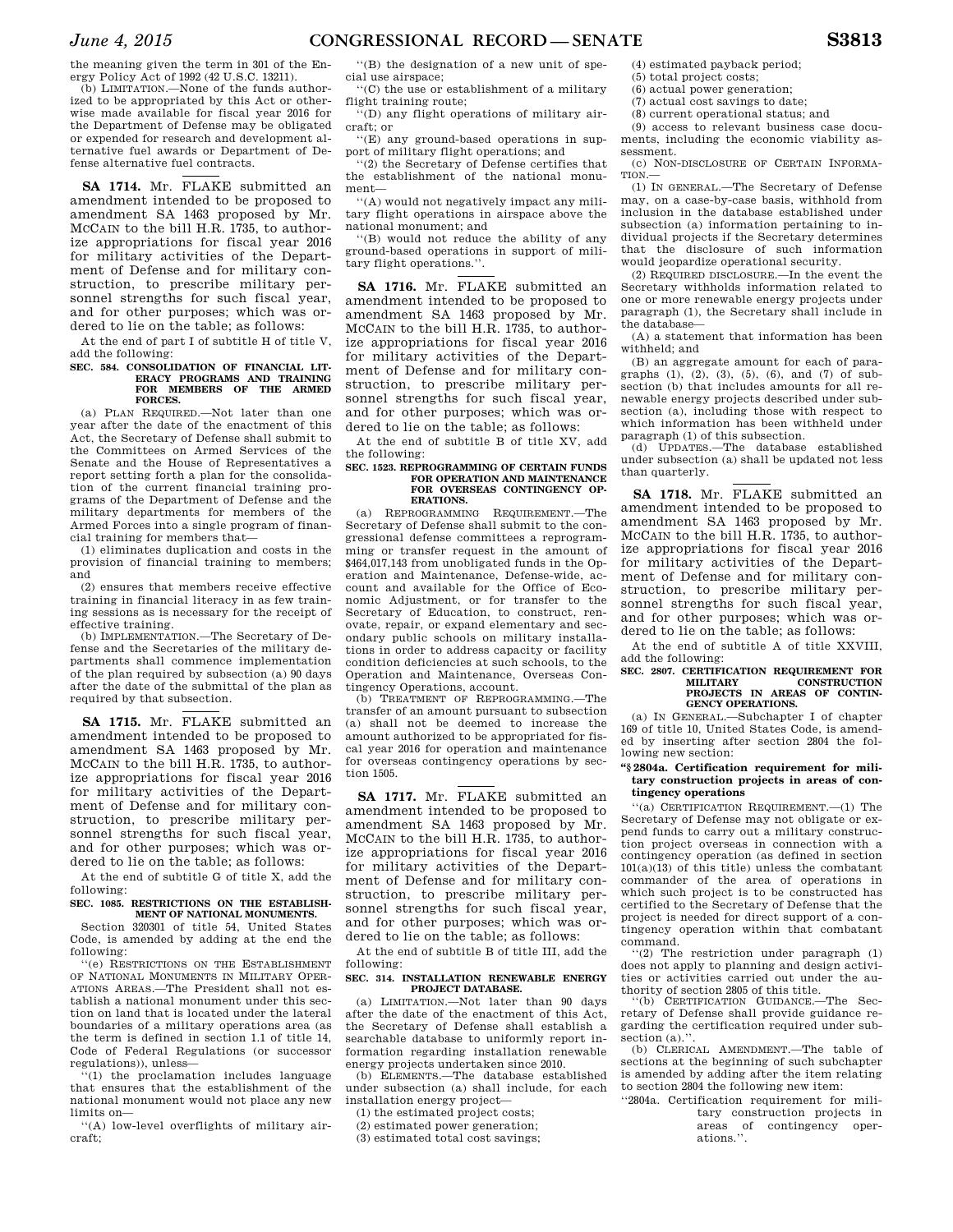the meaning given the term in 301 of the Energy Policy Act of 1992 (42 U.S.C. 13211).

(b) LIMITATION.—None of the funds authorized to be appropriated by this Act or otherwise made available for fiscal year 2016 for the Department of Defense may be obligated or expended for research and development alternative fuel awards or Department of Defense alternative fuel contracts.

---

**SA 1714.** Mr. FLAKE submitted an amendment intended to be proposed to amendment SA 1463 proposed by Mr. MCCAIN to the bill H.R. 1735, to authorize appropriations for fiscal year 2016 for military activities of the Department of Defense and for military construction, to prescribe military personnel strengths for such fiscal year, and for other purposes; which was ordered to lie on the table; as follows:

At the end of part I of subtitle H of title V, add the following:

**SEC. 584. CONSOLIDATION OF FINANCIAL LITERACY PROGRAMS AND TRAINING FOR MEMBERS OF THE ARMED FORCES.**

(a) PLAN REQUIRED.—Not later than one year after the date of the enactment of this Act, the Secretary of Defense shall submit to the Committees on Armed Services of the Senate and the House of Representatives a report setting forth a plan for the consolidation of the current financial training programs of the Department of Defense and the military departments for members of the Armed Forces into a single program of financial training for members that—

(1) eliminates duplication and costs in the provision of financial training to members; and

(2) ensures that members receive effective training in financial literacy in as few training sessions as is necessary for the receipt of effective training.

(b) IMPLEMENTATION.—The Secretary of Defense and the Secretaries of the military departments shall commence implementation of the plan required by subsection (a) 90 days after the date of the submittal of the plan as required by that subsection.

---

**SA 1715.** Mr. FLAKE submitted an amendment intended to be proposed to amendment SA 1463 proposed by Mr. MCCAIN to the bill H.R. 1735, to authorize appropriations for fiscal year 2016 for military activities of the Department of Defense and for military construction, to prescribe military personnel strengths for such fiscal year, and for other purposes; which was ordered to lie on the table; as follows:

At the end of subtitle G of title X, add the following:

**SEC. 1085. RESTRICTIONS ON THE ESTABLISHMENT OF NATIONAL MONUMENTS.**

Section 320301 of title 54, United States Code, is amended by adding at the end the following:

"(e) RESTRICTIONS ON THE ESTABLISHMENT OF NATIONAL MONUMENTS IN MILITARY OPERATIONS AREAS.—The President shall not establish a national monument under this section on land that is located under the lateral boundaries of a military operations area (as the term is defined in section 1.1 of title 14, Code of Federal Regulations (or successor regulations)), unless—

"(1) the proclamation includes language that ensures that the establishment of the national monument would not place any new limits on—

"(A) low-level overflights of military aircraft;

"(B) the designation of a new unit of special use airspace;

"(C) the use or establishment of a military flight training route;

"(D) any flight operations of military aircraft; or

"(E) any ground-based operations in support of military flight operations; and

"(2) the Secretary of Defense certifies that the establishment of the national monument—

"(A) would not negatively impact any military flight operations in airspace above the national monument; and

"(B) would not reduce the ability of any ground-based operations in support of military flight operations.".

---

**SA 1716.** Mr. FLAKE submitted an amendment intended to be proposed to amendment SA 1463 proposed by Mr. MCCAIN to the bill H.R. 1735, to authorize appropriations for fiscal year 2016 for military activities of the Department of Defense and for military construction, to prescribe military personnel strengths for such fiscal year, and for other purposes; which was ordered to lie on the table; as follows:

At the end of subtitle B of title XV, add the following:

**SEC. 1523. REPROGRAMMING OF CERTAIN FUNDS FOR OPERATION AND MAINTENANCE FOR OVERSEAS CONTINGENCY OPERATIONS.**

(a) REPROGRAMMING REQUIREMENT.—The Secretary of Defense shall submit to the congressional defense committees a reprogramming or transfer request in the amount of $464,017,143 from unobligated funds in the Operation and Maintenance, Defense-wide, account and available for the Office of Economic Adjustment, or for transfer to the Secretary of Education, to construct, renovate, repair, or expand elementary and secondary public schools on military installations in order to address capacity or facility condition deficiencies at such schools, to the Operation and Maintenance, Overseas Contingency Operations, account.

(b) TREATMENT OF REPROGRAMMING.—The transfer of an amount pursuant to subsection (a) shall not be deemed to increase the amount authorized to be appropriated for fiscal year 2016 for operation and maintenance for overseas contingency operations by section 1505.

---

**SA 1717.** Mr. FLAKE submitted an amendment intended to be proposed to amendment SA 1463 proposed by Mr. MCCAIN to the bill H.R. 1735, to authorize appropriations for fiscal year 2016 for military activities of the Department of Defense and for military construction, to prescribe military personnel strengths for such fiscal year, and for other purposes; which was ordered to lie on the table; as follows:

At the end of subtitle B of title III, add the following:

**SEC. 314. INSTALLATION RENEWABLE ENERGY PROJECT DATABASE.**

(a) LIMITATION.—Not later than 90 days after the date of the enactment of this Act, the Secretary of Defense shall establish a searchable database to uniformly report information regarding installation renewable energy projects undertaken since 2010.

(b) ELEMENTS.—The database established under subsection (a) shall include, for each installation energy project—

(1) the estimated project costs;

(2) estimated power generation;

(3) estimated total cost savings;

(4) estimated payback period;

(5) total project costs;

(6) actual power generation;

(7) actual cost savings to date;

(8) current operational status; and

(9) access to relevant business case documents, including the economic viability assessment.

(c) NON-DISCLOSURE OF CERTAIN INFORMATION.—

(1) IN GENERAL.—The Secretary of Defense may, on a case-by-case basis, withhold from inclusion in the database established under subsection (a) information pertaining to individual projects if the Secretary determines that the disclosure of such information would jeopardize operational security.

(2) REQUIRED DISCLOSURE.—In the event the Secretary withholds information related to one or more renewable energy projects under paragraph (1), the Secretary shall include in the database—

(A) a statement that information has been withheld; and

(B) an aggregate amount for each of paragraphs (1), (2), (3), (5), (6), and (7) of subsection (b) that includes amounts for all renewable energy projects described under subsection (a), including those with respect to which information has been withheld under paragraph (1) of this subsection.

(d) UPDATES.—The database established under subsection (a) shall be updated not less than quarterly.

---

**SA 1718.** Mr. FLAKE submitted an amendment intended to be proposed to amendment SA 1463 proposed by Mr. MCCAIN to the bill H.R. 1735, to authorize appropriations for fiscal year 2016 for military activities of the Department of Defense and for military construction, to prescribe military personnel strengths for such fiscal year, and for other purposes; which was ordered to lie on the table; as follows:

At the end of subtitle A of title XXVIII, add the following:

**SEC. 2807. CERTIFICATION REQUIREMENT FOR MILITARY CONSTRUCTION PROJECTS IN AREAS OF CONTINGENCY OPERATIONS.**

(a) IN GENERAL.—Subchapter I of chapter 169 of title 10, United States Code, is amended by inserting after section 2804 the following new section:

**"§2804a. Certification requirement for military construction projects in areas of contingency operations**

"(a) CERTIFICATION REQUIREMENT.—(1) The Secretary of Defense may not obligate or expend funds to carry out a military construction project overseas in connection with a contingency operation (as defined in section 101(a)(13) of this title) unless the combatant commander of the area of operations in which such project is to be constructed has certified to the Secretary of Defense that the project is needed for direct support of a contingency operation within that combatant command.

"(2) The restriction under paragraph (1) does not apply to planning and design activities or activities carried out under the authority of section 2805 of this title.

"(b) CERTIFICATION GUIDANCE.—The Secretary of Defense shall provide guidance regarding the certification required under subsection (a).".

(b) CLERICAL AMENDMENT.—The table of sections at the beginning of such subchapter is amended by adding after the item relating to section 2804 the following new item:

"2804a. Certification requirement for military construction projects in areas of contingency operations.".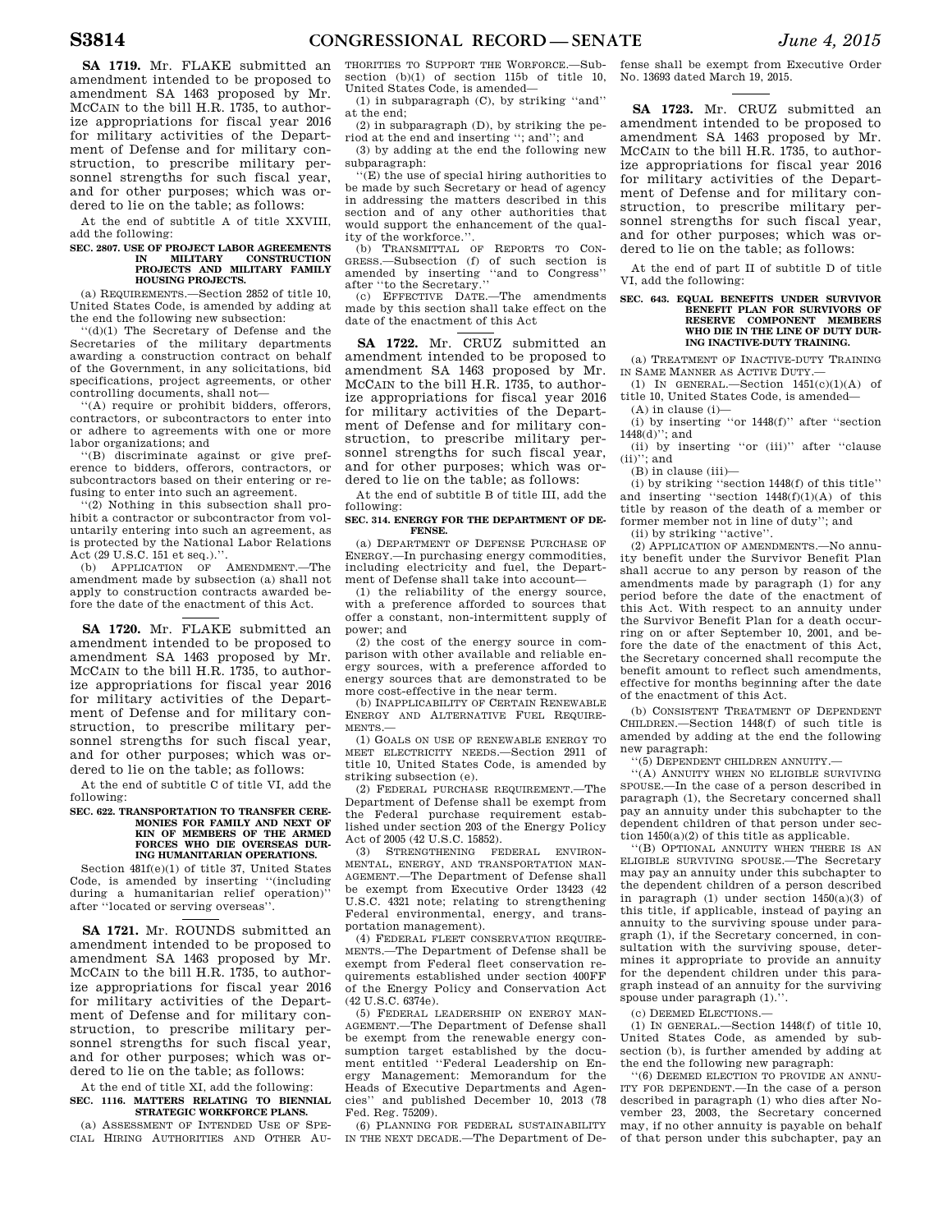**SA 1719.** Mr. FLAKE submitted an amendment intended to be proposed to amendment SA 1463 proposed by Mr. MCCAIN to the bill H.R. 1735, to authorize appropriations for fiscal year 2016 for military activities of the Department of Defense and for military construction, to prescribe military personnel strengths for such fiscal year, and for other purposes; which was ordered to lie on the table; as follows:

At the end of subtitle A of title XXVIII, add the following:

**SEC. 2807. USE OF PROJECT LABOR AGREEMENTS IN MILITARY CONSTRUCTION PROJECTS AND MILITARY FAMILY HOUSING PROJECTS.**

(a) REQUIREMENTS.—Section 2852 of title 10, United States Code, is amended by adding at the end the following new subsection:

''(d)(1) The Secretary of Defense and the Secretaries of the military departments awarding a construction contract on behalf of the Government, in any solicitations, bid specifications, project agreements, or other controlling documents, shall not—

''(A) require or prohibit bidders, offerors, contractors, or subcontractors to enter into or adhere to agreements with one or more labor organizations; and

''(B) discriminate against or give preference to bidders, offerors, contractors, or subcontractors based on their entering or refusing to enter into such an agreement.

''(2) Nothing in this subsection shall prohibit a contractor or subcontractor from voluntarily entering into such an agreement, as is protected by the National Labor Relations Act (29 U.S.C. 151 et seq.).''.

(b) APPLICATION OF AMENDMENT.—The amendment made by subsection (a) shall not apply to construction contracts awarded before the date of the enactment of this Act.

---

**SA 1720.** Mr. FLAKE submitted an amendment intended to be proposed to amendment SA 1463 proposed by Mr. MCCAIN to the bill H.R. 1735, to authorize appropriations for fiscal year 2016 for military activities of the Department of Defense and for military construction, to prescribe military personnel strengths for such fiscal year, and for other purposes; which was ordered to lie on the table; as follows:

At the end of subtitle C of title VI, add the following:

**SEC. 622. TRANSPORTATION TO TRANSFER CEREMONIES FOR FAMILY AND NEXT OF KIN OF MEMBERS OF THE ARMED FORCES WHO DIE OVERSEAS DURING HUMANITARIAN OPERATIONS.**

Section 481f(e)(1) of title 37, United States Code, is amended by inserting ''(including during a humanitarian relief operation)'' after ''located or serving overseas''.

---

**SA 1721.** Mr. ROUNDS submitted an amendment intended to be proposed to amendment SA 1463 proposed by Mr. MCCAIN to the bill H.R. 1735, to authorize appropriations for fiscal year 2016 for military activities of the Department of Defense and for military construction, to prescribe military personnel strengths for such fiscal year, and for other purposes; which was ordered to lie on the table; as follows:

At the end of title XI, add the following:

**SEC. 1116. MATTERS RELATING TO BIENNIAL STRATEGIC WORKFORCE PLANS.**

(a) ASSESSMENT OF INTENDED USE OF SPECIAL HIRING AUTHORITIES AND OTHER AUTHORITIES TO SUPPORT THE WORFORCE.—Subsection (b)(1) of section 115b of title 10, United States Code, is amended—

(1) in subparagraph (C), by striking ''and'' at the end;

(2) in subparagraph (D), by striking the period at the end and inserting ''; and''; and

(3) by adding at the end the following new subparagraph:

''(E) the use of special hiring authorities to be made by such Secretary or head of agency in addressing the matters described in this section and of any other authorities that would support the enhancement of the quality of the workforce.''.

(b) TRANSMITTAL OF REPORTS TO CONGRESS.—Subsection (f) of such section is amended by inserting ''and to Congress'' after ''to the Secretary.''

(c) EFFECTIVE DATE.—The amendments made by this section shall take effect on the date of the enactment of this Act

---

**SA 1722.** Mr. CRUZ submitted an amendment intended to be proposed to amendment SA 1463 proposed by Mr. MCCAIN to the bill H.R. 1735, to authorize appropriations for fiscal year 2016 for military activities of the Department of Defense and for military construction, to prescribe military personnel strengths for such fiscal year, and for other purposes; which was ordered to lie on the table; as follows:

At the end of subtitle B of title III, add the following:

**SEC. 314. ENERGY FOR THE DEPARTMENT OF DEFENSE.**

(a) DEPARTMENT OF DEFENSE PURCHASE OF ENERGY.—In purchasing energy commodities, including electricity and fuel, the Department of Defense shall take into account—

(1) the reliability of the energy source, with a preference afforded to sources that offer a constant, non-intermittent supply of power; and

(2) the cost of the energy source in comparison with other available and reliable energy sources, with a preference afforded to energy sources that are demonstrated to be more cost-effective in the near term.

(b) INAPPLICABILITY OF CERTAIN RENEWABLE ENERGY AND ALTERNATIVE FUEL REQUIREMENTS.—

(1) GOALS ON USE OF RENEWABLE ENERGY TO MEET ELECTRICITY NEEDS.—Section 2911 of title 10, United States Code, is amended by striking subsection (e).

(2) FEDERAL PURCHASE REQUIREMENT.—The Department of Defense shall be exempt from the Federal purchase requirement established under section 203 of the Energy Policy Act of 2005 (42 U.S.C. 15852).

(3) STRENGTHENING FEDERAL ENVIRONMENTAL, ENERGY, AND TRANSPORTATION MANAGEMENT.—The Department of Defense shall be exempt from Executive Order 13423 (42 U.S.C. 4321 note; relating to strengthening Federal environmental, energy, and transportation management).

(4) FEDERAL FLEET CONSERVATION REQUIREMENTS.—The Department of Defense shall be exempt from Federal fleet conservation requirements established under section 400FF of the Energy Policy and Conservation Act (42 U.S.C. 6374e).

(5) FEDERAL LEADERSHIP ON ENERGY MANAGEMENT.—The Department of Defense shall be exempt from the renewable energy consumption target established by the document entitled ''Federal Leadership on Energy Management: Memorandum for the Heads of Executive Departments and Agencies'' and published December 10, 2013 (78 Fed. Reg. 75209).

(6) PLANNING FOR FEDERAL SUSTAINABILITY IN THE NEXT DECADE.—The Department of Defense shall be exempt from Executive Order No. 13693 dated March 19, 2015.

---

**SA 1723.** Mr. CRUZ submitted an amendment intended to be proposed to amendment SA 1463 proposed by Mr. MCCAIN to the bill H.R. 1735, to authorize appropriations for fiscal year 2016 for military activities of the Department of Defense and for military construction, to prescribe military personnel strengths for such fiscal year, and for other purposes; which was ordered to lie on the table; as follows:

At the end of part II of subtitle D of title VI, add the following:

**SEC. 643. EQUAL BENEFITS UNDER SURVIVOR BENEFIT PLAN FOR SURVIVORS OF RESERVE COMPONENT MEMBERS WHO DIE IN THE LINE OF DUTY DURING INACTIVE-DUTY TRAINING.**

(a) TREATMENT OF INACTIVE-DUTY TRAINING IN SAME MANNER AS ACTIVE DUTY.—

(1) IN GENERAL.—Section 1451(c)(1)(A) of title 10, United States Code, is amended—

(A) in clause (i)—

(i) by inserting ''or 1448(f)'' after ''section 1448(d)''; and

(ii) by inserting ''or (iii)'' after ''clause (ii)''; and

(B) in clause (iii)—

(i) by striking ''section 1448(f) of this title'' and inserting ''section 1448(f)(1)(A) of this title by reason of the death of a member or former member not in line of duty''; and

(ii) by striking ''active''.

(2) APPLICATION OF AMENDMENTS.—No annuity benefit under the Survivor Benefit Plan shall accrue to any person by reason of the amendments made by paragraph (1) for any period before the date of the enactment of this Act. With respect to an annuity under the Survivor Benefit Plan for a death occurring on or after September 10, 2001, and before the date of the enactment of this Act, the Secretary concerned shall recompute the benefit amount to reflect such amendments, effective for months beginning after the date of the enactment of this Act.

(b) CONSISTENT TREATMENT OF DEPENDENT CHILDREN.—Section 1448(f) of such title is amended by adding at the end the following new paragraph:

''(5) DEPENDENT CHILDREN ANNUITY.—

''(A) ANNUITY WHEN NO ELIGIBLE SURVIVING SPOUSE.—In the case of a person described in paragraph (1), the Secretary concerned shall pay an annuity under this subchapter to the dependent children of that person under section 1450(a)(2) of this title as applicable.

''(B) OPTIONAL ANNUITY WHEN THERE IS AN ELIGIBLE SURVIVING SPOUSE.—The Secretary may pay an annuity under this subchapter to the dependent children of a person described in paragraph (1) under section 1450(a)(3) of this title, if applicable, instead of paying an annuity to the surviving spouse under paragraph (1), if the Secretary concerned, in consultation with the surviving spouse, determines it appropriate to provide an annuity for the dependent children under this paragraph instead of an annuity for the surviving spouse under paragraph (1).''.

(c) DEEMED ELECTIONS.—

(1) IN GENERAL.—Section 1448(f) of title 10, United States Code, as amended by subsection (b), is further amended by adding at the end the following new paragraph:

''(6) DEEMED ELECTION TO PROVIDE AN ANNUITY FOR DEPENDENT.—In the case of a person described in paragraph (1) who dies after November 23, 2003, the Secretary concerned may, if no other annuity is payable on behalf of that person under this subchapter, pay an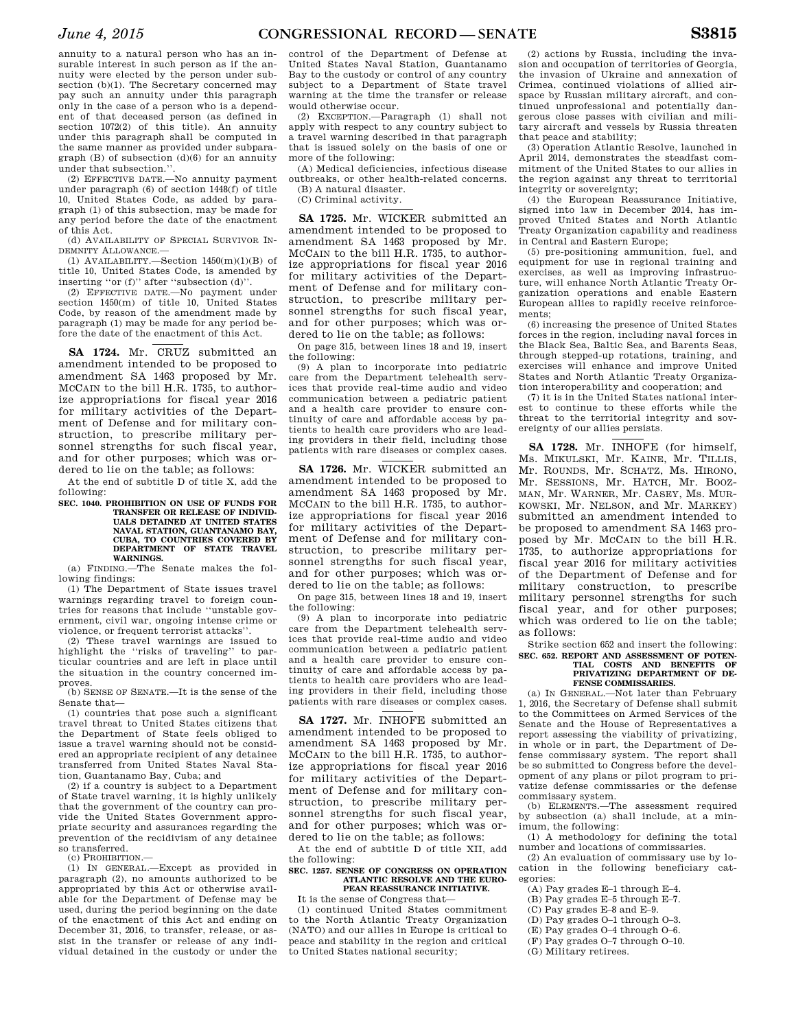annuity to a natural person who has an insurable interest in such person as if the annuity were elected by the person under subsection (b)(1). The Secretary concerned may pay such an annuity under this paragraph only in the case of a person who is a dependent of that deceased person (as defined in section 1072(2) of this title). An annuity under this paragraph shall be computed in the same manner as provided under subparagraph (B) of subsection (d)(6) for an annuity under that subsection.''.

(2) EFFECTIVE DATE.—No annuity payment under paragraph (6) of section 1448(f) of title 10, United States Code, as added by paragraph (1) of this subsection, may be made for any period before the date of the enactment of this Act.

(d) AVAILABILITY OF SPECIAL SURVIVOR INDEMNITY ALLOWANCE.—

(1) AVAILABILITY.—Section 1450(m)(1)(B) of title 10, United States Code, is amended by inserting ''or (f)'' after ''subsection (d)''.

(2) EFFECTIVE DATE.—No payment under section 1450(m) of title 10, United States Code, by reason of the amendment made by paragraph (1) may be made for any period before the date of the enactment of this Act.

---

**SA 1724.** Mr. CRUZ submitted an amendment intended to be proposed to amendment SA 1463 proposed by Mr. MCCAIN to the bill H.R. 1735, to authorize appropriations for fiscal year 2016 for military activities of the Department of Defense and for military construction, to prescribe military personnel strengths for such fiscal year, and for other purposes; which was ordered to lie on the table; as follows:

At the end of subtitle D of title X, add the following:

**SEC. 1040. PROHIBITION ON USE OF FUNDS FOR TRANSFER OR RELEASE OF INDIVIDUALS DETAINED AT UNITED STATES NAVAL STATION, GUANTANAMO BAY, CUBA, TO COUNTRIES COVERED BY DEPARTMENT OF STATE TRAVEL WARNINGS.**

(a) FINDING.—The Senate makes the following findings:

(1) The Department of State issues travel warnings regarding travel to foreign countries for reasons that include ''unstable government, civil war, ongoing intense crime or violence, or frequent terrorist attacks''.

(2) These travel warnings are issued to highlight the ''risks of traveling'' to particular countries and are left in place until the situation in the country concerned improves.

(b) SENSE OF SENATE.—It is the sense of the Senate that—

(1) countries that pose such a significant travel threat to United States citizens that the Department of State feels obliged to issue a travel warning should not be considered an appropriate recipient of any detainee transferred from United States Naval Station, Guantanamo Bay, Cuba; and

(2) if a country is subject to a Department of State travel warning, it is highly unlikely that the government of the country can provide the United States Government appropriate security and assurances regarding the prevention of the recidivism of any detainee so transferred.

(c) PROHIBITION.—

(1) IN GENERAL.—Except as provided in paragraph (2), no amounts authorized to be appropriated by this Act or otherwise available for the Department of Defense may be used, during the period beginning on the date of the enactment of this Act and ending on December 31, 2016, to transfer, release, or assist in the transfer or release of any individual detained in the custody or under the control of the Department of Defense at United States Naval Station, Guantanamo Bay to the custody or control of any country subject to a Department of State travel warning at the time the transfer or release would otherwise occur.

(2) EXCEPTION.—Paragraph (1) shall not apply with respect to any country subject to a travel warning described in that paragraph that is issued solely on the basis of one or more of the following:

(A) Medical deficiencies, infectious disease outbreaks, or other health-related concerns.

(B) A natural disaster.

(C) Criminal activity.

---

**SA 1725.** Mr. WICKER submitted an amendment intended to be proposed to amendment SA 1463 proposed by Mr. MCCAIN to the bill H.R. 1735, to authorize appropriations for fiscal year 2016 for military activities of the Department of Defense and for military construction, to prescribe military personnel strengths for such fiscal year, and for other purposes; which was ordered to lie on the table; as follows:

On page 315, between lines 18 and 19, insert the following:

(9) A plan to incorporate into pediatric care from the Department telehealth services that provide real-time audio and video communication between a pediatric patient and a health care provider to ensure continuity of care and affordable access by patients to health care providers who are leading providers in their field, including those patients with rare diseases or complex cases.

---

**SA 1726.** Mr. WICKER submitted an amendment intended to be proposed to amendment SA 1463 proposed by Mr. MCCAIN to the bill H.R. 1735, to authorize appropriations for fiscal year 2016 for military activities of the Department of Defense and for military construction, to prescribe military personnel strengths for such fiscal year, and for other purposes; which was ordered to lie on the table; as follows:

On page 315, between lines 18 and 19, insert the following:

(9) A plan to incorporate into pediatric care from the Department telehealth services that provide real-time audio and video communication between a pediatric patient and a health care provider to ensure continuity of care and affordable access by patients to health care providers who are leading providers in their field, including those patients with rare diseases or complex cases.

---

**SA 1727.** Mr. INHOFE submitted an amendment intended to be proposed to amendment SA 1463 proposed by Mr. MCCAIN to the bill H.R. 1735, to authorize appropriations for fiscal year 2016 for military activities of the Department of Defense and for military construction, to prescribe military personnel strengths for such fiscal year, and for other purposes; which was ordered to lie on the table; as follows:

At the end of subtitle D of title XII, add the following:

**SEC. 1257. SENSE OF CONGRESS ON OPERATION ATLANTIC RESOLVE AND THE EUROPEAN REASSURANCE INITIATIVE.**

It is the sense of Congress that—

(1) continued United States commitment to the North Atlantic Treaty Organization (NATO) and our allies in Europe is critical to peace and stability in the region and critical to United States national security;

(2) actions by Russia, including the invasion and occupation of territories of Georgia, the invasion of Ukraine and annexation of Crimea, continued violations of allied airspace by Russian military aircraft, and continued unprofessional and potentially dangerous close passes with civilian and military aircraft and vessels by Russia threaten that peace and stability;

(3) Operation Atlantic Resolve, launched in April 2014, demonstrates the steadfast commitment of the United States to our allies in the region against any threat to territorial integrity or sovereignty;

(4) the European Reassurance Initiative, signed into law in December 2014, has improved United States and North Atlantic Treaty Organization capability and readiness in Central and Eastern Europe;

(5) pre-positioning ammunition, fuel, and equipment for use in regional training and exercises, as well as improving infrastructure, will enhance North Atlantic Treaty Organization operations and enable Eastern European allies to rapidly receive reinforcements;

(6) increasing the presence of United States forces in the region, including naval forces in the Black Sea, Baltic Sea, and Barents Seas, through stepped-up rotations, training, and exercises will enhance and improve United States and North Atlantic Treaty Organization interoperability and cooperation; and

(7) it is in the United States national interest to continue to these efforts while the threat to the territorial integrity and sovereignty of our allies persists.

---

**SA 1728.** Mr. INHOFE (for himself, Ms. MIKULSKI, Mr. KAINE, Mr. TILLIS, Mr. ROUNDS, Mr. SCHATZ, Ms. HIRONO, Mr. SESSIONS, Mr. HATCH, Mr. BOOZMAN, Mr. WARNER, Mr. CASEY, Ms. MURKOWSKI, Mr. NELSON, and Mr. MARKEY) submitted an amendment intended to be proposed to amendment SA 1463 proposed by Mr. MCCAIN to the bill H.R. 1735, to authorize appropriations for fiscal year 2016 for military activities of the Department of Defense and for military construction, to prescribe military personnel strengths for such fiscal year, and for other purposes; which was ordered to lie on the table; as follows:

Strike section 652 and insert the following:

**SEC. 652. REPORT AND ASSESSMENT OF POTENTIAL COSTS AND BENEFITS OF PRIVATIZING DEPARTMENT OF DEFENSE COMMISSARIES.**

(a) IN GENERAL.—Not later than February 1, 2016, the Secretary of Defense shall submit to the Committees on Armed Services of the Senate and the House of Representatives a report assessing the viability of privatizing, in whole or in part, the Department of Defense commissary system. The report shall be so submitted to Congress before the development of any plans or pilot program to privatize defense commissaries or the defense commissary system.

(b) ELEMENTS.—The assessment required by subsection (a) shall include, at a minimum, the following:

(1) A methodology for defining the total number and locations of commissaries.

(2) An evaluation of commissary use by location in the following beneficiary categories:

(A) Pay grades E–1 through E–4.

(B) Pay grades E–5 through E–7.

(C) Pay grades E–8 and E–9.

(D) Pay grades O–1 through O–3.

(E) Pay grades O–4 through O–6.

(F) Pay grades O–7 through O–10.

(G) Military retirees.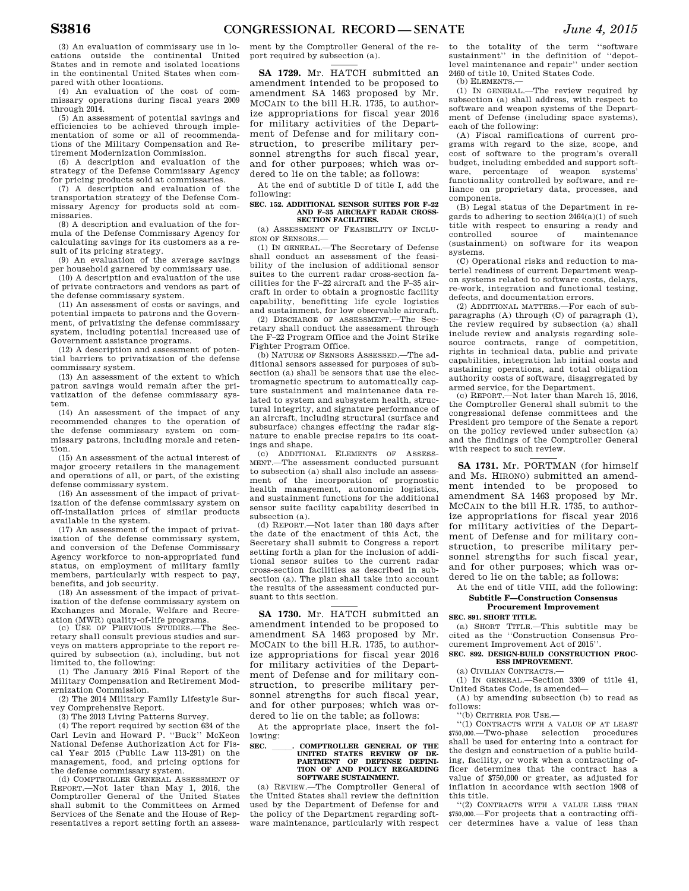(3) An evaluation of commissary use in locations outside the continental United States and in remote and isolated locations in the continental United States when compared with other locations.

(4) An evaluation of the cost of commissary operations during fiscal years 2009 through 2014.

(5) An assessment of potential savings and efficiencies to be achieved through implementation of some or all of recommendations of the Military Compensation and Retirement Modernization Commission.

(6) A description and evaluation of the strategy of the Defense Commissary Agency for pricing products sold at commissaries.

(7) A description and evaluation of the transportation strategy of the Defense Commissary Agency for products sold at commissaries.

(8) A description and evaluation of the formula of the Defense Commissary Agency for calculating savings for its customers as a result of its pricing strategy.

(9) An evaluation of the average savings per household garnered by commissary use.

(10) A description and evaluation of the use of private contractors and vendors as part of the defense commissary system.

(11) An assessment of costs or savings, and potential impacts to patrons and the Government, of privatizing the defense commissary system, including potential increased use of Government assistance programs.

(12) A description and assessment of potential barriers to privatization of the defense commissary system.

(13) An assessment of the extent to which patron savings would remain after the privatization of the defense commissary system.

(14) An assessment of the impact of any recommended changes to the operation of the defense commissary system on commissary patrons, including morale and retention.

(15) An assessment of the actual interest of major grocery retailers in the management and operations of all, or part, of the existing defense commissary system.

(16) An assessment of the impact of privatization of the defense commissary system on off-installation prices of similar products available in the system.

(17) An assessment of the impact of privatization of the defense commissary system, and conversion of the Defense Commissary Agency workforce to non-appropriated fund status, on employment of military family members, particularly with respect to pay, benefits, and job security.

(18) An assessment of the impact of privatization of the defense commissary system on Exchanges and Morale, Welfare and Recreation (MWR) quality-of-life programs.

(c) USE OF PREVIOUS STUDIES.—The Secretary shall consult previous studies and surveys on matters appropriate to the report required by subsection (a), including, but not limited to, the following:

(1) The January 2015 Final Report of the Military Compensation and Retirement Modernization Commission.

(2) The 2014 Military Family Lifestyle Survey Comprehensive Report.

(3) The 2013 Living Patterns Survey.

(4) The report required by section 634 of the Carl Levin and Howard P. ''Buck'' McKeon National Defense Authorization Act for Fiscal Year 2015 (Public Law 113-291) on the management, food, and pricing options for the defense commissary system.

(d) COMPTROLLER GENERAL ASSESSMENT OF REPORT.—Not later than May 1, 2016, the Comptroller General of the United States shall submit to the Committees on Armed Services of the Senate and the House of Representatives a report setting forth an assessment by the Comptroller General of the report required by subsection (a).

---

**SA 1729.** Mr. HATCH submitted an amendment intended to be proposed to amendment SA 1463 proposed by Mr. MCCAIN to the bill H.R. 1735, to authorize appropriations for fiscal year 2016 for military activities of the Department of Defense and for military construction, to prescribe military personnel strengths for such fiscal year, and for other purposes; which was ordered to lie on the table; as follows:

At the end of subtitle D of title I, add the following:

**SEC. 152. ADDITIONAL SENSOR SUITES FOR F–22 AND F–35 AIRCRAFT RADAR CROSS-SECTION FACILITIES.**

(a) ASSESSMENT OF FEASIBILITY OF INCLUSION OF SENSORS.—

(1) IN GENERAL.—The Secretary of Defense shall conduct an assessment of the feasibility of the inclusion of additional sensor suites to the current radar cross-section facilities for the F–22 aircraft and the F–35 aircraft in order to obtain a prognostic facility capability, benefitting life cycle logistics and sustainment, for low observable aircraft.

(2) DISCHARGE OF ASSESSMENT.—The Secretary shall conduct the assessment through the F–22 Program Office and the Joint Strike Fighter Program Office.

(b) NATURE OF SENSORS ASSESSED.—The additional sensors assessed for purposes of subsection (a) shall be sensors that use the electromagnetic spectrum to automatically capture sustainment and maintenance data related to system and subsystem health, structural integrity, and signature performance of an aircraft, including structural (surface and subsurface) changes effecting the radar signature to enable precise repairs to its coatings and shape.

(c) ADDITIONAL ELEMENTS OF ASSESSMENT.—The assessment conducted pursuant to subsection (a) shall also include an assessment of the incorporation of prognostic health management, autonomic logistics, and sustainment functions for the additional sensor suite facility capability described in subsection (a).

(d) REPORT.—Not later than 180 days after the date of the enactment of this Act, the Secretary shall submit to Congress a report setting forth a plan for the inclusion of additional sensor suites to the current radar cross-section facilities as described in subsection (a). The plan shall take into account the results of the assessment conducted pursuant to this section.

---

**SA 1730.** Mr. HATCH submitted an amendment intended to be proposed to amendment SA 1463 proposed by Mr. MCCAIN to the bill H.R. 1735, to authorize appropriations for fiscal year 2016 for military activities of the Department of Defense and for military construction, to prescribe military personnel strengths for such fiscal year, and for other purposes; which was ordered to lie on the table; as follows:

At the appropriate place, insert the following:

**SEC. \_\_\_\_\_. COMPTROLLER GENERAL OF THE UNITED STATES REVIEW OF DEPARTMENT OF DEFENSE DEFINITION OF AND POLICY REGARDING SOFTWARE SUSTAINMENT.**

(a) REVIEW.—The Comptroller General of the United States shall review the definition used by the Department of Defense for and the policy of the Department regarding software maintenance, particularly with respect to the totality of the term ''software sustainment'' in the definition of ''depot-level maintenance and repair'' under section 2460 of title 10, United States Code.

(b) ELEMENTS.—

(1) IN GENERAL.—The review required by subsection (a) shall address, with respect to software and weapon systems of the Department of Defense (including space systems), each of the following:

(A) Fiscal ramifications of current programs with regard to the size, scope, and cost of software to the program's overall budget, including embedded and support software, percentage of weapon systems' functionality controlled by software, and reliance on proprietary data, processes, and components.

(B) Legal status of the Department in regards to adhering to section 2464(a)(1) of such title with respect to ensuring a ready and controlled source of maintenance (sustainment) on software for its weapon systems.

(C) Operational risks and reduction to materiel readiness of current Department weapon systems related to software costs, delays, re-work, integration and functional testing, defects, and documentation errors.

(2) ADDITIONAL MATTERS.—For each of subparagraphs (A) through (C) of paragraph (1), the review required by subsection (a) shall include review and analysis regarding sole-source contracts, range of competition, rights in technical data, public and private capabilities, integration lab initial costs and sustaining operations, and total obligation authority costs of software, disaggregated by armed service, for the Department.

(c) REPORT.—Not later than March 15, 2016, the Comptroller General shall submit to the congressional defense committees and the President pro tempore of the Senate a report on the policy reviewed under subsection (a) and the findings of the Comptroller General with respect to such review.

---

**SA 1731.** Mr. PORTMAN (for himself and Ms. HIRONO) submitted an amendment intended to be proposed to amendment SA 1463 proposed by Mr. MCCAIN to the bill H.R. 1735, to authorize appropriations for fiscal year 2016 for military activities of the Department of Defense and for military construction, to prescribe military personnel strengths for such fiscal year, and for other purposes; which was ordered to lie on the table; as follows:

At the end of title VIII, add the following:

**Subtitle F—Construction Consensus Procurement Improvement**

**SEC. 891. SHORT TITLE.**

(a) SHORT TITLE.—This subtitle may be cited as the ''Construction Consensus Procurement Improvement Act of 2015''.

**SEC. 892. DESIGN-BUILD CONSTRUCTION PROCESS IMPROVEMENT.**

(a) CIVILIAN CONTRACTS.—

(1) IN GENERAL.—Section 3309 of title 41, United States Code, is amended—

(A) by amending subsection (b) to read as follows:

''(b) CRITERIA FOR USE.—

''(1) CONTRACTS WITH A VALUE OF AT LEAST $750,000.—Two-phase selection procedures shall be used for entering into a contract for the design and construction of a public building, facility, or work when a contracting officer determines that the contract has a value of $750,000 or greater, as adjusted for inflation in accordance with section 1908 of this title.

''(2) CONTRACTS WITH A VALUE LESS THAN $750,000.—For projects that a contracting officer determines have a value of less than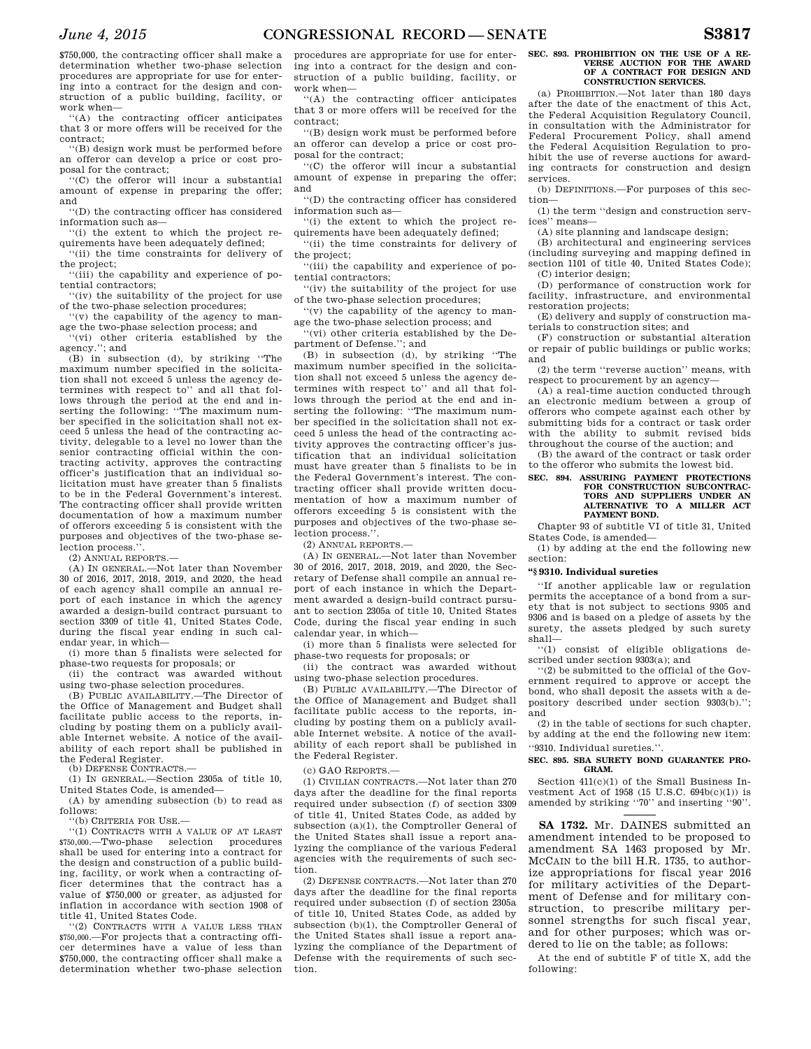$750,000, the contracting officer shall make a determination whether two-phase selection procedures are appropriate for use for entering into a contract for the design and construction of a public building, facility, or work when—

''(A) the contracting officer anticipates that 3 or more offers will be received for the contract;

''(B) design work must be performed before an offeror can develop a price or cost proposal for the contract;

''(C) the offeror will incur a substantial amount of expense in preparing the offer; and

''(D) the contracting officer has considered information such as—

''(i) the extent to which the project requirements have been adequately defined;

''(ii) the time constraints for delivery of the project;

''(iii) the capability and experience of potential contractors;

''(iv) the suitability of the project for use of the two-phase selection procedures;

''(v) the capability of the agency to manage the two-phase selection process; and

''(vi) other criteria established by the agency.''; and

(B) in subsection (d), by striking ''The maximum number specified in the solicitation shall not exceed 5 unless the agency determines with respect to'' and all that follows through the period at the end and inserting the following: ''The maximum number specified in the solicitation shall not exceed 5 unless the head of the contracting activity, delegable to a level no lower than the senior contracting official within the contracting activity, approves the contracting officer's justification that an individual solicitation must have greater than 5 finalists to be in the Federal Government's interest. The contracting officer shall provide written documentation of how a maximum number of offerors exceeding 5 is consistent with the purposes and objectives of the two-phase selection process.''.

(2) ANNUAL REPORTS.—

(A) IN GENERAL.—Not later than November 30 of 2016, 2017, 2018, 2019, and 2020, the head of each agency shall compile an annual report of each instance in which the agency awarded a design-build contract pursuant to section 3309 of title 41, United States Code, during the fiscal year ending in such calendar year, in which—

(i) more than 5 finalists were selected for phase-two requests for proposals; or

(ii) the contract was awarded without using two-phase selection procedures.

(B) PUBLIC AVAILABILITY.—The Director of the Office of Management and Budget shall facilitate public access to the reports, including by posting them on a publicly available Internet website. A notice of the availability of each report shall be published in the Federal Register.

(b) DEFENSE CONTRACTS.—

(1) IN GENERAL.—Section 2305a of title 10, United States Code, is amended—

(A) by amending subsection (b) to read as follows:

''(b) CRITERIA FOR USE.—

''(1) CONTRACTS WITH A VALUE OF AT LEAST $750,000.—Two-phase selection procedures shall be used for entering into a contract for the design and construction of a public building, facility, or work when a contracting officer determines that the contract has a value of $750,000 or greater, as adjusted for inflation in accordance with section 1908 of title 41, United States Code.

''(2) CONTRACTS WITH A VALUE LESS THAN $750,000.—For projects that a contracting officer determines have a value of less than $750,000, the contracting officer shall make a determination whether two-phase selection procedures are appropriate for use for entering into a contract for the design and construction of a public building, facility, or work when—

''(A) the contracting officer anticipates that 3 or more offers will be received for the contract;

''(B) design work must be performed before an offeror can develop a price or cost proposal for the contract;

''(C) the offeror will incur a substantial amount of expense in preparing the offer; and

''(D) the contracting officer has considered information such as—

''(i) the extent to which the project requirements have been adequately defined;

''(ii) the time constraints for delivery of the project;

''(iii) the capability and experience of potential contractors;

''(iv) the suitability of the project for use of the two-phase selection procedures;

''(v) the capability of the agency to manage the two-phase selection process; and

''(vi) other criteria established by the Department of Defense.''; and

(B) in subsection (d), by striking ''The maximum number specified in the solicitation shall not exceed 5 unless the agency determines with respect to'' and all that follows through the period at the end and inserting the following: ''The maximum number specified in the solicitation shall not exceed 5 unless the head of the contracting activity approves the contracting officer's justification that an individual solicitation must have greater than 5 finalists to be in the Federal Government's interest. The contracting officer shall provide written documentation of how a maximum number of offerors exceeding 5 is consistent with the purposes and objectives of the two-phase selection process.''.

(2) ANNUAL REPORTS.—

(A) IN GENERAL.—Not later than November 30 of 2016, 2017, 2018, 2019, and 2020, the Secretary of Defense shall compile an annual report of each instance in which the Department awarded a design-build contract pursuant to section 2305a of title 10, United States Code, during the fiscal year ending in such calendar year, in which—

(i) more than 5 finalists were selected for phase-two requests for proposals; or

(ii) the contract was awarded without using two-phase selection procedures.

(B) PUBLIC AVAILABILITY.—The Director of the Office of Management and Budget shall facilitate public access to the reports, including by posting them on a publicly available Internet website. A notice of the availability of each report shall be published in the Federal Register.

(c) GAO REPORTS.—

(1) CIVILIAN CONTRACTS.—Not later than 270 days after the deadline for the final reports required under subsection (f) of section 3309 of title 41, United States Code, as added by subsection (a)(1), the Comptroller General of the United States shall issue a report analyzing the compliance of the various Federal agencies with the requirements of such section.

(2) DEFENSE CONTRACTS.—Not later than 270 days after the deadline for the final reports required under subsection (f) of section 2305a of title 10, United States Code, as added by subsection (b)(1), the Comptroller General of the United States shall issue a report analyzing the compliance of the Department of Defense with the requirements of such section.

**SEC. 893. PROHIBITION ON THE USE OF A REVERSE AUCTION FOR THE AWARD OF A CONTRACT FOR DESIGN AND CONSTRUCTION SERVICES.**

(a) PROHIBITION.—Not later than 180 days after the date of the enactment of this Act, the Federal Acquisition Regulatory Council, in consultation with the Administrator for Federal Procurement Policy, shall amend the Federal Acquisition Regulation to prohibit the use of reverse auctions for awarding contracts for construction and design services.

(b) DEFINITIONS.—For purposes of this section—

(1) the term ''design and construction services'' means—

(A) site planning and landscape design;

(B) architectural and engineering services (including surveying and mapping defined in section 1101 of title 40, United States Code);

(C) interior design;

(D) performance of construction work for facility, infrastructure, and environmental restoration projects;

(E) delivery and supply of construction materials to construction sites; and

(F) construction or substantial alteration or repair of public buildings or public works; and

(2) the term ''reverse auction'' means, with respect to procurement by an agency—

(A) a real-time auction conducted through an electronic medium between a group of offerors who compete against each other by submitting bids for a contract or task order with the ability to submit revised bids throughout the course of the auction; and

(B) the award of the contract or task order to the offeror who submits the lowest bid.

**SEC. 894. ASSURING PAYMENT PROTECTIONS FOR CONSTRUCTION SUBCONTRACTORS AND SUPPLIERS UNDER AN ALTERNATIVE TO A MILLER ACT PAYMENT BOND.**

Chapter 93 of subtitle VI of title 31, United States Code, is amended—

(1) by adding at the end the following new section:

**''§ 9310. Individual sureties**

''If another applicable law or regulation permits the acceptance of a bond from a surety that is not subject to sections 9305 and 9306 and is based on a pledge of assets by the surety, the assets pledged by such surety shall—

''(1) consist of eligible obligations described under section 9303(a); and

''(2) be submitted to the official of the Government required to approve or accept the bond, who shall deposit the assets with a depository described under section 9303(b).''; and

(2) in the table of sections for such chapter, by adding at the end the following new item:

''9310. Individual sureties.''.

**SEC. 895. SBA SURETY BOND GUARANTEE PROGRAM.**

Section 411(c)(1) of the Small Business Investment Act of 1958 (15 U.S.C. 694b(c)(1)) is amended by striking ''70'' and inserting ''90''.

---

**SA 1732.** Mr. DAINES submitted an amendment intended to be proposed to amendment SA 1463 proposed by Mr. MCCAIN to the bill H.R. 1735, to authorize appropriations for fiscal year 2016 for military activities of the Department of Defense and for military construction, to prescribe military personnel strengths for such fiscal year, and for other purposes; which was ordered to lie on the table; as follows:

At the end of subtitle F of title X, add the following: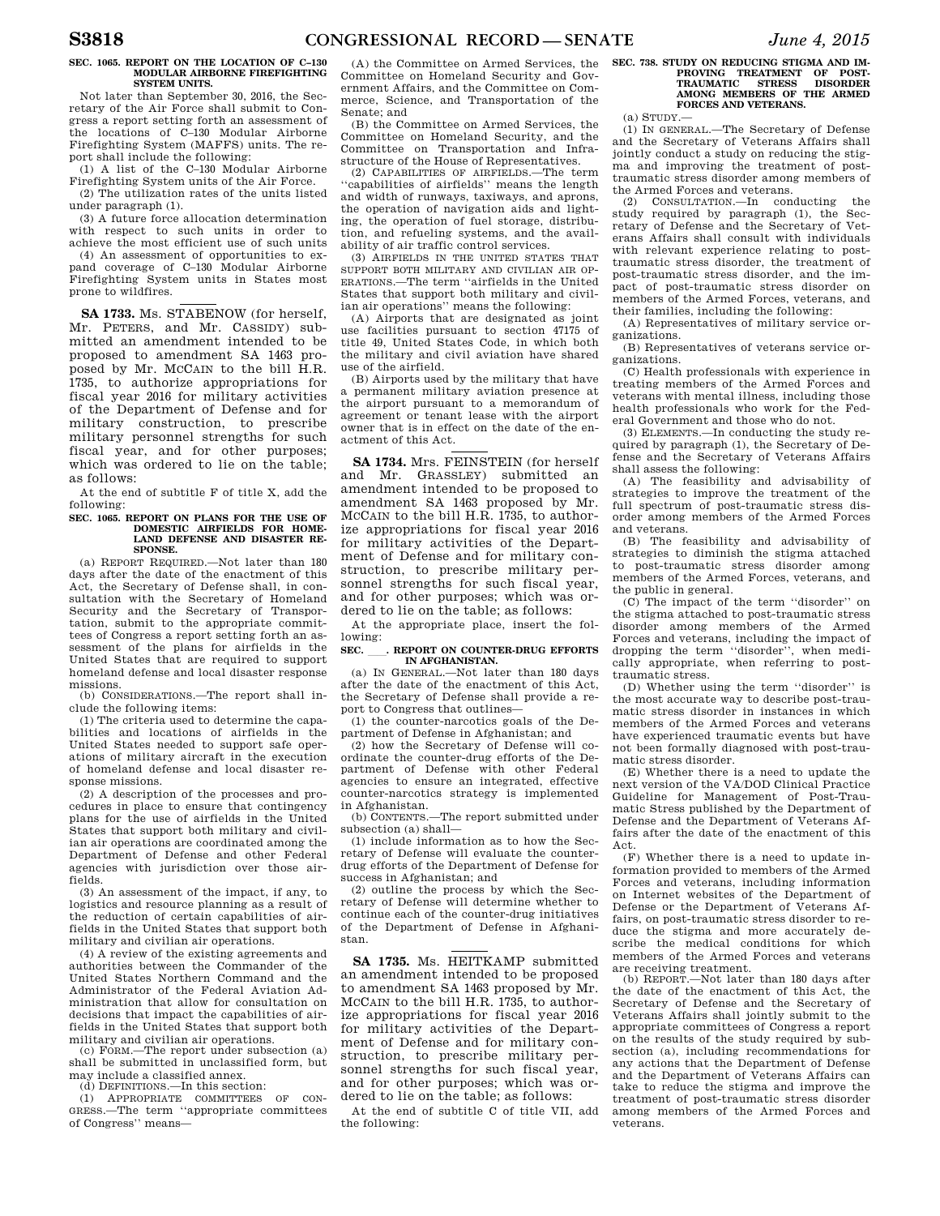**SEC. 1065. REPORT ON THE LOCATION OF C–130 MODULAR AIRBORNE FIREFIGHTING SYSTEM UNITS.**

Not later than September 30, 2016, the Secretary of the Air Force shall submit to Congress a report setting forth an assessment of the locations of C–130 Modular Airborne Firefighting System (MAFFS) units. The report shall include the following:

(1) A list of the C–130 Modular Airborne Firefighting System units of the Air Force.

(2) The utilization rates of the units listed under paragraph (1).

(3) A future force allocation determination with respect to such units in order to achieve the most efficient use of such units

(4) An assessment of opportunities to expand coverage of C–130 Modular Airborne Firefighting System units in States most prone to wildfires.

**SA 1733.** Ms. STABENOW (for herself, Mr. PETERS, and Mr. CASSIDY) submitted an amendment intended to be proposed to amendment SA 1463 proposed by Mr. MCCAIN to the bill H.R. 1735, to authorize appropriations for fiscal year 2016 for military activities of the Department of Defense and for military construction, to prescribe military personnel strengths for such fiscal year, and for other purposes; which was ordered to lie on the table; as follows:

At the end of subtitle F of title X, add the following:

**SEC. 1065. REPORT ON PLANS FOR THE USE OF DOMESTIC AIRFIELDS FOR HOMELAND DEFENSE AND DISASTER RESPONSE.**

(a) REPORT REQUIRED.—Not later than 180 days after the date of the enactment of this Act, the Secretary of Defense shall, in consultation with the Secretary of Homeland Security and the Secretary of Transportation, submit to the appropriate committees of Congress a report setting forth an assessment of the plans for airfields in the United States that are required to support homeland defense and local disaster response missions.

(b) CONSIDERATIONS.—The report shall include the following items:

(1) The criteria used to determine the capabilities and locations of airfields in the United States needed to support safe operations of military aircraft in the execution of homeland defense and local disaster response missions.

(2) A description of the processes and procedures in place to ensure that contingency plans for the use of airfields in the United States that support both military and civilian air operations are coordinated among the Department of Defense and other Federal agencies with jurisdiction over those airfields.

(3) An assessment of the impact, if any, to logistics and resource planning as a result of the reduction of certain capabilities of airfields in the United States that support both military and civilian air operations.

(4) A review of the existing agreements and authorities between the Commander of the United States Northern Command and the Administrator of the Federal Aviation Administration that allow for consultation on decisions that impact the capabilities of airfields in the United States that support both military and civilian air operations.

(c) FORM.—The report under subsection (a) shall be submitted in unclassified form, but may include a classified annex.

(d) DEFINITIONS.—In this section:

(1) APPROPRIATE COMMITTEES OF CONGRESS.—The term ''appropriate committees of Congress'' means—

(A) the Committee on Armed Services, the Committee on Homeland Security and Governmental Affairs, and the Committee on Commerce, Science, and Transportation of the Senate; and

(B) the Committee on Armed Services, the Committee on Homeland Security, and the Committee on Transportation and Infrastructure of the House of Representatives.

(2) CAPABILITIES OF AIRFIELDS.—The term ''capabilities of airfields'' means the length and width of runways, taxiways, and aprons, the operation of navigation aids and lighting, the operation of fuel storage, distribution, and refueling systems, and the availability of air traffic control services.

(3) AIRFIELDS IN THE UNITED STATES THAT SUPPORT BOTH MILITARY AND CIVILIAN AIR OPERATIONS.—The term ''airfields in the United States that support both military and civilian air operations'' means the following:

(A) Airports that are designated as joint use facilities pursuant to section 47175 of title 49, United States Code, in which both the military and civil aviation have shared use of the airfield.

(B) Airports used by the military that have a permanent military aviation presence at the airport pursuant to a memorandum of agreement or tenant lease with the airport owner that is in effect on the date of the enactment of this Act.

**SA 1734.** Mrs. FEINSTEIN (for herself and Mr. GRASSLEY) submitted an amendment intended to be proposed to amendment SA 1463 proposed by Mr. MCCAIN to the bill H.R. 1735, to authorize appropriations for fiscal year 2016 for military activities of the Department of Defense and for military construction, to prescribe military personnel strengths for such fiscal year, and for other purposes; which was ordered to lie on the table; as follows:

At the appropriate place, insert the following:

**SEC. \_\_\_. REPORT ON COUNTER-DRUG EFFORTS IN AFGHANISTAN.**

(a) IN GENERAL.—Not later than 180 days after the date of the enactment of this Act, the Secretary of Defense shall provide a report to Congress that outlines—

(1) the counter-narcotics goals of the Department of Defense in Afghanistan; and

(2) how the Secretary of Defense will coordinate the counter-drug efforts of the Department of Defense with other Federal agencies to ensure an integrated, effective counter-narcotics strategy is implemented in Afghanistan.

(b) CONTENTS.—The report submitted under subsection (a) shall—

(1) include information as to how the Secretary of Defense will evaluate the counter-drug efforts of the Department of Defense for success in Afghanistan; and

(2) outline the process by which the Secretary of Defense will determine whether to continue each of the counter-drug initiatives of the Department of Defense in Afghanistan.

**SA 1735.** Ms. HEITKAMP submitted an amendment intended to be proposed to amendment SA 1463 proposed by Mr. MCCAIN to the bill H.R. 1735, to authorize appropriations for fiscal year 2016 for military activities of the Department of Defense and for military construction, to prescribe military personnel strengths for such fiscal year, and for other purposes; which was ordered to lie on the table; as follows:

At the end of subtitle C of title VII, add the following:

**SEC. 738. STUDY ON REDUCING STIGMA AND IMPROVING TREATMENT OF POST-TRAUMATIC STRESS DISORDER AMONG MEMBERS OF THE ARMED FORCES AND VETERANS.**

(a) STUDY.—

(1) IN GENERAL.—The Secretary of Defense and the Secretary of Veterans Affairs shall jointly conduct a study on reducing the stigma and improving the treatment of post-traumatic stress disorder among members of the Armed Forces and veterans.

(2) CONSULTATION.—In conducting the study required by paragraph (1), the Secretary of Defense and the Secretary of Veterans Affairs shall consult with individuals with relevant experience relating to post-traumatic stress disorder, the treatment of post-traumatic stress disorder, and the impact of post-traumatic stress disorder on members of the Armed Forces, veterans, and their families, including the following:

(A) Representatives of military service organizations.

(B) Representatives of veterans service organizations.

(C) Health professionals with experience in treating members of the Armed Forces and veterans with mental illness, including those health professionals who work for the Federal Government and those who do not.

(3) ELEMENTS.—In conducting the study required by paragraph (1), the Secretary of Defense and the Secretary of Veterans Affairs shall assess the following:

(A) The feasibility and advisability of strategies to improve the treatment of the full spectrum of post-traumatic stress disorder among members of the Armed Forces and veterans.

(B) The feasibility and advisability of strategies to diminish the stigma attached to post-traumatic stress disorder among members of the Armed Forces, veterans, and the public in general.

(C) The impact of the term ''disorder'' on the stigma attached to post-traumatic stress disorder among members of the Armed Forces and veterans, including the impact of dropping the term ''disorder'', when medically appropriate, when referring to post-traumatic stress.

(D) Whether using the term ''disorder'' is the most accurate way to describe post-traumatic stress disorder in instances in which members of the Armed Forces and veterans have experienced traumatic events but have not been formally diagnosed with post-traumatic stress disorder.

(E) Whether there is a need to update the next version of the VA/DOD Clinical Practice Guideline for Management of Post-Traumatic Stress published by the Department of Defense and the Department of Veterans Affairs after the date of the enactment of this Act.

(F) Whether there is a need to update information provided to members of the Armed Forces and veterans, including information on Internet websites of the Department of Defense or the Department of Veterans Affairs, on post-traumatic stress disorder to reduce the stigma and more accurately describe the medical conditions for which members of the Armed Forces and veterans are receiving treatment.

(b) REPORT.—Not later than 180 days after the date of the enactment of this Act, the Secretary of Defense and the Secretary of Veterans Affairs shall jointly submit to the appropriate committees of Congress a report on the results of the study required by subsection (a), including recommendations for any actions that the Department of Defense and the Department of Veterans Affairs can take to reduce the stigma and improve the treatment of post-traumatic stress disorder among members of the Armed Forces and veterans.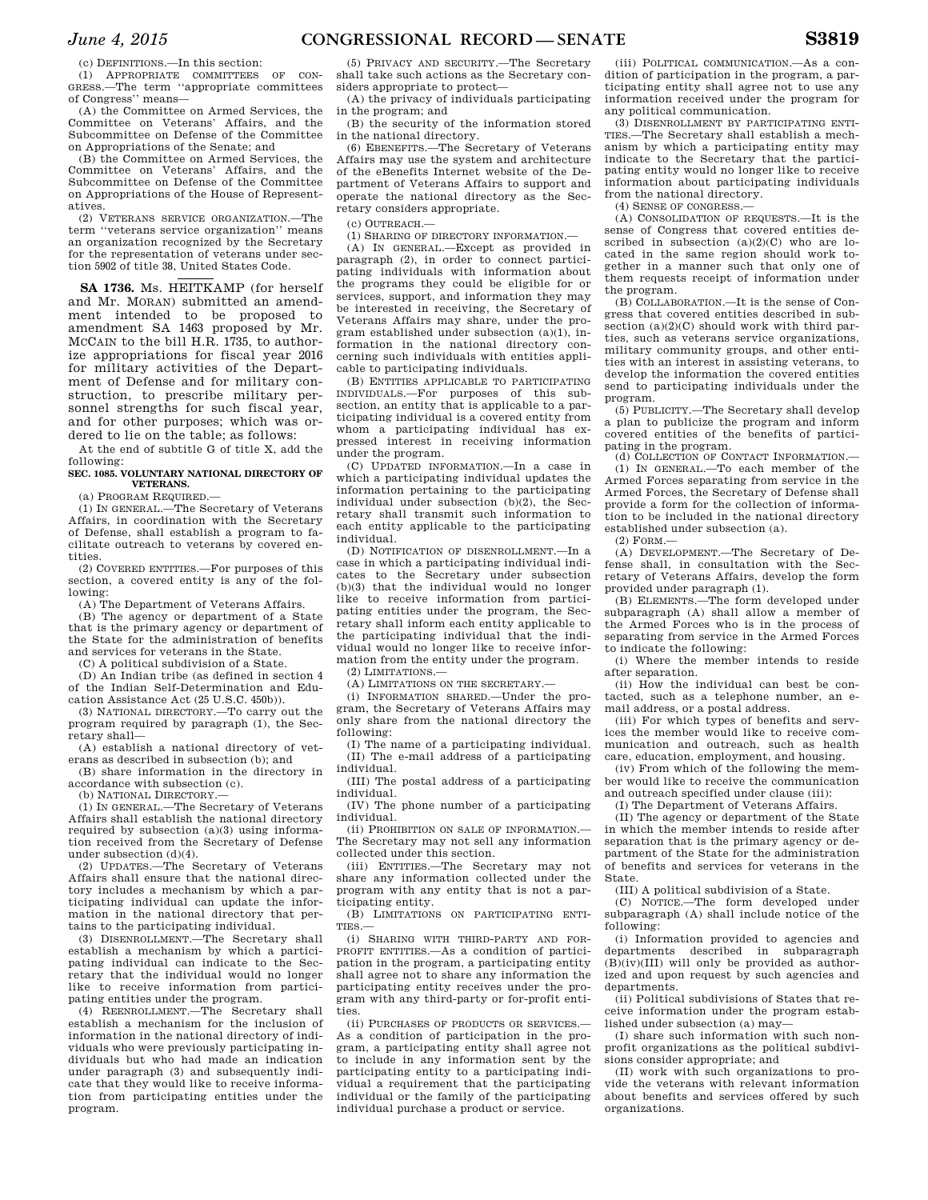(c) DEFINITIONS.—In this section:

(1) APPROPRIATE COMMITTEES OF CONGRESS.—The term ''appropriate committees of Congress'' means—

(A) the Committee on Armed Services, the Committee on Veterans' Affairs, and the Subcommittee on Defense of the Committee on Appropriations of the Senate; and

(B) the Committee on Armed Services, the Committee on Veterans' Affairs, and the Subcommittee on Defense of the Committee on Appropriations of the House of Representatives.

(2) VETERANS SERVICE ORGANIZATION.—The term ''veterans service organization'' means an organization recognized by the Secretary for the representation of veterans under section 5902 of title 38, United States Code.

**SA 1736.** Ms. HEITKAMP (for herself and Mr. MORAN) submitted an amendment intended to be proposed to amendment SA 1463 proposed by Mr. MCCAIN to the bill H.R. 1735, to authorize appropriations for fiscal year 2016 for military activities of the Department of Defense and for military construction, to prescribe military personnel strengths for such fiscal year, and for other purposes; which was ordered to lie on the table; as follows:

At the end of subtitle G of title X, add the following:

**SEC. 1085. VOLUNTARY NATIONAL DIRECTORY OF VETERANS.**

(a) PROGRAM REQUIRED.—

(1) IN GENERAL.—The Secretary of Veterans Affairs, in coordination with the Secretary of Defense, shall establish a program to facilitate outreach to veterans by covered entities.

(2) COVERED ENTITIES.—For purposes of this section, a covered entity is any of the following:

(A) The Department of Veterans Affairs.

(B) The agency or department of a State that is the primary agency or department of the State for the administration of benefits and services for veterans in the State.

(C) A political subdivision of a State.

(D) An Indian tribe (as defined in section 4 of the Indian Self-Determination and Education Assistance Act (25 U.S.C. 450b)).

(3) NATIONAL DIRECTORY.—To carry out the program required by paragraph (1), the Secretary shall—

(A) establish a national directory of veterans as described in subsection (b); and

(B) share information in the directory in accordance with subsection (c).

(b) NATIONAL DIRECTORY.—

(1) IN GENERAL.—The Secretary of Veterans Affairs shall establish the national directory required by subsection (a)(3) using information received from the Secretary of Defense under subsection (d)(4).

(2) UPDATES.—The Secretary of Veterans Affairs shall ensure that the national directory includes a mechanism by which a participating individual can update the information in the national directory that pertains to the participating individual.

(3) DISENROLLMENT.—The Secretary shall establish a mechanism by which a participating individual can indicate to the Secretary that the individual would no longer like to receive information from participating entities under the program.

(4) REENROLLMENT.—The Secretary shall establish a mechanism for the inclusion of information in the national directory of individuals who were previously participating individuals but who had made an indication under paragraph (3) and subsequently indicate that they would like to receive information from participating entities under the program.

(5) PRIVACY AND SECURITY.—The Secretary shall take such actions as the Secretary considers appropriate to protect—

(A) the privacy of individuals participating in the program; and

(B) the security of the information stored in the national directory.

(6) EBENEFITS.—The Secretary of Veterans Affairs may use the system and architecture of the eBenefits Internet website of the Department of Veterans Affairs to support and operate the national directory as the Secretary considers appropriate.

(c) OUTREACH.—

(1) SHARING OF DIRECTORY INFORMATION.—

(A) IN GENERAL.—Except as provided in paragraph (2), in order to connect participating individuals with information about the programs they could be eligible for or services, support, and information they may be interested in receiving, the Secretary of Veterans Affairs may share, under the program established under subsection (a)(1), information in the national directory concerning such individuals with entities applicable to participating individuals.

(B) ENTITIES APPLICABLE TO PARTICIPATING INDIVIDUALS.—For purposes of this subsection, an entity that is applicable to a participating individual is a covered entity from whom a participating individual has expressed interest in receiving information under the program.

(C) UPDATED INFORMATION.—In a case in which a participating individual updates the information pertaining to the participating individual under subsection (b)(2), the Secretary shall transmit such information to each entity applicable to the participating individual.

(D) NOTIFICATION OF DISENROLLMENT.—In a case in which a participating individual indicates to the Secretary under subsection (b)(3) that the individual would no longer like to receive information from participating entities under the program, the Secretary shall inform each entity applicable to the participating individual that the individual would no longer like to receive information from the entity under the program.

(2) LIMITATIONS.—

(A) LIMITATIONS ON THE SECRETARY.—

(i) INFORMATION SHARED.—Under the program, the Secretary of Veterans Affairs may only share from the national directory the following:

(I) The name of a participating individual.

(II) The e-mail address of a participating individual.

(III) The postal address of a participating individual.

(IV) The phone number of a participating individual.

(ii) PROHIBITION ON SALE OF INFORMATION.—The Secretary may not sell any information collected under this section.

(iii) ENTITIES.—The Secretary may not share any information collected under the program with any entity that is not a participating entity.

(B) LIMITATIONS ON PARTICIPATING ENTITIES.—

(i) SHARING WITH THIRD-PARTY AND FOR-PROFIT ENTITIES.—As a condition of participation in the program, a participating entity shall agree not to share any information the participating entity receives under the program with any third-party or for-profit entities.

(ii) PURCHASES OF PRODUCTS OR SERVICES.—As a condition of participation in the program, a participating entity shall agree not to include in any information sent by the participating entity to a participating individual a requirement that the participating individual or the family of the participating individual purchase a product or service.

(iii) POLITICAL COMMUNICATION.—As a condition of participation in the program, a participating entity shall agree not to use any information received under the program for any political communication.

(3) DISENROLLMENT BY PARTICIPATING ENTITIES.—The Secretary shall establish a mechanism by which a participating entity may indicate to the Secretary that the participating entity would no longer like to receive information about participating individuals from the national directory.

(4) SENSE OF CONGRESS.—

(A) CONSOLIDATION OF REQUESTS.—It is the sense of Congress that covered entities described in subsection (a)(2)(C) who are located in the same region should work together in a manner such that only one of them requests receipt of information under the program.

(B) COLLABORATION.—It is the sense of Congress that covered entities described in subsection (a)(2)(C) should work with third parties, such as veterans service organizations, military community groups, and other entities with an interest in assisting veterans, to develop the information the covered entities send to participating individuals under the program.

(5) PUBLICITY.—The Secretary shall develop a plan to publicize the program and inform covered entities of the benefits of participating in the program.

(d) COLLECTION OF CONTACT INFORMATION.—

(1) IN GENERAL.—To each member of the Armed Forces separating from service in the Armed Forces, the Secretary of Defense shall provide a form for the collection of information to be included in the national directory established under subsection (a).

(2) FORM.—

(A) DEVELOPMENT.—The Secretary of Defense shall, in consultation with the Secretary of Veterans Affairs, develop the form provided under paragraph (1).

(B) ELEMENTS.—The form developed under subparagraph (A) shall allow a member of the Armed Forces who is in the process of separating from service in the Armed Forces to indicate the following:

(i) Where the member intends to reside after separation.

(ii) How the individual can best be contacted, such as a telephone number, an e-mail address, or a postal address.

(iii) For which types of benefits and services the member would like to receive communication and outreach, such as health care, education, employment, and housing.

(iv) From which of the following the member would like to receive the communication and outreach specified under clause (iii):

(I) The Department of Veterans Affairs.

(II) The agency or department of the State in which the member intends to reside after separation that is the primary agency or department of the State for the administration of benefits and services for veterans in the State.

(III) A political subdivision of a State.

(C) NOTICE.—The form developed under subparagraph (A) shall include notice of the following:

(i) Information provided to agencies and departments described in subparagraph (B)(iv)(III) will only be provided as authorized and upon request by such agencies and departments.

(ii) Political subdivisions of States that receive information under the program established under subsection (a) may—

(I) share such information with such nonprofit organizations as the political subdivisions consider appropriate; and

(II) work with such organizations to provide the veterans with relevant information about benefits and services offered by such organizations.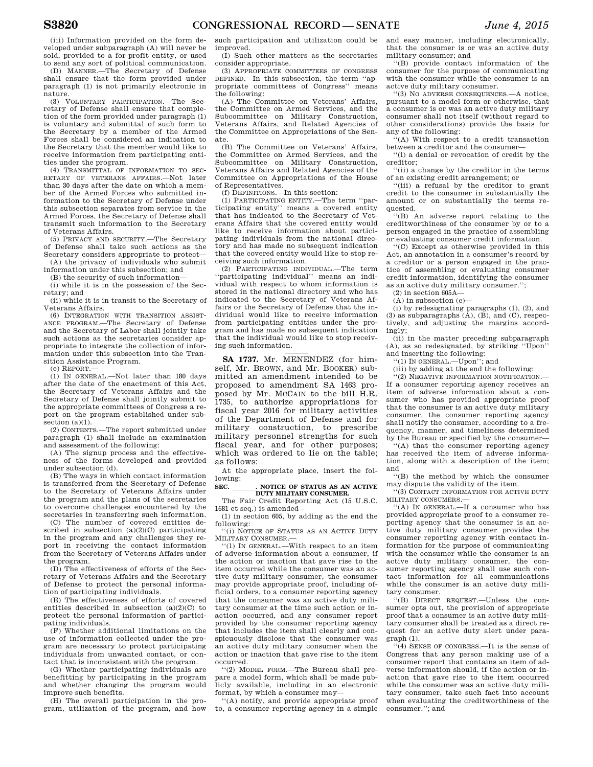(iii) Information provided on the form developed under subparagraph (A) will never be sold, provided to a for-profit entity, or used to send any sort of political communication.

(D) MANNER.—The Secretary of Defense shall ensure that the form provided under paragraph (1) is not primarily electronic in nature.

(3) VOLUNTARY PARTICIPATION.—The Secretary of Defense shall ensure that completion of the form provided under paragraph (1) is voluntary and submittal of such form to the Secretary by a member of the Armed Forces shall be considered an indication to the Secretary that the member would like to receive information from participating entities under the program.

(4) TRANSMITTAL OF INFORMATION TO SECRETARY OF VETERANS AFFAIRS.—Not later than 30 days after the date on which a member of the Armed Forces who submitted information to the Secretary of Defense under this subsection separates from service in the Armed Forces, the Secretary of Defense shall transmit such information to the Secretary of Veterans Affairs.

(5) PRIVACY AND SECURITY.—The Secretary of Defense shall take such actions as the Secretary considers appropriate to protect—

(A) the privacy of individuals who submit information under this subsection; and

(B) the security of such information—

(i) while it is in the possession of the Secretary; and

(ii) while it is in transit to the Secretary of Veterans Affairs.

(6) INTEGRATION WITH TRANSITION ASSISTANCE PROGRAM.—The Secretary of Defense and the Secretary of Labor shall jointly take such actions as the secretaries consider appropriate to integrate the collection of information under this subsection into the Transition Assistance Program.

(e) REPORT.—

(1) IN GENERAL.—Not later than 180 days after the date of the enactment of this Act, the Secretary of Veterans Affairs and the Secretary of Defense shall jointly submit to the appropriate committees of Congress a report on the program established under subsection (a)(1).

(2) CONTENTS.—The report submitted under paragraph (1) shall include an examination and assessment of the following:

(A) The signup process and the effectiveness of the forms developed and provided under subsection (d).

(B) The ways in which contact information is transferred from the Secretary of Defense to the Secretary of Veterans Affairs under the program and the plans of the secretaries to overcome challenges encountered by the secretaries in transferring such information.

(C) The number of covered entities described in subsection (a)(2)(C) participating in the program and any challenges they report in receiving the contact information from the Secretary of Veterans Affairs under the program.

(D) The effectiveness of efforts of the Secretary of Veterans Affairs and the Secretary of Defense to protect the personal information of participating individuals.

(E) The effectiveness of efforts of covered entities described in subsection (a)(2)(C) to protect the personal information of participating individuals.

(F) Whether additional limitations on the use of information collected under the program are necessary to protect participating individuals from unwanted contact, or contact that is inconsistent with the program.

(G) Whether participating individuals are benefitting by participating in the program and whether changing the program would improve such benefits.

(H) The overall participation in the program, utilization of the program, and how such participation and utilization could be improved.

(I) Such other matters as the secretaries consider appropriate.

(3) APPROPRIATE COMMITTEES OF CONGRESS DEFINED.—In this subsection, the term "appropriate committees of Congress" means the following:

(A) The Committee on Veterans' Affairs, the Committee on Armed Services, and the Subcommittee on Military Construction, Veterans Affairs, and Related Agencies of the Committee on Appropriations of the Senate.

(B) The Committee on Veterans' Affairs, the Committee on Armed Services, and the Subcommittee on Military Construction, Veterans Affairs and Related Agencies of the Committee on Appropriations of the House of Representatives.

(f) DEFINITIONS.—In this section:

(1) PARTICIPATING ENTITY.—The term "participating entity" means a covered entity that has indicated to the Secretary of Veterans Affairs that the covered entity would like to receive information about participating individuals from the national directory and has made no subsequent indication that the covered entity would like to stop receiving such information.

(2) PARTICIPATING INDIVIDUAL.—The term "participating individual" means an individual with respect to whom information is stored in the national directory and who has indicated to the Secretary of Veterans Affairs or the Secretary of Defense that the individual would like to receive information from participating entities under the program and has made no subsequent indication that the individual would like to stop receiving such information.

---

**SA 1737.** Mr. MENENDEZ (for himself, Mr. BROWN, and Mr. BOOKER) submitted an amendment intended to be proposed to amendment SA 1463 proposed by Mr. MCCAIN to the bill H.R. 1735, to authorize appropriations for fiscal year 2016 for military activities of the Department of Defense and for military construction, to prescribe military personnel strengths for such fiscal year, and for other purposes; which was ordered to lie on the table; as follows:

At the appropriate place, insert the following:

**SEC. \_\_\_\_\_\_. NOTICE OF STATUS AS AN ACTIVE DUTY MILITARY CONSUMER.**

The Fair Credit Reporting Act (15 U.S.C. 1681 et seq.) is amended—

(1) in section 605, by adding at the end the following:

"(i) NOTICE OF STATUS AS AN ACTIVE DUTY MILITARY CONSUMER.—

"(1) IN GENERAL.—With respect to an item of adverse information about a consumer, if the action or inaction that gave rise to the item occurred while the consumer was an active duty military consumer, the consumer may provide appropriate proof, including official orders, to a consumer reporting agency that the consumer was an active duty military consumer at the time such action or inaction occurred, and any consumer report provided by the consumer reporting agency that includes the item shall clearly and conspicuously disclose that the consumer was an active duty military consumer when the action or inaction that gave rise to the item occurred.

"(2) MODEL FORM.—The Bureau shall prepare a model form, which shall be made publicly available, including in an electronic format, by which a consumer may—

"(A) notify, and provide appropriate proof to, a consumer reporting agency in a simple and easy manner, including electronically, that the consumer is or was an active duty military consumer; and

"(B) provide contact information of the consumer for the purpose of communicating with the consumer while the consumer is an active duty military consumer.

"(3) NO ADVERSE CONSEQUENCES.—A notice, pursuant to a model form or otherwise, that a consumer is or was an active duty military consumer shall not itself (without regard to other considerations) provide the basis for any of the following:

"(A) With respect to a credit transaction between a creditor and the consumer—

"(i) a denial or revocation of credit by the creditor;

"(ii) a change by the creditor in the terms of an existing credit arrangement; or

"(iii) a refusal by the creditor to grant credit to the consumer in substantially the amount or on substantially the terms requested.

"(B) An adverse report relating to the creditworthiness of the consumer by or to a person engaged in the practice of assembling or evaluating consumer credit information.

"(C) Except as otherwise provided in this Act, an annotation in a consumer's record by a creditor or a person engaged in the practice of assembling or evaluating consumer credit information, identifying the consumer as an active duty military consumer.";

(2) in section 605A—

(A) in subsection (c)—

(i) by redesignating paragraphs (1), (2), and (3) as subparagraphs (A), (B), and (C), respectively, and adjusting the margins accordingly;

(ii) in the matter preceding subparagraph (A), as so redesignated, by striking "Upon" and inserting the following:

"(1) IN GENERAL.—Upon"; and

(iii) by adding at the end the following:

"(2) NEGATIVE INFORMATION NOTIFICATION.—If a consumer reporting agency receives an item of adverse information about a consumer who has provided appropriate proof that the consumer is an active duty military consumer, the consumer reporting agency shall notify the consumer, according to a frequency, manner, and timeliness determined by the Bureau or specified by the consumer—

"(A) that the consumer reporting agency has received the item of adverse information, along with a description of the item; and

"(B) the method by which the consumer may dispute the validity of the item.

"(3) CONTACT INFORMATION FOR ACTIVE DUTY MILITARY CONSUMERS.—

"(A) IN GENERAL.—If a consumer who has provided appropriate proof to a consumer reporting agency that the consumer is an active duty military consumer provides the consumer reporting agency with contact information for the purpose of communicating with the consumer while the consumer is an active duty military consumer, the consumer reporting agency shall use such contact information for all communications while the consumer is an active duty military consumer.

"(B) DIRECT REQUEST.—Unless the consumer opts out, the provision of appropriate proof that a consumer is an active duty military consumer shall be treated as a direct request for an active duty alert under paragraph (1).

"(4) SENSE OF CONGRESS.—It is the sense of Congress that any person making use of a consumer report that contains an item of adverse information should, if the action or inaction that gave rise to the item occurred while the consumer was an active duty military consumer, take such fact into account when evaluating the creditworthiness of the consumer."; and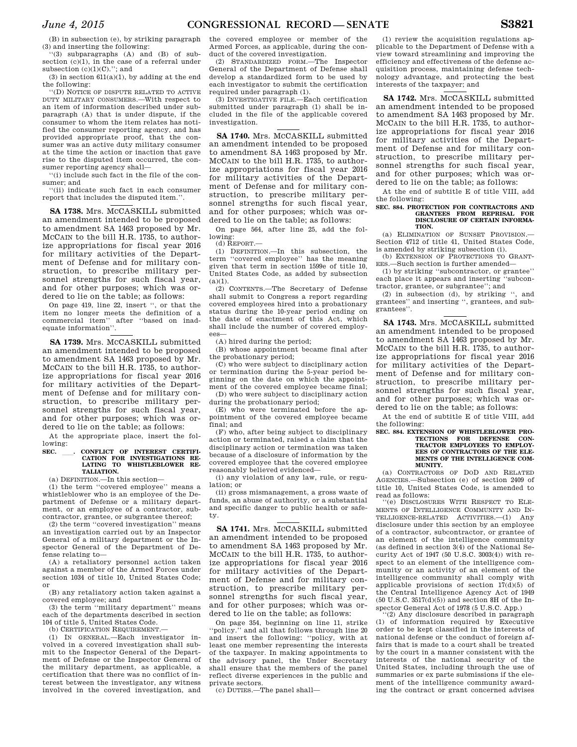(B) in subsection (e), by striking paragraph (3) and inserting the following:

''(3) subparagraphs (A) and (B) of subsection (c)(1), in the case of a referral under subsection (c)(1)(C).''; and

(3) in section 611(a)(1), by adding at the end the following:

''(D) NOTICE OF DISPUTE RELATED TO ACTIVE DUTY MILITARY CONSUMERS.—With respect to an item of information described under subparagraph (A) that is under dispute, if the consumer to whom the item relates has notified the consumer reporting agency, and has provided appropriate proof, that the consumer was an active duty military consumer at the time the action or inaction that gave rise to the disputed item occurred, the consumer reporting agency shall—

''(i) include such fact in the file of the consumer; and

''(ii) indicate such fact in each consumer report that includes the disputed item.''.

---

**SA 1738.** Mrs. MCCASKILL submitted an amendment intended to be proposed to amendment SA 1463 proposed by Mr. MCCAIN to the bill H.R. 1735, to authorize appropriations for fiscal year 2016 for military activities of the Department of Defense and for military construction, to prescribe military personnel strengths for such fiscal year, and for other purposes; which was ordered to lie on the table; as follows:

On page 419, line 22, insert '', or that the item no longer meets the definition of a commercial item'' after ''based on inadequate information''.

---

**SA 1739.** Mrs. MCCASKILL submitted an amendment intended to be proposed to amendment SA 1463 proposed by Mr. MCCAIN to the bill H.R. 1735, to authorize appropriations for fiscal year 2016 for military activities of the Department of Defense and for military construction, to prescribe military personnel strengths for such fiscal year, and for other purposes; which was ordered to lie on the table; as follows:

At the appropriate place, insert the following:

**SEC. \_\_\_. CONFLICT OF INTEREST CERTIFICATION FOR INVESTIGATIONS RELATING TO WHISTLEBLOWER RETALIATION.**

(a) DEFINITION.—In this section—

(1) the term ''covered employee'' means a whistleblower who is an employee of the Department of Defense or a military department, or an employee of a contractor, subcontractor, grantee, or subgrantee thereof;

(2) the term ''covered investigation'' means an investigation carried out by an Inspector General of a military department or the Inspector General of the Department of Defense relating to—

(A) a retaliatory personnel action taken against a member of the Armed Forces under section 1034 of title 10, United States Code; or

(B) any retaliatory action taken against a covered employee; and

(3) the term ''military department'' means each of the departments described in section 104 of title 5, United States Code.

(b) CERTIFICATION REQUIREMENT.—

(1) IN GENERAL.—Each investigator involved in a covered investigation shall submit to the Inspector General of the Department of Defense or the Inspector General of the military department, as applicable, a certification that there was no conflict of interest between the investigator, any witness involved in the covered investigation, and the covered employee or member of the Armed Forces, as applicable, during the conduct of the covered investigation.

(2) STANDARDIZED FORM.—The Inspector General of the Department of Defense shall develop a standardized form to be used by each investigator to submit the certification required under paragraph (1).

(3) INVESTIGATIVE FILE.—Each certification submitted under paragraph (1) shall be included in the file of the applicable covered investigation.

---

**SA 1740.** Mrs. MCCASKILL submitted an amendment intended to be proposed to amendment SA 1463 proposed by Mr. MCCAIN to the bill H.R. 1735, to authorize appropriations for fiscal year 2016 for military activities of the Department of Defense and for military construction, to prescribe military personnel strengths for such fiscal year, and for other purposes; which was ordered to lie on the table; as follows:

On page 564, after line 25, add the following:

(d) REPORT.—

(1) DEFINITION.—In this subsection, the term ''covered employee'' has the meaning given that term in section 1599e of title 10, United States Code, as added by subsection (a)(1).

(2) CONTENTS.—The Secretary of Defense shall submit to Congress a report regarding covered employees hired into a probationary status during the 10-year period ending on the date of enactment of this Act, which shall include the number of covered employees—

(A) hired during the period;

(B) whose appointment became final after the probationary period;

(C) who were subject to disciplinary action or termination during the 5-year period beginning on the date on which the appointment of the covered employee became final;

(D) who were subject to disciplinary action during the probationary period;

(E) who were terminated before the appointment of the covered employee became final; and

(F) who, after being subject to disciplinary action or terminated, raised a claim that the disciplinary action or termination was taken because of a disclosure of information by the covered employee that the covered employee reasonably believed evidenced—

(i) any violation of any law, rule, or regulation; or

(ii) gross mismanagement, a gross waste of funds, an abuse of authority, or a substantial and specific danger to public health or safety.

---

**SA 1741.** Mrs. MCCASKILL submitted an amendment intended to be proposed to amendment SA 1463 proposed by Mr. MCCAIN to the bill H.R. 1735, to authorize appropriations for fiscal year 2016 for military activities of the Department of Defense and for military construction, to prescribe military personnel strengths for such fiscal year, and for other purposes; which was ordered to lie on the table; as follows:

On page 354, beginning on line 11, strike ''policy.'' and all that follows through line 20 and insert the following: ''policy, with at least one member representing the interests of the taxpayer. In making appointments to the advisory panel, the Under Secretary shall ensure that the members of the panel reflect diverse experiences in the public and private sectors.

(c) DUTIES.—The panel shall—

(1) review the acquisition regulations applicable to the Department of Defense with a view toward streamlining and improving the efficiency and effectiveness of the defense acquisition process, maintaining defense technology advantage, and protecting the best interests of the taxpayer; and

---

**SA 1742.** Mrs. MCCASKILL submitted an amendment intended to be proposed to amendment SA 1463 proposed by Mr. MCCAIN to the bill H.R. 1735, to authorize appropriations for fiscal year 2016 for military activities of the Department of Defense and for military construction, to prescribe military personnel strengths for such fiscal year, and for other purposes; which was ordered to lie on the table; as follows:

At the end of subtitle E of title VIII, add the following:

**SEC. 884. PROTECTION FOR CONTRACTORS AND GRANTEES FROM REPRISAL FOR DISCLOSURE OF CERTAIN INFORMATION.**

(a) ELIMINATION OF SUNSET PROVISION.—Section 4712 of title 41, United States Code, is amended by striking subsection (i).

(b) EXTENSION OF PROTECTIONS TO GRANTEES.—Such section is further amended—

(1) by striking ''subcontractor, or grantee'' each place it appears and inserting ''subcontractor, grantee, or subgrantee''; and

(2) in subsection (d), by striking '', and grantees'' and inserting '', grantees, and subgrantees''.

---

**SA 1743.** Mrs. MCCASKILL submitted an amendment intended to be proposed to amendment SA 1463 proposed by Mr. MCCAIN to the bill H.R. 1735, to authorize appropriations for fiscal year 2016 for military activities of the Department of Defense and for military construction, to prescribe military personnel strengths for such fiscal year, and for other purposes; which was ordered to lie on the table; as follows:

At the end of subtitle E of title VIII, add the following:

**SEC. 884. EXTENSION OF WHISTLEBLOWER PROTECTIONS FOR DEFENSE CONTRACTOR EMPLOYEES TO EMPLOYEES OF CONTRACTORS OF THE ELEMENTS OF THE INTELLIGENCE COMMUNITY.**

(a) CONTRACTORS OF DOD AND RELATED AGENCIES.—Subsection (e) of section 2409 of title 10, United States Code, is amended to read as follows:

''(e) DISCLOSURES WITH RESPECT TO ELEMENTS OF INTELLIGENCE COMMUNITY AND INTELLIGENCE-RELATED ACTIVITIES.—(1) Any disclosure under this section by an employee of a contractor, subcontractor, or grantee of an element of the intelligence community (as defined in section 3(4) of the National Security Act of 1947 (50 U.S.C. 3003(4)) with respect to an element of the intelligence community or an activity of an element of the intelligence community shall comply with applicable provisions of section 17(d)(5) of the Central Intelligence Agency Act of 1949 (50 U.S.C. 3517(d)(5)) and section 8H of the Inspector General Act of 1978 (5 U.S.C. App.)

''(2) Any disclosure described in paragraph (1) of information required by Executive order to be kept classified in the interests of national defense or the conduct of foreign affairs that is made to a court shall be treated by the court in a manner consistent with the interests of the national security of the United States, including through the use of summaries or ex parte submissions if the element of the intelligence community awarding the contract or grant concerned advises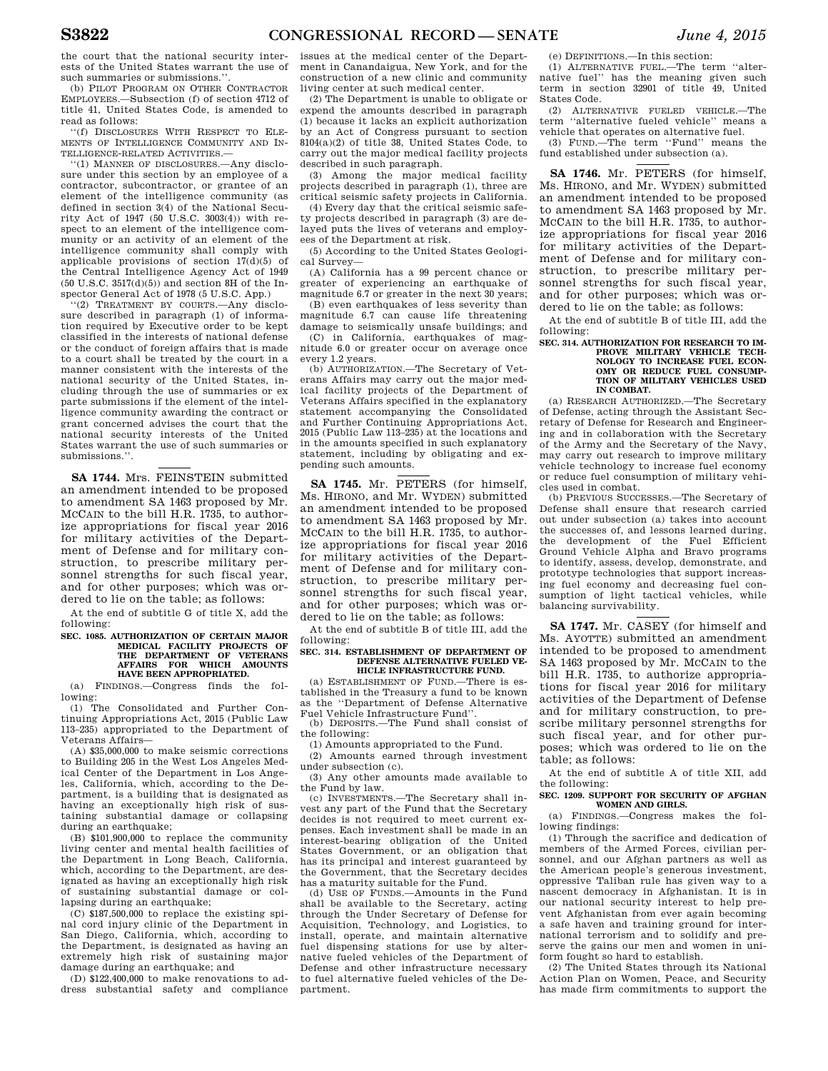the court that the national security interests of the United States warrant the use of such summaries or submissions.''.

(b) PILOT PROGRAM ON OTHER CONTRACTOR EMPLOYEES.—Subsection (f) of section 4712 of title 41, United States Code, is amended to read as follows:

''(f) DISCLOSURES WITH RESPECT TO ELEMENTS OF INTELLIGENCE COMMUNITY AND INTELLIGENCE-RELATED ACTIVITIES.—

''(1) MANNER OF DISCLOSURES.—Any disclosure under this section by an employee of a contractor, subcontractor, or grantee of an element of the intelligence community (as defined in section 3(4) of the National Security Act of 1947 (50 U.S.C. 3003(4)) with respect to an element of the intelligence community or an activity of an element of the intelligence community shall comply with applicable provisions of section 17(d)(5) of the Central Intelligence Agency Act of 1949 (50 U.S.C. 3517(d)(5)) and section 8H of the Inspector General Act of 1978 (5 U.S.C. App.)

''(2) TREATMENT BY COURTS.—Any disclosure described in paragraph (1) of information required by Executive order to be kept classified in the interests of national defense or the conduct of foreign affairs that is made to a court shall be treated by the court in a manner consistent with the interests of the national security of the United States, including through the use of summaries or ex parte submissions if the element of the intelligence community awarding the contract or grant concerned advises the court that the national security interests of the United States warrant the use of such summaries or submissions.''.

**SA 1744.** Mrs. FEINSTEIN submitted an amendment intended to be proposed to amendment SA 1463 proposed by Mr. MCCAIN to the bill H.R. 1735, to authorize appropriations for fiscal year 2016 for military activities of the Department of Defense and for military construction, to prescribe military personnel strengths for such fiscal year, and for other purposes; which was ordered to lie on the table; as follows:

At the end of subtitle G of title X, add the following:

**SEC. 1085. AUTHORIZATION OF CERTAIN MAJOR MEDICAL FACILITY PROJECTS OF THE DEPARTMENT OF VETERANS AFFAIRS FOR WHICH AMOUNTS HAVE BEEN APPROPRIATED.**

(a) FINDINGS.—Congress finds the following:

(1) The Consolidated and Further Continuing Appropriations Act, 2015 (Public Law 113–235) appropriated to the Department of Veterans Affairs—

(A) $35,000,000 to make seismic corrections to Building 205 in the West Los Angeles Medical Center of the Department in Los Angeles, California, which, according to the Department, is a building that is designated as having an exceptionally high risk of sustaining substantial damage or collapsing during an earthquake;

(B) $101,900,000 to replace the community living center and mental health facilities of the Department in Long Beach, California, which, according to the Department, are designated as having an exceptionally high risk of sustaining substantial damage or collapsing during an earthquake;

(C) $187,500,000 to replace the existing spinal cord injury clinic of the Department in San Diego, California, which, according to the Department, is designated as having an extremely high risk of sustaining major damage during an earthquake; and

(D) $122,400,000 to make renovations to address substantial safety and compliance issues at the medical center of the Department in Canandaigua, New York, and for the construction of a new clinic and community living center at such medical center.

(2) The Department is unable to obligate or expend the amounts described in paragraph (1) because it lacks an explicit authorization by an Act of Congress pursuant to section 8104(a)(2) of title 38, United States Code, to carry out the major medical facility projects described in such paragraph.

(3) Among the major medical facility projects described in paragraph (1), three are critical seismic safety projects in California.

(4) Every day that the critical seismic safety projects described in paragraph (3) are delayed puts the lives of veterans and employees of the Department at risk.

(5) According to the United States Geological Survey—

(A) California has a 99 percent chance or greater of experiencing an earthquake of magnitude 6.7 or greater in the next 30 years;

(B) even earthquakes of less severity than magnitude 6.7 can cause life threatening damage to seismically unsafe buildings; and

(C) in California, earthquakes of magnitude 6.0 or greater occur on average once every 1.2 years.

(b) AUTHORIZATION.—The Secretary of Veterans Affairs may carry out the major medical facility projects of the Department of Veterans Affairs specified in the explanatory statement accompanying the Consolidated and Further Continuing Appropriations Act, 2015 (Public Law 113–235) at the locations and in the amounts specified in such explanatory statement, including by obligating and expending such amounts.

**SA 1745.** Mr. PETERS (for himself, Ms. HIRONO, and Mr. WYDEN) submitted an amendment intended to be proposed to amendment SA 1463 proposed by Mr. MCCAIN to the bill H.R. 1735, to authorize appropriations for fiscal year 2016 for military activities of the Department of Defense and for military construction, to prescribe military personnel strengths for such fiscal year, and for other purposes; which was ordered to lie on the table; as follows:

At the end of subtitle B of title III, add the following:

**SEC. 314. ESTABLISHMENT OF DEPARTMENT OF DEFENSE ALTERNATIVE FUELED VEHICLE INFRASTRUCTURE FUND.**

(a) ESTABLISHMENT OF FUND.—There is established in the Treasury a fund to be known as the ''Department of Defense Alternative Fuel Vehicle Infrastructure Fund''.

(b) DEPOSITS.—The Fund shall consist of the following:

(1) Amounts appropriated to the Fund.

(2) Amounts earned through investment under subsection (c).

(3) Any other amounts made available to the Fund by law.

(c) INVESTMENTS.—The Secretary shall invest any part of the Fund that the Secretary decides is not required to meet current expenses. Each investment shall be made in an interest-bearing obligation of the United States Government, or an obligation that has its principal and interest guaranteed by the Government, that the Secretary decides has a maturity suitable for the Fund.

(d) USE OF FUNDS.—Amounts in the Fund shall be available to the Secretary, acting through the Under Secretary of Defense for Acquisition, Technology, and Logistics, to install, operate, and maintain alternative fuel dispensing stations for use by alternative fueled vehicles of the Department of Defense and other infrastructure necessary to fuel alternative fueled vehicles of the Department.

(e) DEFINITIONS.—In this section:

(1) ALTERNATIVE FUEL.—The term ''alternative fuel'' has the meaning given such term in section 32901 of title 49, United States Code.

(2) ALTERNATIVE FUELED VEHICLE.—The term ''alternative fueled vehicle'' means a vehicle that operates on alternative fuel.

(3) FUND.—The term ''Fund'' means the fund established under subsection (a).

**SA 1746.** Mr. PETERS (for himself, Ms. HIRONO, and Mr. WYDEN) submitted an amendment intended to be proposed to amendment SA 1463 proposed by Mr. MCCAIN to the bill H.R. 1735, to authorize appropriations for fiscal year 2016 for military activities of the Department of Defense and for military construction, to prescribe military personnel strengths for such fiscal year, and for other purposes; which was ordered to lie on the table; as follows:

At the end of subtitle B of title III, add the following:

**SEC. 314. AUTHORIZATION FOR RESEARCH TO IMPROVE MILITARY VEHICLE TECHNOLOGY TO INCREASE FUEL ECONOMY OR REDUCE FUEL CONSUMPTION OF MILITARY VEHICLES USED IN COMBAT.**

(a) RESEARCH AUTHORIZED.—The Secretary of Defense, acting through the Assistant Secretary of Defense for Research and Engineering and in collaboration with the Secretary of the Army and the Secretary of the Navy, may carry out research to improve military vehicle technology to increase fuel economy or reduce fuel consumption of military vehicles used in combat.

(b) PREVIOUS SUCCESSES.—The Secretary of Defense shall ensure that research carried out under subsection (a) takes into account the successes of, and lessons learned during, the development of the Fuel Efficient Ground Vehicle Alpha and Bravo programs to identify, assess, develop, demonstrate, and prototype technologies that support increasing fuel economy and decreasing fuel consumption of light tactical vehicles, while balancing survivability.

**SA 1747.** Mr. CASEY (for himself and Ms. AYOTTE) submitted an amendment intended to be proposed to amendment SA 1463 proposed by Mr. MCCAIN to the bill H.R. 1735, to authorize appropriations for fiscal year 2016 for military activities of the Department of Defense and for military construction, to prescribe military personnel strengths for such fiscal year, and for other purposes; which was ordered to lie on the table; as follows:

At the end of subtitle A of title XII, add the following:

**SEC. 1209. SUPPORT FOR SECURITY OF AFGHAN WOMEN AND GIRLS.**

(a) FINDINGS.—Congress makes the following findings:

(1) Through the sacrifice and dedication of members of the Armed Forces, civilian personnel, and our Afghan partners as well as the American people's generous investment, oppressive Taliban rule has given way to a nascent democracy in Afghanistan. It is in our national security interest to help prevent Afghanistan from ever again becoming a safe haven and training ground for international terrorism and to solidify and preserve the gains our men and women in uniform fought so hard to establish.

(2) The United States through its National Action Plan on Women, Peace, and Security has made firm commitments to support the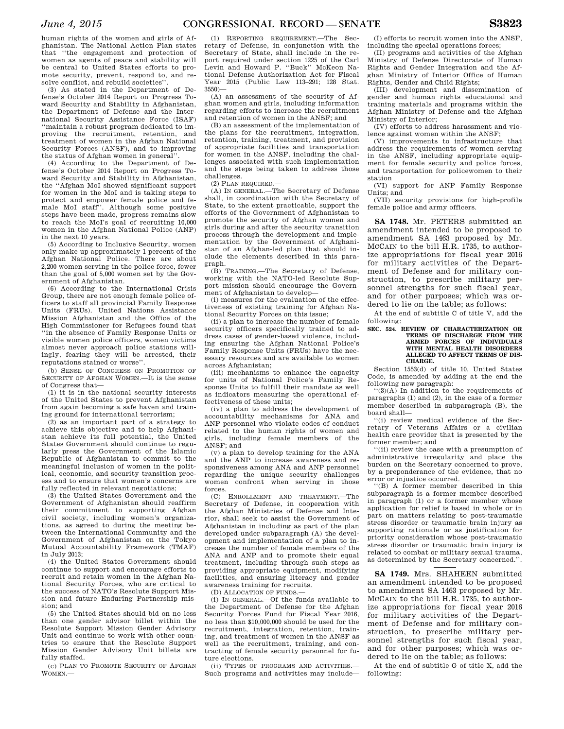human rights of the women and girls of Afghanistan. The National Action Plan states that "the engagement and protection of women as agents of peace and stability will be central to United States efforts to promote security, prevent, respond to, and resolve conflict, and rebuild societies".

(3) As stated in the Department of Defense's October 2014 Report on Progress Toward Security and Stability in Afghanistan, the Department of Defense and the International Security Assistance Force (ISAF) "maintain a robust program dedicated to improving the recruitment, retention, and treatment of women in the Afghan National Security Forces (ANSF), and to improving the status of Afghan women in general".

(4) According to the Department of Defense's October 2014 Report on Progress Toward Security and Stability in Afghanistan, the "Afghan MoI showed significant support for women in the MoI and is taking steps to protect and empower female police and female MoI staff". Although some positive steps have been made, progress remains slow to reach the MoI's goal of recruiting 10,000 women in the Afghan National Police (ANP) in the next 10 years.

(5) According to Inclusive Security, women only make up approximately 1 percent of the Afghan National Police. There are about 2,200 women serving in the police force, fewer than the goal of 5,000 women set by the Government of Afghanistan.

(6) According to the International Crisis Group, there are not enough female police officers to staff all provincial Family Response Units (FRUs). United Nations Assistance Mission Afghanistan and the Office of the High Commissioner for Refugees found that "in the absence of Family Response Units or visible women police officers, women victims almost never approach police stations willingly, fearing they will be arrested, their reputations stained or worse".

(b) SENSE OF CONGRESS ON PROMOTION OF SECURITY OF AFGHAN WOMEN.—It is the sense of Congress that—

(1) it is in the national security interests of the United States to prevent Afghanistan from again becoming a safe haven and training ground for international terrorism;

(2) as an important part of a strategy to achieve this objective and to help Afghanistan achieve its full potential, the United States Government should continue to regularly press the Government of the Islamic Republic of Afghanistan to commit to the meaningful inclusion of women in the political, economic, and security transition process and to ensure that women's concerns are fully reflected in relevant negotiations;

(3) the United States Government and the Government of Afghanistan should reaffirm their commitment to supporting Afghan civil society, including women's organizations, as agreed to during the meeting between the International Community and the Government of Afghanistan on the Tokyo Mutual Accountability Framework (TMAF) in July 2013;

(4) the United States Government should continue to support and encourage efforts to recruit and retain women in the Afghan National Security Forces, who are critical to the success of NATO's Resolute Support Mission and future Enduring Partnership mission; and

(5) the United States should bid on no less than one gender advisor billet within the Resolute Support Mission Gender Advisory Unit and continue to work with other countries to ensure that the Resolute Support Mission Gender Advisory Unit billets are fully staffed.

(c) PLAN TO PROMOTE SECURITY OF AFGHAN WOMEN.—

(1) REPORTING REQUIREMENT.—The Secretary of Defense, in conjunction with the Secretary of State, shall include in the report required under section 1225 of the Carl Levin and Howard P. "Buck" McKeon National Defense Authorization Act for Fiscal Year 2015 (Public Law 113–291; 128 Stat. 3550)—

(A) an assessment of the security of Afghan women and girls, including information regarding efforts to increase the recruitment and retention of women in the ANSF; and

(B) an assessment of the implementation of the plans for the recruitment, integration, retention, training, treatment, and provision of appropriate facilities and transportation for women in the ANSF, including the challenges associated with such implementation and the steps being taken to address those challenges.

(2) PLAN REQUIRED.—

(A) IN GENERAL.—The Secretary of Defense shall, in coordination with the Secretary of State, to the extent practicable, support the efforts of the Government of Afghanistan to promote the security of Afghan women and girls during and after the security transition process through the development and implementation by the Government of Afghanistan of an Afghan-led plan that should include the elements described in this paragraph.

(B) TRAINING.—The Secretary of Defense, working with the NATO-led Resolute Support mission should encourage the Government of Afghanistan to develop—

(i) measures for the evaluation of the effectiveness of existing training for Afghan National Security Forces on this issue;

(ii) a plan to increase the number of female security officers specifically trained to address cases of gender-based violence, including ensuring the Afghan National Police's Family Response Units (FRUs) have the necessary resources and are available to women across Afghanistan;

(iii) mechanisms to enhance the capacity for units of National Police's Family Response Units to fulfill their mandate as well as indicators measuring the operational effectiveness of these units;

(iv) a plan to address the development of accountability mechanisms for ANA and ANP personnel who violate codes of conduct related to the human rights of women and girls, including female members of the ANSF; and

(v) a plan to develop training for the ANA and the ANP to increase awareness and responsiveness among ANA and ANP personnel regarding the unique security challenges women confront when serving in those forces.

(C) ENROLLMENT AND TREATMENT.—The Secretary of Defense, in cooperation with the Afghan Ministries of Defense and Interior, shall seek to assist the Government of Afghanistan in including as part of the plan developed under subparagraph (A) the development and implementation of a plan to increase the number of female members of the ANA and ANP and to promote their equal treatment, including through such steps as providing appropriate equipment, modifying facilities, and ensuring literacy and gender awareness training for recruits.

(D) ALLOCATION OF FUNDS.—

(i) IN GENERAL.—Of the funds available to the Department of Defense for the Afghan Security Forces Fund for Fiscal Year 2016, no less than $10,000,000 should be used for the recruitment, integration, retention, training, and treatment of women in the ANSF as well as the recruitment, training, and contracting of female security personnel for future elections.

(ii) TYPES OF PROGRAMS AND ACTIVITIES.—Such programs and activities may include—

(I) efforts to recruit women into the ANSF, including the special operations forces;

(II) programs and activities of the Afghan Ministry of Defense Directorate of Human Rights and Gender Integration and the Afghan Ministry of Interior Office of Human Rights, Gender and Child Rights;

(III) development and dissemination of gender and human rights educational and training materials and programs within the Afghan Ministry of Defense and the Afghan Ministry of Interior;

(IV) efforts to address harassment and violence against women within the ANSF;

(V) improvements to infrastructure that address the requirements of women serving in the ANSF, including appropriate equipment for female security and police forces, and transportation for policewomen to their station

(VI) support for ANP Family Response Units; and

(VII) security provisions for high-profile female police and army officers.

---

**SA 1748.** Mr. PETERS submitted an amendment intended to be proposed to amendment SA 1463 proposed by Mr. MCCAIN to the bill H.R. 1735, to authorize appropriations for fiscal year 2016 for military activities of the Department of Defense and for military construction, to prescribe military personnel strengths for such fiscal year, and for other purposes; which was ordered to lie on the table; as follows:

At the end of subtitle C of title V, add the following:

**SEC. 524. REVIEW OF CHARACTERIZATION OR TERMS OF DISCHARGE FROM THE ARMED FORCES OF INDIVIDUALS WITH MENTAL HEALTH DISORDERS ALLEGED TO AFFECT TERMS OF DISCHARGE.**

Section 1553(d) of title 10, United States Code, is amended by adding at the end the following new paragraph:

"(3)(A) In addition to the requirements of paragraphs (1) and (2), in the case of a former member described in subparagraph (B), the board shall—

"(i) review medical evidence of the Secretary of Veterans Affairs or a civilian health care provider that is presented by the former member; and

"(ii) review the case with a presumption of administrative irregularity and place the burden on the Secretary concerned to prove, by a preponderance of the evidence, that no error or injustice occurred.

"(B) A former member described in this subparagraph is a former member described in paragraph (1) or a former member whose application for relief is based in whole or in part on matters relating to post-traumatic stress disorder or traumatic brain injury as supporting rationale or as justification for priority consideration whose post-traumatic stress disorder or traumatic brain injury is related to combat or military sexual trauma, as determined by the Secretary concerned.".

---

**SA 1749.** Mrs. SHAHEEN submitted an amendment intended to be proposed to amendment SA 1463 proposed by Mr. MCCAIN to the bill H.R. 1735, to authorize appropriations for fiscal year 2016 for military activities of the Department of Defense and for military construction, to prescribe military personnel strengths for such fiscal year, and for other purposes; which was ordered to lie on the table; as follows:

At the end of subtitle G of title X, add the following: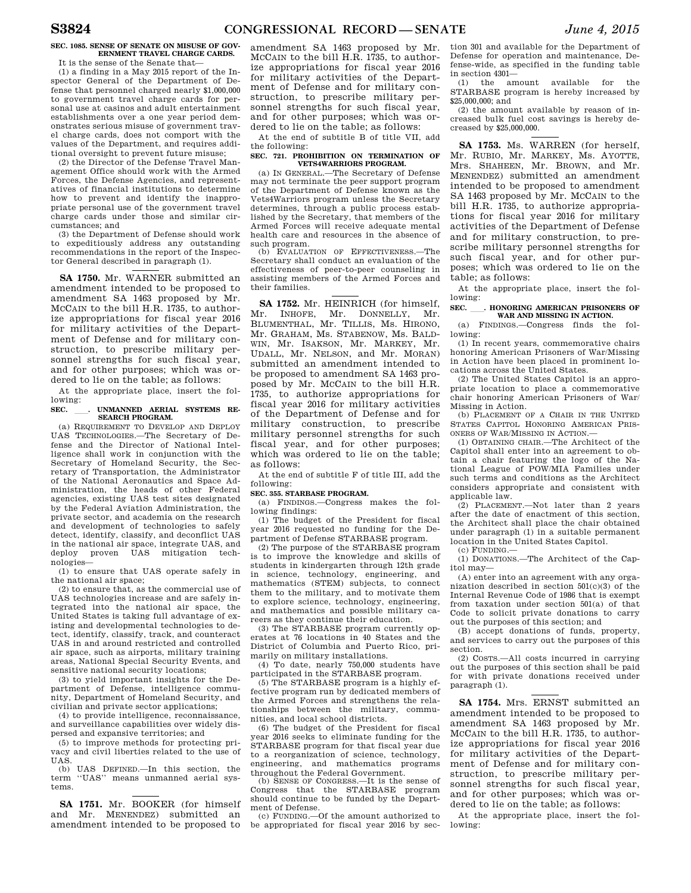**SEC. 1085. SENSE OF SENATE ON MISUSE OF GOVERNMENT TRAVEL CHARGE CARDS.**

It is the sense of the Senate that—

(1) a finding in a May 2015 report of the Inspector General of the Department of Defense that personnel charged nearly $1,000,000 to government travel charge cards for personal use at casinos and adult entertainment establishments over a one year period demonstrates serious misuse of government travel charge cards, does not comport with the values of the Department, and requires additional oversight to prevent future misuse;

(2) the Director of the Defense Travel Management Office should work with the Armed Forces, the Defense Agencies, and representatives of financial institutions to determine how to prevent and identify the inappropriate personal use of the government travel charge cards under those and similar circumstances; and

(3) the Department of Defense should work to expeditiously address any outstanding recommendations in the report of the Inspector General described in paragraph (1).

---

**SA 1750.** Mr. WARNER submitted an amendment intended to be proposed to amendment SA 1463 proposed by Mr. MCCAIN to the bill H.R. 1735, to authorize appropriations for fiscal year 2016 for military activities of the Department of Defense and for military construction, to prescribe military personnel strengths for such fiscal year, and for other purposes; which was ordered to lie on the table; as follows:

At the appropriate place, insert the following:

**SEC. \_\_\_. UNMANNED AERIAL SYSTEMS RESEARCH PROGRAM.**

(a) REQUIREMENT TO DEVELOP AND DEPLOY UAS TECHNOLOGIES.—The Secretary of Defense and the Director of National Intelligence shall work in conjunction with the Secretary of Homeland Security, the Secretary of Transportation, the Administrator of the National Aeronautics and Space Administration, the heads of other Federal agencies, existing UAS test sites designated by the Federal Aviation Administration, the private sector, and academia on the research and development of technologies to safely detect, identify, classify, and deconflict UAS in the national air space, integrate UAS, and deploy proven UAS mitigation technologies—

(1) to ensure that UAS operate safely in the national air space;

(2) to ensure that, as the commercial use of UAS technologies increase and are safely integrated into the national air space, the United States is taking full advantage of existing and developmental technologies to detect, identify, classify, track, and counteract UAS in and around restricted and controlled air space, such as airports, military training areas, National Special Security Events, and sensitive national security locations;

(3) to yield important insights for the Department of Defense, intelligence community, Department of Homeland Security, and civilian and private sector applications;

(4) to provide intelligence, reconnaissance, and surveillance capabilities over widely dispersed and expansive territories; and

(5) to improve methods for protecting privacy and civil liberties related to the use of UAS.

(b) UAS DEFINED.—In this section, the term ''UAS'' means unmanned aerial systems.

---

**SA 1751.** Mr. BOOKER (for himself and Mr. MENENDEZ) submitted an amendment intended to be proposed to amendment SA 1463 proposed by Mr. MCCAIN to the bill H.R. 1735, to authorize appropriations for fiscal year 2016 for military activities of the Department of Defense and for military construction, to prescribe military personnel strengths for such fiscal year, and for other purposes; which was ordered to lie on the table; as follows:

At the end of subtitle B of title VII, add the following:

**SEC. 721. PROHIBITION ON TERMINATION OF VETS4WARRIORS PROGRAM.**

(a) IN GENERAL.—The Secretary of Defense may not terminate the peer support program of the Department of Defense known as the Vets4Warriors program unless the Secretary determines, through a public process established by the Secretary, that members of the Armed Forces will receive adequate mental health care and resources in the absence of such program.

(b) EVALUATION OF EFFECTIVENESS.—The Secretary shall conduct an evaluation of the effectiveness of peer-to-peer counseling in assisting members of the Armed Forces and their families.

---

**SA 1752.** Mr. HEINRICH (for himself, Mr. INHOFE, Mr. DONNELLY, Mr. BLUMENTHAL, Mr. TILLIS, Ms. HIRONO, Mr. GRAHAM, Ms. STABENOW, Ms. BALDWIN, Mr. ISAKSON, Mr. MARKEY, Mr. UDALL, Mr. NELSON, and Mr. MORAN) submitted an amendment intended to be proposed to amendment SA 1463 proposed by Mr. MCCAIN to the bill H.R. 1735, to authorize appropriations for fiscal year 2016 for military activities of the Department of Defense and for military construction, to prescribe military personnel strengths for such fiscal year, and for other purposes; which was ordered to lie on the table; as follows:

At the end of subtitle F of title III, add the following:

**SEC. 355. STARBASE PROGRAM.**

(a) FINDINGS.—Congress makes the following findings:

(1) The budget of the President for fiscal year 2016 requested no funding for the Department of Defense STARBASE program.

(2) The purpose of the STARBASE program is to improve the knowledge and skills of students in kindergarten through 12th grade in science, technology, engineering, and mathematics (STEM) subjects, to connect them to the military, and to motivate them to explore science, technology, engineering, and mathematics and possible military careers as they continue their education.

(3) The STARBASE program currently operates at 76 locations in 40 States and the District of Columbia and Puerto Rico, primarily on military installations.

(4) To date, nearly 750,000 students have participated in the STARBASE program.

(5) The STARBASE program is a highly effective program run by dedicated members of the Armed Forces and strengthens the relationships between the military, communities, and local school districts.

(6) The budget of the President for fiscal year 2016 seeks to eliminate funding for the STARBASE program for that fiscal year due to a reorganization of science, technology, engineering, and mathematics programs throughout the Federal Government.

(b) SENSE OF CONGRESS.—It is the sense of Congress that the STARBASE program should continue to be funded by the Department of Defense.

(c) FUNDING.—Of the amount authorized to be appropriated for fiscal year 2016 by section 301 and available for the Department of Defense for operation and maintenance, Defense-wide, as specified in the funding table in section 4301—

(1) the amount available for the STARBASE program is hereby increased by $25,000,000; and

(2) the amount available by reason of increased bulk fuel cost savings is hereby decreased by $25,000,000.

---

**SA 1753.** Ms. WARREN (for herself, Mr. RUBIO, Mr. MARKEY, Ms. AYOTTE, Mrs. SHAHEEN, Mr. BROWN, and Mr. MENENDEZ) submitted an amendment intended to be proposed to amendment SA 1463 proposed by Mr. MCCAIN to the bill H.R. 1735, to authorize appropriations for fiscal year 2016 for military activities of the Department of Defense and for military construction, to prescribe military personnel strengths for such fiscal year, and for other purposes; which was ordered to lie on the table; as follows:

At the appropriate place, insert the following:

**SEC. \_\_\_. HONORING AMERICAN PRISONERS OF WAR AND MISSING IN ACTION.**

(a) FINDINGS.—Congress finds the following:

(1) In recent years, commemorative chairs honoring American Prisoners of War/Missing in Action have been placed in prominent locations across the United States.

(2) The United States Capitol is an appropriate location to place a commemorative chair honoring American Prisoners of War/Missing in Action.

(b) PLACEMENT OF A CHAIR IN THE UNITED STATES CAPITOL HONORING AMERICAN PRISONERS OF WAR/MISSING IN ACTION.—

(1) OBTAINING CHAIR.—The Architect of the Capitol shall enter into an agreement to obtain a chair featuring the logo of the National League of POW/MIA Families under such terms and conditions as the Architect considers appropriate and consistent with applicable law.

(2) PLACEMENT.—Not later than 2 years after the date of enactment of this section, the Architect shall place the chair obtained under paragraph (1) in a suitable permanent location in the United States Capitol.

(c) FUNDING.—

(1) DONATIONS.—The Architect of the Capitol may—

(A) enter into an agreement with any organization described in section 501(c)(3) of the Internal Revenue Code of 1986 that is exempt from taxation under section 501(a) of that Code to solicit private donations to carry out the purposes of this section; and

(B) accept donations of funds, property, and services to carry out the purposes of this section.

(2) COSTS.—All costs incurred in carrying out the purposes of this section shall be paid for with private donations received under paragraph (1).

---

**SA 1754.** Mrs. ERNST submitted an amendment intended to be proposed to amendment SA 1463 proposed by Mr. MCCAIN to the bill H.R. 1735, to authorize appropriations for fiscal year 2016 for military activities of the Department of Defense and for military construction, to prescribe military personnel strengths for such fiscal year, and for other purposes; which was ordered to lie on the table; as follows:

At the appropriate place, insert the following: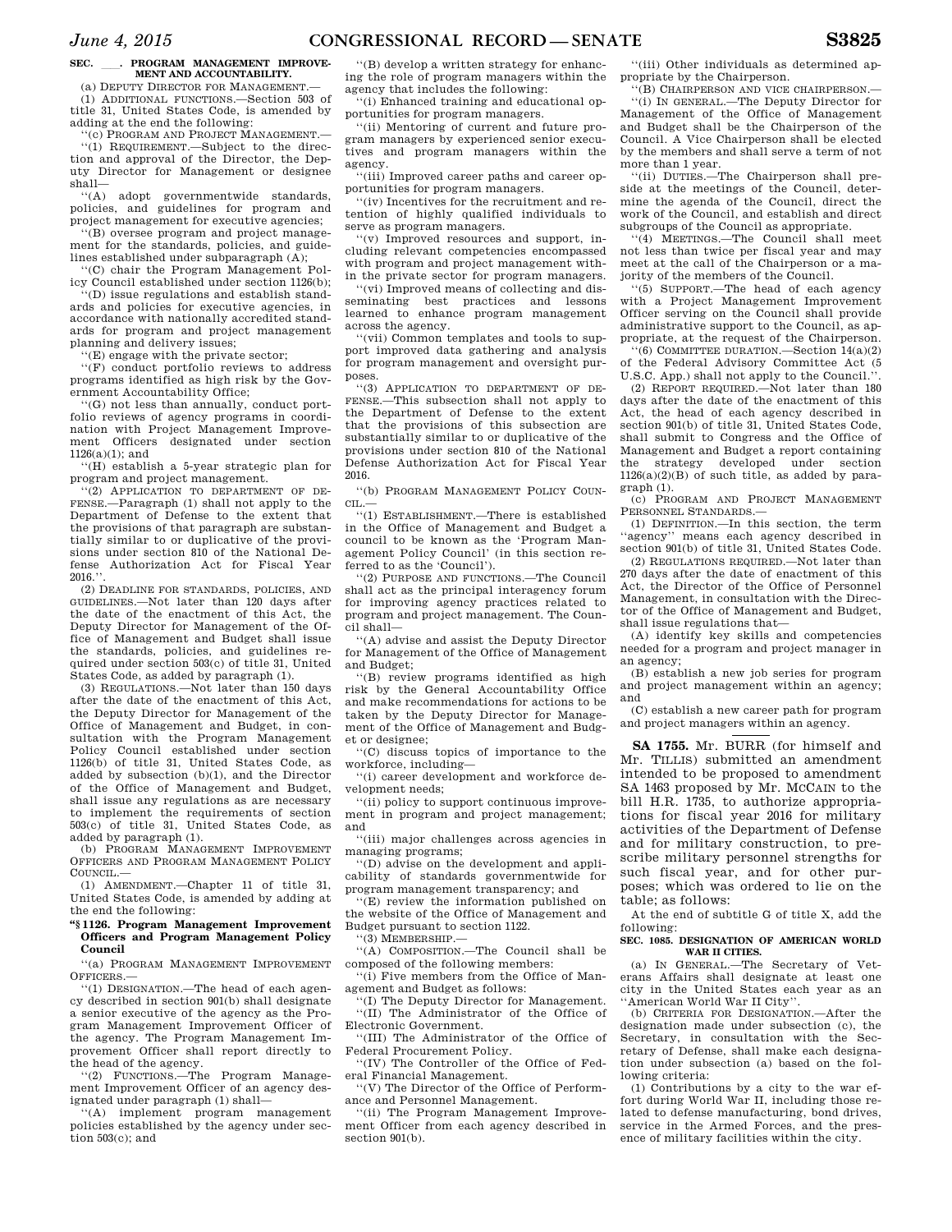**SEC. \_\_\_. PROGRAM MANAGEMENT IMPROVEMENT AND ACCOUNTABILITY.**

(a) DEPUTY DIRECTOR FOR MANAGEMENT.—

(1) ADDITIONAL FUNCTIONS.—Section 503 of title 31, United States Code, is amended by adding at the end the following:

''(c) PROGRAM AND PROJECT MANAGEMENT.—

''(1) REQUIREMENT.—Subject to the direction and approval of the Director, the Deputy Director for Management or designee shall—

''(A) adopt governmentwide standards, policies, and guidelines for program and project management for executive agencies;

''(B) oversee program and project management for the standards, policies, and guidelines established under subparagraph (A);

''(C) chair the Program Management Policy Council established under section 1126(b);

''(D) issue regulations and establish standards and policies for executive agencies, in accordance with nationally accredited standards for program and project management planning and delivery issues;

''(E) engage with the private sector;

''(F) conduct portfolio reviews to address programs identified as high risk by the Government Accountability Office;

''(G) not less than annually, conduct portfolio reviews of agency programs in coordination with Project Management Improvement Officers designated under section 1126(a)(1); and

''(H) establish a 5-year strategic plan for program and project management.

''(2) APPLICATION TO DEPARTMENT OF DEFENSE.—Paragraph (1) shall not apply to the Department of Defense to the extent that the provisions of that paragraph are substantially similar to or duplicative of the provisions under section 810 of the National Defense Authorization Act for Fiscal Year 2016.''.

(2) DEADLINE FOR STANDARDS, POLICIES, AND GUIDELINES.—Not later than 120 days after the date of the enactment of this Act, the Deputy Director for Management of the Office of Management and Budget shall issue the standards, policies, and guidelines required under section 503(c) of title 31, United States Code, as added by paragraph (1).

(3) REGULATIONS.—Not later than 150 days after the date of the enactment of this Act, the Deputy Director for Management of the Office of Management and Budget, in consultation with the Program Management Policy Council established under section 1126(b) of title 31, United States Code, as added by subsection (b)(1), and the Director of the Office of Management and Budget, shall issue any regulations as are necessary to implement the requirements of section 503(c) of title 31, United States Code, as added by paragraph (1).

(b) PROGRAM MANAGEMENT IMPROVEMENT OFFICERS AND PROGRAM MANAGEMENT POLICY COUNCIL.—

(1) AMENDMENT.—Chapter 11 of title 31, United States Code, is amended by adding at the end the following:

**''§ 1126. Program Management Improvement Officers and Program Management Policy Council**

''(a) PROGRAM MANAGEMENT IMPROVEMENT OFFICERS.—

''(1) DESIGNATION.—The head of each agency described in section 901(b) shall designate a senior executive of the agency as the Program Management Improvement Officer of the agency. The Program Management Improvement Officer shall report directly to the head of the agency.

''(2) FUNCTIONS.—The Program Management Improvement Officer of an agency designated under paragraph (1) shall—

''(A) implement program management policies established by the agency under section 503(c); and

''(B) develop a written strategy for enhancing the role of program managers within the agency that includes the following:

''(i) Enhanced training and educational opportunities for program managers.

''(ii) Mentoring of current and future program managers by experienced senior executives and program managers within the agency.

''(iii) Improved career paths and career opportunities for program managers.

''(iv) Incentives for the recruitment and retention of highly qualified individuals to serve as program managers.

''(v) Improved resources and support, including relevant competencies encompassed with program and project management within the private sector for program managers.

''(vi) Improved means of collecting and disseminating best practices and lessons learned to enhance program management across the agency.

''(vii) Common templates and tools to support improved data gathering and analysis for program management and oversight purposes.

''(3) APPLICATION TO DEPARTMENT OF DEFENSE.—This subsection shall not apply to the Department of Defense to the extent that the provisions of this subsection are substantially similar to or duplicative of the provisions under section 810 of the National Defense Authorization Act for Fiscal Year 2016.

''(b) PROGRAM MANAGEMENT POLICY COUNCIL.—

''(1) ESTABLISHMENT.—There is established in the Office of Management and Budget a council to be known as the 'Program Management Policy Council' (in this section referred to as the 'Council').

''(2) PURPOSE AND FUNCTIONS.—The Council shall act as the principal interagency forum for improving agency practices related to program and project management. The Council shall—

''(A) advise and assist the Deputy Director for Management of the Office of Management and Budget;

''(B) review programs identified as high risk by the General Accountability Office and make recommendations for actions to be taken by the Deputy Director for Management of the Office of Management and Budget or designee;

''(C) discuss topics of importance to the workforce, including—

''(i) career development and workforce development needs;

''(ii) policy to support continuous improvement in program and project management; and

''(iii) major challenges across agencies in managing programs;

''(D) advise on the development and applicability of standards governmentwide for program management transparency; and

''(E) review the information published on the website of the Office of Management and Budget pursuant to section 1122.

''(3) MEMBERSHIP.—

''(A) COMPOSITION.—The Council shall be composed of the following members:

''(i) Five members from the Office of Management and Budget as follows:

''(I) The Deputy Director for Management.

''(II) The Administrator of the Office of Electronic Government.

''(III) The Administrator of the Office of Federal Procurement Policy.

''(IV) The Controller of the Office of Federal Financial Management.

''(V) The Director of the Office of Performance and Personnel Management.

''(ii) The Program Management Improvement Officer from each agency described in section 901(b).

''(iii) Other individuals as determined appropriate by the Chairperson.

''(B) CHAIRPERSON AND VICE CHAIRPERSON.—

''(i) IN GENERAL.—The Deputy Director for Management of the Office of Management and Budget shall be the Chairperson of the Council. A Vice Chairperson shall be elected by the members and shall serve a term of not more than 1 year.

''(ii) DUTIES.—The Chairperson shall preside at the meetings of the Council, determine the agenda of the Council, direct the work of the Council, and establish and direct subgroups of the Council as appropriate.

''(4) MEETINGS.—The Council shall meet not less than twice per fiscal year and may meet at the call of the Chairperson or a majority of the members of the Council.

''(5) SUPPORT.—The head of each agency with a Project Management Improvement Officer serving on the Council shall provide administrative support to the Council, as appropriate, at the request of the Chairperson.

''(6) COMMITTEE DURATION.—Section 14(a)(2) of the Federal Advisory Committee Act (5 U.S.C. App.) shall not apply to the Council.''.

(2) REPORT REQUIRED.—Not later than 180 days after the date of the enactment of this Act, the head of each agency described in section 901(b) of title 31, United States Code, shall submit to Congress and the Office of Management and Budget a report containing the strategy developed under section 1126(a)(2)(B) of such title, as added by paragraph (1).

(c) PROGRAM AND PROJECT MANAGEMENT PERSONNEL STANDARDS.—

(1) DEFINITION.—In this section, the term ''agency'' means each agency described in section 901(b) of title 31, United States Code.

(2) REGULATIONS REQUIRED.—Not later than 270 days after the date of enactment of this Act, the Director of the Office of Personnel Management, in consultation with the Director of the Office of Management and Budget, shall issue regulations that—

(A) identify key skills and competencies needed for a program and project manager in an agency;

(B) establish a new job series for program and project management within an agency; and

(C) establish a new career path for program and project managers within an agency.

---

**SA 1755.** Mr. BURR (for himself and Mr. TILLIS) submitted an amendment intended to be proposed to amendment SA 1463 proposed by Mr. MCCAIN to the bill H.R. 1735, to authorize appropriations for fiscal year 2016 for military activities of the Department of Defense and for military construction, to prescribe military personnel strengths for such fiscal year, and for other purposes; which was ordered to lie on the table; as follows:

At the end of subtitle G of title X, add the following:

**SEC. 1085. DESIGNATION OF AMERICAN WORLD WAR II CITIES.**

(a) IN GENERAL.—The Secretary of Veterans Affairs shall designate at least one city in the United States each year as an ''American World War II City''.

(b) CRITERIA FOR DESIGNATION.—After the designation made under subsection (c), the Secretary, in consultation with the Secretary of Defense, shall make each designation under subsection (a) based on the following criteria:

(1) Contributions by a city to the war effort during World War II, including those related to defense manufacturing, bond drives, service in the Armed Forces, and the presence of military facilities within the city.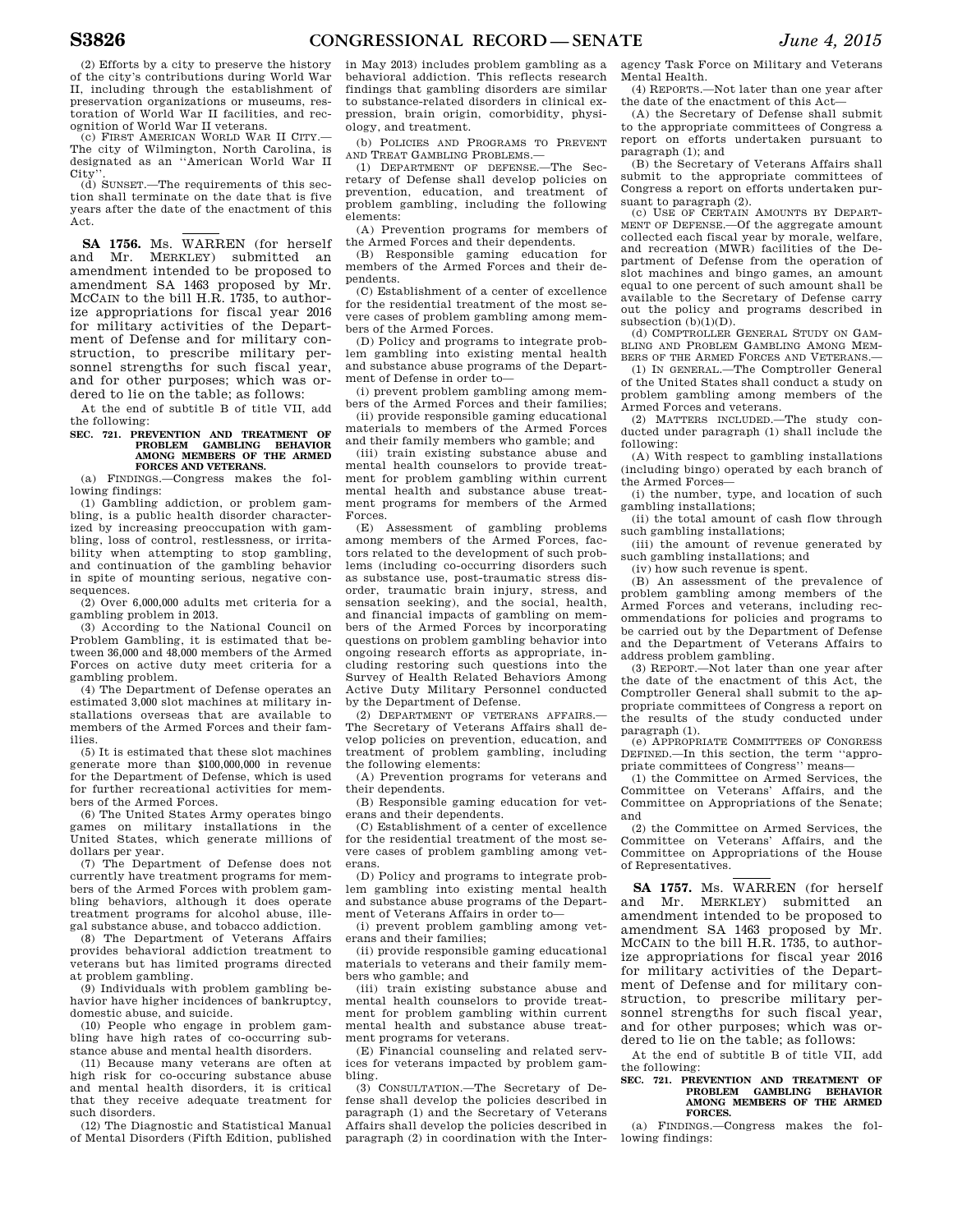(2) Efforts by a city to preserve the history of the city's contributions during World War II, including through the establishment of preservation organizations or museums, restoration of World War II facilities, and recognition of World War II veterans.

(c) FIRST AMERICAN WORLD WAR II CITY.—The city of Wilmington, North Carolina, is designated as an ''American World War II City''.

(d) SUNSET.—The requirements of this section shall terminate on the date that is five years after the date of the enactment of this Act.

---

**SA 1756.** Ms. WARREN (for herself and Mr. MERKLEY) submitted an amendment intended to be proposed to amendment SA 1463 proposed by Mr. MCCAIN to the bill H.R. 1735, to authorize appropriations for fiscal year 2016 for military activities of the Department of Defense and for military construction, to prescribe military personnel strengths for such fiscal year, and for other purposes; which was ordered to lie on the table; as follows:

At the end of subtitle B of title VII, add the following:

**SEC. 721. PREVENTION AND TREATMENT OF PROBLEM GAMBLING BEHAVIOR AMONG MEMBERS OF THE ARMED FORCES AND VETERANS.**

(a) FINDINGS.—Congress makes the following findings:

(1) Gambling addiction, or problem gambling, is a public health disorder characterized by increasing preoccupation with gambling, loss of control, restlessness, or irritability when attempting to stop gambling, and continuation of the gambling behavior in spite of mounting serious, negative consequences.

(2) Over 6,000,000 adults met criteria for a gambling problem in 2013.

(3) According to the National Council on Problem Gambling, it is estimated that between 36,000 and 48,000 members of the Armed Forces on active duty meet criteria for a gambling problem.

(4) The Department of Defense operates an estimated 3,000 slot machines at military installations overseas that are available to members of the Armed Forces and their families.

(5) It is estimated that these slot machines generate more than $100,000,000 in revenue for the Department of Defense, which is used for further recreational activities for members of the Armed Forces.

(6) The United States Army operates bingo games on military installations in the United States, which generate millions of dollars per year.

(7) The Department of Defense does not currently have treatment programs for members of the Armed Forces with problem gambling behaviors, although it does operate treatment programs for alcohol abuse, illegal substance abuse, and tobacco addiction.

(8) The Department of Veterans Affairs provides behavioral addiction treatment to veterans but has limited programs directed at problem gambling.

(9) Individuals with problem gambling behavior have higher incidences of bankruptcy, domestic abuse, and suicide.

(10) People who engage in problem gambling have high rates of co-occurring substance abuse and mental health disorders.

(11) Because many veterans are often at high risk for co-occuring substance abuse and mental health disorders, it is critical that they receive adequate treatment for such disorders.

(12) The Diagnostic and Statistical Manual of Mental Disorders (Fifth Edition, published in May 2013) includes problem gambling as a behavioral addiction. This reflects research findings that gambling disorders are similar to substance-related disorders in clinical expression, brain origin, comorbidity, physiology, and treatment.

(b) POLICIES AND PROGRAMS TO PREVENT AND TREAT GAMBLING PROBLEMS.—

(1) DEPARTMENT OF DEFENSE.—The Secretary of Defense shall develop policies on prevention, education, and treatment of problem gambling, including the following elements:

(A) Prevention programs for members of the Armed Forces and their dependents.

(B) Responsible gaming education for members of the Armed Forces and their dependents.

(C) Establishment of a center of excellence for the residential treatment of the most severe cases of problem gambling among members of the Armed Forces.

(D) Policy and programs to integrate problem gambling into existing mental health and substance abuse programs of the Department of Defense in order to—

(i) prevent problem gambling among members of the Armed Forces and their families;

(ii) provide responsible gaming educational materials to members of the Armed Forces and their family members who gamble; and

(iii) train existing substance abuse and mental health counselors to provide treatment for problem gambling within current mental health and substance abuse treatment programs for members of the Armed Forces.

(E) Assessment of gambling problems among members of the Armed Forces, factors related to the development of such problems (including co-occurring disorders such as substance use, post-traumatic stress disorder, traumatic brain injury, stress, and sensation seeking), and the social, health, and financial impacts of gambling on members of the Armed Forces by incorporating questions on problem gambling behavior into ongoing research efforts as appropriate, including restoring such questions into the Survey of Health Related Behaviors Among Active Duty Military Personnel conducted by the Department of Defense.

(2) DEPARTMENT OF VETERANS AFFAIRS.—The Secretary of Veterans Affairs shall develop policies on prevention, education, and treatment of problem gambling, including the following elements:

(A) Prevention programs for veterans and their dependents.

(B) Responsible gaming education for veterans and their dependents.

(C) Establishment of a center of excellence for the residential treatment of the most severe cases of problem gambling among veterans.

(D) Policy and programs to integrate problem gambling into existing mental health and substance abuse programs of the Department of Veterans Affairs in order to—

(i) prevent problem gambling among veterans and their families;

(ii) provide responsible gaming educational materials to veterans and their family members who gamble; and

(iii) train existing substance abuse and mental health counselors to provide treatment for problem gambling within current mental health and substance abuse treatment programs for veterans.

(E) Financial counseling and related services for veterans impacted by problem gambling.

(3) CONSULTATION.—The Secretary of Defense shall develop the policies described in paragraph (1) and the Secretary of Veterans Affairs shall develop the policies described in paragraph (2) in coordination with the Interagency Task Force on Military and Veterans Mental Health.

(4) REPORTS.—Not later than one year after the date of the enactment of this Act—

(A) the Secretary of Defense shall submit to the appropriate committees of Congress a report on efforts undertaken pursuant to paragraph (1); and

(B) the Secretary of Veterans Affairs shall submit to the appropriate committees of Congress a report on efforts undertaken pursuant to paragraph (2).

(c) USE OF CERTAIN AMOUNTS BY DEPARTMENT OF DEFENSE.—Of the aggregate amount collected each fiscal year by morale, welfare, and recreation (MWR) facilities of the Department of Defense from the operation of slot machines and bingo games, an amount equal to one percent of such amount shall be available to the Secretary of Defense carry out the policy and programs described in subsection (b)(1)(D).

(d) COMPTROLLER GENERAL STUDY ON GAMBLING AND PROBLEM GAMBLING AMONG MEMBERS OF THE ARMED FORCES AND VETERANS.—

(1) IN GENERAL.—The Comptroller General of the United States shall conduct a study on problem gambling among members of the Armed Forces and veterans.

(2) MATTERS INCLUDED.—The study conducted under paragraph (1) shall include the following:

(A) With respect to gambling installations (including bingo) operated by each branch of the Armed Forces—

(i) the number, type, and location of such gambling installations;

(ii) the total amount of cash flow through such gambling installations;

(iii) the amount of revenue generated by such gambling installations; and

(iv) how such revenue is spent.

(B) An assessment of the prevalence of problem gambling among members of the Armed Forces and veterans, including recommendations for policies and programs to be carried out by the Department of Defense and the Department of Veterans Affairs to address problem gambling.

(3) REPORT.—Not later than one year after the date of the enactment of this Act, the Comptroller General shall submit to the appropriate committees of Congress a report on the results of the study conducted under paragraph (1).

(e) APPROPRIATE COMMITTEES OF CONGRESS DEFINED.—In this section, the term ''appropriate committees of Congress'' means—

(1) the Committee on Armed Services, the Committee on Veterans' Affairs, and the Committee on Appropriations of the Senate; and

(2) the Committee on Armed Services, the Committee on Veterans' Affairs, and the Committee on Appropriations of the House of Representatives.

---

**SA 1757.** Ms. WARREN (for herself and Mr. MERKLEY) submitted an amendment intended to be proposed to amendment SA 1463 proposed by Mr. MCCAIN to the bill H.R. 1735, to authorize appropriations for fiscal year 2016 for military activities of the Department of Defense and for military construction, to prescribe military personnel strengths for such fiscal year, and for other purposes; which was ordered to lie on the table; as follows:

At the end of subtitle B of title VII, add the following:

**SEC. 721. PREVENTION AND TREATMENT OF PROBLEM GAMBLING BEHAVIOR AMONG MEMBERS OF THE ARMED FORCES.**

(a) FINDINGS.—Congress makes the following findings: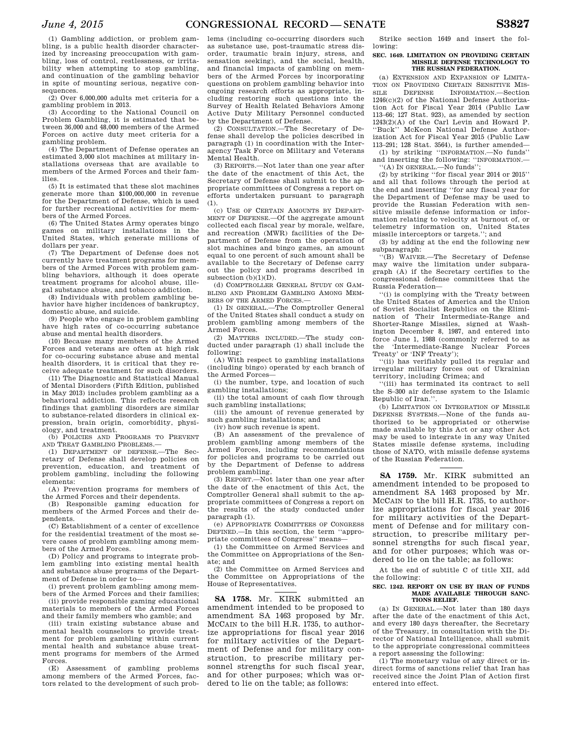(1) Gambling addiction, or problem gambling, is a public health disorder characterized by increasing preoccupation with gambling, loss of control, restlessness, or irritability when attempting to stop gambling, and continuation of the gambling behavior in spite of mounting serious, negative consequences.

(2) Over 6,000,000 adults met criteria for a gambling problem in 2013.

(3) According to the National Council on Problem Gambling, it is estimated that between 36,000 and 48,000 members of the Armed Forces on active duty meet criteria for a gambling problem.

(4) The Department of Defense operates an estimated 3,000 slot machines at military installations overseas that are available to members of the Armed Forces and their families.

(5) It is estimated that these slot machines generate more than $100,000,000 in revenue for the Department of Defense, which is used for further recreational activities for members of the Armed Forces.

(6) The United States Army operates bingo games on military installations in the United States, which generate millions of dollars per year.

(7) The Department of Defense does not currently have treatment programs for members of the Armed Forces with problem gambling behaviors, although it does operate treatment programs for alcohol abuse, illegal substance abuse, and tobacco addiction.

(8) Individuals with problem gambling behavior have higher incidences of bankruptcy, domestic abuse, and suicide.

(9) People who engage in problem gambling have high rates of co-occurring substance abuse and mental health disorders.

(10) Because many members of the Armed Forces and veterans are often at high risk for co-occuring substance abuse and mental health disorders, it is critical that they receive adequate treatment for such disorders.

(11) The Diagnostic and Statistical Manual of Mental Disorders (Fifth Edition, published in May 2013) includes problem gambling as a behavioral addiction. This reflects research findings that gambling disorders are similar to substance-related disorders in clinical expression, brain origin, comorbidity, physiology, and treatment.

(b) POLICIES AND PROGRAMS TO PREVENT AND TREAT GAMBLING PROBLEMS.—

(1) DEPARTMENT OF DEFENSE.—The Secretary of Defense shall develop policies on prevention, education, and treatment of problem gambling, including the following elements:

(A) Prevention programs for members of the Armed Forces and their dependents.

(B) Responsible gaming education for members of the Armed Forces and their dependents.

(C) Establishment of a center of excellence for the residential treatment of the most severe cases of problem gambling among members of the Armed Forces.

(D) Policy and programs to integrate problem gambling into existing mental health and substance abuse programs of the Department of Defense in order to—

(i) prevent problem gambling among members of the Armed Forces and their families;

(ii) provide responsible gaming educational materials to members of the Armed Forces and their family members who gamble; and

(iii) train existing substance abuse and mental health counselors to provide treatment for problem gambling within current mental health and substance abuse treatment programs for members of the Armed Forces.

(E) Assessment of gambling problems among members of the Armed Forces, factors related to the development of such problems (including co-occurring disorders such as substance use, post-traumatic stress disorder, traumatic brain injury, stress, and sensation seeking), and the social, health, and financial impacts of gambling on members of the Armed Forces by incorporating questions on problem gambling behavior into ongoing research efforts as appropriate, including restoring such questions into the Survey of Health Related Behaviors Among Active Duty Military Personnel conducted by the Department of Defense.

(2) CONSULTATION.—The Secretary of Defense shall develop the policies described in paragraph (1) in coordination with the Interagency Task Force on Military and Veterans Mental Health.

(3) REPORTS.—Not later than one year after the date of the enactment of this Act, the Secretary of Defense shall submit to the appropriate committees of Congress a report on efforts undertaken pursuant to paragraph (1).

(c) USE OF CERTAIN AMOUNTS BY DEPARTMENT OF DEFENSE.—Of the aggregate amount collected each fiscal year by morale, welfare, and recreation (MWR) facilities of the Department of Defense from the operation of slot machines and bingo games, an amount equal to one percent of such amount shall be available to the Secretary of Defense carry out the policy and programs described in subsection (b)(1)(D).

(d) COMPTROLLER GENERAL STUDY ON GAMBLING AND PROBLEM GAMBLING AMONG MEMBERS OF THE ARMED FORCES.—

(1) IN GENERAL.—The Comptroller General of the United States shall conduct a study on problem gambling among members of the Armed Forces.

(2) MATTERS INCLUDED.—The study conducted under paragraph (1) shall include the following:

(A) With respect to gambling installations (including bingo) operated by each branch of the Armed Forces—

(i) the number, type, and location of such gambling installations;

(ii) the total amount of cash flow through such gambling installations;

(iii) the amount of revenue generated by such gambling installations; and

(iv) how such revenue is spent.

(B) An assessment of the prevalence of problem gambling among members of the Armed Forces, including recommendations for policies and programs to be carried out by the Department of Defense to address problem gambling.

(3) REPORT.—Not later than one year after the date of the enactment of this Act, the Comptroller General shall submit to the appropriate committees of Congress a report on the results of the study conducted under paragraph (1).

(e) APPROPRIATE COMMITTEES OF CONGRESS DEFINED.—In this section, the term ''appropriate committees of Congress'' means—

(1) the Committee on Armed Services and the Committee on Appropriations of the Senate; and

(2) the Committee on Armed Services and the Committee on Appropriations of the House of Representatives.

---

**SA 1758.** Mr. KIRK submitted an amendment intended to be proposed to amendment SA 1463 proposed by Mr. MCCAIN to the bill H.R. 1735, to authorize appropriations for fiscal year 2016 for military activities of the Department of Defense and for military construction, to prescribe military personnel strengths for such fiscal year, and for other purposes; which was ordered to lie on the table; as follows:

Strike section 1649 and insert the following:

**SEC. 1649. LIMITATION ON PROVIDING CERTAIN MISSILE DEFENSE TECHNOLOGY TO THE RUSSIAN FEDERATION.**

(a) EXTENSION AND EXPANSION OF LIMITATION ON PROVIDING CERTAIN SENSITIVE MISSILE DEFENSE INFORMATION.—Section 1246(c)(2) of the National Defense Authorization Act for Fiscal Year 2014 (Public Law 113–66; 127 Stat. 923), as amended by section 1243(2)(A) of the Carl Levin and Howard P. ''Buck'' McKeon National Defense Authorization Act for Fiscal Year 2015 (Public Law 113–291; 128 Stat. 3564), is further amended—

(1) by striking ''INFORMATION.—No funds'' and inserting the following: ''INFORMATION.—

''(A) IN GENERAL.—No funds'';

(2) by striking ''for fiscal year 2014 or 2015'' and all that follows through the period at the end and inserting ''for any fiscal year for the Department of Defense may be used to provide the Russian Federation with sensitive missile defense information or information relating to velocity at burnout of, or telemetry information on, United States missile interceptors or targets.''; and

(3) by adding at the end the following new subparagraph:

''(B) WAIVER.—The Secretary of Defense may waive the limitation under subparagraph (A) if the Secretary certifies to the congressional defense committees that the Russia Federation—

''(i) is complying with the Treaty between the United States of America and the Union of Soviet Socialist Republics on the Elimination of Their Intermediate-Range and Shorter-Range Missiles, signed at Washington December 8, 1987, and entered into force June 1, 1988 (commonly referred to as the 'Intermediate-Range Nuclear Forces Treaty' or 'INF Treaty');

''(ii) has verifiably pulled its regular and irregular military forces out of Ukrainian territory, including Crimea; and

''(iii) has terminated its contract to sell the S–300 air defense system to the Islamic Republic of Iran.''.

(b) LIMITATION ON INTEGRATION OF MISSILE DEFENSE SYSTEMS.—None of the funds authorized to be appropriated or otherwise made available by this Act or any other Act may be used to integrate in any way United States missile defense systems, including those of NATO, with missile defense systems of the Russian Federation.

---

**SA 1759.** Mr. KIRK submitted an amendment intended to be proposed to amendment SA 1463 proposed by Mr. MCCAIN to the bill H.R. 1735, to authorize appropriations for fiscal year 2016 for military activities of the Department of Defense and for military construction, to prescribe military personnel strengths for such fiscal year, and for other purposes; which was ordered to lie on the table; as follows:

At the end of subtitle C of title XII, add the following:

**SEC. 1242. REPORT ON USE BY IRAN OF FUNDS MADE AVAILABLE THROUGH SANCTIONS RELIEF.**

(a) IN GENERAL.—Not later than 180 days after the date of the enactment of this Act, and every 180 days thereafter, the Secretary of the Treasury, in consultation with the Director of National Intelligence, shall submit to the appropriate congressional committees a report assessing the following:

(1) The monetary value of any direct or indirect forms of sanctions relief that Iran has received since the Joint Plan of Action first entered into effect.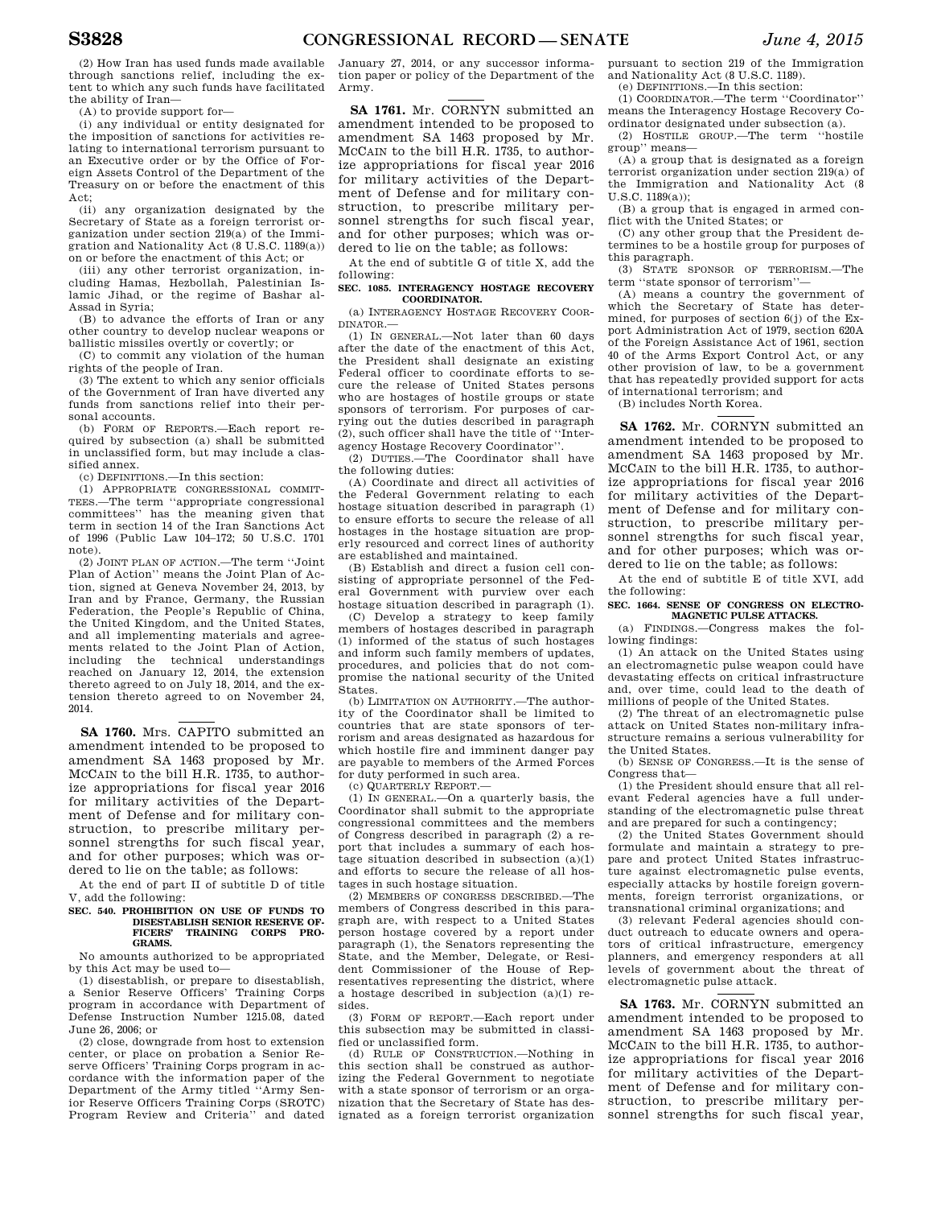(2) How Iran has used funds made available through sanctions relief, including the extent to which any such funds have facilitated the ability of Iran—

(A) to provide support for—

(i) any individual or entity designated for the imposition of sanctions for activities relating to international terrorism pursuant to an Executive order or by the Office of Foreign Assets Control of the Department of the Treasury on or before the enactment of this Act;

(ii) any organization designated by the Secretary of State as a foreign terrorist organization under section 219(a) of the Immigration and Nationality Act (8 U.S.C. 1189(a)) on or before the enactment of this Act; or

(iii) any other terrorist organization, including Hamas, Hezbollah, Palestinian Islamic Jihad, or the regime of Bashar al-Assad in Syria;

(B) to advance the efforts of Iran or any other country to develop nuclear weapons or ballistic missiles overtly or covertly; or

(C) to commit any violation of the human rights of the people of Iran.

(3) The extent to which any senior officials of the Government of Iran have diverted any funds from sanctions relief into their personal accounts.

(b) FORM OF REPORTS.—Each report required by subsection (a) shall be submitted in unclassified form, but may include a classified annex.

(c) DEFINITIONS.—In this section:

(1) APPROPRIATE CONGRESSIONAL COMMITTEES.—The term ''appropriate congressional committees'' has the meaning given that term in section 14 of the Iran Sanctions Act of 1996 (Public Law 104–172; 50 U.S.C. 1701 note).

(2) JOINT PLAN OF ACTION.—The term ''Joint Plan of Action'' means the Joint Plan of Action, signed at Geneva November 24, 2013, by Iran and by France, Germany, the Russian Federation, the People's Republic of China, the United Kingdom, and the United States, and all implementing materials and agreements related to the Joint Plan of Action, including the technical understandings reached on January 12, 2014, the extension thereto agreed to on July 18, 2014, and the extension thereto agreed to on November 24, 2014.

---

**SA 1760.** Mrs. CAPITO submitted an amendment intended to be proposed to amendment SA 1463 proposed by Mr. MCCAIN to the bill H.R. 1735, to authorize appropriations for fiscal year 2016 for military activities of the Department of Defense and for military construction, to prescribe military personnel strengths for such fiscal year, and for other purposes; which was ordered to lie on the table; as follows:

At the end of part II of subtitle D of title V, add the following:

**SEC. 540. PROHIBITION ON USE OF FUNDS TO DISESTABLISH SENIOR RESERVE OFFICERS' TRAINING CORPS PROGRAMS.**

No amounts authorized to be appropriated by this Act may be used to—

(1) disestablish, or prepare to disestablish, a Senior Reserve Officers' Training Corps program in accordance with Department of Defense Instruction Number 1215.08, dated June 26, 2006; or

(2) close, downgrade from host to extension center, or place on probation a Senior Reserve Officers' Training Corps program in accordance with the information paper of the Department of the Army titled ''Army Senior Reserve Officers Training Corps (SROTC) Program Review and Criteria'' and dated January 27, 2014, or any successor information paper or policy of the Department of the Army.

---

**SA 1761.** Mr. CORNYN submitted an amendment intended to be proposed to amendment SA 1463 proposed by Mr. MCCAIN to the bill H.R. 1735, to authorize appropriations for fiscal year 2016 for military activities of the Department of Defense and for military construction, to prescribe military personnel strengths for such fiscal year, and for other purposes; which was ordered to lie on the table; as follows:

At the end of subtitle G of title X, add the following:

**SEC. 1085. INTERAGENCY HOSTAGE RECOVERY COORDINATOR.**

(a) INTERAGENCY HOSTAGE RECOVERY COORDINATOR.—

(1) IN GENERAL.—Not later than 60 days after the date of the enactment of this Act, the President shall designate an existing Federal officer to coordinate efforts to secure the release of United States persons who are hostages of hostile groups or state sponsors of terrorism. For purposes of carrying out the duties described in paragraph (2), such officer shall have the title of ''Interagency Hostage Recovery Coordinator''.

(2) DUTIES.—The Coordinator shall have the following duties:

(A) Coordinate and direct all activities of the Federal Government relating to each hostage situation described in paragraph (1) to ensure efforts to secure the release of all hostages in the hostage situation are properly resourced and correct lines of authority are established and maintained.

(B) Establish and direct a fusion cell consisting of appropriate personnel of the Federal Government with purview over each hostage situation described in paragraph (1).

(C) Develop a strategy to keep family members of hostages described in paragraph (1) informed of the status of such hostages and inform such family members of updates, procedures, and policies that do not compromise the national security of the United States.

(b) LIMITATION ON AUTHORITY.—The authority of the Coordinator shall be limited to countries that are state sponsors of terrorism and areas designated as hazardous for which hostile fire and imminent danger pay are payable to members of the Armed Forces for duty performed in such area.

(c) QUARTERLY REPORT.—

(1) IN GENERAL.—On a quarterly basis, the Coordinator shall submit to the appropriate congressional committees and the members of Congress described in paragraph (2) a report that includes a summary of each hostage situation described in subsection (a)(1) and efforts to secure the release of all hostages in such hostage situation.

(2) MEMBERS OF CONGRESS DESCRIBED.—The members of Congress described in this paragraph are, with respect to a United States person hostage covered by a report under paragraph (1), the Senators representing the State, and the Member, Delegate, or Resident Commissioner of the House of Representatives representing the district, where a hostage described in subjection (a)(1) resides.

(3) FORM OF REPORT.—Each report under this subsection may be submitted in classified or unclassified form.

(d) RULE OF CONSTRUCTION.—Nothing in this section shall be construed as authorizing the Federal Government to negotiate with a state sponsor of terrorism or an organization that the Secretary of State has designated as a foreign terrorist organization pursuant to section 219 of the Immigration and Nationality Act (8 U.S.C. 1189).

(e) DEFINITIONS.—In this section:

(1) COORDINATOR.—The term ''Coordinator'' means the Interagency Hostage Recovery Coordinator designated under subsection (a).

(2) HOSTILE GROUP.—The term ''hostile group'' means—

(A) a group that is designated as a foreign terrorist organization under section 219(a) of the Immigration and Nationality Act (8 U.S.C. 1189(a));

(B) a group that is engaged in armed conflict with the United States; or

(C) any other group that the President determines to be a hostile group for purposes of this paragraph.

(3) STATE SPONSOR OF TERRORISM.—The term ''state sponsor of terrorism''—

(A) means a country the government of which the Secretary of State has determined, for purposes of section 6(j) of the Export Administration Act of 1979, section 620A of the Foreign Assistance Act of 1961, section 40 of the Arms Export Control Act, or any other provision of law, to be a government that has repeatedly provided support for acts of international terrorism; and

(B) includes North Korea.

---

**SA 1762.** Mr. CORNYN submitted an amendment intended to be proposed to amendment SA 1463 proposed by Mr. MCCAIN to the bill H.R. 1735, to authorize appropriations for fiscal year 2016 for military activities of the Department of Defense and for military construction, to prescribe military personnel strengths for such fiscal year, and for other purposes; which was ordered to lie on the table; as follows:

At the end of subtitle E of title XVI, add the following:

**SEC. 1664. SENSE OF CONGRESS ON ELECTROMAGNETIC PULSE ATTACKS.**

(a) FINDINGS.—Congress makes the following findings:

(1) An attack on the United States using an electromagnetic pulse weapon could have devastating effects on critical infrastructure and, over time, could lead to the death of millions of people of the United States.

(2) The threat of an electromagnetic pulse attack on United States non-military infrastructure remains a serious vulnerability for the United States.

(b) SENSE OF CONGRESS.—It is the sense of Congress that—

(1) the President should ensure that all relevant Federal agencies have a full understanding of the electromagnetic pulse threat and are prepared for such a contingency;

(2) the United States Government should formulate and maintain a strategy to prepare and protect United States infrastructure against electromagnetic pulse events, especially attacks by hostile foreign governments, foreign terrorist organizations, or transnational criminal organizations; and

(3) relevant Federal agencies should conduct outreach to educate owners and operators of critical infrastructure, emergency planners, and emergency responders at all levels of government about the threat of electromagnetic pulse attack.

---

**SA 1763.** Mr. CORNYN submitted an amendment intended to be proposed to amendment SA 1463 proposed by Mr. MCCAIN to the bill H.R. 1735, to authorize appropriations for fiscal year 2016 for military activities of the Department of Defense and for military construction, to prescribe military personnel strengths for such fiscal year,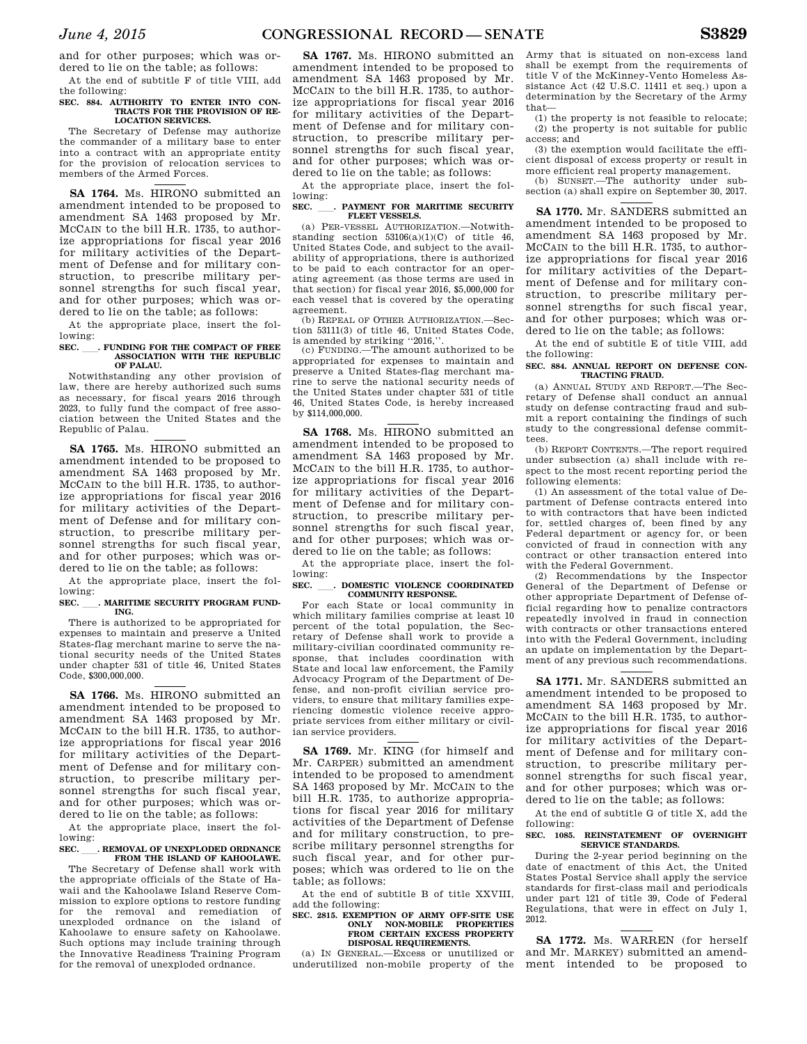and for other purposes; which was ordered to lie on the table; as follows:

At the end of subtitle F of title VIII, add the following:

**SEC. 884. AUTHORITY TO ENTER INTO CONTRACTS FOR THE PROVISION OF RELOCATION SERVICES.**

The Secretary of Defense may authorize the commander of a military base to enter into a contract with an appropriate entity for the provision of relocation services to members of the Armed Forces.

---

**SA 1764.** Ms. HIRONO submitted an amendment intended to be proposed to amendment SA 1463 proposed by Mr. MCCAIN to the bill H.R. 1735, to authorize appropriations for fiscal year 2016 for military activities of the Department of Defense and for military construction, to prescribe military personnel strengths for such fiscal year, and for other purposes; which was ordered to lie on the table; as follows:

At the appropriate place, insert the following:

**SEC. \_\_\_. FUNDING FOR THE COMPACT OF FREE ASSOCIATION WITH THE REPUBLIC OF PALAU.**

Notwithstanding any other provision of law, there are hereby authorized such sums as necessary, for fiscal years 2016 through 2023, to fully fund the compact of free association between the United States and the Republic of Palau.

---

**SA 1765.** Ms. HIRONO submitted an amendment intended to be proposed to amendment SA 1463 proposed by Mr. MCCAIN to the bill H.R. 1735, to authorize appropriations for fiscal year 2016 for military activities of the Department of Defense and for military construction, to prescribe military personnel strengths for such fiscal year, and for other purposes; which was ordered to lie on the table; as follows:

At the appropriate place, insert the following:

**SEC. \_\_\_. MARITIME SECURITY PROGRAM FUNDING.**

There is authorized to be appropriated for expenses to maintain and preserve a United States-flag merchant marine to serve the national security needs of the United States under chapter 531 of title 46, United States Code, $300,000,000.

---

**SA 1766.** Ms. HIRONO submitted an amendment intended to be proposed to amendment SA 1463 proposed by Mr. MCCAIN to the bill H.R. 1735, to authorize appropriations for fiscal year 2016 for military activities of the Department of Defense and for military construction, to prescribe military personnel strengths for such fiscal year, and for other purposes; which was ordered to lie on the table; as follows:

At the appropriate place, insert the following:

**SEC. \_\_\_. REMOVAL OF UNEXPLODED ORDNANCE FROM THE ISLAND OF KAHOOLAWE.**

The Secretary of Defense shall work with the appropriate officials of the State of Hawaii and the Kahoolawe Island Reserve Commission to explore options to restore funding for the removal and remediation of unexploded ordnance on the island of Kahoolawe to ensure safety on Kahoolawe. Such options may include training through the Innovative Readiness Training Program for the removal of unexploded ordnance.

---

**SA 1767.** Ms. HIRONO submitted an amendment intended to be proposed to amendment SA 1463 proposed by Mr. MCCAIN to the bill H.R. 1735, to authorize appropriations for fiscal year 2016 for military activities of the Department of Defense and for military construction, to prescribe military personnel strengths for such fiscal year, and for other purposes; which was ordered to lie on the table; as follows:

At the appropriate place, insert the following:

**SEC. \_\_\_. PAYMENT FOR MARITIME SECURITY FLEET VESSELS.**

(a) PER-VESSEL AUTHORIZATION.—Notwithstanding section 53106(a)(1)(C) of title 46, United States Code, and subject to the availability of appropriations, there is authorized to be paid to each contractor for an operating agreement (as those terms are used in that section) for fiscal year 2016, $5,000,000 for each vessel that is covered by the operating agreement.

(b) REPEAL OF OTHER AUTHORIZATION.—Section 53111(3) of title 46, United States Code, is amended by striking "2016,".

(c) FUNDING.—The amount authorized to be appropriated for expenses to maintain and preserve a United States-flag merchant marine to serve the national security needs of the United States under chapter 531 of title 46, United States Code, is hereby increased by $114,000,000.

---

**SA 1768.** Ms. HIRONO submitted an amendment intended to be proposed to amendment SA 1463 proposed by Mr. MCCAIN to the bill H.R. 1735, to authorize appropriations for fiscal year 2016 for military activities of the Department of Defense and for military construction, to prescribe military personnel strengths for such fiscal year, and for other purposes; which was ordered to lie on the table; as follows:

At the appropriate place, insert the following:

**SEC. \_\_\_. DOMESTIC VIOLENCE COORDINATED COMMUNITY RESPONSE.**

For each State or local community in which military families comprise at least 10 percent of the total population, the Secretary of Defense shall work to provide a military-civilian coordinated community response, that includes coordination with State and local law enforcement, the Family Advocacy Program of the Department of Defense, and non-profit civilian service providers, to ensure that military families experiencing domestic violence receive appropriate services from either military or civilian service providers.

---

**SA 1769.** Mr. KING (for himself and Mr. CARPER) submitted an amendment intended to be proposed to amendment SA 1463 proposed by Mr. MCCAIN to the bill H.R. 1735, to authorize appropriations for fiscal year 2016 for military activities of the Department of Defense and for military construction, to prescribe military personnel strengths for such fiscal year, and for other purposes; which was ordered to lie on the table; as follows:

At the end of subtitle B of title XXVIII, add the following:

**SEC. 2815. EXEMPTION OF ARMY OFF-SITE USE ONLY NON-MOBILE PROPERTIES FROM CERTAIN EXCESS PROPERTY DISPOSAL REQUIREMENTS.**

(a) IN GENERAL.—Excess or unutilized or underutilized non-mobile property of the Army that is situated on non-excess land shall be exempt from the requirements of title V of the McKinney-Vento Homeless Assistance Act (42 U.S.C. 11411 et seq.) upon a determination by the Secretary of the Army that—

(1) the property is not feasible to relocate;

(2) the property is not suitable for public access; and

(3) the exemption would facilitate the efficient disposal of excess property or result in more efficient real property management.

(b) SUNSET.—The authority under subsection (a) shall expire on September 30, 2017.

---

**SA 1770.** Mr. SANDERS submitted an amendment intended to be proposed to amendment SA 1463 proposed by Mr. MCCAIN to the bill H.R. 1735, to authorize appropriations for fiscal year 2016 for military activities of the Department of Defense and for military construction, to prescribe military personnel strengths for such fiscal year, and for other purposes; which was ordered to lie on the table; as follows:

At the end of subtitle E of title VIII, add the following:

**SEC. 884. ANNUAL REPORT ON DEFENSE CONTRACTING FRAUD.**

(a) ANNUAL STUDY AND REPORT.—The Secretary of Defense shall conduct an annual study on defense contracting fraud and submit a report containing the findings of such study to the congressional defense committees.

(b) REPORT CONTENTS.—The report required under subsection (a) shall include with respect to the most recent reporting period the following elements:

(1) An assessment of the total value of Department of Defense contracts entered into to with contractors that have been indicted for, settled charges of, been fined by any Federal department or agency for, or been convicted of fraud in connection with any contract or other transaction entered into with the Federal Government.

(2) Recommendations by the Inspector General of the Department of Defense or other appropriate Department of Defense official regarding how to penalize contractors repeatedly involved in fraud in connection with contracts or other transactions entered into with the Federal Government, including an update on implementation by the Department of any previous such recommendations.

---

**SA 1771.** Mr. SANDERS submitted an amendment intended to be proposed to amendment SA 1463 proposed by Mr. MCCAIN to the bill H.R. 1735, to authorize appropriations for fiscal year 2016 for military activities of the Department of Defense and for military construction, to prescribe military personnel strengths for such fiscal year, and for other purposes; which was ordered to lie on the table; as follows:

At the end of subtitle G of title X, add the following:

**SEC. 1085. REINSTATEMENT OF OVERNIGHT SERVICE STANDARDS.**

During the 2-year period beginning on the date of enactment of this Act, the United States Postal Service shall apply the service standards for first-class mail and periodicals under part 121 of title 39, Code of Federal Regulations, that were in effect on July 1, 2012.

---

**SA 1772.** Ms. WARREN (for herself and Mr. MARKEY) submitted an amendment intended to be proposed to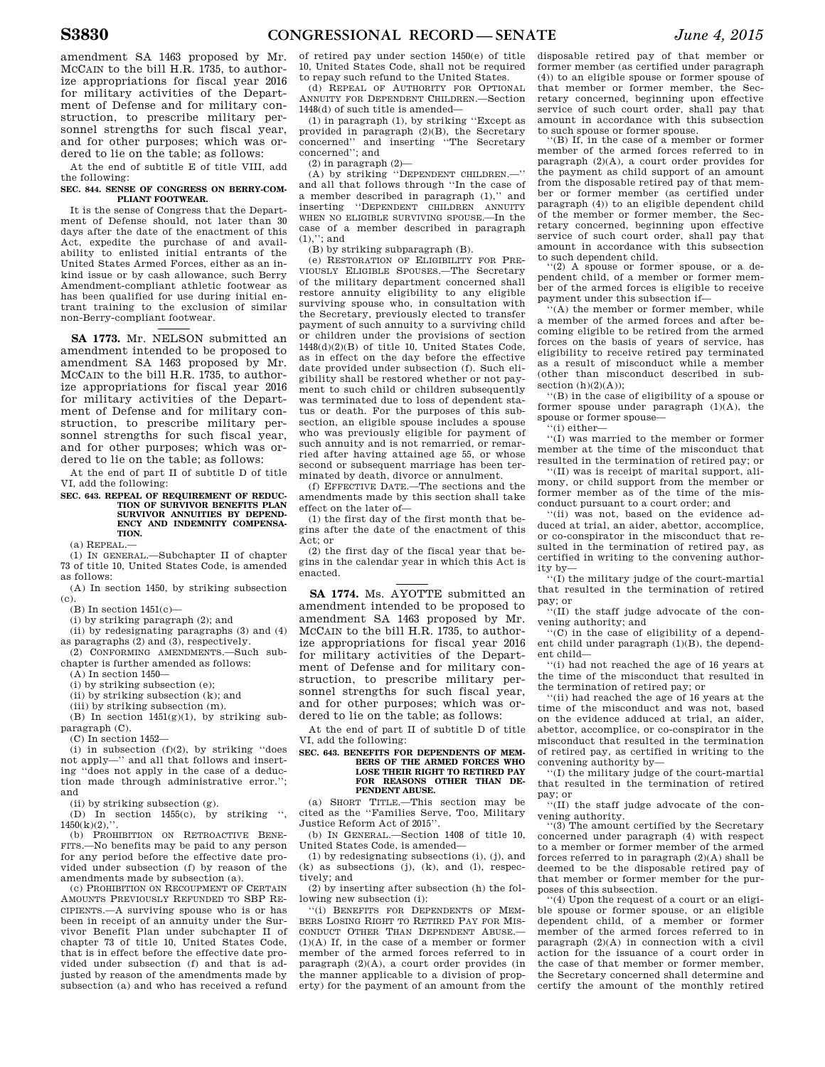amendment SA 1463 proposed by Mr. MCCAIN to the bill H.R. 1735, to authorize appropriations for fiscal year 2016 for military activities of the Department of Defense and for military construction, to prescribe military personnel strengths for such fiscal year, and for other purposes; which was ordered to lie on the table; as follows:

At the end of subtitle E of title VIII, add the following:

**SEC. 844. SENSE OF CONGRESS ON BERRY-COMPLIANT FOOTWEAR.**

It is the sense of Congress that the Department of Defense should, not later than 30 days after the date of the enactment of this Act, expedite the purchase of and availability to enlisted initial entrants of the United States Armed Forces, either as an in-kind issue or by cash allowance, such Berry Amendment-compliant athletic footwear as has been qualified for use during initial entrant training to the exclusion of similar non-Berry-compliant footwear.

---

**SA 1773.** Mr. NELSON submitted an amendment intended to be proposed to amendment SA 1463 proposed by Mr. MCCAIN to the bill H.R. 1735, to authorize appropriations for fiscal year 2016 for military activities of the Department of Defense and for military construction, to prescribe military personnel strengths for such fiscal year, and for other purposes; which was ordered to lie on the table; as follows:

At the end of part II of subtitle D of title VI, add the following:

**SEC. 643. REPEAL OF REQUIREMENT OF REDUCTION OF SURVIVOR BENEFITS PLAN SURVIVOR ANNUITIES BY DEPENDENCY AND INDEMNITY COMPENSATION.**

(a) REPEAL.—

(1) IN GENERAL.—Subchapter II of chapter 73 of title 10, United States Code, is amended as follows:

(A) In section 1450, by striking subsection (c).

(B) In section 1451(c)—

(i) by striking paragraph (2); and

(ii) by redesignating paragraphs (3) and (4) as paragraphs (2) and (3), respectively.

(2) CONFORMING AMENDMENTS.—Such subchapter is further amended as follows:

(A) In section 1450—

(i) by striking subsection (e);

(ii) by striking subsection (k); and

(iii) by striking subsection (m).

(B) In section 1451(g)(1), by striking subparagraph (C).

(C) In section 1452—

(i) in subsection (f)(2), by striking ''does not apply—'' and all that follows and inserting ''does not apply in the case of a deduction made through administrative error.''; and

(ii) by striking subsection (g).

(D) In section 1455(c), by striking '', 1450(k)(2),''.

(b) PROHIBITION ON RETROACTIVE BENEFITS.—No benefits may be paid to any person for any period before the effective date provided under subsection (f) by reason of the amendments made by subsection (a).

(c) PROHIBITION ON RECOUPMENT OF CERTAIN AMOUNTS PREVIOUSLY REFUNDED TO SBP RECIPIENTS.—A surviving spouse who is or has been in receipt of an annuity under the Survivor Benefit Plan under subchapter II of chapter 73 of title 10, United States Code, that is in effect before the effective date provided under subsection (f) and that is adjusted by reason of the amendments made by subsection (a) and who has received a refund of retired pay under section 1450(e) of title 10, United States Code, shall not be required to repay such refund to the United States.

(d) REPEAL OF AUTHORITY FOR OPTIONAL ANNUITY FOR DEPENDENT CHILDREN.—Section 1448(d) of such title is amended—

(1) in paragraph (1), by striking ''Except as provided in paragraph (2)(B), the Secretary concerned'' and inserting ''The Secretary concerned''; and

(2) in paragraph (2)—

(A) by striking ''DEPENDENT CHILDREN.—'' and all that follows through ''In the case of a member described in paragraph (1),'' and inserting ''DEPENDENT CHILDREN ANNUITY WHEN NO ELIGIBLE SURVIVING SPOUSE.—In the case of a member described in paragraph (1),''; and

(B) by striking subparagraph (B).

(e) RESTORATION OF ELIGIBILITY FOR PREVIOUSLY ELIGIBLE SPOUSES.—The Secretary of the military department concerned shall restore annuity eligibility to any eligible surviving spouse who, in consultation with the Secretary, previously elected to transfer payment of such annuity to a surviving child or children under the provisions of section 1448(d)(2)(B) of title 10, United States Code, as in effect on the day before the effective date provided under subsection (f). Such eligibility shall be restored whether or not payment to such child or children subsequently was terminated due to loss of dependent status or death. For the purposes of this subsection, an eligible spouse includes a spouse who was previously eligible for payment of such annuity and is not remarried, or remarried after having attained age 55, or whose second or subsequent marriage has been terminated by death, divorce or annulment.

(f) EFFECTIVE DATE.—The sections and the amendments made by this section shall take effect on the later of—

(1) the first day of the first month that begins after the date of the enactment of this Act; or

(2) the first day of the fiscal year that begins in the calendar year in which this Act is enacted.

---

**SA 1774.** Ms. AYOTTE submitted an amendment intended to be proposed to amendment SA 1463 proposed by Mr. MCCAIN to the bill H.R. 1735, to authorize appropriations for fiscal year 2016 for military activities of the Department of Defense and for military construction, to prescribe military personnel strengths for such fiscal year, and for other purposes; which was ordered to lie on the table; as follows:

At the end of part II of subtitle D of title VI, add the following:

**SEC. 643. BENEFITS FOR DEPENDENTS OF MEMBERS OF THE ARMED FORCES WHO LOSE THEIR RIGHT TO RETIRED PAY FOR REASONS OTHER THAN DEPENDENT ABUSE.**

(a) SHORT TITLE.—This section may be cited as the ''Families Serve, Too, Military Justice Reform Act of 2015''.

(b) IN GENERAL.—Section 1408 of title 10, United States Code, is amended—

(1) by redesignating subsections (i), (j), and (k) as subsections (j), (k), and (l), respectively; and

(2) by inserting after subsection (h) the following new subsection (i):

''(i) BENEFITS FOR DEPENDENTS OF MEMBERS LOSING RIGHT TO RETIRED PAY FOR MISCONDUCT OTHER THAN DEPENDENT ABUSE.—(1)(A) If, in the case of a member or former member of the armed forces referred to in paragraph (2)(A), a court order provides (in the manner applicable to a division of property) for the payment of an amount from the disposable retired pay of that member or former member (as certified under paragraph (4)) to an eligible spouse or former spouse of that member or former member, the Secretary concerned, beginning upon effective service of such court order, shall pay that amount in accordance with this subsection to such spouse or former spouse.

''(B) If, in the case of a member or former member of the armed forces referred to in paragraph (2)(A), a court order provides for the payment as child support of an amount from the disposable retired pay of that member or former member (as certified under paragraph (4)) to an eligible dependent child of the member or former member, the Secretary concerned, beginning upon effective service of such court order, shall pay that amount in accordance with this subsection to such dependent child.

''(2) A spouse or former spouse, or a dependent child, of a member or former member of the armed forces is eligible to receive payment under this subsection if—

''(A) the member or former member, while a member of the armed forces and after becoming eligible to be retired from the armed forces on the basis of years of service, has eligibility to receive retired pay terminated as a result of misconduct while a member (other than misconduct described in subsection (h)(2)(A));

''(B) in the case of eligibility of a spouse or former spouse under paragraph (1)(A), the spouse or former spouse—

''(i) either—

''(I) was married to the member or former member at the time of the misconduct that resulted in the termination of retired pay; or

''(II) was is receipt of marital support, alimony, or child support from the member or former member as of the time of the misconduct pursuant to a court order; and

''(ii) was not, based on the evidence adduced at trial, an aider, abettor, accomplice, or co-conspirator in the misconduct that resulted in the termination of retired pay, as certified in writing to the convening authority by—

''(I) the military judge of the court-martial that resulted in the termination of retired pay; or

''(II) the staff judge advocate of the convening authority; and

''(C) in the case of eligibility of a dependent child under paragraph (1)(B), the dependent child—

''(i) had not reached the age of 16 years at the time of the misconduct that resulted in the termination of retired pay; or

''(ii) had reached the age of 16 years at the time of the misconduct and was not, based on the evidence adduced at trial, an aider, abettor, accomplice, or co-conspirator in the misconduct that resulted in the termination of retired pay, as certified in writing to the convening authority by—

''(I) the military judge of the court-martial that resulted in the termination of retired pay; or

''(II) the staff judge advocate of the convening authority.

''(3) The amount certified by the Secretary concerned under paragraph (4) with respect to a member or former member of the armed forces referred to in paragraph (2)(A) shall be deemed to be the disposable retired pay of that member or former member for the purposes of this subsection.

''(4) Upon the request of a court or an eligible spouse or former spouse, or an eligible dependent child, of a member or former member of the armed forces referred to in paragraph (2)(A) in connection with a civil action for the issuance of a court order in the case of that member or former member, the Secretary concerned shall determine and certify the amount of the monthly retired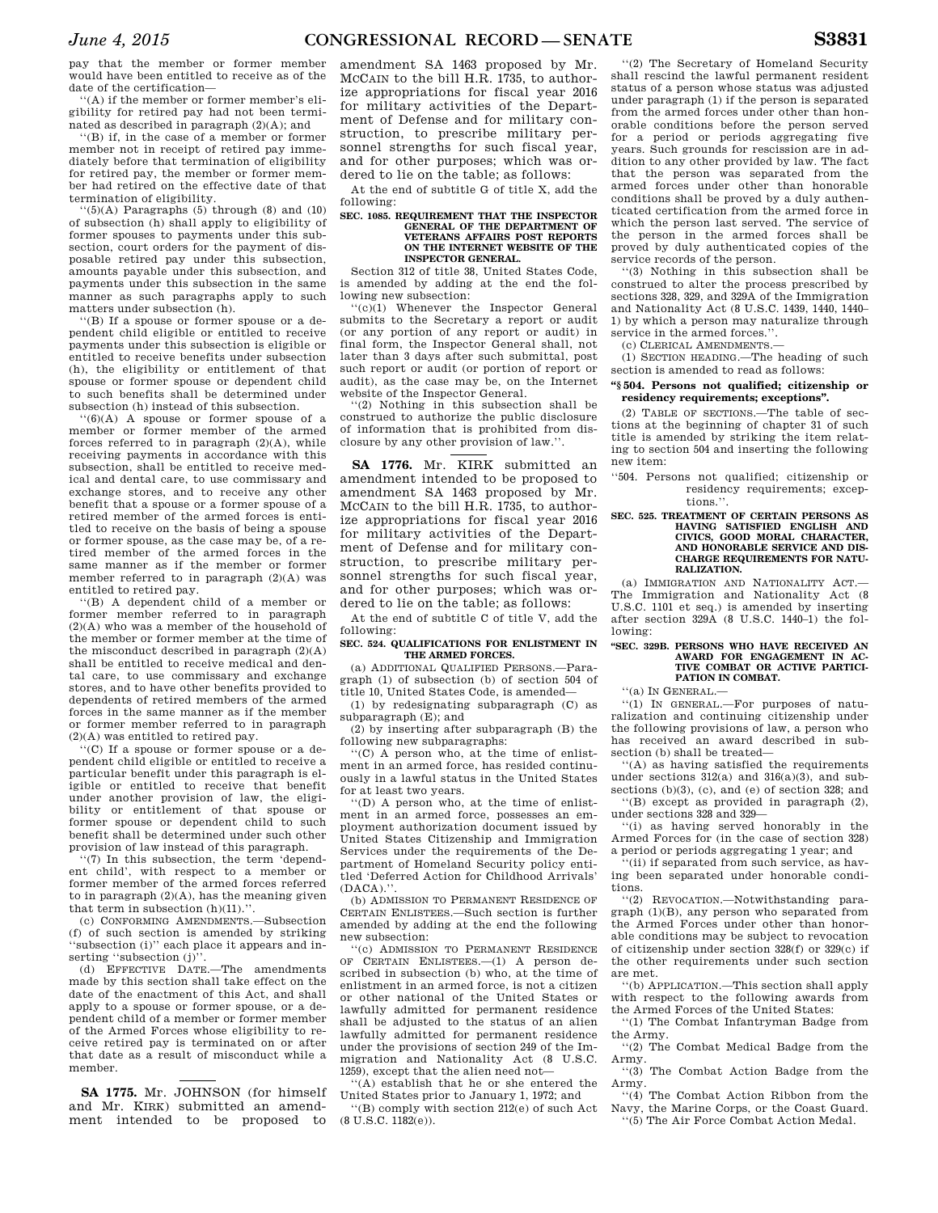pay that the member or former member would have been entitled to receive as of the date of the certification—

''(A) if the member or former member's eligibility for retired pay had not been terminated as described in paragraph (2)(A); and

''(B) if, in the case of a member or former member not in receipt of retired pay immediately before that termination of eligibility for retired pay, the member or former member had retired on the effective date of that termination of eligibility.

''(5)(A) Paragraphs (5) through (8) and (10) of subsection (h) shall apply to eligibility of former spouses to payments under this subsection, court orders for the payment of disposable retired pay under this subsection, amounts payable under this subsection, and payments under this subsection in the same manner as such paragraphs apply to such matters under subsection (h).

''(B) If a spouse or former spouse or a dependent child eligible or entitled to receive payments under this subsection is eligible or entitled to receive benefits under subsection (h), the eligibility or entitlement of that spouse or former spouse or dependent child to such benefits shall be determined under subsection (h) instead of this subsection.

''(6)(A) A spouse or former spouse of a member or former member of the armed forces referred to in paragraph (2)(A), while receiving payments in accordance with this subsection, shall be entitled to receive medical and dental care, to use commissary and exchange stores, and to receive any other benefit that a spouse or a former spouse of a retired member of the armed forces is entitled to receive on the basis of being a spouse or former spouse, as the case may be, of a retired member of the armed forces in the same manner as if the member or former member referred to in paragraph (2)(A) was entitled to retired pay.

''(B) A dependent child of a member or former member referred to in paragraph (2)(A) who was a member of the household of the member or former member at the time of the misconduct described in paragraph (2)(A) shall be entitled to receive medical and dental care, to use commissary and exchange stores, and to have other benefits provided to dependents of retired members of the armed forces in the same manner as if the member or former member referred to in paragraph (2)(A) was entitled to retired pay.

''(C) If a spouse or former spouse or a dependent child eligible or entitled to receive a particular benefit under this paragraph is eligible or entitled to receive that benefit under another provision of law, the eligibility or entitlement of that spouse or former spouse or dependent child to such benefit shall be determined under such other provision of law instead of this paragraph.

''(7) In this subsection, the term 'dependent child', with respect to a member or former member of the armed forces referred to in paragraph (2)(A), has the meaning given that term in subsection (h)(11).''.

(c) CONFORMING AMENDMENTS.—Subsection (f) of such section is amended by striking ''subsection (i)'' each place it appears and inserting ''subsection (j)''.

(d) EFFECTIVE DATE.—The amendments made by this section shall take effect on the date of the enactment of this Act, and shall apply to a spouse or former spouse, or a dependent child of a member or former member of the Armed Forces whose eligibility to receive retired pay is terminated on or after that date as a result of misconduct while a member.

---

**SA 1775.** Mr. JOHNSON (for himself and Mr. KIRK) submitted an amendment intended to be proposed to amendment SA 1463 proposed by Mr. MCCAIN to the bill H.R. 1735, to authorize appropriations for fiscal year 2016 for military activities of the Department of Defense and for military construction, to prescribe military personnel strengths for such fiscal year, and for other purposes; which was ordered to lie on the table; as follows:

At the end of subtitle G of title X, add the following:

**SEC. 1085. REQUIREMENT THAT THE INSPECTOR GENERAL OF THE DEPARTMENT OF VETERANS AFFAIRS POST REPORTS ON THE INTERNET WEBSITE OF THE INSPECTOR GENERAL.**

Section 312 of title 38, United States Code, is amended by adding at the end the following new subsection:

''(c)(1) Whenever the Inspector General submits to the Secretary a report or audit (or any portion of any report or audit) in final form, the Inspector General shall, not later than 3 days after such submittal, post such report or audit (or portion of report or audit), as the case may be, on the Internet website of the Inspector General.

''(2) Nothing in this subsection shall be construed to authorize the public disclosure of information that is prohibited from disclosure by any other provision of law.''.

---

**SA 1776.** Mr. KIRK submitted an amendment intended to be proposed to amendment SA 1463 proposed by Mr. MCCAIN to the bill H.R. 1735, to authorize appropriations for fiscal year 2016 for military activities of the Department of Defense and for military construction, to prescribe military personnel strengths for such fiscal year, and for other purposes; which was ordered to lie on the table; as follows:

At the end of subtitle C of title V, add the following:

**SEC. 524. QUALIFICATIONS FOR ENLISTMENT IN THE ARMED FORCES.**

(a) ADDITIONAL QUALIFIED PERSONS.—Paragraph (1) of subsection (b) of section 504 of title 10, United States Code, is amended—

(1) by redesignating subparagraph (C) as subparagraph (E); and

(2) by inserting after subparagraph (B) the following new subparagraphs:

''(C) A person who, at the time of enlistment in an armed force, has resided continuously in a lawful status in the United States for at least two years.

''(D) A person who, at the time of enlistment in an armed force, possesses an employment authorization document issued by United States Citizenship and Immigration Services under the requirements of the Department of Homeland Security policy entitled 'Deferred Action for Childhood Arrivals' (DACA).''.

(b) ADMISSION TO PERMANENT RESIDENCE OF CERTAIN ENLISTEES.—Such section is further amended by adding at the end the following new subsection:

''(c) ADMISSION TO PERMANENT RESIDENCE OF CERTAIN ENLISTEES.—(1) A person described in subsection (b) who, at the time of enlistment in an armed force, is not a citizen or other national of the United States or lawfully admitted for permanent residence shall be adjusted to the status of an alien lawfully admitted for permanent residence under the provisions of section 249 of the Immigration and Nationality Act (8 U.S.C. 1259), except that the alien need not—

''(A) establish that he or she entered the United States prior to January 1, 1972; and

''(B) comply with section 212(e) of such Act (8 U.S.C. 1182(e)).

''(2) The Secretary of Homeland Security shall rescind the lawful permanent resident status of a person whose status was adjusted under paragraph (1) if the person is separated from the armed forces under other than honorable conditions before the person served for a period or periods aggregating five years. Such grounds for rescission are in addition to any other provided by law. The fact that the person was separated from the armed forces under other than honorable conditions shall be proved by a duly authenticated certification from the armed force in which the person last served. The service of the person in the armed forces shall be proved by duly authenticated copies of the service records of the person.

''(3) Nothing in this subsection shall be construed to alter the process prescribed by sections 328, 329, and 329A of the Immigration and Nationality Act (8 U.S.C. 1439, 1440, 1440–1) by which a person may naturalize through service in the armed forces.''.

(c) CLERICAL AMENDMENTS.—

(1) SECTION HEADING.—The heading of such section is amended to read as follows:

**''§ 504. Persons not qualified; citizenship or residency requirements; exceptions''.**

(2) TABLE OF SECTIONS.—The table of sections at the beginning of chapter 31 of such title is amended by striking the item relating to section 504 and inserting the following new item:

''504. Persons not qualified; citizenship or residency requirements; exceptions.''.

**SEC. 525. TREATMENT OF CERTAIN PERSONS AS HAVING SATISFIED ENGLISH AND CIVICS, GOOD MORAL CHARACTER, AND HONORABLE SERVICE AND DISCHARGE REQUIREMENTS FOR NATURALIZATION.**

(a) IMMIGRATION AND NATIONALITY ACT.—The Immigration and Nationality Act (8 U.S.C. 1101 et seq.) is amended by inserting after section 329A (8 U.S.C. 1440–1) the following:

**''SEC. 329B. PERSONS WHO HAVE RECEIVED AN AWARD FOR ENGAGEMENT IN ACTIVE COMBAT OR ACTIVE PARTICIPATION IN COMBAT.**

''(a) IN GENERAL.—

''(1) IN GENERAL.—For purposes of naturalization and continuing citizenship under the following provisions of law, a person who has received an award described in subsection (b) shall be treated—

''(A) as having satisfied the requirements under sections 312(a) and 316(a)(3), and subsections (b)(3), (c), and (e) of section 328; and

''(B) except as provided in paragraph (2), under sections 328 and 329—

''(i) as having served honorably in the Armed Forces for (in the case of section 328) a period or periods aggregating 1 year; and

''(ii) if separated from such service, as having been separated under honorable conditions.

''(2) REVOCATION.—Notwithstanding paragraph (1)(B), any person who separated from the Armed Forces under other than honorable conditions may be subject to revocation of citizenship under section 328(f) or 329(c) if the other requirements under such section are met.

''(b) APPLICATION.—This section shall apply with respect to the following awards from the Armed Forces of the United States:

''(1) The Combat Infantryman Badge from the Army.

''(2) The Combat Medical Badge from the Army.

''(3) The Combat Action Badge from the Army.

''(4) The Combat Action Ribbon from the Navy, the Marine Corps, or the Coast Guard.

''(5) The Air Force Combat Action Medal.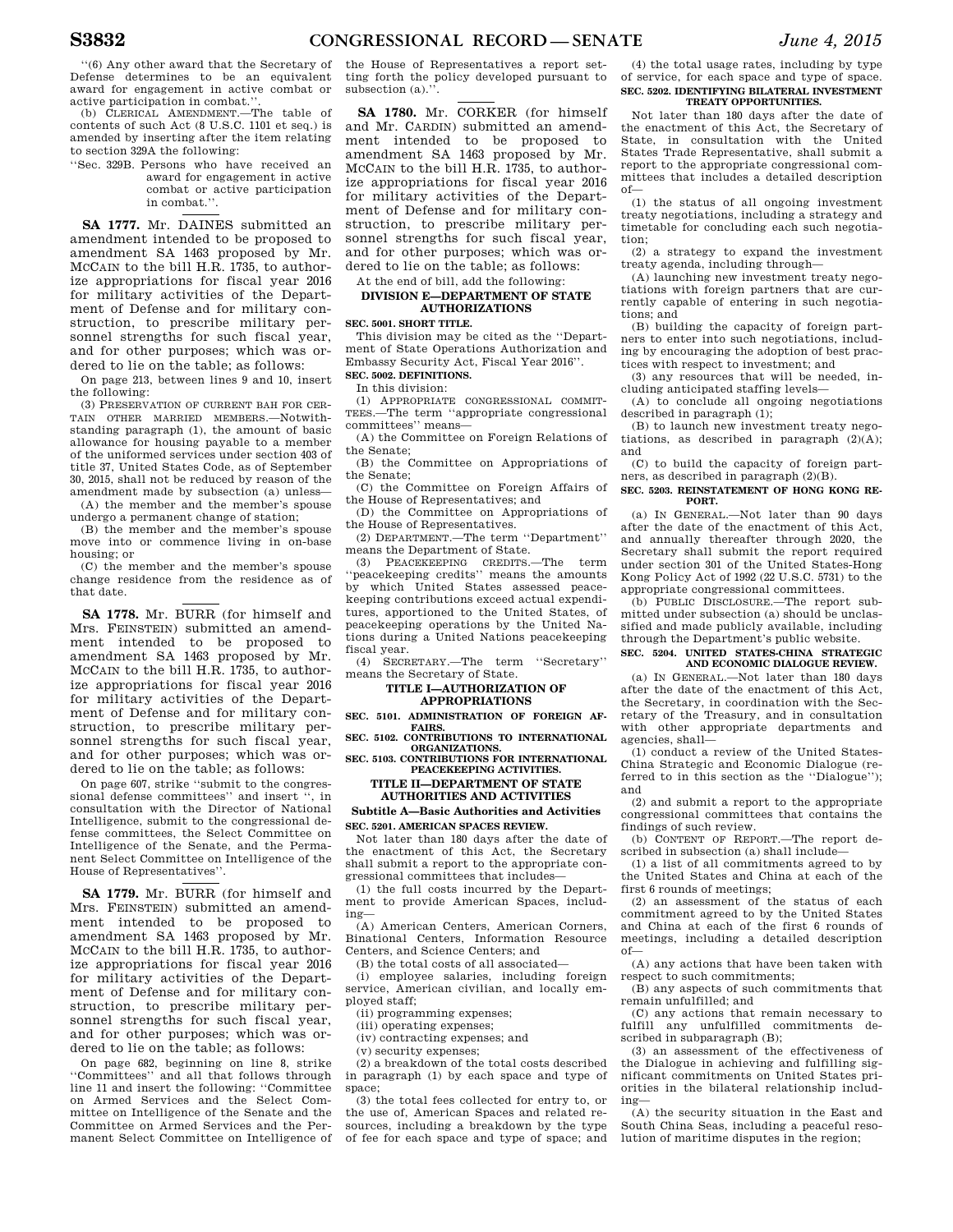''(6) Any other award that the Secretary of Defense determines to be an equivalent award for engagement in active combat or active participation in combat.''.

(b) CLERICAL AMENDMENT.—The table of contents of such Act (8 U.S.C. 1101 et seq.) is amended by inserting after the item relating to section 329A the following:

''Sec. 329B. Persons who have received an award for engagement in active combat or active participation in combat.''.

**SA 1777.** Mr. DAINES submitted an amendment intended to be proposed to amendment SA 1463 proposed by Mr. MCCAIN to the bill H.R. 1735, to authorize appropriations for fiscal year 2016 for military activities of the Department of Defense and for military construction, to prescribe military personnel strengths for such fiscal year, and for other purposes; which was ordered to lie on the table; as follows:

On page 213, between lines 9 and 10, insert the following:

(3) PRESERVATION OF CURRENT BAH FOR CERTAIN OTHER MARRIED MEMBERS.—Notwithstanding paragraph (1), the amount of basic allowance for housing payable to a member of the uniformed services under section 403 of title 37, United States Code, as of September 30, 2015, shall not be reduced by reason of the amendment made by subsection (a) unless—

(A) the member and the member's spouse undergo a permanent change of station;

(B) the member and the member's spouse move into or commence living in on-base housing; or

(C) the member and the member's spouse change residence from the residence as of that date.

**SA 1778.** Mr. BURR (for himself and Mrs. FEINSTEIN) submitted an amendment intended to be proposed to amendment SA 1463 proposed by Mr. MCCAIN to the bill H.R. 1735, to authorize appropriations for fiscal year 2016 for military activities of the Department of Defense and for military construction, to prescribe military personnel strengths for such fiscal year, and for other purposes; which was ordered to lie on the table; as follows:

On page 607, strike ''submit to the congressional defense committees'' and insert '', in consultation with the Director of National Intelligence, submit to the congressional defense committees, the Select Committee on Intelligence of the Senate, and the Permanent Select Committee on Intelligence of the House of Representatives''.

**SA 1779.** Mr. BURR (for himself and Mrs. FEINSTEIN) submitted an amendment intended to be proposed to amendment SA 1463 proposed by Mr. MCCAIN to the bill H.R. 1735, to authorize appropriations for fiscal year 2016 for military activities of the Department of Defense and for military construction, to prescribe military personnel strengths for such fiscal year, and for other purposes; which was ordered to lie on the table; as follows:

On page 682, beginning on line 8, strike ''Committees'' and all that follows through line 11 and insert the following: ''Committee on Armed Services and the Select Committee on Intelligence of the Senate and the Committee on Armed Services and the Permanent Select Committee on Intelligence of the House of Representatives a report setting forth the policy developed pursuant to subsection (a).''.

**SA 1780.** Mr. CORKER (for himself and Mr. CARDIN) submitted an amendment intended to be proposed to amendment SA 1463 proposed by Mr. MCCAIN to the bill H.R. 1735, to authorize appropriations for fiscal year 2016 for military activities of the Department of Defense and for military construction, to prescribe military personnel strengths for such fiscal year, and for other purposes; which was ordered to lie on the table; as follows:

At the end of bill, add the following:

## DIVISION E—DEPARTMENT OF STATE AUTHORIZATIONS

**SEC. 5001. SHORT TITLE.**

This division may be cited as the ''Department of State Operations Authorization and Embassy Security Act, Fiscal Year 2016''.

**SEC. 5002. DEFINITIONS.**

In this division:

(1) APPROPRIATE CONGRESSIONAL COMMITTEES.—The term ''appropriate congressional committees'' means—

(A) the Committee on Foreign Relations of the Senate;

(B) the Committee on Appropriations of the Senate;

(C) the Committee on Foreign Affairs of the House of Representatives; and

(D) the Committee on Appropriations of the House of Representatives.

(2) DEPARTMENT.—The term ''Department'' means the Department of State.

(3) PEACEKEEPING CREDITS.—The term ''peacekeeping credits'' means the amounts by which United States assessed peacekeeping contributions exceed actual expenditures, apportioned to the United States, of peacekeeping operations by the United Nations during a United Nations peacekeeping fiscal year.

(4) SECRETARY.—The term ''Secretary'' means the Secretary of State.

## TITLE I—AUTHORIZATION OF APPROPRIATIONS

**SEC. 5101. ADMINISTRATION OF FOREIGN AFFAIRS.**

**SEC. 5102. CONTRIBUTIONS TO INTERNATIONAL ORGANIZATIONS.**

**SEC. 5103. CONTRIBUTIONS FOR INTERNATIONAL PEACEKEEPING ACTIVITIES.**

## TITLE II—DEPARTMENT OF STATE AUTHORITIES AND ACTIVITIES

### Subtitle A—Basic Authorities and Activities

**SEC. 5201. AMERICAN SPACES REVIEW.**

Not later than 180 days after the date of the enactment of this Act, the Secretary shall submit a report to the appropriate congressional committees that includes—

(1) the full costs incurred by the Department to provide American Spaces, including—

(A) American Centers, American Corners, Binational Centers, Information Resource Centers, and Science Centers; and

(B) the total costs of all associated—

(i) employee salaries, including foreign service, American civilian, and locally employed staff;

(ii) programming expenses;

(iii) operating expenses;

(iv) contracting expenses; and

(v) security expenses;

(2) a breakdown of the total costs described in paragraph (1) by each space and type of space;

(3) the total fees collected for entry to, or the use of, American Spaces and related resources, including a breakdown by the type of fee for each space and type of space; and

(4) the total usage rates, including by type of service, for each space and type of space.

**SEC. 5202. IDENTIFYING BILATERAL INVESTMENT TREATY OPPORTUNITIES.**

Not later than 180 days after the date of the enactment of this Act, the Secretary of State, in consultation with the United States Trade Representative, shall submit a report to the appropriate congressional committees that includes a detailed description of—

(1) the status of all ongoing investment treaty negotiations, including a strategy and timetable for concluding each such negotiation;

(2) a strategy to expand the investment treaty agenda, including through—

(A) launching new investment treaty negotiations with foreign partners that are currently capable of entering in such negotiations; and

(B) building the capacity of foreign partners to enter into such negotiations, including by encouraging the adoption of best practices with respect to investment; and

(3) any resources that will be needed, including anticipated staffing levels—

(A) to conclude all ongoing negotiations described in paragraph (1);

(B) to launch new investment treaty negotiations, as described in paragraph (2)(A); and

(C) to build the capacity of foreign partners, as described in paragraph (2)(B).

**SEC. 5203. REINSTATEMENT OF HONG KONG REPORT.**

(a) IN GENERAL.—Not later than 90 days after the date of the enactment of this Act, and annually thereafter through 2020, the Secretary shall submit the report required under section 301 of the United States-Hong Kong Policy Act of 1992 (22 U.S.C. 5731) to the appropriate congressional committees.

(b) PUBLIC DISCLOSURE.—The report submitted under subsection (a) should be unclassified and made publicly available, including through the Department's public website.

**SEC. 5204. UNITED STATES-CHINA STRATEGIC AND ECONOMIC DIALOGUE REVIEW.**

(a) IN GENERAL.—Not later than 180 days after the date of the enactment of this Act, the Secretary, in coordination with the Secretary of the Treasury, and in consultation with other appropriate departments and agencies, shall—

(1) conduct a review of the United States-China Strategic and Economic Dialogue (referred to in this section as the ''Dialogue''); and

(2) and submit a report to the appropriate congressional committees that contains the findings of such review.

(b) CONTENT OF REPORT.—The report described in subsection (a) shall include—

(1) a list of all commitments agreed to by the United States and China at each of the first 6 rounds of meetings;

(2) an assessment of the status of each commitment agreed to by the United States and China at each of the first 6 rounds of meetings, including a detailed description of—

(A) any actions that have been taken with respect to such commitments;

(B) any aspects of such commitments that remain unfulfilled; and

(C) any actions that remain necessary to fulfill any unfulfilled commitments described in subparagraph (B);

(3) an assessment of the effectiveness of the Dialogue in achieving and fulfilling significant commitments on United States priorities in the bilateral relationship including—

(A) the security situation in the East and South China Seas, including a peaceful resolution of maritime disputes in the region;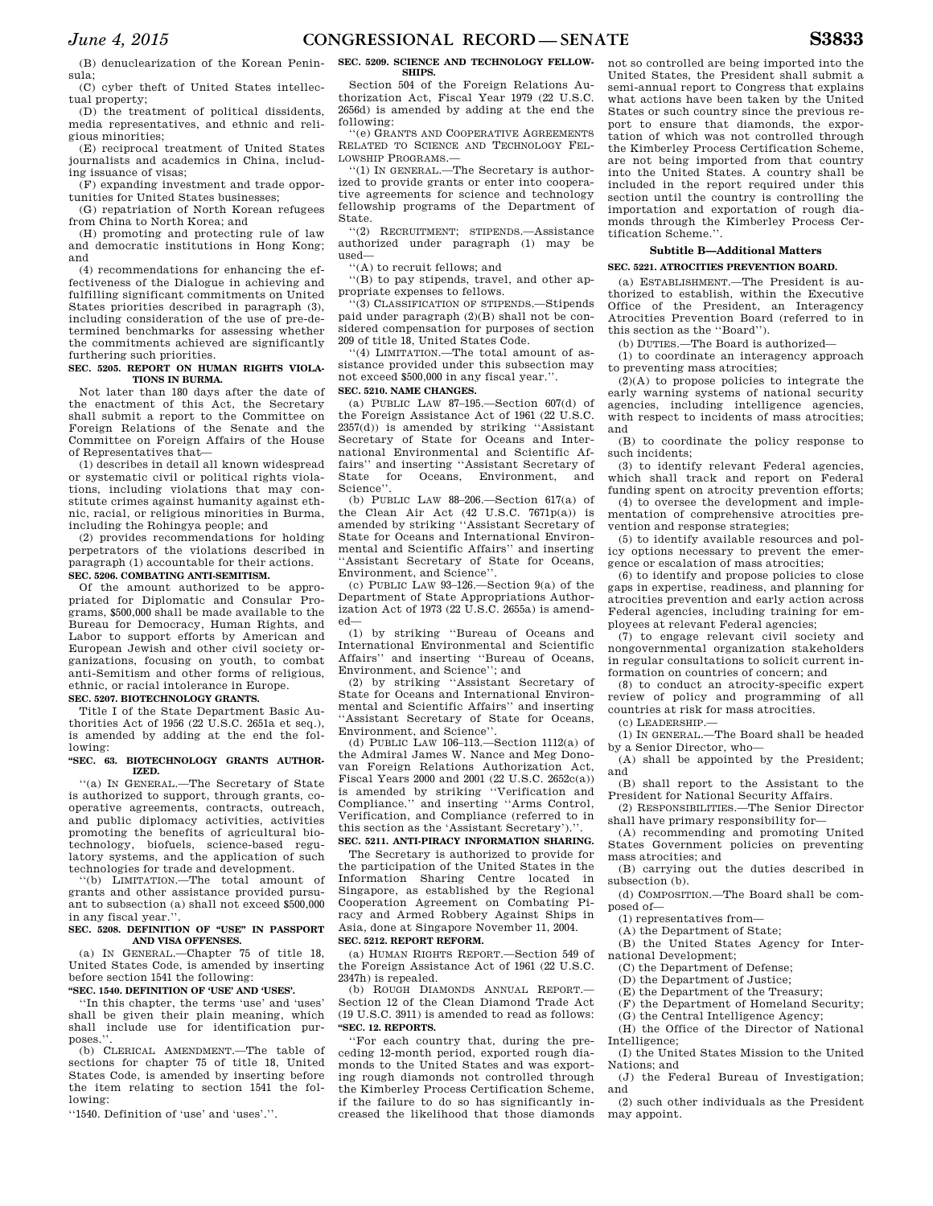(B) denuclearization of the Korean Peninsula;

(C) cyber theft of United States intellectual property;

(D) the treatment of political dissidents, media representatives, and ethnic and religious minorities;

(E) reciprocal treatment of United States journalists and academics in China, including issuance of visas;

(F) expanding investment and trade opportunities for United States businesses;

(G) repatriation of North Korean refugees from China to North Korea; and

(H) promoting and protecting rule of law and democratic institutions in Hong Kong; and

(4) recommendations for enhancing the effectiveness of the Dialogue in achieving and fulfilling significant commitments on United States priorities described in paragraph (3), including consideration of the use of pre-determined benchmarks for assessing whether the commitments achieved are significantly furthering such priorities.

**SEC. 5205. REPORT ON HUMAN RIGHTS VIOLATIONS IN BURMA.**

Not later than 180 days after the date of the enactment of this Act, the Secretary shall submit a report to the Committee on Foreign Relations of the Senate and the Committee on Foreign Affairs of the House of Representatives that—

(1) describes in detail all known widespread or systematic civil or political rights violations, including violations that may constitute crimes against humanity against ethnic, racial, or religious minorities in Burma, including the Rohingya people; and

(2) provides recommendations for holding perpetrators of the violations described in paragraph (1) accountable for their actions.

**SEC. 5206. COMBATING ANTI-SEMITISM.**

Of the amount authorized to be appropriated for Diplomatic and Consular Programs, $500,000 shall be made available to the Bureau for Democracy, Human Rights, and Labor to support efforts by American and European Jewish and other civil society organizations, focusing on youth, to combat anti-Semitism and other forms of religious, ethnic, or racial intolerance in Europe.

**SEC. 5207. BIOTECHNOLOGY GRANTS.**

Title I of the State Department Basic Authorities Act of 1956 (22 U.S.C. 2651a et seq.), is amended by adding at the end the following:

**"SEC. 63. BIOTECHNOLOGY GRANTS AUTHORIZED.**

"(a) IN GENERAL.—The Secretary of State is authorized to support, through grants, cooperative agreements, contracts, outreach, and public diplomacy activities, activities promoting the benefits of agricultural biotechnology, biofuels, science-based regulatory systems, and the application of such technologies for trade and development.

"(b) LIMITATION.—The total amount of grants and other assistance provided pursuant to subsection (a) shall not exceed $500,000 in any fiscal year.".

**SEC. 5208. DEFINITION OF "USE" IN PASSPORT AND VISA OFFENSES.**

(a) IN GENERAL.—Chapter 75 of title 18, United States Code, is amended by inserting before section 1541 the following:

**"SEC. 1540. DEFINITION OF 'USE' AND 'USES'.**

"In this chapter, the terms 'use' and 'uses' shall be given their plain meaning, which shall include use for identification purposes.".

(b) CLERICAL AMENDMENT.—The table of sections for chapter 75 of title 18, United States Code, is amended by inserting before the item relating to section 1541 the following:

"1540. Definition of 'use' and 'uses'.".

**SEC. 5209. SCIENCE AND TECHNOLOGY FELLOWSHIPS.**

Section 504 of the Foreign Relations Authorization Act, Fiscal Year 1979 (22 U.S.C. 2656d) is amended by adding at the end the following:

"(e) GRANTS AND COOPERATIVE AGREEMENTS RELATED TO SCIENCE AND TECHNOLOGY FELLOWSHIP PROGRAMS.—

"(1) IN GENERAL.—The Secretary is authorized to provide grants or enter into cooperative agreements for science and technology fellowship programs of the Department of State.

"(2) RECRUITMENT; STIPENDS.—Assistance authorized under paragraph (1) may be used—

"(A) to recruit fellows; and

"(B) to pay stipends, travel, and other appropriate expenses to fellows.

"(3) CLASSIFICATION OF STIPENDS.—Stipends paid under paragraph (2)(B) shall not be considered compensation for purposes of section 209 of title 18, United States Code.

"(4) LIMITATION.—The total amount of assistance provided under this subsection may not exceed $500,000 in any fiscal year.".

**SEC. 5210. NAME CHANGES.**

(a) PUBLIC LAW 87–195.—Section 607(d) of the Foreign Assistance Act of 1961 (22 U.S.C. 2357(d)) is amended by striking "Assistant Secretary of State for Oceans and International Environmental and Scientific Affairs" and inserting "Assistant Secretary of State for Oceans, Environment, and Science".

(b) PUBLIC LAW 88–206.—Section 617(a) of the Clean Air Act (42 U.S.C. 7671p(a)) is amended by striking "Assistant Secretary of State for Oceans and International Environmental and Scientific Affairs" and inserting "Assistant Secretary of State for Oceans, Environment, and Science".

(c) PUBLIC LAW 93–126.—Section 9(a) of the Department of State Appropriations Authorization Act of 1973 (22 U.S.C. 2655a) is amended—

(1) by striking "Bureau of Oceans and International Environmental and Scientific Affairs" and inserting "Bureau of Oceans, Environment, and Science"; and

(2) by striking "Assistant Secretary of State for Oceans and International Environmental and Scientific Affairs" and inserting "Assistant Secretary of State for Oceans, Environment, and Science".

(d) PUBLIC LAW 106–113.—Section 1112(a) of the Admiral James W. Nance and Meg Donovan Foreign Relations Authorization Act, Fiscal Years 2000 and 2001 (22 U.S.C. 2652c(a)) is amended by striking "Verification and Compliance." and inserting "Arms Control, Verification, and Compliance (referred to in this section as the 'Assistant Secretary')."

**SEC. 5211. ANTI-PIRACY INFORMATION SHARING.**

The Secretary is authorized to provide for the participation of the United States in the Information Sharing Centre located in Singapore, as established by the Regional Cooperation Agreement on Combating Piracy and Armed Robbery Against Ships in Asia, done at Singapore November 11, 2004.

**SEC. 5212. REPORT REFORM.**

(a) HUMAN RIGHTS REPORT.—Section 549 of the Foreign Assistance Act of 1961 (22 U.S.C. 2347h) is repealed.

(b) ROUGH DIAMONDS ANNUAL REPORT.—Section 12 of the Clean Diamond Trade Act (19 U.S.C. 3911) is amended to read as follows:

**"SEC. 12. REPORTS.**

"For each country that, during the preceding 12-month period, exported rough diamonds to the United States and was exporting rough diamonds not controlled through the Kimberley Process Certification Scheme, if the failure to do so has significantly increased the likelihood that those diamonds not so controlled are being imported into the United States, the President shall submit a semi-annual report to Congress that explains what actions have been taken by the United States or such country since the previous report to ensure that diamonds, the exportation of which was not controlled through the Kimberley Process Certification Scheme, are not being imported from that country into the United States. A country shall be included in the report required under this section until the country is controlling the importation and exportation of rough diamonds through the Kimberley Process Certification Scheme.".

## Subtitle B—Additional Matters

**SEC. 5221. ATROCITIES PREVENTION BOARD.**

(a) ESTABLISHMENT.—The President is authorized to establish, within the Executive Office of the President, an Interagency Atrocities Prevention Board (referred to in this section as the "Board").

(b) DUTIES.—The Board is authorized—

(1) to coordinate an interagency approach to preventing mass atrocities;

(2)(A) to propose policies to integrate the early warning systems of national security agencies, including intelligence agencies, with respect to incidents of mass atrocities; and

(B) to coordinate the policy response to such incidents;

(3) to identify relevant Federal agencies, which shall track and report on Federal funding spent on atrocity prevention efforts;

(4) to oversee the development and implementation of comprehensive atrocities prevention and response strategies;

(5) to identify available resources and policy options necessary to prevent the emergence or escalation of mass atrocities;

(6) to identify and propose policies to close gaps in expertise, readiness, and planning for atrocities prevention and early action across Federal agencies, including training for employees at relevant Federal agencies;

(7) to engage relevant civil society and nongovernmental organization stakeholders in regular consultations to solicit current information on countries of concern; and

(8) to conduct an atrocity-specific expert review of policy and programming of all countries at risk for mass atrocities.

(c) LEADERSHIP.—

(1) IN GENERAL.—The Board shall be headed by a Senior Director, who—

(A) shall be appointed by the President; and

(B) shall report to the Assistant to the President for National Security Affairs.

(2) RESPONSIBILITIES.—The Senior Director shall have primary responsibility for—

(A) recommending and promoting United States Government policies on preventing mass atrocities; and

(B) carrying out the duties described in subsection (b).

(d) COMPOSITION.—The Board shall be composed of—

(1) representatives from—

(A) the Department of State;

(B) the United States Agency for International Development;

(C) the Department of Defense;

(D) the Department of Justice;

(E) the Department of the Treasury;

(F) the Department of Homeland Security;

(G) the Central Intelligence Agency;

(H) the Office of the Director of National Intelligence;

(I) the United States Mission to the United Nations; and

(J) the Federal Bureau of Investigation; and

(2) such other individuals as the President may appoint.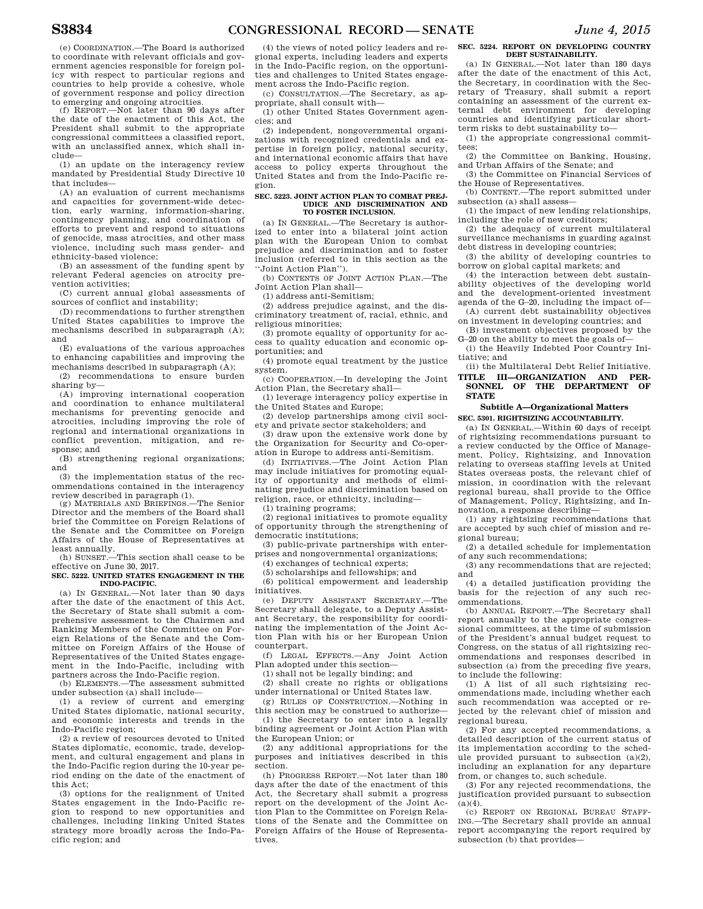(e) COORDINATION.—The Board is authorized to coordinate with relevant officials and government agencies responsible for foreign policy with respect to particular regions and countries to help provide a cohesive, whole of government response and policy direction to emerging and ongoing atrocities.

(f) REPORT.—Not later than 90 days after the date of the enactment of this Act, the President shall submit to the appropriate congressional committees a classified report, with an unclassified annex, which shall include—

(1) an update on the interagency review mandated by Presidential Study Directive 10 that includes—

(A) an evaluation of current mechanisms and capacities for government-wide detection, early warning, information-sharing, contingency planning, and coordination of efforts to prevent and respond to situations of genocide, mass atrocities, and other mass violence, including such mass gender- and ethnicity-based violence;

(B) an assessment of the funding spent by relevant Federal agencies on atrocity prevention activities;

(C) current annual global assessments of sources of conflict and instability;

(D) recommendations to further strengthen United States capabilities to improve the mechanisms described in subparagraph (A); and

(E) evaluations of the various approaches to enhancing capabilities and improving the mechanisms described in subparagraph (A);

(2) recommendations to ensure burden sharing by—

(A) improving international cooperation and coordination to enhance multilateral mechanisms for preventing genocide and atrocities, including improving the role of regional and international organizations in conflict prevention, mitigation, and response; and

(B) strengthening regional organizations; and

(3) the implementation status of the recommendations contained in the interagency review described in paragraph (1).

(g) MATERIALS AND BRIEFINGS.—The Senior Director and the members of the Board shall brief the Committee on Foreign Relations of the Senate and the Committee on Foreign Affairs of the House of Representatives at least annually.

(h) SUNSET.—This section shall cease to be effective on June 30, 2017.

**SEC. 5222. UNITED STATES ENGAGEMENT IN THE INDO-PACIFIC.**

(a) IN GENERAL.—Not later than 90 days after the date of the enactment of this Act, the Secretary of State shall submit a comprehensive assessment to the Chairmen and Ranking Members of the Committee on Foreign Relations of the Senate and the Committee on Foreign Affairs of the House of Representatives of the United States engagement in the Indo-Pacific, including with partners across the Indo-Pacific region.

(b) ELEMENTS.—The assessment submitted under subsection (a) shall include—

(1) a review of current and emerging United States diplomatic, national security, and economic interests and trends in the Indo-Pacific region;

(2) a review of resources devoted to United States diplomatic, economic, trade, development, and cultural engagement and plans in the Indo-Pacific region during the 10-year period ending on the date of the enactment of this Act;

(3) options for the realignment of United States engagement in the Indo-Pacific region to respond to new opportunities and challenges, including linking United States strategy more broadly across the Indo-Pacific region; and

(4) the views of noted policy leaders and regional experts, including leaders and experts in the Indo-Pacific region, on the opportunities and challenges to United States engagement across the Indo-Pacific region.

(c) CONSULTATION.—The Secretary, as appropriate, shall consult with—

(1) other United States Government agencies; and

(2) independent, nongovernmental organizations with recognized credentials and expertise in foreign policy, national security, and international economic affairs that have access to policy experts throughout the United States and from the Indo-Pacific region.

**SEC. 5223. JOINT ACTION PLAN TO COMBAT PREJUDICE AND DISCRIMINATION AND TO FOSTER INCLUSION.**

(a) IN GENERAL.—The Secretary is authorized to enter into a bilateral joint action plan with the European Union to combat prejudice and discrimination and to foster inclusion (referred to in this section as the ''Joint Action Plan'').

(b) CONTENTS OF JOINT ACTION PLAN.—The Joint Action Plan shall—

(1) address anti-Semitism;

(2) address prejudice against, and the discriminatory treatment of, racial, ethnic, and religious minorities;

(3) promote equality of opportunity for access to quality education and economic opportunities; and

(4) promote equal treatment by the justice system.

(c) COOPERATION.—In developing the Joint Action Plan, the Secretary shall—

(1) leverage interagency policy expertise in the United States and Europe;

(2) develop partnerships among civil society and private sector stakeholders; and

(3) draw upon the extensive work done by the Organization for Security and Co-operation in Europe to address anti-Semitism.

(d) INITIATIVES.—The Joint Action Plan may include initiatives for promoting equality of opportunity and methods of eliminating prejudice and discrimination based on religion, race, or ethnicity, including—

(1) training programs;

(2) regional initiatives to promote equality of opportunity through the strengthening of democratic institutions;

(3) public-private partnerships with enterprises and nongovernmental organizations;

(4) exchanges of technical experts;

(5) scholarships and fellowships; and

(6) political empowerment and leadership initiatives.

(e) DEPUTY ASSISTANT SECRETARY.—The Secretary shall delegate, to a Deputy Assistant Secretary, the responsibility for coordinating the implementation of the Joint Action Plan with his or her European Union counterpart.

(f) LEGAL EFFECTS.—Any Joint Action Plan adopted under this section—

(1) shall not be legally binding; and

(2) shall create no rights or obligations under international or United States law.

(g) RULES OF CONSTRUCTION.—Nothing in this section may be construed to authorize—

(1) the Secretary to enter into a legally binding agreement or Joint Action Plan with the European Union; or

(2) any additional appropriations for the purposes and initiatives described in this section.

(h) PROGRESS REPORT.—Not later than 180 days after the date of the enactment of this Act, the Secretary shall submit a progress report on the development of the Joint Action Plan to the Committee on Foreign Relations of the Senate and the Committee on Foreign Affairs of the House of Representatives.

**SEC. 5224. REPORT ON DEVELOPING COUNTRY DEBT SUSTAINABILITY.**

(a) IN GENERAL.—Not later than 180 days after the date of the enactment of this Act, the Secretary, in coordination with the Secretary of Treasury, shall submit a report containing an assessment of the current external debt environment for developing countries and identifying particular short-term risks to debt sustainability to—

(1) the appropriate congressional committees;

(2) the Committee on Banking, Housing, and Urban Affairs of the Senate; and

(3) the Committee on Financial Services of the House of Representatives.

(b) CONTENT.—The report submitted under subsection (a) shall assess—

(1) the impact of new lending relationships, including the role of new creditors;

(2) the adequacy of current multilateral surveillance mechanisms in guarding against debt distress in developing countries;

(3) the ability of developing countries to borrow on global capital markets; and

(4) the interaction between debt sustainability objectives of the developing world and the development-oriented investment agenda of the G–20, including the impact of—

(A) current debt sustainability objectives on investment in developing countries; and

(B) investment objectives proposed by the G–20 on the ability to meet the goals of—

(i) the Heavily Indebted Poor Country Initiative; and

(ii) the Multilateral Debt Relief Initiative.

## TITLE III—ORGANIZATION AND PERSONNEL OF THE DEPARTMENT OF STATE

### Subtitle A—Organizational Matters

**SEC. 5301. RIGHTSIZING ACCOUNTABILITY.**

(a) IN GENERAL.—Within 60 days of receipt of rightsizing recommendations pursuant to a review conducted by the Office of Management, Policy, Rightsizing, and Innovation relating to overseas staffing levels at United States overseas posts, the relevant chief of mission, in coordination with the relevant regional bureau, shall provide to the Office of Management, Policy, Rightsizing, and Innovation, a response describing—

(1) any rightsizing recommendations that are accepted by such chief of mission and regional bureau;

(2) a detailed schedule for implementation of any such recommendations;

(3) any recommendations that are rejected; and

(4) a detailed justification providing the basis for the rejection of any such recommendations.

(b) ANNUAL REPORT.—The Secretary shall report annually to the appropriate congressional committees, at the time of submission of the President's annual budget request to Congress, on the status of all rightsizing recommendations and responses described in subsection (a) from the preceding five years, to include the following:

(1) A list of all such rightsizing recommendations made, including whether each such recommendation was accepted or rejected by the relevant chief of mission and regional bureau.

(2) For any accepted recommendations, a detailed description of the current status of its implementation according to the schedule provided pursuant to subsection (a)(2), including an explanation for any departure from, or changes to, such schedule.

(3) For any rejected recommendations, the justification provided pursuant to subsection (a)(4).

(c) REPORT ON REGIONAL BUREAU STAFFING.—The Secretary shall provide an annual report accompanying the report required by subsection (b) that provides—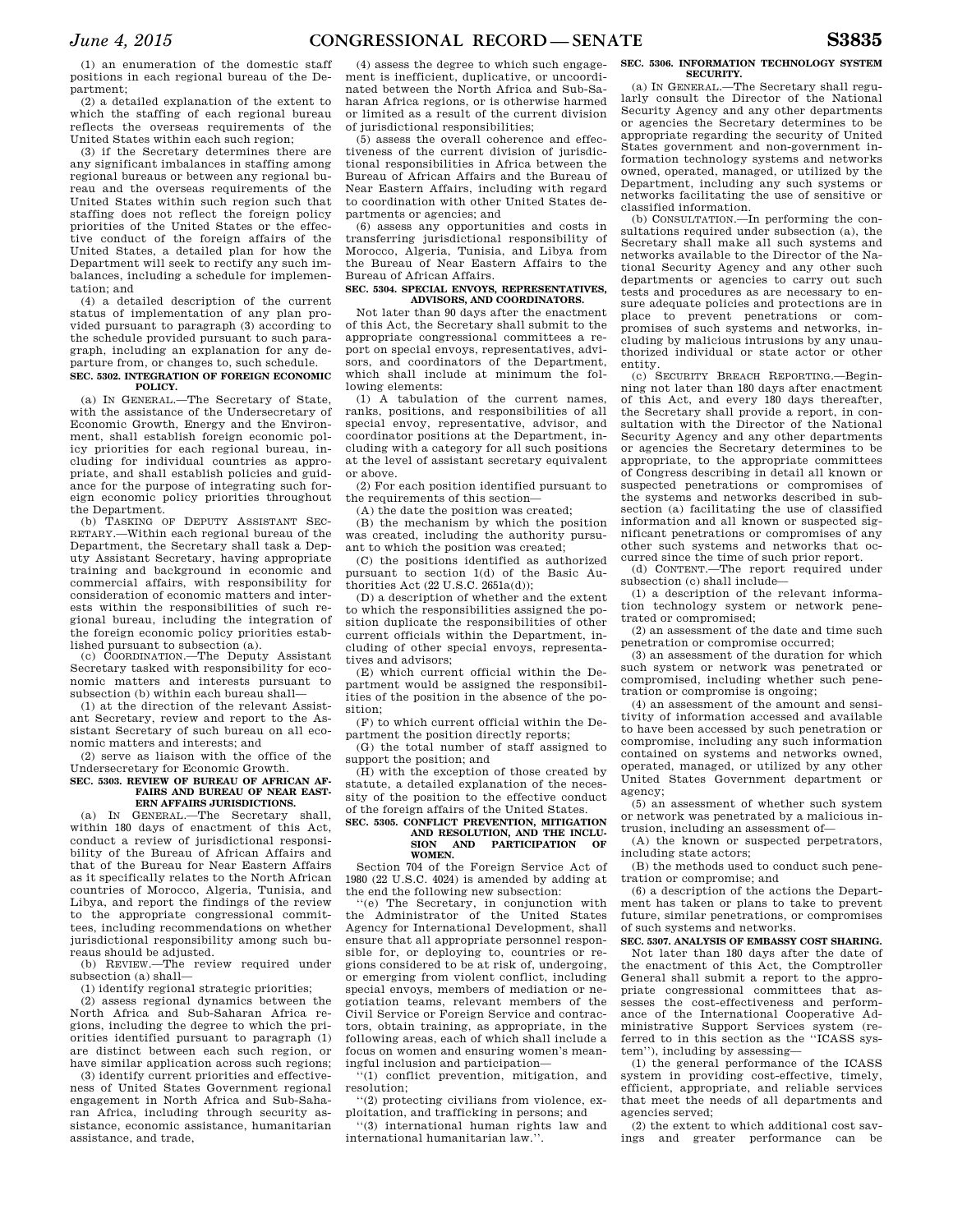(1) an enumeration of the domestic staff positions in each regional bureau of the Department;

(2) a detailed explanation of the extent to which the staffing of each regional bureau reflects the overseas requirements of the United States within each such region;

(3) if the Secretary determines there are any significant imbalances in staffing among regional bureaus or between any regional bureau and the overseas requirements of the United States within such region such that staffing does not reflect the foreign policy priorities of the United States or the effective conduct of the foreign affairs of the United States, a detailed plan for how the Department will seek to rectify any such imbalances, including a schedule for implementation; and

(4) a detailed description of the current status of implementation of any plan provided pursuant to paragraph (3) according to the schedule provided pursuant to such paragraph, including an explanation for any departure from, or changes to, such schedule.

**SEC. 5302. INTEGRATION OF FOREIGN ECONOMIC POLICY.**

(a) IN GENERAL.—The Secretary of State, with the assistance of the Undersecretary of Economic Growth, Energy and the Environment, shall establish foreign economic policy priorities for each regional bureau, including for individual countries as appropriate, and shall establish policies and guidance for the purpose of integrating such foreign economic policy priorities throughout the Department.

(b) TASKING OF DEPUTY ASSISTANT SECRETARY.—Within each regional bureau of the Department, the Secretary shall task a Deputy Assistant Secretary, having appropriate training and background in economic and commercial affairs, with responsibility for consideration of economic matters and interests within the responsibilities of such regional bureau, including the integration of the foreign economic policy priorities established pursuant to subsection (a).

(c) COORDINATION.—The Deputy Assistant Secretary tasked with responsibility for economic matters and interests pursuant to subsection (b) within each bureau shall—

(1) at the direction of the relevant Assistant Secretary, review and report to the Assistant Secretary of such bureau on all economic matters and interests; and

(2) serve as liaison with the office of the Undersecretary for Economic Growth.

**SEC. 5303. REVIEW OF BUREAU OF AFRICAN AFFAIRS AND BUREAU OF NEAR EASTERN AFFAIRS JURISDICTIONS.**

(a) IN GENERAL.—The Secretary shall, within 180 days of enactment of this Act, conduct a review of jurisdictional responsibility of the Bureau of African Affairs and that of the Bureau for Near Eastern Affairs as it specifically relates to the North African countries of Morocco, Algeria, Tunisia, and Libya, and report the findings of the review to the appropriate congressional committees, including recommendations on whether jurisdictional responsibility among such bureaus should be adjusted.

(b) REVIEW.—The review required under subsection (a) shall—

(1) identify regional strategic priorities;

(2) assess regional dynamics between the North Africa and Sub-Saharan Africa regions, including the degree to which the priorities identified pursuant to paragraph (1) are distinct between each such region, or have similar application across such regions;

(3) identify current priorities and effectiveness of United States Government regional engagement in North Africa and Sub-Saharan Africa, including through security assistance, economic assistance, humanitarian assistance, and trade,

(4) assess the degree to which such engagement is inefficient, duplicative, or uncoordinated between the North Africa and Sub-Saharan Africa regions, or is otherwise harmed or limited as a result of the current division of jurisdictional responsibilities;

(5) assess the overall coherence and effectiveness of the current division of jurisdictional responsibilities in Africa between the Bureau of African Affairs and the Bureau of Near Eastern Affairs, including with regard to coordination with other United States departments or agencies; and

(6) assess any opportunities and costs in transferring jurisdictional responsibility of Morocco, Algeria, Tunisia, and Libya from the Bureau of Near Eastern Affairs to the Bureau of African Affairs.

**SEC. 5304. SPECIAL ENVOYS, REPRESENTATIVES, ADVISORS, AND COORDINATORS.**

Not later than 90 days after the enactment of this Act, the Secretary shall submit to the appropriate congressional committees a report on special envoys, representatives, advisors, and coordinators of the Department, which shall include at minimum the following elements:

(1) A tabulation of the current names, ranks, positions, and responsibilities of all special envoy, representative, advisor, and coordinator positions at the Department, including with a category for all such positions at the level of assistant secretary equivalent or above.

(2) For each position identified pursuant to the requirements of this section—

(A) the date the position was created;

(B) the mechanism by which the position was created, including the authority pursuant to which the position was created;

(C) the positions identified as authorized pursuant to section 1(d) of the Basic Authorities Act (22 U.S.C. 2651a(d));

(D) a description of whether and the extent to which the responsibilities assigned the position duplicate the responsibilities of other current officials within the Department, including of other special envoys, representatives and advisors;

(E) which current official within the Department would be assigned the responsibilities of the position in the absence of the position;

(F) to which current official within the Department the position directly reports;

(G) the total number of staff assigned to support the position; and

(H) with the exception of those created by statute, a detailed explanation of the necessity of the position to the effective conduct of the foreign affairs of the United States.

**SEC. 5305. CONFLICT PREVENTION, MITIGATION AND RESOLUTION, AND THE INCLUSION AND PARTICIPATION OF WOMEN.**

Section 704 of the Foreign Service Act of 1980 (22 U.S.C. 4024) is amended by adding at the end the following new subsection:

"(e) The Secretary, in conjunction with the Administrator of the United States Agency for International Development, shall ensure that all appropriate personnel responsible for, or deploying to, countries or regions considered to be at risk of, undergoing, or emerging from violent conflict, including special envoys, members of mediation or negotiation teams, relevant members of the Civil Service or Foreign Service and contractors, obtain training, as appropriate, in the following areas, each of which shall include a focus on women and ensuring women's meaningful inclusion and participation—

"(1) conflict prevention, mitigation, and resolution;

"(2) protecting civilians from violence, exploitation, and trafficking in persons; and

"(3) international human rights law and international humanitarian law.".

**SEC. 5306. INFORMATION TECHNOLOGY SYSTEM SECURITY.**

(a) IN GENERAL.—The Secretary shall regularly consult the Director of the National Security Agency and any other departments or agencies the Secretary determines to be appropriate regarding the security of United States government and non-government information technology systems and networks owned, operated, managed, or utilized by the Department, including any such systems or networks facilitating the use of sensitive or classified information.

(b) CONSULTATION.—In performing the consultations required under subsection (a), the Secretary shall make all such systems and networks available to the Director of the National Security Agency and any other such departments or agencies to carry out such tests and procedures as are necessary to ensure adequate policies and protections are in place to prevent penetrations or compromises of such systems and networks, including by malicious intrusions by any unauthorized individual or state actor or other entity.

(c) SECURITY BREACH REPORTING.—Beginning not later than 180 days after enactment of this Act, and every 180 days thereafter, the Secretary shall provide a report, in consultation with the Director of the National Security Agency and any other departments or agencies the Secretary determines to be appropriate, to the appropriate committees of Congress describing in detail all known or suspected penetrations or compromises of the systems and networks described in subsection (a) facilitating the use of classified information and all known or suspected significant penetrations or compromises of any other such systems and networks that occurred since the time of such prior report.

(d) CONTENT.—The report required under subsection (c) shall include—

(1) a description of the relevant information technology system or network penetrated or compromised;

(2) an assessment of the date and time such penetration or compromise occurred;

(3) an assessment of the duration for which such system or network was penetrated or compromised, including whether such penetration or compromise is ongoing;

(4) an assessment of the amount and sensitivity of information accessed and available to have been accessed by such penetration or compromise, including any such information contained on systems and networks owned, operated, managed, or utilized by any other United States Government department or agency;

(5) an assessment of whether such system or network was penetrated by a malicious intrusion, including an assessment of—

(A) the known or suspected perpetrators, including state actors;

(B) the methods used to conduct such penetration or compromise; and

(6) a description of the actions the Department has taken or plans to take to prevent future, similar penetrations, or compromises of such systems and networks.

**SEC. 5307. ANALYSIS OF EMBASSY COST SHARING.**

Not later than 180 days after the date of the enactment of this Act, the Comptroller General shall submit a report to the appropriate congressional committees that assesses the cost-effectiveness and performance of the International Cooperative Administrative Support Services system (referred to in this section as the "ICASS system"), including by assessing—

(1) the general performance of the ICASS system in providing cost-effective, timely, efficient, appropriate, and reliable services that meet the needs of all departments and agencies served;

(2) the extent to which additional cost savings and greater performance can be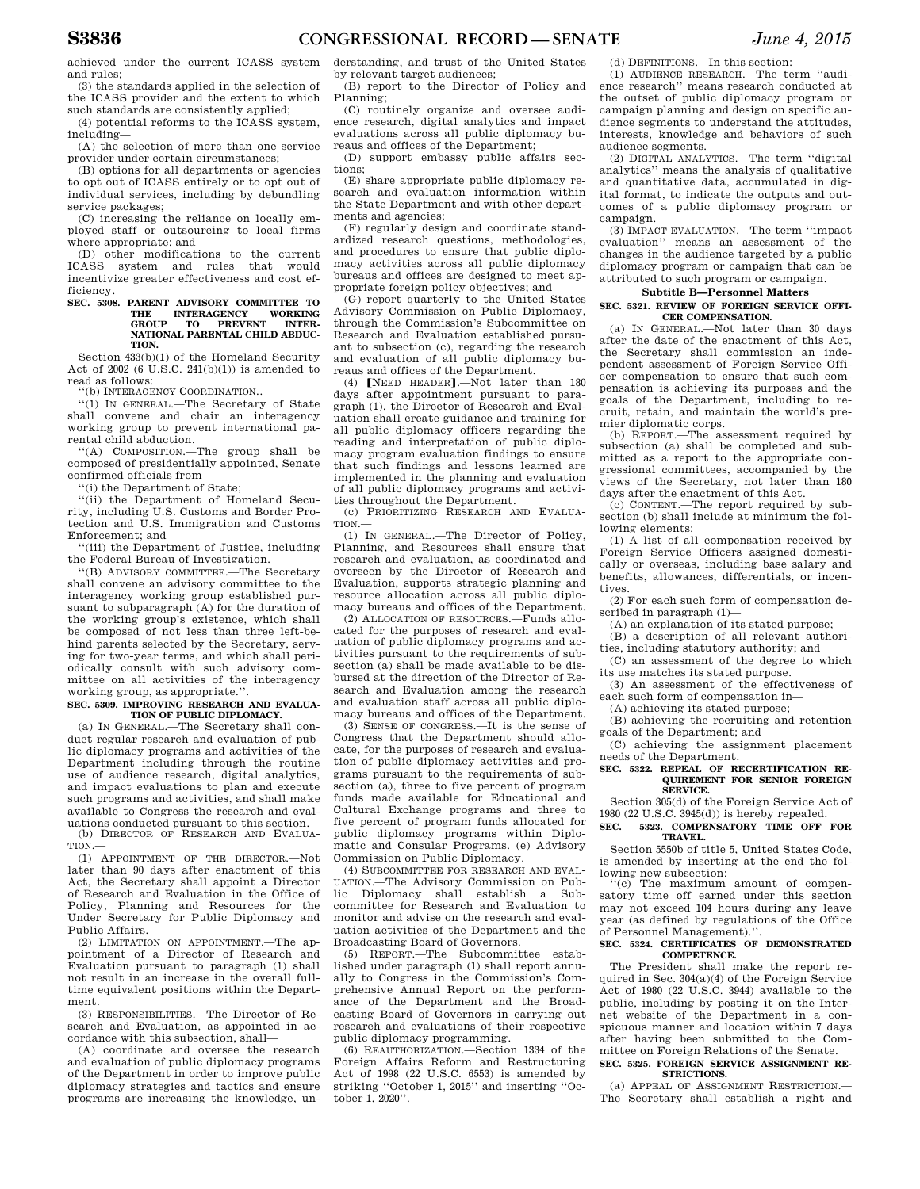achieved under the current ICASS system and rules;

(3) the standards applied in the selection of the ICASS provider and the extent to which such standards are consistently applied;

(4) potential reforms to the ICASS system, including—

(A) the selection of more than one service provider under certain circumstances;

(B) options for all departments or agencies to opt out of ICASS entirely or to opt out of individual services, including by debundling service packages;

(C) increasing the reliance on locally employed staff or outsourcing to local firms where appropriate; and

(D) other modifications to the current ICASS system and rules that would incentivize greater effectiveness and cost efficiency.

**SEC. 5308. PARENT ADVISORY COMMITTEE TO THE INTERAGENCY WORKING GROUP TO PREVENT INTERNATIONAL PARENTAL CHILD ABDUCTION.**

Section 433(b)(1) of the Homeland Security Act of 2002 (6 U.S.C. 241(b)(1)) is amended to read as follows:

''(b) INTERAGENCY COORDINATION..—

''(1) IN GENERAL.—The Secretary of State shall convene and chair an interagency working group to prevent international parental child abduction.

''(A) COMPOSITION.—The group shall be composed of presidentially appointed, Senate confirmed officials from—

''(i) the Department of State;

''(ii) the Department of Homeland Security, including U.S. Customs and Border Protection and U.S. Immigration and Customs Enforcement; and

''(iii) the Department of Justice, including the Federal Bureau of Investigation.

''(B) ADVISORY COMMITTEE.—The Secretary shall convene an advisory committee to the interagency working group established pursuant to subparagraph (A) for the duration of the working group's existence, which shall be composed of not less than three left-behind parents selected by the Secretary, serving for two-year terms, and which shall periodically consult with such advisory committee on all activities of the interagency working group, as appropriate.''.

**SEC. 5309. IMPROVING RESEARCH AND EVALUATION OF PUBLIC DIPLOMACY.**

(a) IN GENERAL.—The Secretary shall conduct regular research and evaluation of public diplomacy programs and activities of the Department including through the routine use of audience research, digital analytics, and impact evaluations to plan and execute such programs and activities, and shall make available to Congress the research and evaluations conducted pursuant to this section.

(b) DIRECTOR OF RESEARCH AND EVALUATION.—

(1) APPOINTMENT OF THE DIRECTOR.—Not later than 90 days after enactment of this Act, the Secretary shall appoint a Director of Research and Evaluation in the Office of Policy, Planning and Resources for the Under Secretary for Public Diplomacy and Public Affairs.

(2) LIMITATION ON APPOINTMENT.—The appointment of a Director of Research and Evaluation pursuant to paragraph (1) shall not result in an increase in the overall full-time equivalent positions within the Department.

(3) RESPONSIBILITIES.—The Director of Research and Evaluation, as appointed in accordance with this subsection, shall—

(A) coordinate and oversee the research and evaluation of public diplomacy programs of the Department in order to improve public diplomacy strategies and tactics and ensure programs are increasing the knowledge, understanding, and trust of the United States by relevant target audiences;

(B) report to the Director of Policy and Planning;

(C) routinely organize and oversee audience research, digital analytics and impact evaluations across all public diplomacy bureaus and offices of the Department;

(D) support embassy public affairs sections;

(E) share appropriate public diplomacy research and evaluation information within the State Department and with other departments and agencies;

(F) regularly design and coordinate standardized research questions, methodologies, and procedures to ensure that public diplomacy activities across all public diplomacy bureaus and offices are designed to meet appropriate foreign policy objectives; and

(G) report quarterly to the United States Advisory Commission on Public Diplomacy, through the Commission's Subcommittee on Research and Evaluation established pursuant to subsection (c), regarding the research and evaluation of all public diplomacy bureaus and offices of the Department.

(4) [NEED HEADER].—Not later than 180 days after appointment pursuant to paragraph (1), the Director of Research and Evaluation shall create guidance and training for all public diplomacy officers regarding the reading and interpretation of public diplomacy program evaluation findings to ensure that such findings and lessons learned are implemented in the planning and evaluation of all public diplomacy programs and activities throughout the Department.

(c) PRIORITIZING RESEARCH AND EVALUATION.—

(1) IN GENERAL.—The Director of Policy, Planning, and Resources shall ensure that research and evaluation, as coordinated and overseen by the Director of Research and Evaluation, supports strategic planning and resource allocation across all public diplomacy bureaus and offices of the Department.

(2) ALLOCATION OF RESOURCES.—Funds allocated for the purposes of research and evaluation of public diplomacy programs and activities pursuant to the requirements of subsection (a) shall be made available to be disbursed at the direction of the Director of Research and Evaluation among the research and evaluation staff across all public diplomacy bureaus and offices of the Department.

(3) SENSE OF CONGRESS.—It is the sense of Congress that the Department should allocate, for the purposes of research and evaluation of public diplomacy activities and programs pursuant to the requirements of subsection (a), three to five percent of program funds made available for Educational and Cultural Exchange programs and three to five percent of program funds allocated for public diplomacy programs within Diplomatic and Consular Programs. (e) Advisory Commission on Public Diplomacy.

(4) SUBCOMMITTEE FOR RESEARCH AND EVALUATION.—The Advisory Commission on Public Diplomacy shall establish a Subcommittee for Research and Evaluation to monitor and advise on the research and evaluation activities of the Department and the Broadcasting Board of Governors.

(5) REPORT.—The Subcommittee established under paragraph (1) shall report annually to Congress in the Commission's Comprehensive Annual Report on the performance of the Department and the Broadcasting Board of Governors in carrying out research and evaluations of their respective public diplomacy programming.

(6) REAUTHORIZATION.—Section 1334 of the Foreign Affairs Reform and Restructuring Act of 1998 (22 U.S.C. 6553) is amended by striking ''October 1, 2015'' and inserting ''October 1, 2020''.

(d) DEFINITIONS.—In this section:

(1) AUDIENCE RESEARCH.—The term ''audience research'' means research conducted at the outset of public diplomacy program or campaign planning and design on specific audience segments to understand the attitudes, interests, knowledge and behaviors of such audience segments.

(2) DIGITAL ANALYTICS.—The term ''digital analytics'' means the analysis of qualitative and quantitative data, accumulated in digital format, to indicate the outputs and outcomes of a public diplomacy program or campaign.

(3) IMPACT EVALUATION.—The term ''impact evaluation'' means an assessment of the changes in the audience targeted by a public diplomacy program or campaign that can be attributed to such program or campaign.

**Subtitle B—Personnel Matters**

**SEC. 5321. REVIEW OF FOREIGN SERVICE OFFICER COMPENSATION.**

(a) IN GENERAL.—Not later than 30 days after the date of the enactment of this Act, the Secretary shall commission an independent assessment of Foreign Service Officer compensation to ensure that such compensation is achieving its purposes and the goals of the Department, including to recruit, retain, and maintain the world's premier diplomatic corps.

(b) REPORT.—The assessment required by subsection (a) shall be completed and submitted as a report to the appropriate congressional committees, accompanied by the views of the Secretary, not later than 180 days after the enactment of this Act.

(c) CONTENT.—The report required by subsection (b) shall include at minimum the following elements:

(1) A list of all compensation received by Foreign Service Officers assigned domestically or overseas, including base salary and benefits, allowances, differentials, or incentives.

(2) For each such form of compensation described in paragraph (1)—

(A) an explanation of its stated purpose;

(B) a description of all relevant authorities, including statutory authority; and

(C) an assessment of the degree to which its use matches its stated purpose.

(3) An assessment of the effectiveness of each such form of compensation in—

(A) achieving its stated purpose;

(B) achieving the recruiting and retention goals of the Department; and

(C) achieving the assignment placement needs of the Department.

**SEC. 5322. REPEAL OF RECERTIFICATION REQUIREMENT FOR SENIOR FOREIGN SERVICE.**

Section 305(d) of the Foreign Service Act of 1980 (22 U.S.C. 3945(d)) is hereby repealed.

**SEC. _5323. COMPENSATORY TIME OFF FOR TRAVEL.**

Section 5550b of title 5, United States Code, is amended by inserting at the end the following new subsection:

''(c) The maximum amount of compensatory time off earned under this section may not exceed 104 hours during any leave year (as defined by regulations of the Office of Personnel Management).''.

**SEC. 5324. CERTIFICATES OF DEMONSTRATED COMPETENCE.**

The President shall make the report required in Sec. 304(a)(4) of the Foreign Service Act of 1980 (22 U.S.C. 3944) available to the public, including by posting it on the Internet website of the Department in a conspicuous manner and location within 7 days after having been submitted to the Committee on Foreign Relations of the Senate.

**SEC. 5325. FOREIGN SERVICE ASSIGNMENT RESTRICTIONS.**

(a) APPEAL OF ASSIGNMENT RESTRICTION.—The Secretary shall establish a right and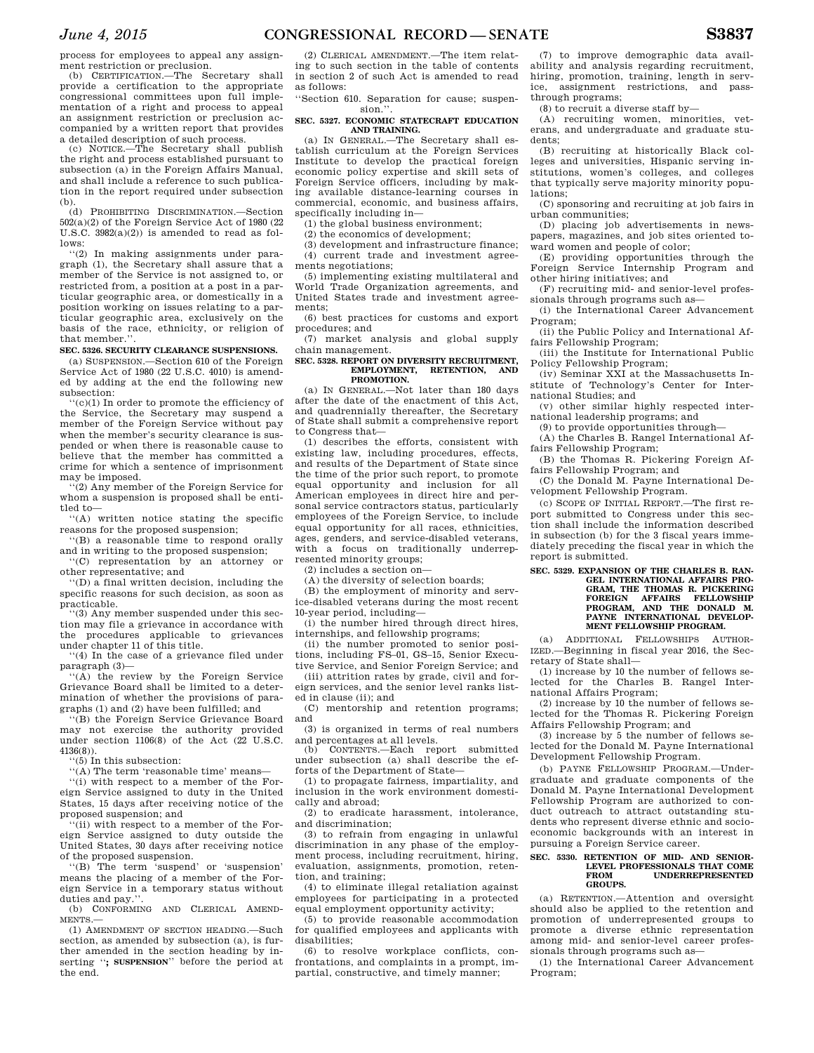process for employees to appeal any assignment restriction or preclusion.

(b) CERTIFICATION.—The Secretary shall provide a certification to the appropriate congressional committees upon full implementation of a right and process to appeal an assignment restriction or preclusion accompanied by a written report that provides a detailed description of such process.

(c) NOTICE.—The Secretary shall publish the right and process established pursuant to subsection (a) in the Foreign Affairs Manual, and shall include a reference to such publication in the report required under subsection (b).

(d) PROHIBITING DISCRIMINATION.—Section 502(a)(2) of the Foreign Service Act of 1980 (22 U.S.C. 3982(a)(2)) is amended to read as follows:

''(2) In making assignments under paragraph (1), the Secretary shall assure that a member of the Service is not assigned to, or restricted from, a position at a post in a particular geographic area, or domestically in a position working on issues relating to a particular geographic area, exclusively on the basis of the race, ethnicity, or religion of that member.''.

**SEC. 5326. SECURITY CLEARANCE SUSPENSIONS.**

(a) SUSPENSION.—Section 610 of the Foreign Service Act of 1980 (22 U.S.C. 4010) is amended by adding at the end the following new subsection:

''(c)(1) In order to promote the efficiency of the Service, the Secretary may suspend a member of the Foreign Service without pay when the member's security clearance is suspended or when there is reasonable cause to believe that the member has committed a crime for which a sentence of imprisonment may be imposed.

''(2) Any member of the Foreign Service for whom a suspension is proposed shall be entitled to—

''(A) written notice stating the specific reasons for the proposed suspension;

''(B) a reasonable time to respond orally and in writing to the proposed suspension;

''(C) representation by an attorney or other representative; and

''(D) a final written decision, including the specific reasons for such decision, as soon as practicable.

''(3) Any member suspended under this section may file a grievance in accordance with the procedures applicable to grievances under chapter 11 of this title.

''(4) In the case of a grievance filed under paragraph (3)—

''(A) the review by the Foreign Service Grievance Board shall be limited to a determination of whether the provisions of paragraphs (1) and (2) have been fulfilled; and

''(B) the Foreign Service Grievance Board may not exercise the authority provided under section 1106(8) of the Act (22 U.S.C. 4136(8)).

''(5) In this subsection:

''(A) The term 'reasonable time' means—

''(i) with respect to a member of the Foreign Service assigned to duty in the United States, 15 days after receiving notice of the proposed suspension; and

''(ii) with respect to a member of the Foreign Service assigned to duty outside the United States, 30 days after receiving notice of the proposed suspension.

''(B) The term 'suspend' or 'suspension' means the placing of a member of the Foreign Service in a temporary status without duties and pay.''.

(b) CONFORMING AND CLERICAL AMENDMENTS.—

(1) AMENDMENT OF SECTION HEADING.—Such section, as amended by subsection (a), is further amended in the section heading by inserting ''**; SUSPENSION**'' before the period at the end.

(2) CLERICAL AMENDMENT.—The item relating to such section in the table of contents in section 2 of such Act is amended to read as follows:

''Section 610. Separation for cause; suspension.''.

**SEC. 5327. ECONOMIC STATECRAFT EDUCATION AND TRAINING.**

(a) IN GENERAL.—The Secretary shall establish curriculum at the Foreign Services Institute to develop the practical foreign economic policy expertise and skill sets of Foreign Service officers, including by making available distance-learning courses in commercial, economic, and business affairs, specifically including in—

(1) the global business environment;

(2) the economics of development;

(3) development and infrastructure finance;

(4) current trade and investment agreements negotiations;

(5) implementing existing multilateral and World Trade Organization agreements, and United States trade and investment agreements;

(6) best practices for customs and export procedures; and

(7) market analysis and global supply chain management.

**SEC. 5328. REPORT ON DIVERSITY RECRUITMENT, EMPLOYMENT, RETENTION, AND PROMOTION.**

(a) IN GENERAL.—Not later than 180 days after the date of the enactment of this Act, and quadrennially thereafter, the Secretary of State shall submit a comprehensive report to Congress that—

(1) describes the efforts, consistent with existing law, including procedures, effects, and results of the Department of State since the time of the prior such report, to promote equal opportunity and inclusion for all American employees in direct hire and personal service contractors status, particularly employees of the Foreign Service, to include equal opportunity for all races, ethnicities, ages, genders, and service-disabled veterans, with a focus on traditionally underrepresented minority groups;

(2) includes a section on—

(A) the diversity of selection boards;

(B) the employment of minority and service-disabled veterans during the most recent 10-year period, including—

(i) the number hired through direct hires, internships, and fellowship programs;

(ii) the number promoted to senior positions, including FS–01, GS–15, Senior Executive Service, and Senior Foreign Service; and

(iii) attrition rates by grade, civil and foreign services, and the senior level ranks listed in clause (ii); and

(C) mentorship and retention programs; and

(3) is organized in terms of real numbers and percentages at all levels.

(b) CONTENTS.—Each report submitted under subsection (a) shall describe the efforts of the Department of State—

(1) to propagate fairness, impartiality, and inclusion in the work environment domestically and abroad;

(2) to eradicate harassment, intolerance, and discrimination;

(3) to refrain from engaging in unlawful discrimination in any phase of the employment process, including recruitment, hiring, evaluation, assignments, promotion, retention, and training;

(4) to eliminate illegal retaliation against employees for participating in a protected equal employment opportunity activity;

(5) to provide reasonable accommodation for qualified employees and applicants with disabilities;

(6) to resolve workplace conflicts, confrontations, and complaints in a prompt, impartial, constructive, and timely manner;

(7) to improve demographic data availability and analysis regarding recruitment, hiring, promotion, training, length in service, assignment restrictions, and pass-through programs;

(8) to recruit a diverse staff by—

(A) recruiting women, minorities, veterans, and undergraduate and graduate students;

(B) recruiting at historically Black colleges and universities, Hispanic serving institutions, women's colleges, and colleges that typically serve majority minority populations;

(C) sponsoring and recruiting at job fairs in urban communities;

(D) placing job advertisements in newspapers, magazines, and job sites oriented toward women and people of color;

(E) providing opportunities through the Foreign Service Internship Program and other hiring initiatives; and

(F) recruiting mid- and senior-level professionals through programs such as—

(i) the International Career Advancement Program;

(ii) the Public Policy and International Affairs Fellowship Program;

(iii) the Institute for International Public Policy Fellowship Program;

(iv) Seminar XXI at the Massachusetts Institute of Technology's Center for International Studies; and

(v) other similar highly respected international leadership programs; and

(9) to provide opportunities through—

(A) the Charles B. Rangel International Affairs Fellowship Program;

(B) the Thomas R. Pickering Foreign Affairs Fellowship Program; and

(C) the Donald M. Payne International Development Fellowship Program.

(c) SCOPE OF INITIAL REPORT.—The first report submitted to Congress under this section shall include the information described in subsection (b) for the 3 fiscal years immediately preceding the fiscal year in which the report is submitted.

**SEC. 5329. EXPANSION OF THE CHARLES B. RANGEL INTERNATIONAL AFFAIRS PROGRAM, THE THOMAS R. PICKERING FOREIGN AFFAIRS FELLOWSHIP PROGRAM, AND THE DONALD M. PAYNE INTERNATIONAL DEVELOPMENT FELLOWSHIP PROGRAM.**

(a) ADDITIONAL FELLOWSHIPS AUTHORIZED.—Beginning in fiscal year 2016, the Secretary of State shall—

(1) increase by 10 the number of fellows selected for the Charles B. Rangel International Affairs Program;

(2) increase by 10 the number of fellows selected for the Thomas R. Pickering Foreign Affairs Fellowship Program; and

(3) increase by 5 the number of fellows selected for the Donald M. Payne International Development Fellowship Program.

(b) PAYNE FELLOWSHIP PROGRAM.—Undergraduate and graduate components of the Donald M. Payne International Development Fellowship Program are authorized to conduct outreach to attract outstanding students who represent diverse ethnic and socioeconomic backgrounds with an interest in pursuing a Foreign Service career.

**SEC. 5330. RETENTION OF MID- AND SENIOR-LEVEL PROFESSIONALS THAT COME FROM UNDERREPRESENTED GROUPS.**

(a) RETENTION.—Attention and oversight should also be applied to the retention and promotion of underrepresented groups to promote a diverse ethnic representation among mid- and senior-level career professionals through programs such as—

(1) the International Career Advancement Program;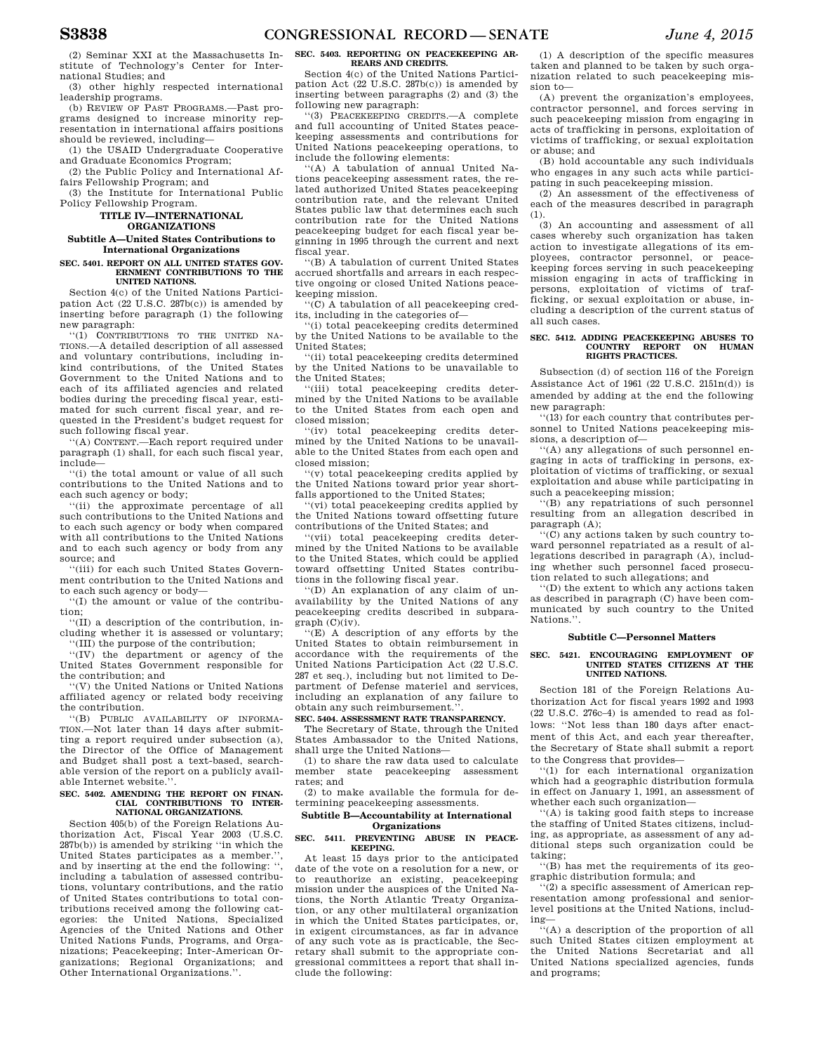(2) Seminar XXI at the Massachusetts Institute of Technology's Center for International Studies; and

(3) other highly respected international leadership programs.

(b) REVIEW OF PAST PROGRAMS.—Past programs designed to increase minority representation in international affairs positions should be reviewed, including—

(1) the USAID Undergraduate Cooperative and Graduate Economics Program;

(2) the Public Policy and International Affairs Fellowship Program; and

(3) the Institute for International Public Policy Fellowship Program.

## TITLE IV—INTERNATIONAL ORGANIZATIONS

### Subtitle A—United States Contributions to International Organizations

#### SEC. 5401. REPORT ON ALL UNITED STATES GOVERNMENT CONTRIBUTIONS TO THE UNITED NATIONS.

Section 4(c) of the United Nations Participation Act (22 U.S.C. 287b(c)) is amended by inserting before paragraph (1) the following new paragraph:

''(1) CONTRIBUTIONS TO THE UNITED NATIONS.—A detailed description of all assessed and voluntary contributions, including in-kind contributions, of the United States Government to the United Nations and to each of its affiliated agencies and related bodies during the preceding fiscal year, estimated for such current fiscal year, and requested in the President's budget request for such following fiscal year.

''(A) CONTENT.—Each report required under paragraph (1) shall, for each such fiscal year, include—

''(i) the total amount or value of all such contributions to the United Nations and to each such agency or body;

''(ii) the approximate percentage of all such contributions to the United Nations and to each such agency or body when compared with all contributions to the United Nations and to each such agency or body from any source; and

''(iii) for each such United States Government contribution to the United Nations and to each such agency or body—

''(I) the amount or value of the contribution;

''(II) a description of the contribution, including whether it is assessed or voluntary;

''(III) the purpose of the contribution;

''(IV) the department or agency of the United States Government responsible for the contribution; and

''(V) the United Nations or United Nations affiliated agency or related body receiving the contribution.

''(B) PUBLIC AVAILABILITY OF INFORMATION.—Not later than 14 days after submitting a report required under subsection (a), the Director of the Office of Management and Budget shall post a text-based, searchable version of the report on a publicly available Internet website.''.

#### SEC. 5402. AMENDING THE REPORT ON FINANCIAL CONTRIBUTIONS TO INTERNATIONAL ORGANIZATIONS.

Section 405(b) of the Foreign Relations Authorization Act, Fiscal Year 2003 (U.S.C. 287b(b)) is amended by striking ''in which the United States participates as a member.'', and by inserting at the end the following: '', including a tabulation of assessed contributions, voluntary contributions, and the ratio of United States contributions to total contributions received among the following categories: the United Nations, Specialized Agencies of the United Nations and Other United Nations Funds, Programs, and Organizations; Peacekeeping; Inter-American Organizations; Regional Organizations; and Other International Organizations.''.

#### SEC. 5403. REPORTING ON PEACEKEEPING ARREARS AND CREDITS.

Section 4(c) of the United Nations Participation Act (22 U.S.C. 287b(c)) is amended by inserting between paragraphs (2) and (3) the following new paragraph:

''(3) PEACEKEEPING CREDITS.—A complete and full accounting of United States peacekeeping assessments and contributions for United Nations peacekeeping operations, to include the following elements:

''(A) A tabulation of annual United Nations peacekeeping assessment rates, the related authorized United States peacekeeping contribution rate, and the relevant United States public law that determines each such contribution rate for the United Nations peacekeeping budget for each fiscal year beginning in 1995 through the current and next fiscal year.

''(B) A tabulation of current United States accrued shortfalls and arrears in each respective ongoing or closed United Nations peacekeeping mission.

''(C) A tabulation of all peacekeeping credits, including in the categories of—

''(i) total peacekeeping credits determined by the United Nations to be available to the United States;

''(ii) total peacekeeping credits determined by the United Nations to be unavailable to the United States;

''(iii) total peacekeeping credits determined by the United Nations to be available to the United States from each open and closed mission;

''(iv) total peacekeeping credits determined by the United Nations to be unavailable to the United States from each open and closed mission;

''(v) total peacekeeping credits applied by the United Nations toward prior year shortfalls apportioned to the United States;

''(vi) total peacekeeping credits applied by the United Nations toward offsetting future contributions of the United States; and

''(vii) total peacekeeping credits determined by the United Nations to be available to the United States, which could be applied toward offsetting United States contributions in the following fiscal year.

''(D) An explanation of any claim of unavailability by the United Nations of any peacekeeping credits described in subparagraph (C)(iv).

''(E) A description of any efforts by the United States to obtain reimbursement in accordance with the requirements of the United Nations Participation Act (22 U.S.C. 287 et seq.), including but not limited to Department of Defense materiel and services, including an explanation of any failure to obtain any such reimbursement.''.

#### SEC. 5404. ASSESSMENT RATE TRANSPARENCY.

The Secretary of State, through the United States Ambassador to the United Nations, shall urge the United Nations—

(1) to share the raw data used to calculate member state peacekeeping assessment rates; and

(2) to make available the formula for determining peacekeeping assessments.

### Subtitle B—Accountability at International Organizations

#### SEC. 5411. PREVENTING ABUSE IN PEACEKEEPING.

At least 15 days prior to the anticipated date of the vote on a resolution for a new, or to reauthorize an existing, peacekeeping mission under the auspices of the United Nations, the North Atlantic Treaty Organization, or any other multilateral organization in which the United States participates, or, in exigent circumstances, as far in advance of any such vote as is practicable, the Secretary shall submit to the appropriate congressional committees a report that shall include the following:

(1) A description of the specific measures taken and planned to be taken by such organization related to such peacekeeping mission to—

(A) prevent the organization's employees, contractor personnel, and forces serving in such peacekeeping mission from engaging in acts of trafficking in persons, exploitation of victims of trafficking, or sexual exploitation or abuse; and

(B) hold accountable any such individuals who engages in any such acts while participating in such peacekeeping mission.

(2) An assessment of the effectiveness of each of the measures described in paragraph (1).

(3) An accounting and assessment of all cases whereby such organization has taken action to investigate allegations of its employees, contractor personnel, or peacekeeping forces serving in such peacekeeping mission engaging in acts of trafficking in persons, exploitation of victims of trafficking, or sexual exploitation or abuse, including a description of the current status of all such cases.

#### SEC. 5412. ADDING PEACEKEEPING ABUSES TO COUNTRY REPORT ON HUMAN RIGHTS PRACTICES.

Subsection (d) of section 116 of the Foreign Assistance Act of 1961 (22 U.S.C. 2151n(d)) is amended by adding at the end the following new paragraph:

''(13) for each country that contributes personnel to United Nations peacekeeping missions, a description of—

''(A) any allegations of such personnel engaging in acts of trafficking in persons, exploitation of victims of trafficking, or sexual exploitation and abuse while participating in such a peacekeeping mission;

''(B) any repatriations of such personnel resulting from an allegation described in paragraph (A);

''(C) any actions taken by such country toward personnel repatriated as a result of allegations described in paragraph (A), including whether such personnel faced prosecution related to such allegations; and

''(D) the extent to which any actions taken as described in paragraph (C) have been communicated by such country to the United Nations.''.

### Subtitle C—Personnel Matters

#### SEC. 5421. ENCOURAGING EMPLOYMENT OF UNITED STATES CITIZENS AT THE UNITED NATIONS.

Section 181 of the Foreign Relations Authorization Act for fiscal years 1992 and 1993 (22 U.S.C. 276c–4) is amended to read as follows: ''Not less than 180 days after enactment of this Act, and each year thereafter, the Secretary of State shall submit a report to the Congress that provides—

''(1) for each international organization which had a geographic distribution formula in effect on January 1, 1991, an assessment of whether each such organization—

''(A) is taking good faith steps to increase the staffing of United States citizens, including, as appropriate, as assessment of any additional steps such organization could be taking;

''(B) has met the requirements of its geographic distribution formula; and

''(2) a specific assessment of American representation among professional and senior-level positions at the United Nations, including—

''(A) a description of the proportion of all such United States citizen employment at the United Nations Secretariat and all United Nations specialized agencies, funds and programs;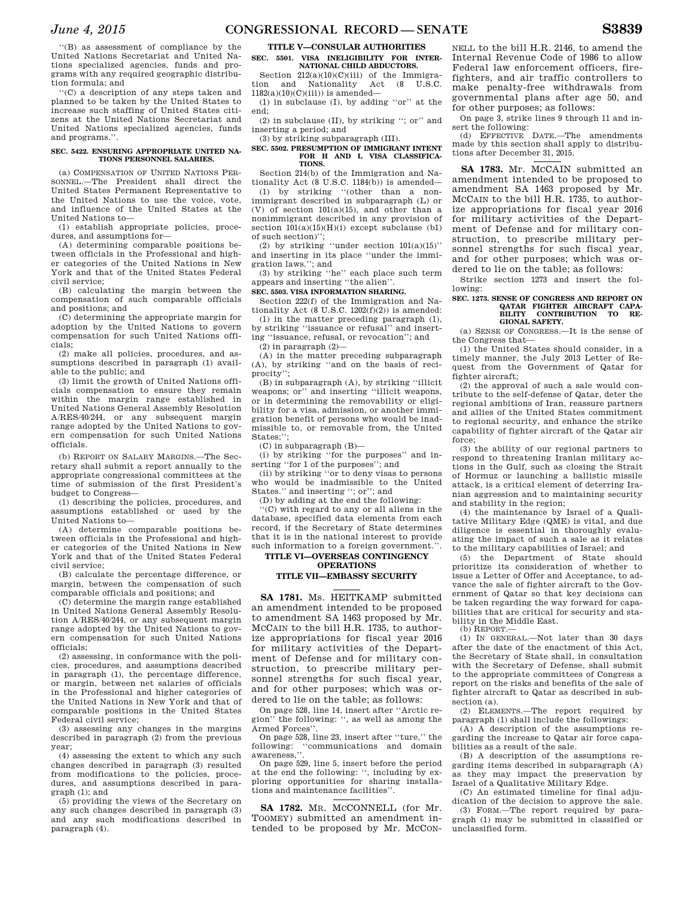"(B) as assessment of compliance by the United Nations Secretariat and United Nations specialized agencies, funds and programs with any required geographic distribution formula; and

"(C) a description of any steps taken and planned to be taken by the United States to increase such staffing of United States citizens at the United Nations Secretariat and United Nations specialized agencies, funds and programs.".

#### SEC. 5422. ENSURING APPROPRIATE UNITED NATIONS PERSONNEL SALARIES.

(a) COMPENSATION OF UNITED NATIONS PERSONNEL.—The President shall direct the United States Permanent Representative to the United Nations to use the voice, vote, and influence of the United States at the United Nations to—

(1) establish appropriate policies, procedures, and assumptions for—

(A) determining comparable positions between officials in the Professional and higher categories of the United Nations in New York and that of the United States Federal civil service;

(B) calculating the margin between the compensation of such comparable officials and positions; and

(C) determining the appropriate margin for adoption by the United Nations to govern compensation for such United Nations officials;

(2) make all policies, procedures, and assumptions described in paragraph (1) available to the public; and

(3) limit the growth of United Nations officials compensation to ensure they remain within the margin range established in United Nations General Assembly Resolution A/RES/40/244, or any subsequent margin range adopted by the United Nations to govern compensation for such United Nations officials.

(b) REPORT ON SALARY MARGINS.—The Secretary shall submit a report annually to the appropriate congressional committees at the time of submission of the first President's budget to Congress—

(1) describing the policies, procedures, and assumptions established or used by the United Nations to—

(A) determine comparable positions between officials in the Professional and higher categories of the United Nations in New York and that of the United States Federal civil service;

(B) calculate the percentage difference, or margin, between the compensation of such comparable officials and positions; and

(C) determine the margin range established in United Nations General Assembly Resolution A/RES/40/244, or any subsequent margin range adopted by the United Nations to govern compensation for such United Nations officials;

(2) assessing, in conformance with the policies, procedures, and assumptions described in paragraph (1), the percentage difference, or margin, between net salaries of officials in the Professional and higher categories of the United Nations in New York and that of comparable positions in the United States Federal civil service;

(3) assessing any changes in the margins described in paragraph (2) from the previous year;

(4) assessing the extent to which any such changes described in paragraph (3) resulted from modifications to the policies, procedures, and assumptions described in paragraph (1); and

(5) providing the views of the Secretary on any such changes described in paragraph (3) and any such modifications described in paragraph (4).

## TITLE V—CONSULAR AUTHORITIES

#### SEC. 5501. VISA INELIGIBILITY FOR INTERNATIONAL CHILD ABDUCTORS.

Section 212(a)(10)(C)(iii) of the Immigration and Nationality Act (8 U.S.C. 1182(a)(10)(C)(iii)) is amended—

(1) in subclause (I), by adding "or" at the end;

(2) in subclause (II), by striking "; or" and inserting a period; and

(3) by striking subparagraph (III).

#### SEC. 5502. PRESUMPTION OF IMMIGRANT INTENT FOR H AND L VISA CLASSIFICATIONS.

Section 214(b) of the Immigration and Nationality Act (8 U.S.C. 1184(b)) is amended—

(1) by striking "(other than a nonimmigrant described in subparagraph (L) or (V) of section 101(a)(15), and other than a nonimmigrant described in any provision of section 101(a)(15)(H)(i) except subclause (b1) of such section)";

(2) by striking "under section 101(a)(15)" and inserting in its place "under the immigration laws."; and

(3) by striking "he" each place such term appears and inserting "the alien".

#### SEC. 5503. VISA INFORMATION SHARING.

Section 222(f) of the Immigration and Nationality Act (8 U.S.C. 1202(f)(2)) is amended:

(1) in the matter preceding paragraph (1), by striking "issuance or refusal" and inserting "issuance, refusal, or revocation"; and

(2) in paragraph (2)—

(A) in the matter preceding subparagraph (A), by striking "and on the basis of reciprocity";

(B) in subparagraph (A), by striking "illicit weapons; or" and inserting "illicit weapons, or in determining the removability or eligibility for a visa, admission, or another immigration benefit of persons who would be inadmissible to, or removable from, the United States;";

(C) in subparagraph (B)—

(i) by striking "for the purposes" and inserting "for 1 of the purposes"; and

(ii) by striking "or to deny visas to persons who would be inadmissible to the United States." and inserting "; or"; and

(D) by adding at the end the following:

"(C) with regard to any or all aliens in the database, specified data elements from each record, if the Secretary of State determines that it is in the national interest to provide such information to a foreign government.".

## TITLE VI—OVERSEAS CONTINGENCY OPERATIONS

## TITLE VII—EMBASSY SECURITY

**SA 1781.** Ms. HEITKAMP submitted an amendment intended to be proposed to amendment SA 1463 proposed by Mr. MCCAIN to the bill H.R. 1735, to authorize appropriations for fiscal year 2016 for military activities of the Department of Defense and for military construction, to prescribe military personnel strengths for such fiscal year, and for other purposes; which was ordered to lie on the table; as follows:

On page 528, line 14, insert after "Arctic region" the following: ", as well as among the Armed Forces".

On page 528, line 23, insert after "ture," the following: "communications and domain awareness,".

On page 529, line 5, insert before the period at the end the following: ", including by exploring opportunities for sharing installations and maintenance facilities".

**SA 1782.** MR. MCCONNELL (for Mr. TOOMEY) submitted an amendment intended to be proposed by Mr. MCCONNELL to the bill H.R. 2146, to amend the Internal Revenue Code of 1986 to allow Federal law enforcement officers, firefighters, and air traffic controllers to make penalty-free withdrawals from governmental plans after age 50, and for other purposes; as follows:

On page 3, strike lines 9 through 11 and insert the following:

(d) EFFECTIVE DATE.—The amendments made by this section shall apply to distributions after December 31, 2015.

**SA 1783.** Mr. MCCAIN submitted an amendment intended to be proposed to amendment SA 1463 proposed by Mr. MCCAIN to the bill H.R. 1735, to authorize appropriations for fiscal year 2016 for military activities of the Department of Defense and for military construction, to prescribe military personnel strengths for such fiscal year, and for other purposes; which was ordered to lie on the table; as follows:

Strike section 1273 and insert the following:

#### SEC. 1273. SENSE OF CONGRESS AND REPORT ON QATAR FIGHTER AIRCRAFT CAPABILITY CONTRIBUTION TO REGIONAL SAFETY.

(a) SENSE OF CONGRESS.—It is the sense of the Congress that—

(1) the United States should consider, in a timely manner, the July 2013 Letter of Request from the Government of Qatar for fighter aircraft;

(2) the approval of such a sale would contribute to the self-defense of Qatar, deter the regional ambitions of Iran, reassure partners and allies of the United States commitment to regional security, and enhance the strike capability of fighter aircraft of the Qatar air force;

(3) the ability of our regional partners to respond to threatening Iranian military actions in the Gulf, such as closing the Strait of Hormuz or launching a ballistic missile attack, is a critical element of deterring Iranian aggression and to maintaining security and stability in the region;

(4) the maintenance by Israel of a Qualitative Military Edge (QME) is vital, and due diligence is essential in thoroughly evaluating the impact of such a sale as it relates to the military capabilities of Israel; and

(5) the Department of State should prioritize its consideration of whether to issue a Letter of Offer and Acceptance, to advance the sale of fighter aircraft to the Government of Qatar so that key decisions can be taken regarding the way forward for capabilities that are critical for security and stability in the Middle East.

(b) REPORT.—

(1) IN GENERAL.—Not later than 30 days after the date of the enactment of this Act, the Secretary of State shall, in consultation with the Secretary of Defense, shall submit to the appropriate committees of Congress a report on the risks and benefits of the sale of fighter aircraft to Qatar as described in subsection (a).

(2) ELEMENTS.—The report required by paragraph (1) shall include the followings:

(A) A description of the assumptions regarding the increase to Qatar air force capabilities as a result of the sale.

(B) A description of the assumptions regarding items described in subparagraph (A) as they may impact the preservation by Israel of a Qualitative Military Edge.

(C) An estimated timeline for final adjudication of the decision to approve the sale.

(3) FORM.—The report required by paragraph (1) may be submitted in classified or unclassified form.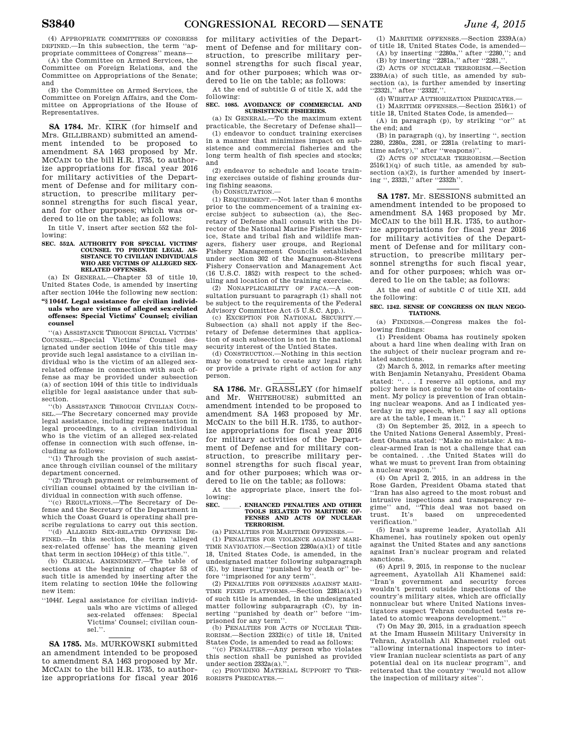(4) APPROPRIATE COMMITTEES OF CONGRESS DEFINED.—In this subsection, the term ''appropriate committees of Congress'' means—

(A) the Committee on Armed Services, the Committee on Foreign Relations, and the Committee on Appropriations of the Senate; and

(B) the Committee on Armed Services, the Committee on Foreign Affairs, and the Committee on Appropriations of the House of Representatives.

**SA 1784.** Mr. KIRK (for himself and Mrs. GILLIBRAND) submitted an amendment intended to be proposed to amendment SA 1463 proposed by Mr. MCCAIN to the bill H.R. 1735, to authorize appropriations for fiscal year 2016 for military activities of the Department of Defense and for military construction, to prescribe military personnel strengths for such fiscal year, and for other purposes; which was ordered to lie on the table; as follows:

In title V, insert after section 552 the following:

**SEC. 552A. AUTHORITY FOR SPECIAL VICTIMS' COUNSEL TO PROVIDE LEGAL ASSISTANCE TO CIVILIAN INDIVIDUALS WHO ARE VICTIMS OF ALLEGED SEX-RELATED OFFENSES.**

(a) IN GENERAL.—Chapter 53 of title 10, United States Code, is amended by inserting after section 1044e the following new section:

**''§ 1044f. Legal assistance for civilian individuals who are victims of alleged sex-related offenses: Special Victims' Counsel; civilian counsel**

''(a) ASSISTANCE THROUGH SPECIAL VICTIMS' COUNSEL.—Special Victims' Counsel designated under section 1044e of this title may provide such legal assistance to a civilian individual who is the victim of an alleged sex-related offense in connection with such offense as may be provided under subsection (a) of section 1044 of this title to individuals eligible for legal assistance under that subsection.

''(b) ASSISTANCE THROUGH CIVILIAN COUNSEL.—The Secretary concerned may provide legal assistance, including representation in legal proceedings, to a civilian individual who is the victim of an alleged sex-related offense in connection with such offense, including as follows:

''(1) Through the provision of such assistance through civilian counsel of the military department concerned.

''(2) Through payment or reimbursement of civilian counsel obtained by the civilian individual in connection with such offense.

''(c) REGULATIONS.—The Secretary of Defense and the Secretary of the Department in which the Coast Guard is operating shall prescribe regulations to carry out this section.

''(d) ALLEGED SEX-RELATED OFFENSE DEFINED.—In this section, the term 'alleged sex-related offense' has the meaning given that term in section 1044e(g) of this title.''.

(b) CLERICAL AMENDMENT.—The table of sections at the beginning of chapter 53 of such title is amended by inserting after the item relating to section 1044e the following new item:

''1044f. Legal assistance for civilian individuals who are victims of alleged sex-related offenses: Special Victims' Counsel; civilian counsel.''.

**SA 1785.** Ms. MURKOWSKI submitted an amendment intended to be proposed to amendment SA 1463 proposed by Mr. MCCAIN to the bill H.R. 1735, to authorize appropriations for fiscal year 2016 for military activities of the Department of Defense and for military construction, to prescribe military personnel strengths for such fiscal year, and for other purposes; which was ordered to lie on the table; as follows:

At the end of subtitle G of title X, add the following:

**SEC. 1085. AVOIDANCE OF COMMERCIAL AND SUBSISTENCE FISHERIES.**

(a) IN GENERAL.—To the maximum extent practicable, the Secretary of Defense shall—

(1) endeavor to conduct training exercises in a manner that minimizes impact on subsistence and commercial fisheries and the long term health of fish species and stocks; and

(2) endeavor to schedule and locate training exercises outside of fishing grounds during fishing seasons.

(b) CONSULTATION.—

(1) REQUIREMENT.—Not later than 6 months prior to the commencement of a training exercise subject to subsection (a), the Secretary of Defense shall consult with the Director of the National Marine Fisheries Service, State and tribal fish and wildlife managers, fishery user groups, and Regional Fishery Management Councils established under section 302 of the Magnuson-Stevens Fishery Conservation and Management Act (16 U.S.C. 1852) with respect to the scheduling and location of the training exercise.

(2) NONAPPLICABILITY OF FACA.—A consultation pursuant to paragraph (1) shall not be subject to the requirements of the Federal Advisory Committee Act (5 U.S.C. App.).

(c) EXCEPTION FOR NATIONAL SECURITY.—Subsection (a) shall not apply if the Secretary of Defense determines that application of such subsection is not in the national security interest of the Untied States.

(d) CONSTRUCTION.—Nothing in this section may be construed to create any legal right or provide a private right of action for any person.

**SA 1786.** Mr. GRASSLEY (for himself and Mr. WHITEHOUSE) submitted an amendment intended to be proposed to amendment SA 1463 proposed by Mr. MCCAIN to the bill H.R. 1735, to authorize appropriations for fiscal year 2016 for military activities of the Department of Defense and for military construction, to prescribe military personnel strengths for such fiscal year, and for other purposes; which was ordered to lie on the table; as follows:

At the appropriate place, insert the following:

**SEC. \_\_\_\_\_. ENHANCED PENALTIES AND OTHER TOOLS RELATED TO MARITIME OFFENSES AND ACTS OF NUCLEAR TERRORISM.**

(a) PENALTIES FOR MARITIME OFFENSES.—

(1) PENALTIES FOR VIOLENCE AGAINST MARITIME NAVIGATION.—Section 2280a(a)(1) of title 18, United States Code, is amended, in the undesignated matter following subparagraph (E), by inserting ''punished by death or'' before ''imprisoned for any term''.

(2) PENALTIES FOR OFFENSES AGAINST MARITIME FIXED PLATFORMS.—Section 2281a(a)(1) of such title is amended, in the undesignated matter following subparagraph (C), by inserting ''punished by death or'' before ''imprisoned for any term''.

(b) PENALTIES FOR ACTS OF NUCLEAR TERRORISM.—Section 2332i(c) of title 18, United States Code, is amended to read as follows:

''(c) PENALTIES.—Any person who violates this section shall be punished as provided under section 2332a(a).''.

(c) PROVIDING MATERIAL SUPPORT TO TERRORISTS PREDICATES.—

(1) MARITIME OFFENSES.—Section 2339A(a) of title 18, United States Code, is amended—

(A) by inserting ''2280a,'' after ''2280,''; and

(B) by inserting ''2281a,'' after ''2281,''.

(2) ACTS OF NUCLEAR TERRORISM.—Section 2339A(a) of such title, as amended by subsection (a), is further amended by inserting ''2332i,'' after ''2332f,''.

(d) WIRETAP AUTHORIZATION PREDICATES.—

(1) MARITIME OFFENSES.—Section 2516(1) of title 18, United States Code, is amended—

(A) in paragraph (p), by striking ''or'' at the end; and

(B) in paragraph (q), by inserting '', section 2280, 2280a, 2281, or 2281a (relating to maritime safety),'' after ''weapons)''.

(2) ACTS OF NUCLEAR TERRORISM.—Section 2516(1)(q) of such title, as amended by subsection (a)(2), is further amended by inserting '', 2332i,'' after ''2332h''.

**SA 1787.** Mr. SESSIONS submitted an amendment intended to be proposed to amendment SA 1463 proposed by Mr. MCCAIN to the bill H.R. 1735, to authorize appropriations for fiscal year 2016 for military activities of the Department of Defense and for military construction, to prescribe military personnel strengths for such fiscal year, and for other purposes; which was ordered to lie on the table; as follows:

At the end of subtitle C of title XII, add the following:

**SEC. 1242. SENSE OF CONGRESS ON IRAN NEGOTIATIONS.**

(a) FINDINGS.—Congress makes the following findings:

(1) President Obama has routinely spoken about a hard line when dealing with Iran on the subject of their nuclear program and related sanctions.

(2) March 5, 2012, in remarks after meeting with Benjamin Netanyahu, President Obama stated: ''. . . I reserve all options, and my policy here is not going to be one of containment. My policy is prevention of Iran obtaining nuclear weapons. And as I indicated yesterday in my speech, when I say all options are at the table, I mean it.''

(3) On September 25, 2012, in a speech to the United Nations General Assembly, President Obama stated: ''Make no mistake: A nuclear-armed Iran is not a challenge that can be contained. . .the United States will do what we must to prevent Iran from obtaining a nuclear weapon.''

(4) On April 2, 2015, in an address in the Rose Garden, President Obama stated that ''Iran has also agreed to the most robust and intrusive inspections and transparency regime'' and, ''This deal was not based on trust. It's based on unprecedented verification.''

(5) Iran's supreme leader, Ayatollah Ali Khamenei, has routinely spoken out openly against the United States and any sanctions against Iran's nuclear program and related sanctions.

(6) April 9, 2015, in response to the nuclear agreement, Ayatollah Ali Khamenei said: ''Iran's government and security forces wouldn't permit outside inspections of the country's military sites, which are officially nonnuclear but where United Nations investigators suspect Tehran conducted tests related to atomic weapons development.''

(7) On May 20, 2015, in a graduation speech at the Imam Hussein Military University in Tehran, Ayatollah Ali Khamenei ruled out ''allowing international inspectors to interview Iranian nuclear scientists as part of any potential deal on its nuclear program'', and reiterated that the country ''would not allow the inspection of military sites''.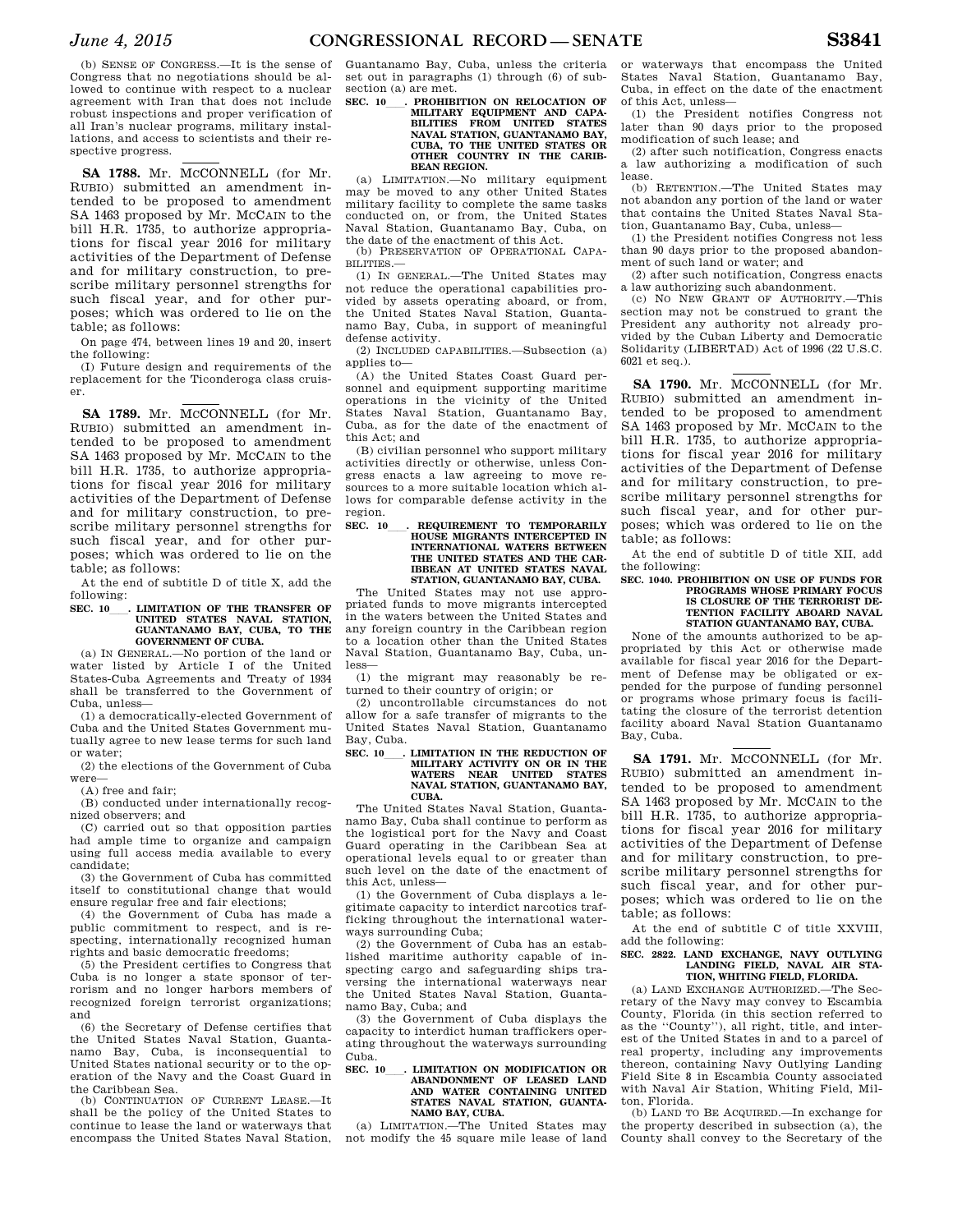(b) SENSE OF CONGRESS.—It is the sense of Congress that no negotiations should be allowed to continue with respect to a nuclear agreement with Iran that does not include robust inspections and proper verification of all Iran's nuclear programs, military installations, and access to scientists and their respective progress.

**SA 1788.** Mr. MCCONNELL (for Mr. RUBIO) submitted an amendment intended to be proposed to amendment SA 1463 proposed by Mr. MCCAIN to the bill H.R. 1735, to authorize appropriations for fiscal year 2016 for military activities of the Department of Defense and for military construction, to prescribe military personnel strengths for such fiscal year, and for other purposes; which was ordered to lie on the table; as follows:

On page 474, between lines 19 and 20, insert the following:

(I) Future design and requirements of the replacement for the Ticonderoga class cruiser.

**SA 1789.** Mr. MCCONNELL (for Mr. RUBIO) submitted an amendment intended to be proposed to amendment SA 1463 proposed by Mr. MCCAIN to the bill H.R. 1735, to authorize appropriations for fiscal year 2016 for military activities of the Department of Defense and for military construction, to prescribe military personnel strengths for such fiscal year, and for other purposes; which was ordered to lie on the table; as follows:

At the end of subtitle D of title X, add the following:

**SEC. 10\_\_\_. LIMITATION OF THE TRANSFER OF UNITED STATES NAVAL STATION, GUANTANAMO BAY, CUBA, TO THE GOVERNMENT OF CUBA.**

(a) IN GENERAL.—No portion of the land or water listed by Article I of the United States-Cuba Agreements and Treaty of 1934 shall be transferred to the Government of Cuba, unless—

(1) a democratically-elected Government of Cuba and the United States Government mutually agree to new lease terms for such land or water;

(2) the elections of the Government of Cuba were—

(A) free and fair;

(B) conducted under internationally recognized observers; and

(C) carried out so that opposition parties had ample time to organize and campaign using full access media available to every candidate;

(3) the Government of Cuba has committed itself to constitutional change that would ensure regular free and fair elections;

(4) the Government of Cuba has made a public commitment to respect, and is respecting, internationally recognized human rights and basic democratic freedoms;

(5) the President certifies to Congress that Cuba is no longer a state sponsor of terrorism and no longer harbors members of recognized foreign terrorist organizations; and

(6) the Secretary of Defense certifies that the United States Naval Station, Guantanamo Bay, Cuba, is inconsequential to United States national security or to the operation of the Navy and the Coast Guard in the Caribbean Sea.

(b) CONTINUATION OF CURRENT LEASE.—It shall be the policy of the United States to continue to lease the land or waterways that encompass the United States Naval Station, Guantanamo Bay, Cuba, unless the criteria set out in paragraphs (1) through (6) of subsection (a) are met.

**SEC. 10\_\_\_. PROHIBITION ON RELOCATION OF MILITARY EQUIPMENT AND CAPABILITIES FROM UNITED STATES NAVAL STATION, GUANTANAMO BAY, CUBA, TO THE UNITED STATES OR OTHER COUNTRY IN THE CARIBBEAN REGION.**

(a) LIMITATION.—No military equipment may be moved to any other United States military facility to complete the same tasks conducted on, or from, the United States Naval Station, Guantanamo Bay, Cuba, on the date of the enactment of this Act.

(b) PRESERVATION OF OPERATIONAL CAPABILITIES.—

(1) IN GENERAL.—The United States may not reduce the operational capabilities provided by assets operating aboard, or from, the United States Naval Station, Guantanamo Bay, Cuba, in support of meaningful defense activity.

(2) INCLUDED CAPABILITIES.—Subsection (a) applies to—

(A) the United States Coast Guard personnel and equipment supporting maritime operations in the vicinity of the United States Naval Station, Guantanamo Bay, Cuba, as for the date of the enactment of this Act; and

(B) civilian personnel who support military activities directly or otherwise, unless Congress enacts a law agreeing to move resources to a more suitable location which allows for comparable defense activity in the region.

**SEC. 10\_\_\_. REQUIREMENT TO TEMPORARILY HOUSE MIGRANTS INTERCEPTED IN INTERNATIONAL WATERS BETWEEN THE UNITED STATES AND THE CARIBBEAN AT UNITED STATES NAVAL STATION, GUANTANAMO BAY, CUBA.**

The United States may not use appropriated funds to move migrants intercepted in the waters between the United States and any foreign country in the Caribbean region to a location other than the United States Naval Station, Guantanamo Bay, Cuba, unless—

(1) the migrant may reasonably be returned to their country of origin; or

(2) uncontrollable circumstances do not allow for a safe transfer of migrants to the United States Naval Station, Guantanamo Bay, Cuba.

**SEC. 10\_\_\_. LIMITATION IN THE REDUCTION OF MILITARY ACTIVITY ON OR IN THE WATERS NEAR UNITED STATES NAVAL STATION, GUANTANAMO BAY, CUBA.**

The United States Naval Station, Guantanamo Bay, Cuba shall continue to perform as the logistical port for the Navy and Coast Guard operating in the Caribbean Sea at operational levels equal to or greater than such level on the date of the enactment of this Act, unless—

(1) the Government of Cuba displays a legitimate capacity to interdict narcotics trafficking throughout the international waterways surrounding Cuba;

(2) the Government of Cuba has an established maritime authority capable of inspecting cargo and safeguarding ships traversing the international waterways near the United States Naval Station, Guantanamo Bay, Cuba; and

(3) the Government of Cuba displays the capacity to interdict human traffickers operating throughout the waterways surrounding Cuba.

**SEC. 10\_\_\_. LIMITATION ON MODIFICATION OR ABANDONMENT OF LEASED LAND AND WATER CONTAINING UNITED STATES NAVAL STATION, GUANTANAMO BAY, CUBA.**

(a) LIMITATION.—The United States may not modify the 45 square mile lease of land or waterways that encompass the United States Naval Station, Guantanamo Bay, Cuba, in effect on the date of the enactment of this Act, unless—

(1) the President notifies Congress not later than 90 days prior to the proposed modification of such lease; and

(2) after such notification, Congress enacts a law authorizing a modification of such lease.

(b) RETENTION.—The United States may not abandon any portion of the land or water that contains the United States Naval Station, Guantanamo Bay, Cuba, unless—

(1) the President notifies Congress not less than 90 days prior to the proposed abandonment of such land or water; and

(2) after such notification, Congress enacts a law authorizing such abandonment.

(c) NO NEW GRANT OF AUTHORITY.—This section may not be construed to grant the President any authority not already provided by the Cuban Liberty and Democratic Solidarity (LIBERTAD) Act of 1996 (22 U.S.C. 6021 et seq.).

**SA 1790.** Mr. MCCONNELL (for Mr. RUBIO) submitted an amendment intended to be proposed to amendment SA 1463 proposed by Mr. MCCAIN to the bill H.R. 1735, to authorize appropriations for fiscal year 2016 for military activities of the Department of Defense and for military construction, to prescribe military personnel strengths for such fiscal year, and for other purposes; which was ordered to lie on the table; as follows:

At the end of subtitle D of title XII, add the following:

**SEC. 1040. PROHIBITION ON USE OF FUNDS FOR PROGRAMS WHOSE PRIMARY FOCUS IS CLOSURE OF THE TERRORIST DETENTION FACILITY ABOARD NAVAL STATION GUANTANAMO BAY, CUBA.**

None of the amounts authorized to be appropriated by this Act or otherwise made available for fiscal year 2016 for the Department of Defense may be obligated or expended for the purpose of funding personnel or programs whose primary focus is facilitating the closure of the terrorist detention facility aboard Naval Station Guantanamo Bay, Cuba.

**SA 1791.** Mr. MCCONNELL (for Mr. RUBIO) submitted an amendment intended to be proposed to amendment SA 1463 proposed by Mr. MCCAIN to the bill H.R. 1735, to authorize appropriations for fiscal year 2016 for military activities of the Department of Defense and for military construction, to prescribe military personnel strengths for such fiscal year, and for other purposes; which was ordered to lie on the table; as follows:

At the end of subtitle C of title XXVIII, add the following:

**SEC. 2822. LAND EXCHANGE, NAVY OUTLYING LANDING FIELD, NAVAL AIR STATION, WHITING FIELD, FLORIDA.**

(a) LAND EXCHANGE AUTHORIZED.—The Secretary of the Navy may convey to Escambia County, Florida (in this section referred to as the "County"), all right, title, and interest of the United States in and to a parcel of real property, including any improvements thereon, containing Navy Outlying Landing Field Site 8 in Escambia County associated with Naval Air Station, Whiting Field, Milton, Florida.

(b) LAND TO BE ACQUIRED.—In exchange for the property described in subsection (a), the County shall convey to the Secretary of the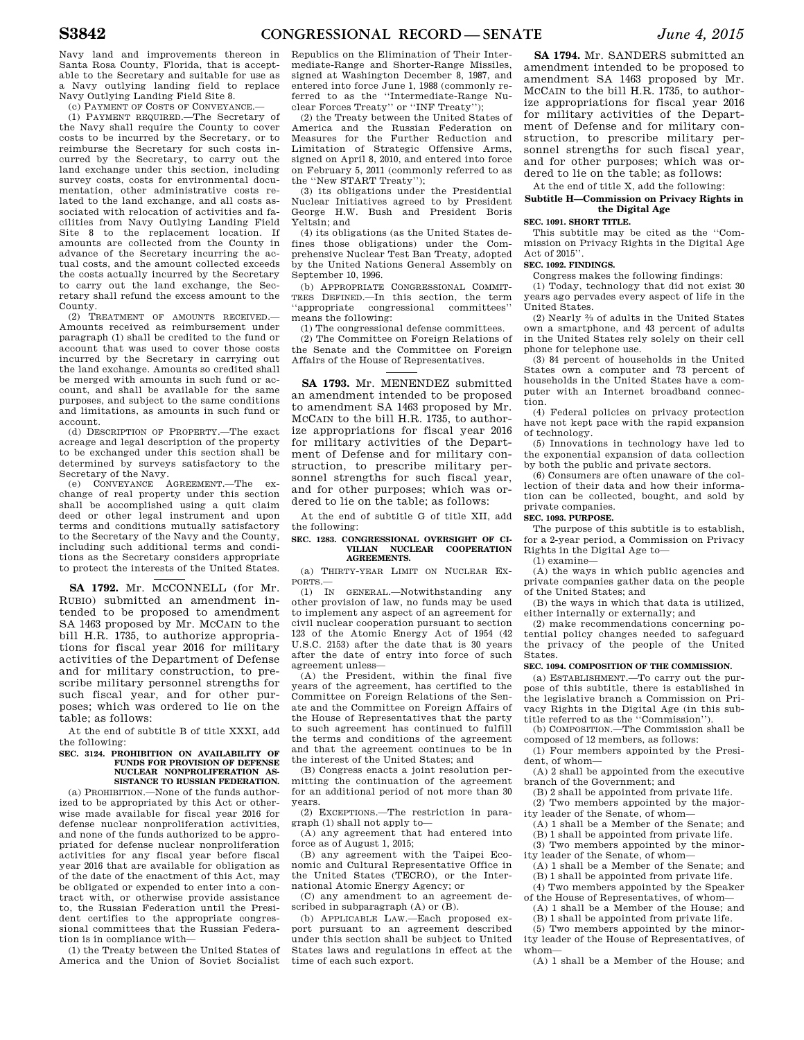Navy land and improvements thereon in Santa Rosa County, Florida, that is acceptable to the Secretary and suitable for use as a Navy outlying landing field to replace Navy Outlying Landing Field Site 8.

(c) PAYMENT OF COSTS OF CONVEYANCE.—

(1) PAYMENT REQUIRED.—The Secretary of the Navy shall require the County to cover costs to be incurred by the Secretary, or to reimburse the Secretary for such costs incurred by the Secretary, to carry out the land exchange under this section, including survey costs, costs for environmental documentation, other administrative costs related to the land exchange, and all costs associated with relocation of activities and facilities from Navy Outlying Landing Field Site 8 to the replacement location. If amounts are collected from the County in advance of the Secretary incurring the actual costs, and the amount collected exceeds the costs actually incurred by the Secretary to carry out the land exchange, the Secretary shall refund the excess amount to the County.

(2) TREATMENT OF AMOUNTS RECEIVED.—Amounts received as reimbursement under paragraph (1) shall be credited to the fund or account that was used to cover those costs incurred by the Secretary in carrying out the land exchange. Amounts so credited shall be merged with amounts in such fund or account, and shall be available for the same purposes, and subject to the same conditions and limitations, as amounts in such fund or account.

(d) DESCRIPTION OF PROPERTY.—The exact acreage and legal description of the property to be exchanged under this section shall be determined by surveys satisfactory to the Secretary of the Navy.

(e) CONVEYANCE AGREEMENT.—The exchange of real property under this section shall be accomplished using a quit claim deed or other legal instrument and upon terms and conditions mutually satisfactory to the Secretary of the Navy and the County, including such additional terms and conditions as the Secretary considers appropriate to protect the interests of the United States.

---

**SA 1792.** Mr. MCCONNELL (for Mr. RUBIO) submitted an amendment intended to be proposed to amendment SA 1463 proposed by Mr. MCCAIN to the bill H.R. 1735, to authorize appropriations for fiscal year 2016 for military activities of the Department of Defense and for military construction, to prescribe military personnel strengths for such fiscal year, and for other purposes; which was ordered to lie on the table; as follows:

At the end of subtitle B of title XXXI, add the following:

**SEC. 3124. PROHIBITION ON AVAILABILITY OF FUNDS FOR PROVISION OF DEFENSE NUCLEAR NONPROLIFERATION ASSISTANCE TO RUSSIAN FEDERATION.**

(a) PROHIBITION.—None of the funds authorized to be appropriated by this Act or otherwise made available for fiscal year 2016 for defense nuclear nonproliferation activities, and none of the funds authorized to be appropriated for defense nuclear nonproliferation activities for any fiscal year before fiscal year 2016 that are available for obligation as of the date of the enactment of this Act, may be obligated or expended to enter into a contract with, or otherwise provide assistance to, the Russian Federation until the President certifies to the appropriate congressional committees that the Russian Federation is in compliance with—

(1) the Treaty between the United States of America and the Union of Soviet Socialist Republics on the Elimination of Their Intermediate-Range and Shorter-Range Missiles, signed at Washington December 8, 1987, and entered into force June 1, 1988 (commonly referred to as the ''Intermediate-Range Nuclear Forces Treaty'' or ''INF Treaty'');

(2) the Treaty between the United States of America and the Russian Federation on Measures for the Further Reduction and Limitation of Strategic Offensive Arms, signed on April 8, 2010, and entered into force on February 5, 2011 (commonly referred to as the ''New START Treaty'');

(3) its obligations under the Presidential Nuclear Initiatives agreed to by President George H.W. Bush and President Boris Yeltsin; and

(4) its obligations (as the United States defines those obligations) under the Comprehensive Nuclear Test Ban Treaty, adopted by the United Nations General Assembly on September 10, 1996.

(b) APPROPRIATE CONGRESSIONAL COMMITTEES DEFINED.—In this section, the term ''appropriate congressional committees'' means the following:

(1) The congressional defense committees.

(2) The Committee on Foreign Relations of the Senate and the Committee on Foreign Affairs of the House of Representatives.

---

**SA 1793.** Mr. MENENDEZ submitted an amendment intended to be proposed to amendment SA 1463 proposed by Mr. MCCAIN to the bill H.R. 1735, to authorize appropriations for fiscal year 2016 for military activities of the Department of Defense and for military construction, to prescribe military personnel strengths for such fiscal year, and for other purposes; which was ordered to lie on the table; as follows:

At the end of subtitle G of title XII, add the following:

**SEC. 1283. CONGRESSIONAL OVERSIGHT OF CIVILIAN NUCLEAR COOPERATION AGREEMENTS.**

(a) THIRTY-YEAR LIMIT ON NUCLEAR EXPORTS.—

(1) IN GENERAL.—Notwithstanding any other provision of law, no funds may be used to implement any aspect of an agreement for civil nuclear cooperation pursuant to section 123 of the Atomic Energy Act of 1954 (42 U.S.C. 2153) after the date that is 30 years after the date of entry into force of such agreement unless—

(A) the President, within the final five years of the agreement, has certified to the Committee on Foreign Relations of the Senate and the Committee on Foreign Affairs of the House of Representatives that the party to such agreement has continued to fulfill the terms and conditions of the agreement and that the agreement continues to be in the interest of the United States; and

(B) Congress enacts a joint resolution permitting the continuation of the agreement for an additional period of not more than 30 years.

(2) EXCEPTIONS.—The restriction in paragraph (1) shall not apply to—

(A) any agreement that had entered into force as of August 1, 2015;

(B) any agreement with the Taipei Economic and Cultural Representative Office in the United States (TECRO), or the International Atomic Energy Agency; or

(C) any amendment to an agreement described in subparagraph (A) or (B).

(b) APPLICABLE LAW.—Each proposed export pursuant to an agreement described under this section shall be subject to United States laws and regulations in effect at the time of each such export.

---

**SA 1794.** Mr. SANDERS submitted an amendment intended to be proposed to amendment SA 1463 proposed by Mr. MCCAIN to the bill H.R. 1735, to authorize appropriations for fiscal year 2016 for military activities of the Department of Defense and for military construction, to prescribe military personnel strengths for such fiscal year, and for other purposes; which was ordered to lie on the table; as follows:

At the end of title X, add the following:

**Subtitle H—Commission on Privacy Rights in the Digital Age**

**SEC. 1091. SHORT TITLE.**

This subtitle may be cited as the ''Commission on Privacy Rights in the Digital Age Act of 2015''.

**SEC. 1092. FINDINGS.**

Congress makes the following findings:

(1) Today, technology that did not exist 30 years ago pervades every aspect of life in the United States.

(2) Nearly ⅔ of adults in the United States own a smartphone, and 43 percent of adults in the United States rely solely on their cell phone for telephone use.

(3) 84 percent of households in the United States own a computer and 73 percent of households in the United States have a computer with an Internet broadband connection.

(4) Federal policies on privacy protection have not kept pace with the rapid expansion of technology.

(5) Innovations in technology have led to the exponential expansion of data collection by both the public and private sectors.

(6) Consumers are often unaware of the collection of their data and how their information can be collected, bought, and sold by private companies.

**SEC. 1093. PURPOSE.**

The purpose of this subtitle is to establish, for a 2-year period, a Commission on Privacy Rights in the Digital Age to—

(1) examine—

(A) the ways in which public agencies and private companies gather data on the people of the United States; and

(B) the ways in which that data is utilized, either internally or externally; and

(2) make recommendations concerning potential policy changes needed to safeguard the privacy of the people of the United States.

**SEC. 1094. COMPOSITION OF THE COMMISSION.**

(a) ESTABLISHMENT.—To carry out the purpose of this subtitle, there is established in the legislative branch a Commission on Privacy Rights in the Digital Age (in this subtitle referred to as the ''Commission'').

(b) COMPOSITION.—The Commission shall be composed of 12 members, as follows:

(1) Four members appointed by the President, of whom—

(A) 2 shall be appointed from the executive branch of the Government; and

(B) 2 shall be appointed from private life.

(2) Two members appointed by the majority leader of the Senate, of whom—

(A) 1 shall be a Member of the Senate; and

(B) 1 shall be appointed from private life.

(3) Two members appointed by the minority leader of the Senate, of whom—

(A) 1 shall be a Member of the Senate; and

(B) 1 shall be appointed from private life.

(4) Two members appointed by the Speaker of the House of Representatives, of whom—

(A) 1 shall be a Member of the House; and

(B) 1 shall be appointed from private life.

(5) Two members appointed by the minority leader of the House of Representatives, of whom—

(A) 1 shall be a Member of the House; and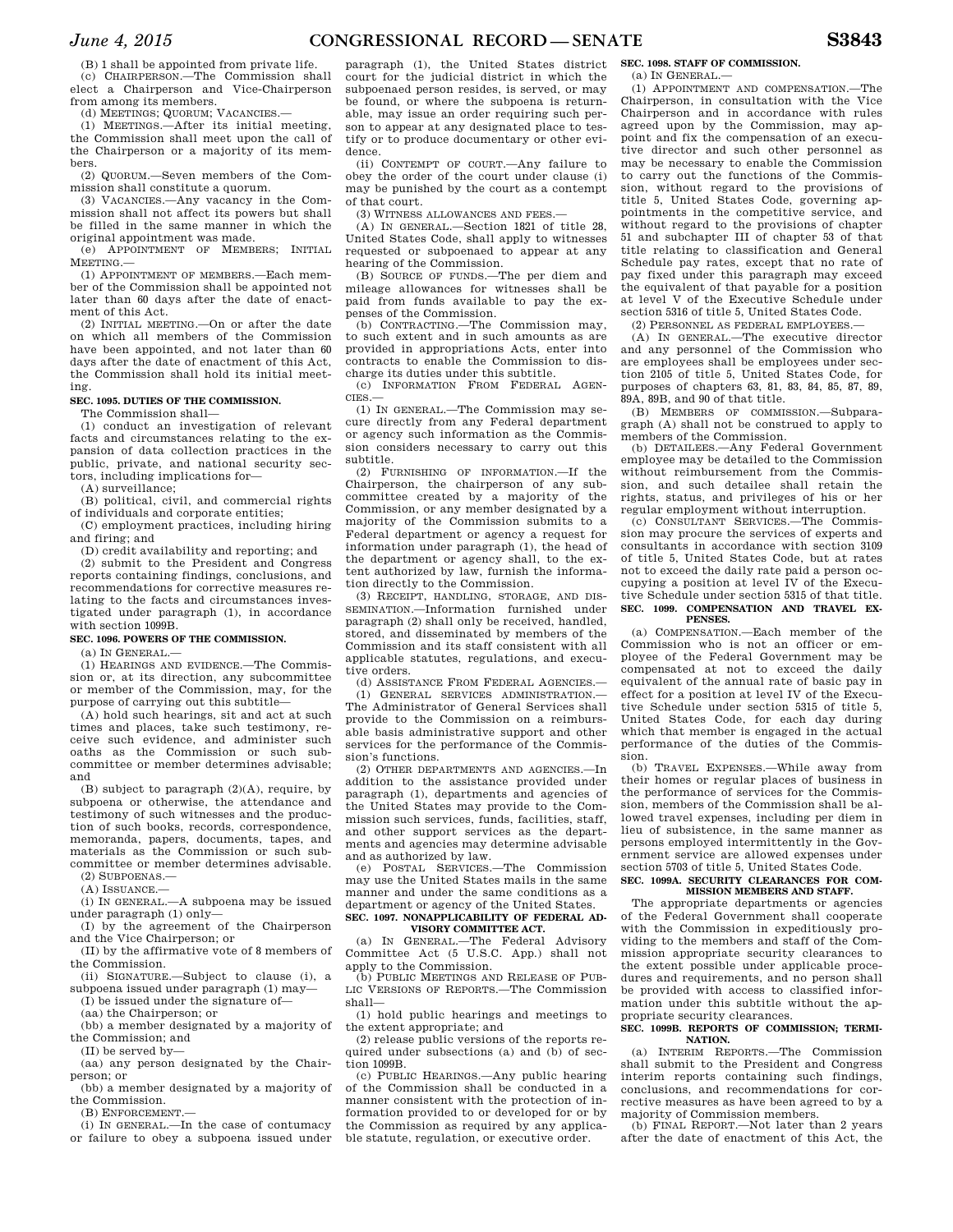(B) 1 shall be appointed from private life.

(c) CHAIRPERSON.—The Commission shall elect a Chairperson and Vice-Chairperson from among its members.

(d) MEETINGS; QUORUM; VACANCIES.—

(1) MEETINGS.—After its initial meeting, the Commission shall meet upon the call of the Chairperson or a majority of its members.

(2) QUORUM.—Seven members of the Commission shall constitute a quorum.

(3) VACANCIES.—Any vacancy in the Commission shall not affect its powers but shall be filled in the same manner in which the original appointment was made.

(e) APPOINTMENT OF MEMBERS; INITIAL MEETING.—

(1) APPOINTMENT OF MEMBERS.—Each member of the Commission shall be appointed not later than 60 days after the date of enactment of this Act.

(2) INITIAL MEETING.—On or after the date on which all members of the Commission have been appointed, and not later than 60 days after the date of enactment of this Act, the Commission shall hold its initial meeting.

**SEC. 1095. DUTIES OF THE COMMISSION.**

The Commission shall—

(1) conduct an investigation of relevant facts and circumstances relating to the expansion of data collection practices in the public, private, and national security sectors, including implications for—

(A) surveillance;

(B) political, civil, and commercial rights of individuals and corporate entities;

(C) employment practices, including hiring and firing; and

(D) credit availability and reporting; and

(2) submit to the President and Congress reports containing findings, conclusions, and recommendations for corrective measures relating to the facts and circumstances investigated under paragraph (1), in accordance with section 1099B.

**SEC. 1096. POWERS OF THE COMMISSION.**

(a) IN GENERAL.—

(1) HEARINGS AND EVIDENCE.—The Commission or, at its direction, any subcommittee or member of the Commission, may, for the purpose of carrying out this subtitle—

(A) hold such hearings, sit and act at such times and places, take such testimony, receive such evidence, and administer such oaths as the Commission or such subcommittee or member determines advisable; and

(B) subject to paragraph (2)(A), require, by subpoena or otherwise, the attendance and testimony of such witnesses and the production of such books, records, correspondence, memoranda, papers, documents, tapes, and materials as the Commission or such subcommittee or member determines advisable.

(2) SUBPOENAS.—

(A) ISSUANCE.—

(i) IN GENERAL.—A subpoena may be issued under paragraph (1) only—

(I) by the agreement of the Chairperson and the Vice Chairperson; or

(II) by the affirmative vote of 8 members of the Commission.

(ii) SIGNATURE.—Subject to clause (i), a subpoena issued under paragraph (1) may—

(I) be issued under the signature of—

(aa) the Chairperson; or

(bb) a member designated by a majority of the Commission; and

(II) be served by—

(aa) any person designated by the Chairperson; or

(bb) a member designated by a majority of the Commission.

(B) ENFORCEMENT.—

(i) IN GENERAL.—In the case of contumacy or failure to obey a subpoena issued under paragraph (1), the United States district court for the judicial district in which the subpoenaed person resides, is served, or may be found, or where the subpoena is returnable, may issue an order requiring such person to appear at any designated place to testify or to produce documentary or other evidence.

(ii) CONTEMPT OF COURT.—Any failure to obey the order of the court under clause (i) may be punished by the court as a contempt of that court.

(3) WITNESS ALLOWANCES AND FEES.—

(A) IN GENERAL.—Section 1821 of title 28, United States Code, shall apply to witnesses requested or subpoenaed to appear at any hearing of the Commission.

(B) SOURCE OF FUNDS.—The per diem and mileage allowances for witnesses shall be paid from funds available to pay the expenses of the Commission.

(b) CONTRACTING.—The Commission may, to such extent and in such amounts as are provided in appropriations Acts, enter into contracts to enable the Commission to discharge its duties under this subtitle.

(c) INFORMATION FROM FEDERAL AGENCIES.—

(1) IN GENERAL.—The Commission may secure directly from any Federal department or agency such information as the Commission considers necessary to carry out this subtitle.

(2) FURNISHING OF INFORMATION.—If the Chairperson, the chairperson of any subcommittee created by a majority of the Commission, or any member designated by a majority of the Commission submits to a Federal department or agency a request for information under paragraph (1), the head of the department or agency shall, to the extent authorized by law, furnish the information directly to the Commission.

(3) RECEIPT, HANDLING, STORAGE, AND DISSEMINATION.—Information furnished under paragraph (2) shall only be received, handled, stored, and disseminated by members of the Commission and its staff consistent with all applicable statutes, regulations, and executive orders.

(d) ASSISTANCE FROM FEDERAL AGENCIES.—

(1) GENERAL SERVICES ADMINISTRATION.—The Administrator of General Services shall provide to the Commission on a reimbursable basis administrative support and other services for the performance of the Commission's functions.

(2) OTHER DEPARTMENTS AND AGENCIES.—In addition to the assistance provided under paragraph (1), departments and agencies of the United States may provide to the Commission such services, funds, facilities, staff, and other support services as the departments and agencies may determine advisable and as authorized by law.

(e) POSTAL SERVICES.—The Commission may use the United States mails in the same manner and under the same conditions as a department or agency of the United States.

**SEC. 1097. NONAPPLICABILITY OF FEDERAL ADVISORY COMMITTEE ACT.**

(a) IN GENERAL.—The Federal Advisory Committee Act (5 U.S.C. App.) shall not apply to the Commission.

(b) PUBLIC MEETINGS AND RELEASE OF PUBLIC VERSIONS OF REPORTS.—The Commission shall—

(1) hold public hearings and meetings to the extent appropriate; and

(2) release public versions of the reports required under subsections (a) and (b) of section 1099B.

(c) PUBLIC HEARINGS.—Any public hearing of the Commission shall be conducted in a manner consistent with the protection of information provided to or developed for or by the Commission as required by any applicable statute, regulation, or executive order.

**SEC. 1098. STAFF OF COMMISSION.**

(a) IN GENERAL.—

(1) APPOINTMENT AND COMPENSATION.—The Chairperson, in consultation with the Vice Chairperson and in accordance with rules agreed upon by the Commission, may appoint and fix the compensation of an executive director and such other personnel as may be necessary to enable the Commission to carry out the functions of the Commission, without regard to the provisions of title 5, United States Code, governing appointments in the competitive service, and without regard to the provisions of chapter 51 and subchapter III of chapter 53 of that title relating to classification and General Schedule pay rates, except that no rate of pay fixed under this paragraph may exceed the equivalent of that payable for a position at level V of the Executive Schedule under section 5316 of title 5, United States Code.

(2) PERSONNEL AS FEDERAL EMPLOYEES.—

(A) IN GENERAL.—The executive director and any personnel of the Commission who are employees shall be employees under section 2105 of title 5, United States Code, for purposes of chapters 63, 81, 83, 84, 85, 87, 89, 89A, 89B, and 90 of that title.

(B) MEMBERS OF COMMISSION.—Subparagraph (A) shall not be construed to apply to members of the Commission.

(b) DETAILEES.—Any Federal Government employee may be detailed to the Commission without reimbursement from the Commission, and such detailee shall retain the rights, status, and privileges of his or her regular employment without interruption.

(c) CONSULTANT SERVICES.—The Commission may procure the services of experts and consultants in accordance with section 3109 of title 5, United States Code, but at rates not to exceed the daily rate paid a person occupying a position at level IV of the Executive Schedule under section 5315 of that title.

**SEC. 1099. COMPENSATION AND TRAVEL EXPENSES.**

(a) COMPENSATION.—Each member of the Commission who is not an officer or employee of the Federal Government may be compensated at not to exceed the daily equivalent of the annual rate of basic pay in effect for a position at level IV of the Executive Schedule under section 5315 of title 5, United States Code, for each day during which that member is engaged in the actual performance of the duties of the Commission.

(b) TRAVEL EXPENSES.—While away from their homes or regular places of business in the performance of services for the Commission, members of the Commission shall be allowed travel expenses, including per diem in lieu of subsistence, in the same manner as persons employed intermittently in the Government service are allowed expenses under section 5703 of title 5, United States Code.

**SEC. 1099A. SECURITY CLEARANCES FOR COMMISSION MEMBERS AND STAFF.**

The appropriate departments or agencies of the Federal Government shall cooperate with the Commission in expeditiously providing to the members and staff of the Commission appropriate security clearances to the extent possible under applicable procedures and requirements, and no person shall be provided with access to classified information under this subtitle without the appropriate security clearances.

**SEC. 1099B. REPORTS OF COMMISSION; TERMINATION.**

(a) INTERIM REPORTS.—The Commission shall submit to the President and Congress interim reports containing such findings, conclusions, and recommendations for corrective measures as have been agreed to by a majority of Commission members.

(b) FINAL REPORT.—Not later than 2 years after the date of enactment of this Act, the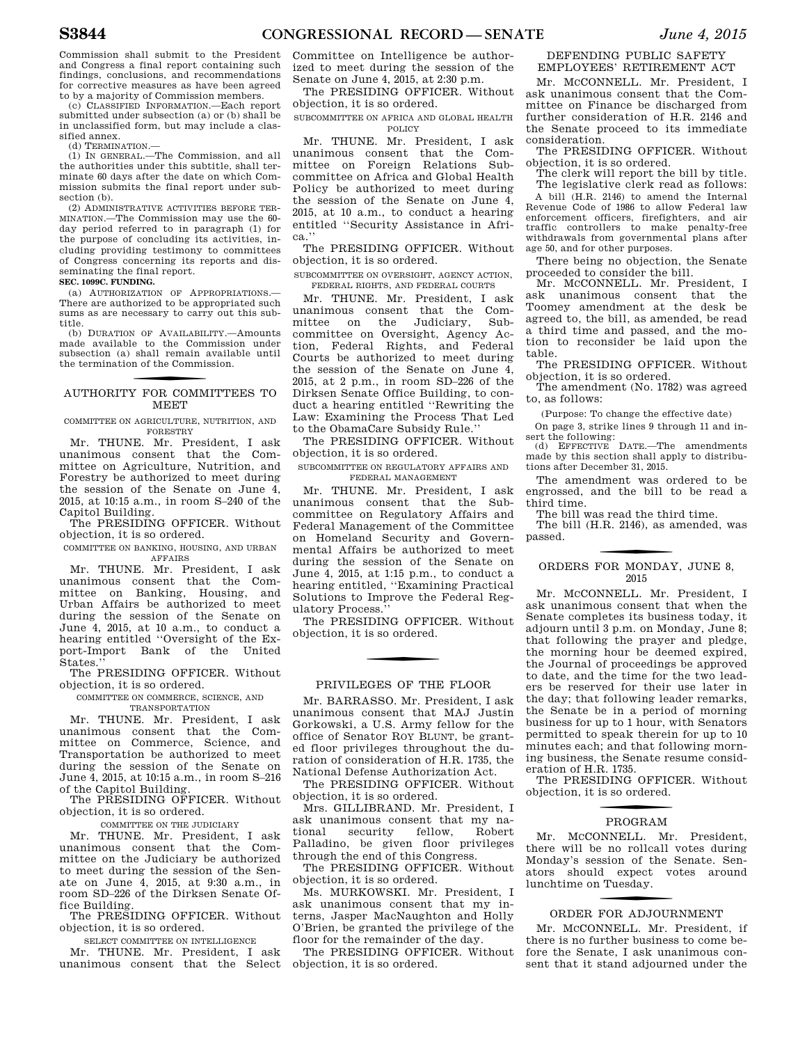Commission shall submit to the President and Congress a final report containing such findings, conclusions, and recommendations for corrective measures as have been agreed to by a majority of Commission members.

(c) CLASSIFIED INFORMATION.—Each report submitted under subsection (a) or (b) shall be in unclassified form, but may include a classified annex.

(d) TERMINATION.—

(1) IN GENERAL.—The Commission, and all the authorities under this subtitle, shall terminate 60 days after the date on which Commission submits the final report under subsection (b).

(2) ADMINISTRATIVE ACTIVITIES BEFORE TERMINATION.—The Commission may use the 60-day period referred to in paragraph (1) for the purpose of concluding its activities, including providing testimony to committees of Congress concerning its reports and disseminating the final report.

**SEC. 1099C. FUNDING.**

(a) AUTHORIZATION OF APPROPRIATIONS.—There are authorized to be appropriated such sums as are necessary to carry out this subtitle.

(b) DURATION OF AVAILABILITY.—Amounts made available to the Commission under subsection (a) shall remain available until the termination of the Commission.

## AUTHORITY FOR COMMITTEES TO MEET

### COMMITTEE ON AGRICULTURE, NUTRITION, AND FORESTRY

Mr. THUNE. Mr. President, I ask unanimous consent that the Committee on Agriculture, Nutrition, and Forestry be authorized to meet during the session of the Senate on June 4, 2015, at 10:15 a.m., in room S–240 of the Capitol Building.

The PRESIDING OFFICER. Without objection, it is so ordered.

### COMMITTEE ON BANKING, HOUSING, AND URBAN AFFAIRS

Mr. THUNE. Mr. President, I ask unanimous consent that the Committee on Banking, Housing, and Urban Affairs be authorized to meet during the session of the Senate on June 4, 2015, at 10 a.m., to conduct a hearing entitled ''Oversight of the Export-Import Bank of the United States.''

The PRESIDING OFFICER. Without objection, it is so ordered.

### COMMITTEE ON COMMERCE, SCIENCE, AND TRANSPORTATION

Mr. THUNE. Mr. President, I ask unanimous consent that the Committee on Commerce, Science, and Transportation be authorized to meet during the session of the Senate on June 4, 2015, at 10:15 a.m., in room S–216 of the Capitol Building.

The PRESIDING OFFICER. Without objection, it is so ordered.

### COMMITTEE ON THE JUDICIARY

Mr. THUNE. Mr. President, I ask unanimous consent that the Committee on the Judiciary be authorized to meet during the session of the Senate on June 4, 2015, at 9:30 a.m., in room SD–226 of the Dirksen Senate Office Building.

The PRESIDING OFFICER. Without objection, it is so ordered.

### SELECT COMMITTEE ON INTELLIGENCE

Mr. THUNE. Mr. President, I ask unanimous consent that the Select Committee on Intelligence be authorized to meet during the session of the Senate on June 4, 2015, at 2:30 p.m.

The PRESIDING OFFICER. Without objection, it is so ordered.

### SUBCOMMITTEE ON AFRICA AND GLOBAL HEALTH POLICY

Mr. THUNE. Mr. President, I ask unanimous consent that the Committee on Foreign Relations Subcommittee on Africa and Global Health Policy be authorized to meet during the session of the Senate on June 4, 2015, at 10 a.m., to conduct a hearing entitled ''Security Assistance in Africa.''

The PRESIDING OFFICER. Without objection, it is so ordered.

### SUBCOMMITTEE ON OVERSIGHT, AGENCY ACTION, FEDERAL RIGHTS, AND FEDERAL COURTS

Mr. THUNE. Mr. President, I ask unanimous consent that the Committee on the Judiciary, Subcommittee on Oversight, Agency Action, Federal Rights, and Federal Courts be authorized to meet during the session of the Senate on June 4, 2015, at 2 p.m., in room SD–226 of the Dirksen Senate Office Building, to conduct a hearing entitled ''Rewriting the Law: Examining the Process That Led to the ObamaCare Subsidy Rule.''

The PRESIDING OFFICER. Without objection, it is so ordered.

### SUBCOMMITTEE ON REGULATORY AFFAIRS AND FEDERAL MANAGEMENT

Mr. THUNE. Mr. President, I ask unanimous consent that the Subcommittee on Regulatory Affairs and Federal Management of the Committee on Homeland Security and Governmental Affairs be authorized to meet during the session of the Senate on June 4, 2015, at 1:15 p.m., to conduct a hearing entitled, ''Examining Practical Solutions to Improve the Federal Regulatory Process.''

The PRESIDING OFFICER. Without objection, it is so ordered.

## PRIVILEGES OF THE FLOOR

Mr. BARRASSO. Mr. President, I ask unanimous consent that MAJ Justin Gorkowski, a U.S. Army fellow for the office of Senator ROY BLUNT, be granted floor privileges throughout the duration of consideration of H.R. 1735, the National Defense Authorization Act.

The PRESIDING OFFICER. Without objection, it is so ordered.

Mrs. GILLIBRAND. Mr. President, I ask unanimous consent that my national security fellow, Robert Palladino, be given floor privileges through the end of this Congress.

The PRESIDING OFFICER. Without objection, it is so ordered.

Ms. MURKOWSKI. Mr. President, I ask unanimous consent that my interns, Jasper MacNaughton and Holly O'Brien, be granted the privilege of the floor for the remainder of the day.

The PRESIDING OFFICER. Without objection, it is so ordered.

## DEFENDING PUBLIC SAFETY EMPLOYEES' RETIREMENT ACT

Mr. MCCONNELL. Mr. President, I ask unanimous consent that the Committee on Finance be discharged from further consideration of H.R. 2146 and the Senate proceed to its immediate consideration.

The PRESIDING OFFICER. Without objection, it is so ordered.

The clerk will report the bill by title.

The legislative clerk read as follows:

A bill (H.R. 2146) to amend the Internal Revenue Code of 1986 to allow Federal law enforcement officers, firefighters, and air traffic controllers to make penalty-free withdrawals from governmental plans after age 50, and for other purposes.

There being no objection, the Senate proceeded to consider the bill.

Mr. MCCONNELL. Mr. President, I ask unanimous consent that the Toomey amendment at the desk be agreed to, the bill, as amended, be read a third time and passed, and the motion to reconsider be laid upon the table.

The PRESIDING OFFICER. Without objection, it is so ordered.

The amendment (No. 1782) was agreed to, as follows:

(Purpose: To change the effective date)

On page 3, strike lines 9 through 11 and insert the following:

(d) EFFECTIVE DATE.—The amendments made by this section shall apply to distributions after December 31, 2015.

The amendment was ordered to be engrossed, and the bill to be read a third time.

The bill was read the third time.

The bill (H.R. 2146), as amended, was passed.

## ORDERS FOR MONDAY, JUNE 8, 2015

Mr. MCCONNELL. Mr. President, I ask unanimous consent that when the Senate completes its business today, it adjourn until 3 p.m. on Monday, June 8; that following the prayer and pledge, the morning hour be deemed expired, the Journal of proceedings be approved to date, and the time for the two leaders be reserved for their use later in the day; that following leader remarks, the Senate be in a period of morning business for up to 1 hour, with Senators permitted to speak therein for up to 10 minutes each; and that following morning business, the Senate resume consideration of H.R. 1735.

The PRESIDING OFFICER. Without objection, it is so ordered.

## PROGRAM

Mr. MCCONNELL. Mr. President, there will be no rollcall votes during Monday's session of the Senate. Senators should expect votes around lunchtime on Tuesday.

## ORDER FOR ADJOURNMENT

Mr. MCCONNELL. Mr. President, if there is no further business to come before the Senate, I ask unanimous consent that it stand adjourned under the